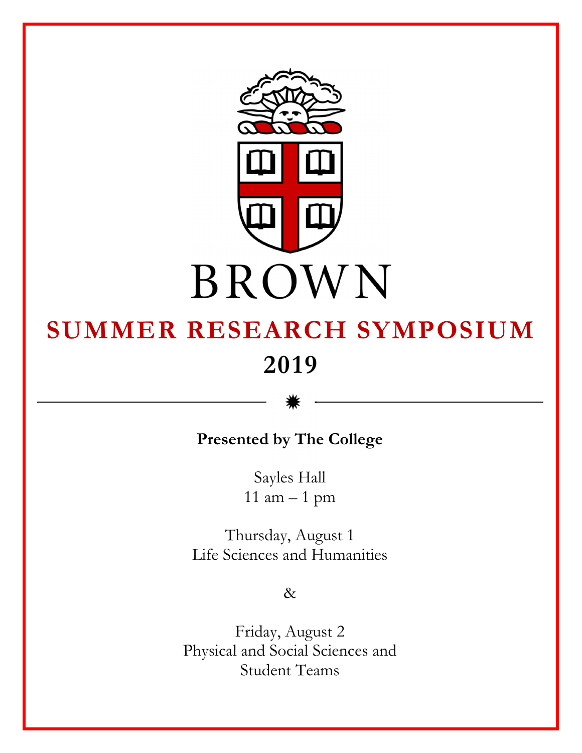BROWN

# SUMMER RESEARCH SYMPOSIUM

## 2019

**Presented by The College**

Sayles Hall
11 am – 1 pm

Thursday, August 1
Life Sciences and Humanities

&

Friday, August 2
Physical and Social Sciences and
Student Teams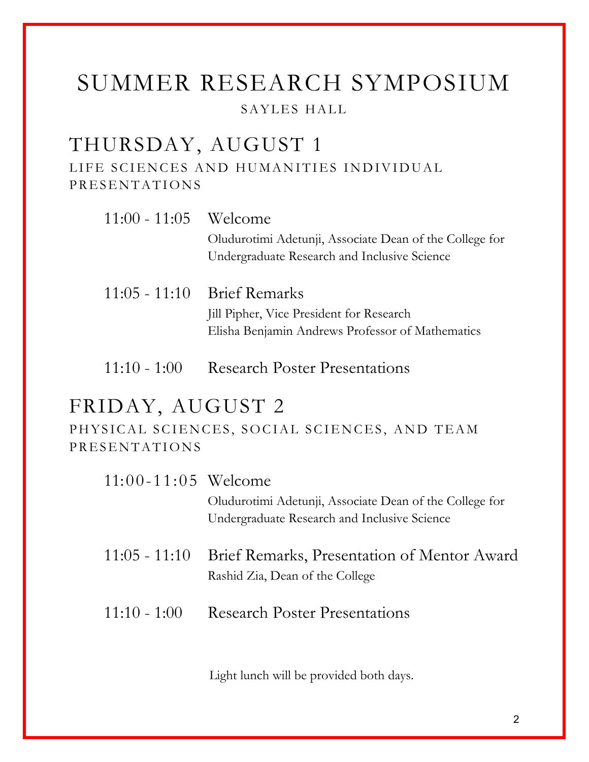# SUMMER RESEARCH SYMPOSIUM

SAYLES HALL

## THURSDAY, AUGUST 1

LIFE SCIENCES AND HUMANITIES INDIVIDUAL PRESENTATIONS

11:00 - 11:05 Welcome
Oludurotimi Adetunji, Associate Dean of the College for Undergraduate Research and Inclusive Science

11:05 - 11:10 Brief Remarks
Jill Pipher, Vice President for Research
Elisha Benjamin Andrews Professor of Mathematics

11:10 - 1:00 Research Poster Presentations

## FRIDAY, AUGUST 2

PHYSICAL SCIENCES, SOCIAL SCIENCES, AND TEAM PRESENTATIONS

11:00-11:05 Welcome
Oludurotimi Adetunji, Associate Dean of the College for Undergraduate Research and Inclusive Science

11:05 - 11:10 Brief Remarks, Presentation of Mentor Award
Rashid Zia, Dean of the College

11:10 - 1:00 Research Poster Presentations

Light lunch will be provided both days.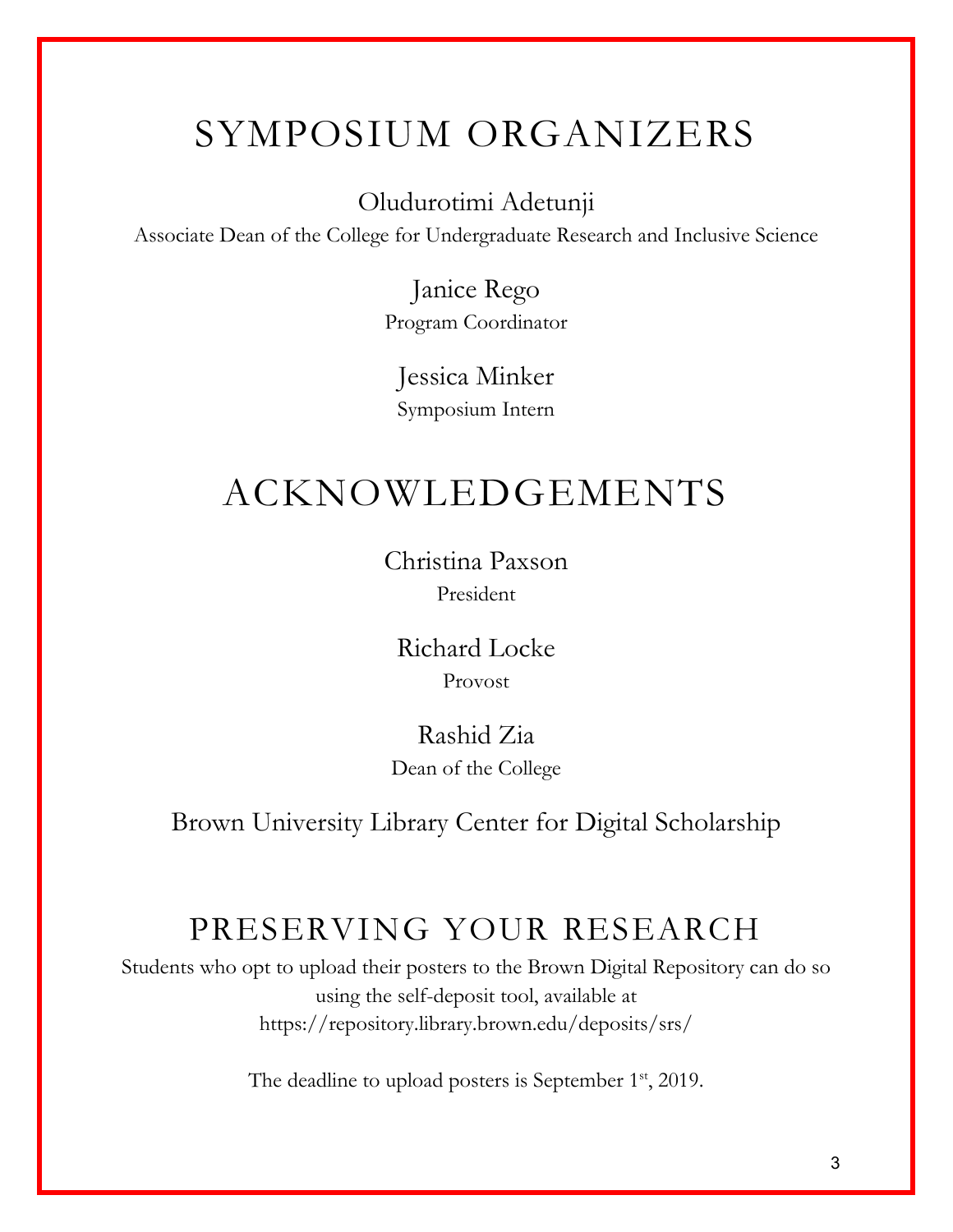# SYMPOSIUM ORGANIZERS

Oludurotimi Adetunji

Associate Dean of the College for Undergraduate Research and Inclusive Science

Janice Rego

Program Coordinator

Jessica Minker

Symposium Intern

# ACKNOWLEDGEMENTS

Christina Paxson

President

Richard Locke

Provost

Rashid Zia

Dean of the College

Brown University Library Center for Digital Scholarship

# PRESERVING YOUR RESEARCH

Students who opt to upload their posters to the Brown Digital Repository can do so using the self-deposit tool, available at https://repository.library.brown.edu/deposits/srs/

The deadline to upload posters is September 1st, 2019.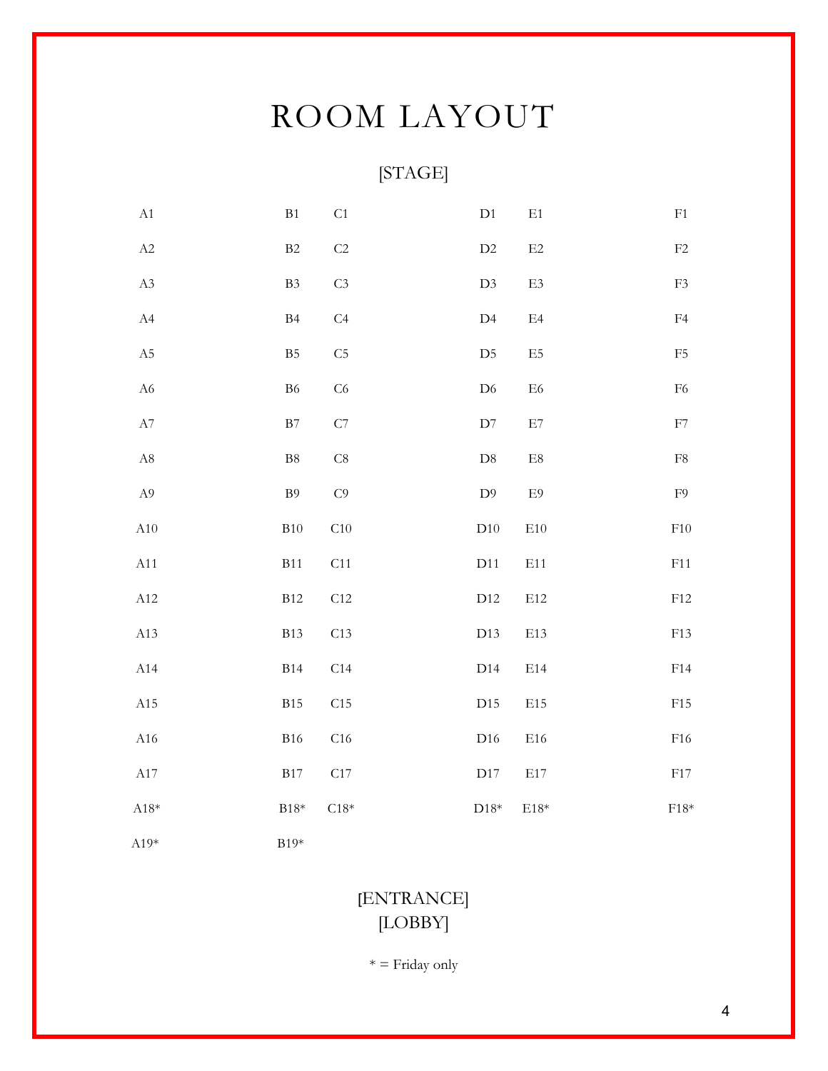# ROOM LAYOUT

[STAGE]

| A | B | C | D | E | F |
|---|---|---|---|---|---|
| A1 | B1 | C1 | D1 | E1 | F1 |
| A2 | B2 | C2 | D2 | E2 | F2 |
| A3 | B3 | C3 | D3 | E3 | F3 |
| A4 | B4 | C4 | D4 | E4 | F4 |
| A5 | B5 | C5 | D5 | E5 | F5 |
| A6 | B6 | C6 | D6 | E6 | F6 |
| A7 | B7 | C7 | D7 | E7 | F7 |
| A8 | B8 | C8 | D8 | E8 | F8 |
| A9 | B9 | C9 | D9 | E9 | F9 |
| A10 | B10 | C10 | D10 | E10 | F10 |
| A11 | B11 | C11 | D11 | E11 | F11 |
| A12 | B12 | C12 | D12 | E12 | F12 |
| A13 | B13 | C13 | D13 | E13 | F13 |
| A14 | B14 | C14 | D14 | E14 | F14 |
| A15 | B15 | C15 | D15 | E15 | F15 |
| A16 | B16 | C16 | D16 | E16 | F16 |
| A17 | B17 | C17 | D17 | E17 | F17 |
| A18* | B18* | C18* | D18* | E18* | F18* |
| A19* | B19* | | | | |

[ENTRANCE]
[LOBBY]

* = Friday only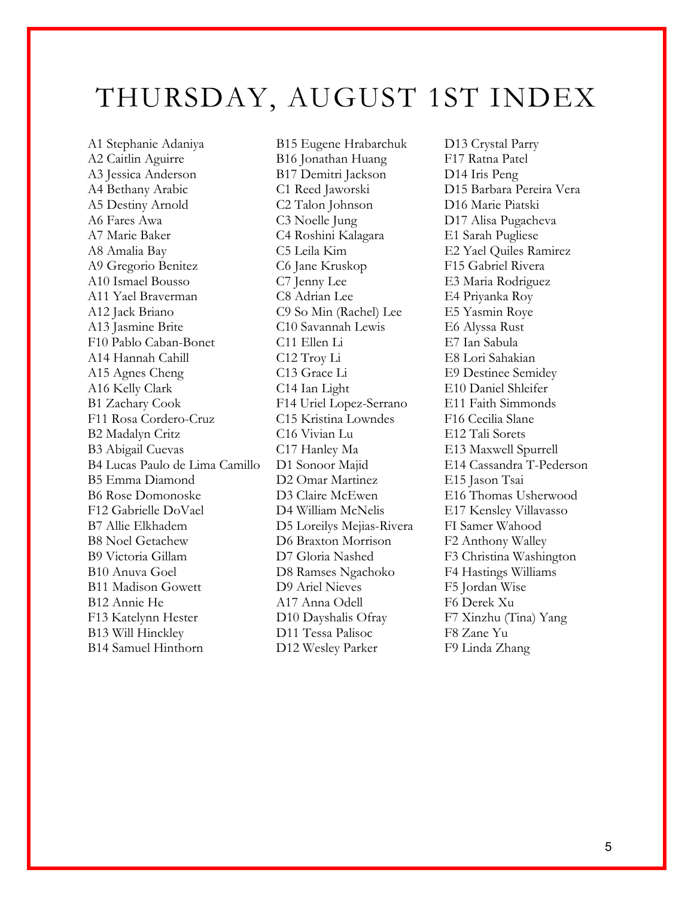# THURSDAY, AUGUST 1ST INDEX

A1 Stephanie Adaniya
A2 Caitlin Aguirre
A3 Jessica Anderson
A4 Bethany Arabic
A5 Destiny Arnold
A6 Fares Awa
A7 Marie Baker
A8 Amalia Bay
A9 Gregorio Benitez
A10 Ismael Bousso
A11 Yael Braverman
A12 Jack Briano
A13 Jasmine Brite
F10 Pablo Caban-Bonet
A14 Hannah Cahill
A15 Agnes Cheng
A16 Kelly Clark
B1 Zachary Cook
F11 Rosa Cordero-Cruz
B2 Madalyn Critz
B3 Abigail Cuevas
B4 Lucas Paulo de Lima Camillo
B5 Emma Diamond
B6 Rose Domonoske
F12 Gabrielle DoVael
B7 Allie Elkhadem
B8 Noel Getachew
B9 Victoria Gillam
B10 Anuva Goel
B11 Madison Gowett
B12 Annie He
F13 Katelynn Hester
B13 Will Hinckley
B14 Samuel Hinthorn
B15 Eugene Hrabarchuk
B16 Jonathan Huang
B17 Demitri Jackson
C1 Reed Jaworski
C2 Talon Johnson
C3 Noelle Jung
C4 Roshini Kalagara
C5 Leila Kim
C6 Jane Kruskop
C7 Jenny Lee
C8 Adrian Lee
C9 So Min (Rachel) Lee
C10 Savannah Lewis
C11 Ellen Li
C12 Troy Li
C13 Grace Li
C14 Ian Light
F14 Uriel Lopez-Serrano
C15 Kristina Lowndes
C16 Vivian Lu
C17 Hanley Ma
D1 Sonoor Majid
D2 Omar Martinez
D3 Claire McEwen
D4 William McNelis
D5 Loreilys Mejias-Rivera
D6 Braxton Morrison
D7 Gloria Nashed
D8 Ramses Ngachoko
D9 Ariel Nieves
A17 Anna Odell
D10 Dayshalis Ofray
D11 Tessa Palisoc
D12 Wesley Parker
D13 Crystal Parry
F17 Ratna Patel
D14 Iris Peng
D15 Barbara Pereira Vera
D16 Marie Piatski
D17 Alisa Pugacheva
E1 Sarah Pugliese
E2 Yael Quiles Ramirez
F15 Gabriel Rivera
E3 Maria Rodriguez
E4 Priyanka Roy
E5 Yasmin Roye
E6 Alyssa Rust
E7 Ian Sabula
E8 Lori Sahakian
E9 Destinee Semidey
E10 Daniel Shleifer
E11 Faith Simmonds
F16 Cecilia Slane
E12 Tali Sorets
E13 Maxwell Spurrell
E14 Cassandra T-Pederson
E15 Jason Tsai
E16 Thomas Usherwood
E17 Kensley Villavasso
FI Samer Wahood
F2 Anthony Walley
F3 Christina Washington
F4 Hastings Williams
F5 Jordan Wise
F6 Derek Xu
F7 Xinzhu (Tina) Yang
F8 Zane Yu
F9 Linda Zhang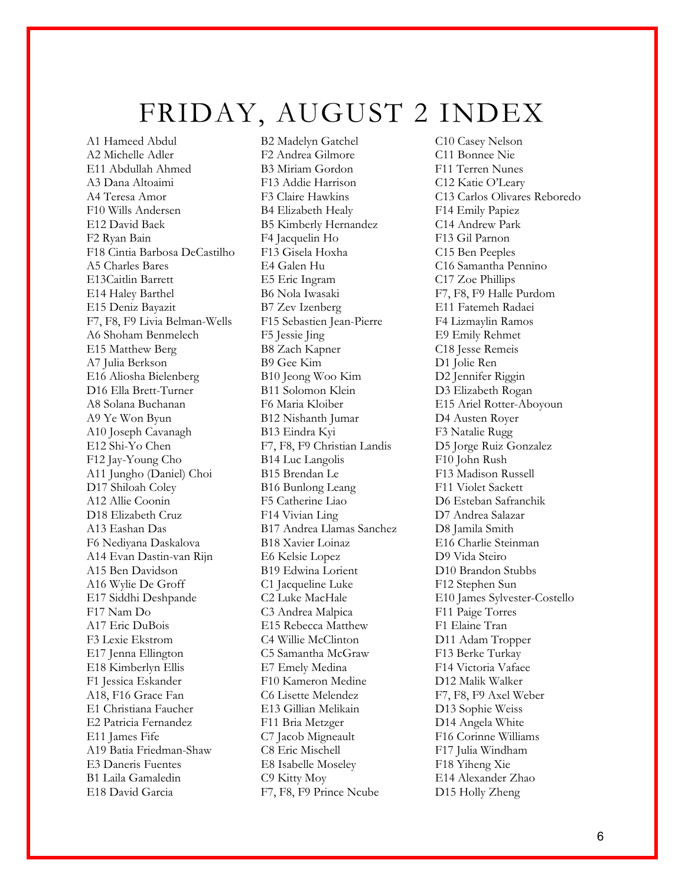# FRIDAY, AUGUST 2 INDEX

A1 Hameed Abdul
A2 Michelle Adler
E11 Abdullah Ahmed
A3 Dana Altoaimi
A4 Teresa Amor
F10 Wills Andersen
E12 David Baek
F2 Ryan Bain
F18 Cintia Barbosa DeCastilho
A5 Charles Bares
E13Caitlin Barrett
E14 Haley Barthel
E15 Deniz Bayazit
F7, F8, F9 Livia Belman-Wells
A6 Shoham Benmelech
E15 Matthew Berg
A7 Julia Berkson
E16 Aliosha Bielenberg
D16 Ella Brett-Turner
A8 Solana Buchanan
A9 Ye Won Byun
A10 Joseph Cavanagh
E12 Shi-Yo Chen
F12 Jay-Young Cho
A11 Jungho (Daniel) Choi
D17 Shiloah Coley
A12 Allie Coonin
D18 Elizabeth Cruz
A13 Eashan Das
F6 Nediyana Daskalova
A14 Evan Dastin-van Rijn
A15 Ben Davidson
A16 Wylie De Groff
E17 Siddhi Deshpande
F17 Nam Do
A17 Eric DuBois
F3 Lexie Ekstrom
E17 Jenna Ellington
E18 Kimberlyn Ellis
F1 Jessica Eskander
A18, F16 Grace Fan
E1 Christiana Faucher
E2 Patricia Fernandez
E11 James Fife
A19 Batia Friedman-Shaw
E3 Daneris Fuentes
B1 Laila Gamaledin
E18 David Garcia
B2 Madelyn Gatchel
F2 Andrea Gilmore
B3 Miriam Gordon
F13 Addie Harrison
F3 Claire Hawkins
B4 Elizabeth Healy
B5 Kimberly Hernandez
F4 Jacquelin Ho
F13 Gisela Hoxha
E4 Galen Hu
E5 Eric Ingram
B6 Nola Iwasaki
B7 Zev Izenberg
F15 Sebastien Jean-Pierre
F5 Jessie Jing
B8 Zach Kapner
B9 Gee Kim
B10 Jeong Woo Kim
B11 Solomon Klein
F6 Maria Kloiber
B12 Nishanth Jumar
B13 Eindra Kyi
F7, F8, F9 Christian Landis
B14 Luc Langolis
B15 Brendan Le
B16 Bunlong Leang
F5 Catherine Liao
F14 Vivian Ling
B17 Andrea Llamas Sanchez
B18 Xavier Loinaz
E6 Kelsie Lopez
B19 Edwina Lorient
C1 Jacqueline Luke
C2 Luke MacHale
C3 Andrea Malpica
E15 Rebecca Matthew
C4 Willie McClinton
C5 Samantha McGraw
E7 Emely Medina
F10 Kameron Medine
C6 Lisette Melendez
E13 Gillian Melikain
F11 Bria Metzger
C7 Jacob Migneault
C8 Eric Mischell
E8 Isabelle Moseley
C9 Kitty Moy
F7, F8, F9 Prince Ncube
C10 Casey Nelson
C11 Bonnee Nie
F11 Terren Nunes
C12 Katie O'Leary
C13 Carlos Olivares Reboredo
F14 Emily Papiez
C14 Andrew Park
F13 Gil Parnon
C15 Ben Peeples
C16 Samantha Pennino
C17 Zoe Phillips
F7, F8, F9 Halle Purdom
E11 Fatemeh Radaei
F4 Lizmaylin Ramos
E9 Emily Rehmet
C18 Jesse Remeis
D1 Jolie Ren
D2 Jennifer Riggin
D3 Elizabeth Rogan
E15 Ariel Rotter-Aboyoun
D4 Austen Royer
F3 Natalie Rugg
D5 Jorge Ruiz Gonzalez
F10 John Rush
F13 Madison Russell
F11 Violet Sackett
D6 Esteban Safranchik
D7 Andrea Salazar
D8 Jamila Smith
E16 Charlie Steinman
D9 Vida Steiro
D10 Brandon Stubbs
F12 Stephen Sun
E10 James Sylvester-Costello
F11 Paige Torres
F1 Elaine Tran
D11 Adam Tropper
F13 Berke Turkay
F14 Victoria Vafaee
D12 Malik Walker
F7, F8, F9 Axel Weber
D13 Sophie Weiss
D14 Angela White
F16 Corinne Williams
F17 Julia Windham
F18 Yiheng Xie
E14 Alexander Zhao
D15 Holly Zheng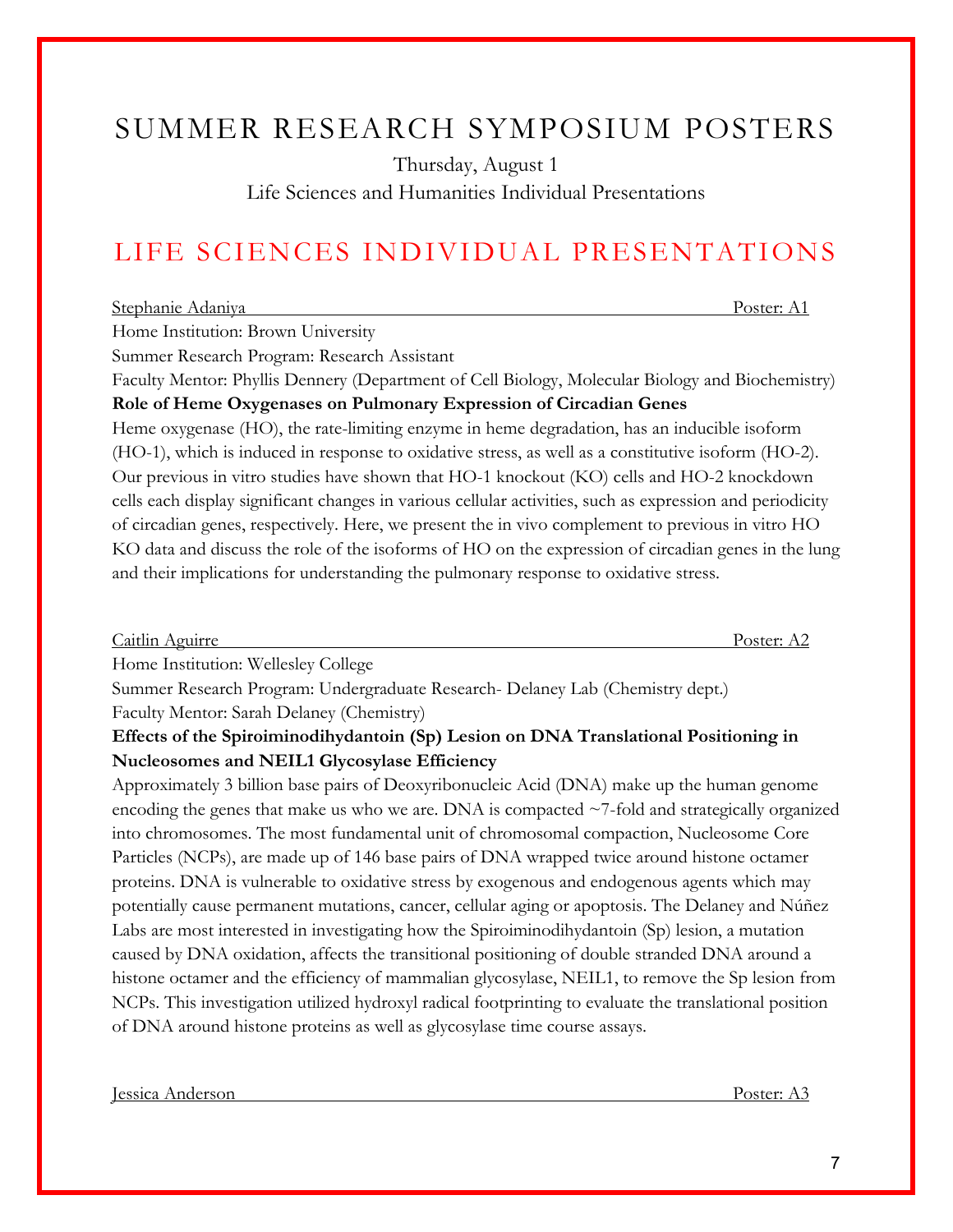# SUMMER RESEARCH SYMPOSIUM POSTERS

Thursday, August 1

Life Sciences and Humanities Individual Presentations

## LIFE SCIENCES INDIVIDUAL PRESENTATIONS

Stephanie Adaniya Poster: A1

Home Institution: Brown University

Summer Research Program: Research Assistant

Faculty Mentor: Phyllis Dennery (Department of Cell Biology, Molecular Biology and Biochemistry)

**Role of Heme Oxygenases on Pulmonary Expression of Circadian Genes**

Heme oxygenase (HO), the rate-limiting enzyme in heme degradation, has an inducible isoform (HO-1), which is induced in response to oxidative stress, as well as a constitutive isoform (HO-2). Our previous in vitro studies have shown that HO-1 knockout (KO) cells and HO-2 knockdown cells each display significant changes in various cellular activities, such as expression and periodicity of circadian genes, respectively. Here, we present the in vivo complement to previous in vitro HO KO data and discuss the role of the isoforms of HO on the expression of circadian genes in the lung and their implications for understanding the pulmonary response to oxidative stress.

Caitlin Aguirre Poster: A2

Home Institution: Wellesley College

Summer Research Program: Undergraduate Research- Delaney Lab (Chemistry dept.)

Faculty Mentor: Sarah Delaney (Chemistry)

**Effects of the Spiroiminodihydantoin (Sp) Lesion on DNA Translational Positioning in Nucleosomes and NEIL1 Glycosylase Efficiency**

Approximately 3 billion base pairs of Deoxyribonucleic Acid (DNA) make up the human genome encoding the genes that make us who we are. DNA is compacted ~7-fold and strategically organized into chromosomes. The most fundamental unit of chromosomal compaction, Nucleosome Core Particles (NCPs), are made up of 146 base pairs of DNA wrapped twice around histone octamer proteins. DNA is vulnerable to oxidative stress by exogenous and endogenous agents which may potentially cause permanent mutations, cancer, cellular aging or apoptosis. The Delaney and Núñez Labs are most interested in investigating how the Spiroiminodihydantoin (Sp) lesion, a mutation caused by DNA oxidation, affects the transitional positioning of double stranded DNA around a histone octamer and the efficiency of mammalian glycosylase, NEIL1, to remove the Sp lesion from NCPs. This investigation utilized hydroxyl radical footprinting to evaluate the translational position of DNA around histone proteins as well as glycosylase time course assays.

Jessica Anderson Poster: A3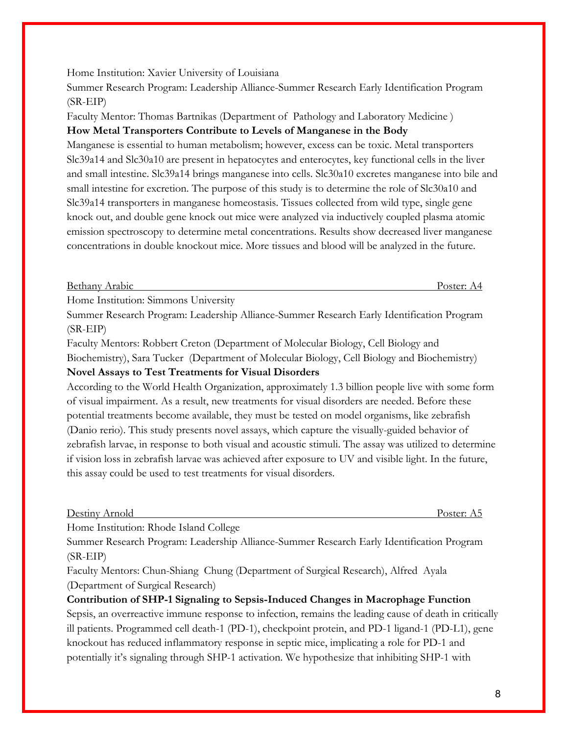Home Institution: Xavier University of Louisiana

Summer Research Program: Leadership Alliance-Summer Research Early Identification Program (SR-EIP)

Faculty Mentor: Thomas Bartnikas (Department of Pathology and Laboratory Medicine )

**How Metal Transporters Contribute to Levels of Manganese in the Body**

Manganese is essential to human metabolism; however, excess can be toxic. Metal transporters Slc39a14 and Slc30a10 are present in hepatocytes and enterocytes, key functional cells in the liver and small intestine. Slc39a14 brings manganese into cells. Slc30a10 excretes manganese into bile and small intestine for excretion. The purpose of this study is to determine the role of Slc30a10 and Slc39a14 transporters in manganese homeostasis. Tissues collected from wild type, single gene knock out, and double gene knock out mice were analyzed via inductively coupled plasma atomic emission spectroscopy to determine metal concentrations. Results show decreased liver manganese concentrations in double knockout mice. More tissues and blood will be analyzed in the future.

Bethany Arabic — Poster: A4

Home Institution: Simmons University

Summer Research Program: Leadership Alliance-Summer Research Early Identification Program (SR-EIP)

Faculty Mentors: Robbert Creton (Department of Molecular Biology, Cell Biology and Biochemistry), Sara Tucker (Department of Molecular Biology, Cell Biology and Biochemistry)

**Novel Assays to Test Treatments for Visual Disorders**

According to the World Health Organization, approximately 1.3 billion people live with some form of visual impairment. As a result, new treatments for visual disorders are needed. Before these potential treatments become available, they must be tested on model organisms, like zebrafish (Danio rerio). This study presents novel assays, which capture the visually-guided behavior of zebrafish larvae, in response to both visual and acoustic stimuli. The assay was utilized to determine if vision loss in zebrafish larvae was achieved after exposure to UV and visible light. In the future, this assay could be used to test treatments for visual disorders.

Destiny Arnold — Poster: A5

Home Institution: Rhode Island College

Summer Research Program: Leadership Alliance-Summer Research Early Identification Program (SR-EIP)

Faculty Mentors: Chun-Shiang Chung (Department of Surgical Research), Alfred Ayala (Department of Surgical Research)

**Contribution of SHP-1 Signaling to Sepsis-Induced Changes in Macrophage Function**

Sepsis, an overreactive immune response to infection, remains the leading cause of death in critically ill patients. Programmed cell death-1 (PD-1), checkpoint protein, and PD-1 ligand-1 (PD-L1), gene knockout has reduced inflammatory response in septic mice, implicating a role for PD-1 and potentially it's signaling through SHP-1 activation. We hypothesize that inhibiting SHP-1 with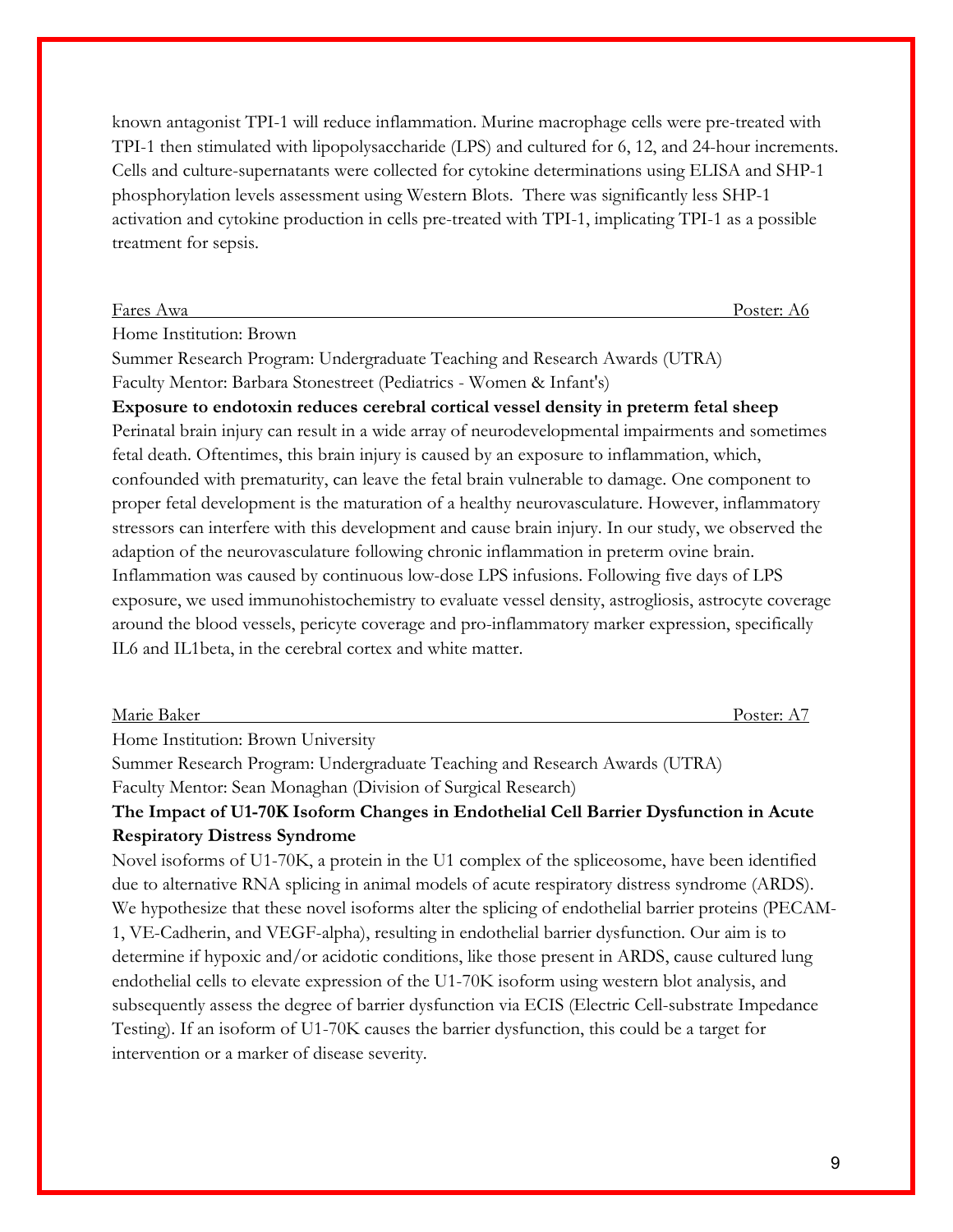known antagonist TPI-1 will reduce inflammation. Murine macrophage cells were pre-treated with TPI-1 then stimulated with lipopolysaccharide (LPS) and cultured for 6, 12, and 24-hour increments. Cells and culture-supernatants were collected for cytokine determinations using ELISA and SHP-1 phosphorylation levels assessment using Western Blots. There was significantly less SHP-1 activation and cytokine production in cells pre-treated with TPI-1, implicating TPI-1 as a possible treatment for sepsis.

Fares Awa — Poster: A6

Home Institution: Brown

Summer Research Program: Undergraduate Teaching and Research Awards (UTRA)

Faculty Mentor: Barbara Stonestreet (Pediatrics - Women & Infant's)

**Exposure to endotoxin reduces cerebral cortical vessel density in preterm fetal sheep**

Perinatal brain injury can result in a wide array of neurodevelopmental impairments and sometimes fetal death. Oftentimes, this brain injury is caused by an exposure to inflammation, which, confounded with prematurity, can leave the fetal brain vulnerable to damage. One component to proper fetal development is the maturation of a healthy neurovasculature. However, inflammatory stressors can interfere with this development and cause brain injury. In our study, we observed the adaption of the neurovasculature following chronic inflammation in preterm ovine brain. Inflammation was caused by continuous low-dose LPS infusions. Following five days of LPS exposure, we used immunohistochemistry to evaluate vessel density, astrogliosis, astrocyte coverage around the blood vessels, pericyte coverage and pro-inflammatory marker expression, specifically IL6 and IL1beta, in the cerebral cortex and white matter.

Marie Baker — Poster: A7

Home Institution: Brown University

Summer Research Program: Undergraduate Teaching and Research Awards (UTRA)

Faculty Mentor: Sean Monaghan (Division of Surgical Research)

**The Impact of U1-70K Isoform Changes in Endothelial Cell Barrier Dysfunction in Acute Respiratory Distress Syndrome**

Novel isoforms of U1-70K, a protein in the U1 complex of the spliceosome, have been identified due to alternative RNA splicing in animal models of acute respiratory distress syndrome (ARDS). We hypothesize that these novel isoforms alter the splicing of endothelial barrier proteins (PECAM-1, VE-Cadherin, and VEGF-alpha), resulting in endothelial barrier dysfunction. Our aim is to determine if hypoxic and/or acidotic conditions, like those present in ARDS, cause cultured lung endothelial cells to elevate expression of the U1-70K isoform using western blot analysis, and subsequently assess the degree of barrier dysfunction via ECIS (Electric Cell-substrate Impedance Testing). If an isoform of U1-70K causes the barrier dysfunction, this could be a target for intervention or a marker of disease severity.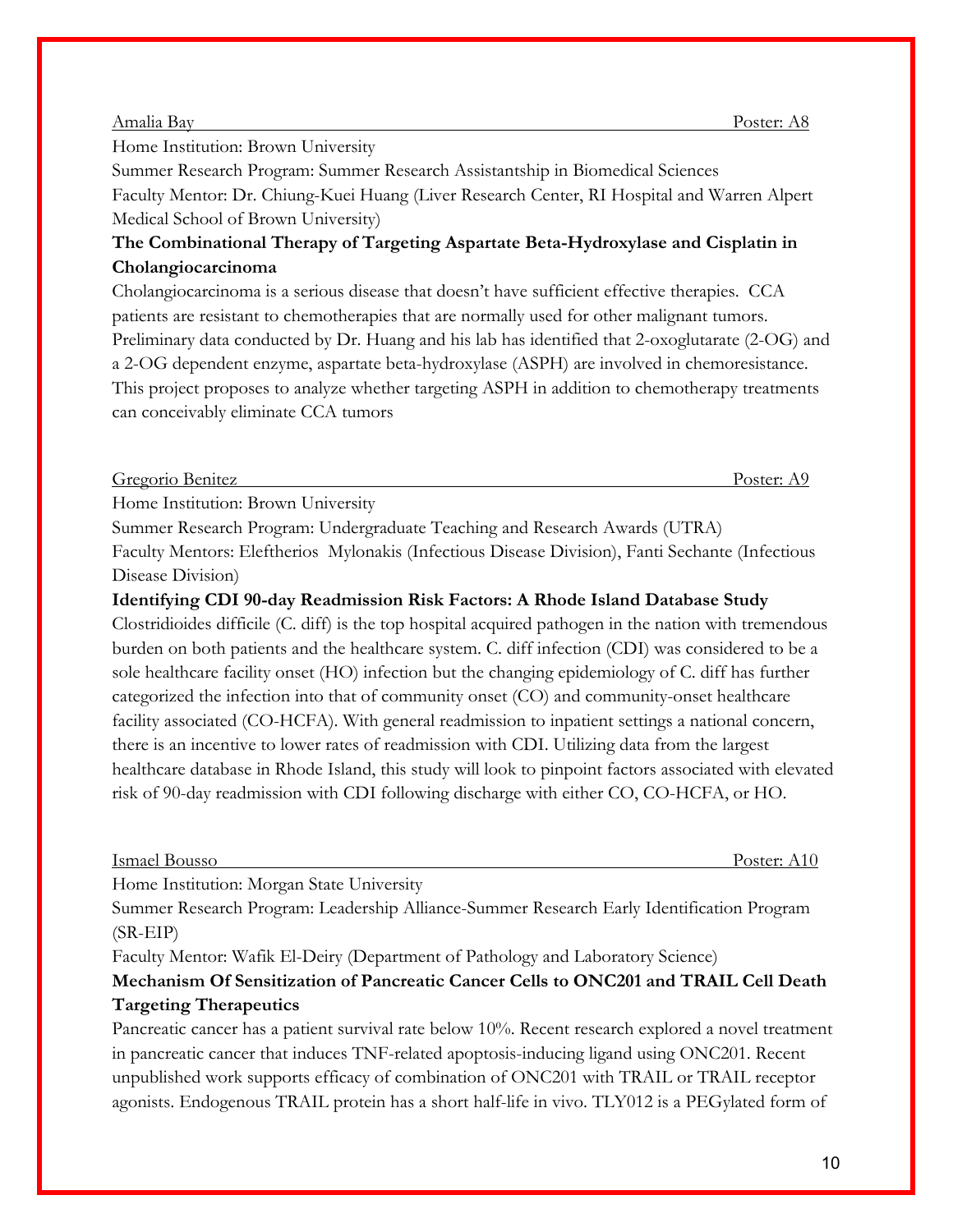Amalia Bay — Poster: A8

Home Institution: Brown University

Summer Research Program: Summer Research Assistantship in Biomedical Sciences

Faculty Mentor: Dr. Chiung-Kuei Huang (Liver Research Center, RI Hospital and Warren Alpert Medical School of Brown University)

**The Combinational Therapy of Targeting Aspartate Beta-Hydroxylase and Cisplatin in Cholangiocarcinoma**

Cholangiocarcinoma is a serious disease that doesn't have sufficient effective therapies. CCA patients are resistant to chemotherapies that are normally used for other malignant tumors. Preliminary data conducted by Dr. Huang and his lab has identified that 2-oxoglutarate (2-OG) and a 2-OG dependent enzyme, aspartate beta-hydroxylase (ASPH) are involved in chemoresistance. This project proposes to analyze whether targeting ASPH in addition to chemotherapy treatments can conceivably eliminate CCA tumors

Gregorio Benitez — Poster: A9

Home Institution: Brown University

Summer Research Program: Undergraduate Teaching and Research Awards (UTRA)

Faculty Mentors: Eleftherios Mylonakis (Infectious Disease Division), Fanti Sechante (Infectious Disease Division)

**Identifying CDI 90-day Readmission Risk Factors: A Rhode Island Database Study**

Clostridioides difficile (C. diff) is the top hospital acquired pathogen in the nation with tremendous burden on both patients and the healthcare system. C. diff infection (CDI) was considered to be a sole healthcare facility onset (HO) infection but the changing epidemiology of C. diff has further categorized the infection into that of community onset (CO) and community-onset healthcare facility associated (CO-HCFA). With general readmission to inpatient settings a national concern, there is an incentive to lower rates of readmission with CDI. Utilizing data from the largest healthcare database in Rhode Island, this study will look to pinpoint factors associated with elevated risk of 90-day readmission with CDI following discharge with either CO, CO-HCFA, or HO.

Ismael Bousso — Poster: A10

Home Institution: Morgan State University

Summer Research Program: Leadership Alliance-Summer Research Early Identification Program (SR-EIP)

Faculty Mentor: Wafik El-Deiry (Department of Pathology and Laboratory Science)

**Mechanism Of Sensitization of Pancreatic Cancer Cells to ONC201 and TRAIL Cell Death Targeting Therapeutics**

Pancreatic cancer has a patient survival rate below 10%. Recent research explored a novel treatment in pancreatic cancer that induces TNF-related apoptosis-inducing ligand using ONC201. Recent unpublished work supports efficacy of combination of ONC201 with TRAIL or TRAIL receptor agonists. Endogenous TRAIL protein has a short half-life in vivo. TLY012 is a PEGylated form of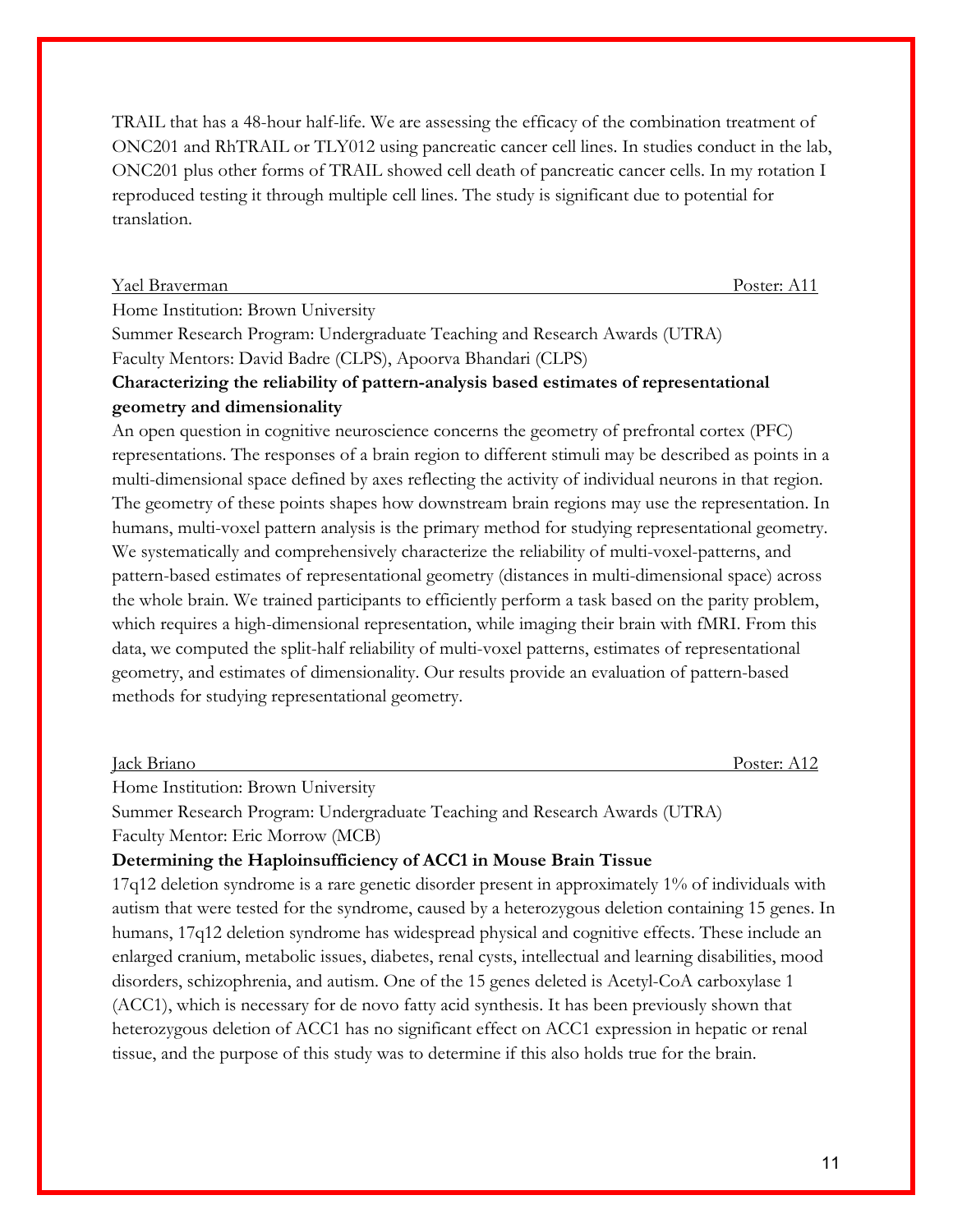TRAIL that has a 48-hour half-life. We are assessing the efficacy of the combination treatment of ONC201 and RhTRAIL or TLY012 using pancreatic cancer cell lines. In studies conduct in the lab, ONC201 plus other forms of TRAIL showed cell death of pancreatic cancer cells. In my rotation I reproduced testing it through multiple cell lines. The study is significant due to potential for translation.

Yael Braverman — Poster: A11

Home Institution: Brown University
Summer Research Program: Undergraduate Teaching and Research Awards (UTRA)
Faculty Mentors: David Badre (CLPS), Apoorva Bhandari (CLPS)

**Characterizing the reliability of pattern-analysis based estimates of representational geometry and dimensionality**

An open question in cognitive neuroscience concerns the geometry of prefrontal cortex (PFC) representations. The responses of a brain region to different stimuli may be described as points in a multi-dimensional space defined by axes reflecting the activity of individual neurons in that region. The geometry of these points shapes how downstream brain regions may use the representation. In humans, multi-voxel pattern analysis is the primary method for studying representational geometry. We systematically and comprehensively characterize the reliability of multi-voxel-patterns, and pattern-based estimates of representational geometry (distances in multi-dimensional space) across the whole brain. We trained participants to efficiently perform a task based on the parity problem, which requires a high-dimensional representation, while imaging their brain with fMRI. From this data, we computed the split-half reliability of multi-voxel patterns, estimates of representational geometry, and estimates of dimensionality. Our results provide an evaluation of pattern-based methods for studying representational geometry.

Jack Briano — Poster: A12

Home Institution: Brown University
Summer Research Program: Undergraduate Teaching and Research Awards (UTRA)
Faculty Mentor: Eric Morrow (MCB)

**Determining the Haploinsufficiency of ACC1 in Mouse Brain Tissue**

17q12 deletion syndrome is a rare genetic disorder present in approximately 1% of individuals with autism that were tested for the syndrome, caused by a heterozygous deletion containing 15 genes. In humans, 17q12 deletion syndrome has widespread physical and cognitive effects. These include an enlarged cranium, metabolic issues, diabetes, renal cysts, intellectual and learning disabilities, mood disorders, schizophrenia, and autism. One of the 15 genes deleted is Acetyl-CoA carboxylase 1 (ACC1), which is necessary for de novo fatty acid synthesis. It has been previously shown that heterozygous deletion of ACC1 has no significant effect on ACC1 expression in hepatic or renal tissue, and the purpose of this study was to determine if this also holds true for the brain.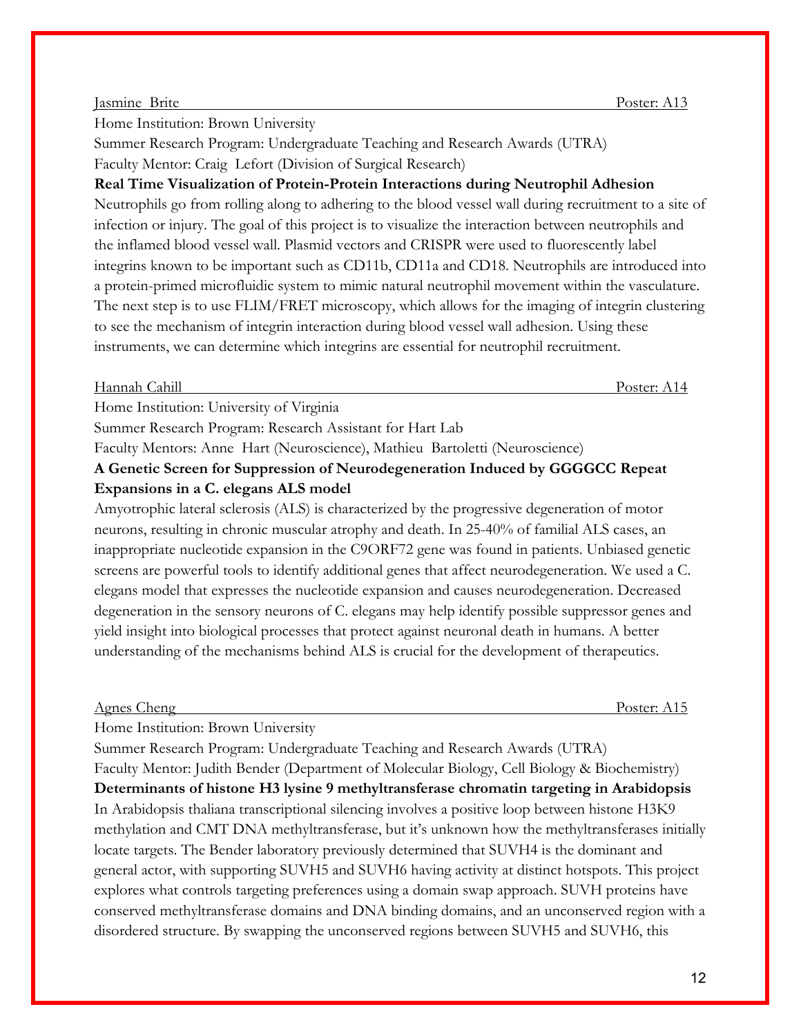Jasmine Brite Poster: A13

Home Institution: Brown University

Summer Research Program: Undergraduate Teaching and Research Awards (UTRA)

Faculty Mentor: Craig Lefort (Division of Surgical Research)

**Real Time Visualization of Protein-Protein Interactions during Neutrophil Adhesion**

Neutrophils go from rolling along to adhering to the blood vessel wall during recruitment to a site of infection or injury. The goal of this project is to visualize the interaction between neutrophils and the inflamed blood vessel wall. Plasmid vectors and CRISPR were used to fluorescently label integrins known to be important such as CD11b, CD11a and CD18. Neutrophils are introduced into a protein-primed microfluidic system to mimic natural neutrophil movement within the vasculature. The next step is to use FLIM/FRET microscopy, which allows for the imaging of integrin clustering to see the mechanism of integrin interaction during blood vessel wall adhesion. Using these instruments, we can determine which integrins are essential for neutrophil recruitment.

Hannah Cahill Poster: A14

Home Institution: University of Virginia

Summer Research Program: Research Assistant for Hart Lab

Faculty Mentors: Anne Hart (Neuroscience), Mathieu Bartoletti (Neuroscience)

**A Genetic Screen for Suppression of Neurodegeneration Induced by GGGGCC Repeat Expansions in a C. elegans ALS model**

Amyotrophic lateral sclerosis (ALS) is characterized by the progressive degeneration of motor neurons, resulting in chronic muscular atrophy and death. In 25-40% of familial ALS cases, an inappropriate nucleotide expansion in the C9ORF72 gene was found in patients. Unbiased genetic screens are powerful tools to identify additional genes that affect neurodegeneration. We used a C. elegans model that expresses the nucleotide expansion and causes neurodegeneration. Decreased degeneration in the sensory neurons of C. elegans may help identify possible suppressor genes and yield insight into biological processes that protect against neuronal death in humans. A better understanding of the mechanisms behind ALS is crucial for the development of therapeutics.

Agnes Cheng Poster: A15

Home Institution: Brown University

Summer Research Program: Undergraduate Teaching and Research Awards (UTRA)

Faculty Mentor: Judith Bender (Department of Molecular Biology, Cell Biology & Biochemistry)

**Determinants of histone H3 lysine 9 methyltransferase chromatin targeting in Arabidopsis**

In Arabidopsis thaliana transcriptional silencing involves a positive loop between histone H3K9 methylation and CMT DNA methyltransferase, but it's unknown how the methyltransferases initially locate targets. The Bender laboratory previously determined that SUVH4 is the dominant and general actor, with supporting SUVH5 and SUVH6 having activity at distinct hotspots. This project explores what controls targeting preferences using a domain swap approach. SUVH proteins have conserved methyltransferase domains and DNA binding domains, and an unconserved region with a disordered structure. By swapping the unconserved regions between SUVH5 and SUVH6, this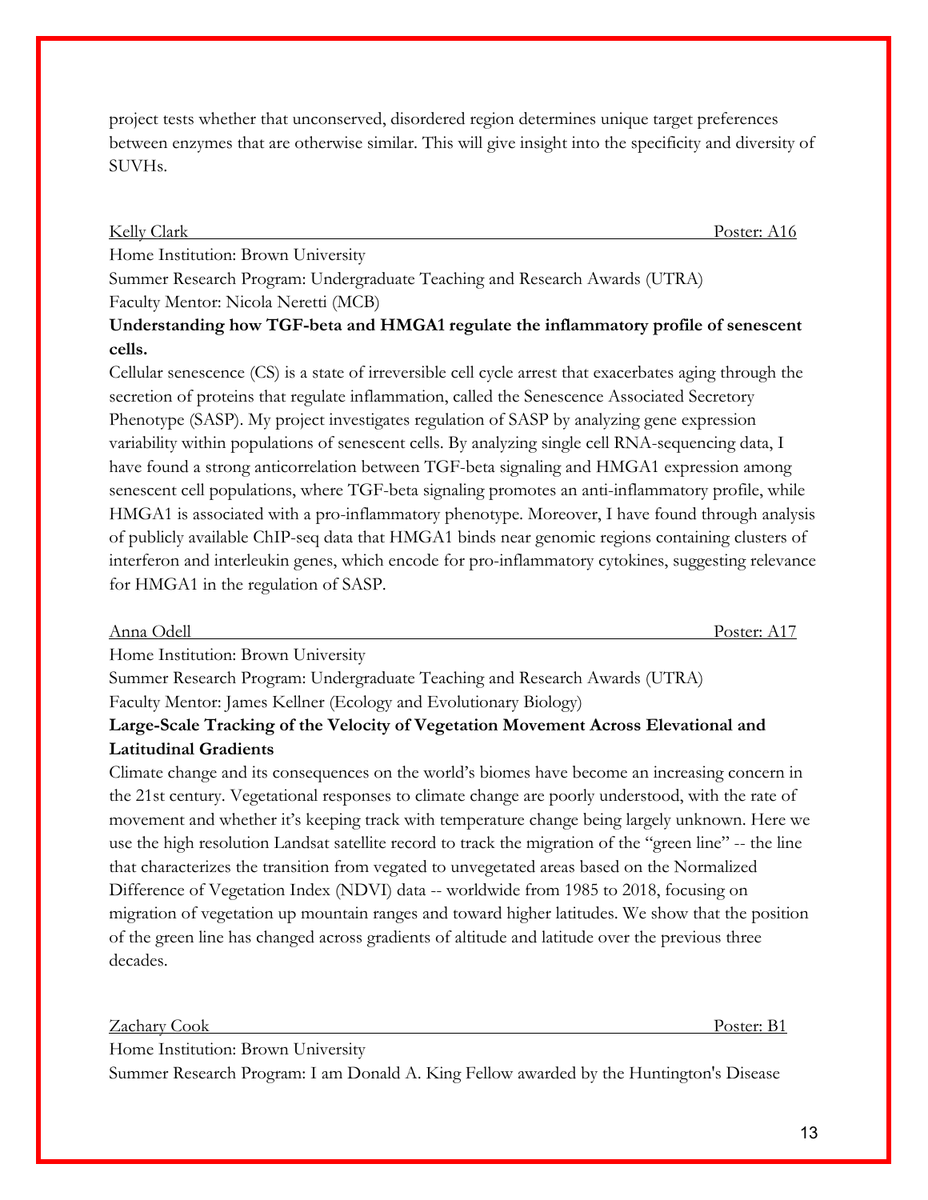project tests whether that unconserved, disordered region determines unique target preferences between enzymes that are otherwise similar. This will give insight into the specificity and diversity of SUVHs.

Kelly Clark — Poster: A16

Home Institution: Brown University
Summer Research Program: Undergraduate Teaching and Research Awards (UTRA)
Faculty Mentor: Nicola Neretti (MCB)

**Understanding how TGF-beta and HMGA1 regulate the inflammatory profile of senescent cells.**

Cellular senescence (CS) is a state of irreversible cell cycle arrest that exacerbates aging through the secretion of proteins that regulate inflammation, called the Senescence Associated Secretory Phenotype (SASP). My project investigates regulation of SASP by analyzing gene expression variability within populations of senescent cells. By analyzing single cell RNA-sequencing data, I have found a strong anticorrelation between TGF-beta signaling and HMGA1 expression among senescent cell populations, where TGF-beta signaling promotes an anti-inflammatory profile, while HMGA1 is associated with a pro-inflammatory phenotype. Moreover, I have found through analysis of publicly available ChIP-seq data that HMGA1 binds near genomic regions containing clusters of interferon and interleukin genes, which encode for pro-inflammatory cytokines, suggesting relevance for HMGA1 in the regulation of SASP.

Anna Odell — Poster: A17

Home Institution: Brown University
Summer Research Program: Undergraduate Teaching and Research Awards (UTRA)
Faculty Mentor: James Kellner (Ecology and Evolutionary Biology)

**Large-Scale Tracking of the Velocity of Vegetation Movement Across Elevational and Latitudinal Gradients**

Climate change and its consequences on the world's biomes have become an increasing concern in the 21st century. Vegetational responses to climate change are poorly understood, with the rate of movement and whether it's keeping track with temperature change being largely unknown. Here we use the high resolution Landsat satellite record to track the migration of the "green line" -- the line that characterizes the transition from vegated to unvegetated areas based on the Normalized Difference of Vegetation Index (NDVI) data -- worldwide from 1985 to 2018, focusing on migration of vegetation up mountain ranges and toward higher latitudes. We show that the position of the green line has changed across gradients of altitude and latitude over the previous three decades.

Zachary Cook — Poster: B1

Home Institution: Brown University
Summer Research Program: I am Donald A. King Fellow awarded by the Huntington's Disease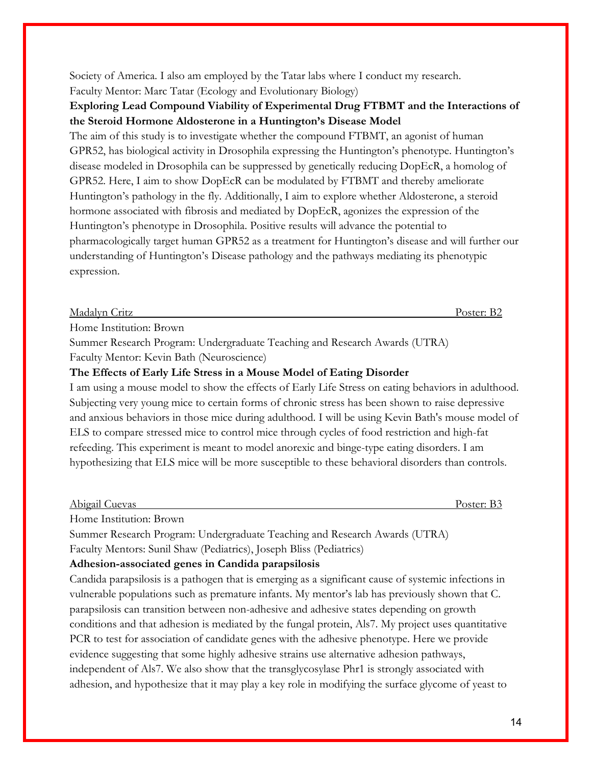Society of America. I also am employed by the Tatar labs where I conduct my research.
Faculty Mentor: Marc Tatar (Ecology and Evolutionary Biology)

**Exploring Lead Compound Viability of Experimental Drug FTBMT and the Interactions of the Steroid Hormone Aldosterone in a Huntington's Disease Model**

The aim of this study is to investigate whether the compound FTBMT, an agonist of human GPR52, has biological activity in Drosophila expressing the Huntington's phenotype. Huntington's disease modeled in Drosophila can be suppressed by genetically reducing DopEcR, a homolog of GPR52. Here, I aim to show DopEcR can be modulated by FTBMT and thereby ameliorate Huntington's pathology in the fly. Additionally, I aim to explore whether Aldosterone, a steroid hormone associated with fibrosis and mediated by DopEcR, agonizes the expression of the Huntington's phenotype in Drosophila. Positive results will advance the potential to pharmacologically target human GPR52 as a treatment for Huntington's disease and will further our understanding of Huntington's Disease pathology and the pathways mediating its phenotypic expression.

Madalyn Critz — Poster: B2

Home Institution: Brown
Summer Research Program: Undergraduate Teaching and Research Awards (UTRA)
Faculty Mentor: Kevin Bath (Neuroscience)

**The Effects of Early Life Stress in a Mouse Model of Eating Disorder**

I am using a mouse model to show the effects of Early Life Stress on eating behaviors in adulthood. Subjecting very young mice to certain forms of chronic stress has been shown to raise depressive and anxious behaviors in those mice during adulthood. I will be using Kevin Bath's mouse model of ELS to compare stressed mice to control mice through cycles of food restriction and high-fat refeeding. This experiment is meant to model anorexic and binge-type eating disorders. I am hypothesizing that ELS mice will be more susceptible to these behavioral disorders than controls.

Abigail Cuevas — Poster: B3

Home Institution: Brown
Summer Research Program: Undergraduate Teaching and Research Awards (UTRA)
Faculty Mentors: Sunil Shaw (Pediatrics), Joseph Bliss (Pediatrics)

**Adhesion-associated genes in Candida parapsilosis**

Candida parapsilosis is a pathogen that is emerging as a significant cause of systemic infections in vulnerable populations such as premature infants. My mentor's lab has previously shown that C. parapsilosis can transition between non-adhesive and adhesive states depending on growth conditions and that adhesion is mediated by the fungal protein, Als7. My project uses quantitative PCR to test for association of candidate genes with the adhesive phenotype. Here we provide evidence suggesting that some highly adhesive strains use alternative adhesion pathways, independent of Als7. We also show that the transglycosylase Phr1 is strongly associated with adhesion, and hypothesize that it may play a key role in modifying the surface glycome of yeast to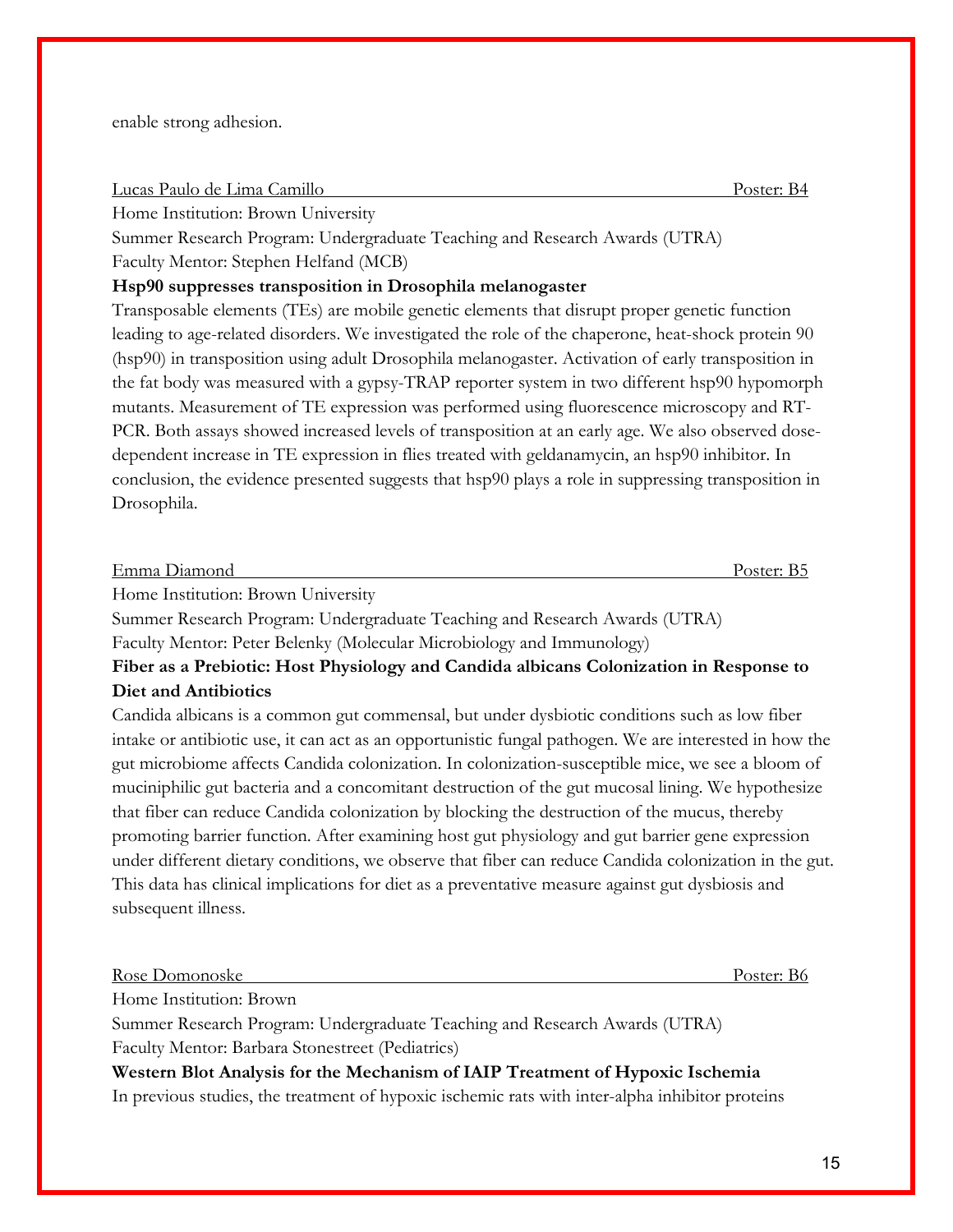enable strong adhesion.

Lucas Paulo de Lima Camillo Poster: B4

Home Institution: Brown University

Summer Research Program: Undergraduate Teaching and Research Awards (UTRA)

Faculty Mentor: Stephen Helfand (MCB)

**Hsp90 suppresses transposition in Drosophila melanogaster**

Transposable elements (TEs) are mobile genetic elements that disrupt proper genetic function leading to age-related disorders. We investigated the role of the chaperone, heat-shock protein 90 (hsp90) in transposition using adult Drosophila melanogaster. Activation of early transposition in the fat body was measured with a gypsy-TRAP reporter system in two different hsp90 hypomorph mutants. Measurement of TE expression was performed using fluorescence microscopy and RT-PCR. Both assays showed increased levels of transposition at an early age. We also observed dose-dependent increase in TE expression in flies treated with geldanamycin, an hsp90 inhibitor. In conclusion, the evidence presented suggests that hsp90 plays a role in suppressing transposition in Drosophila.

Emma Diamond Poster: B5

Home Institution: Brown University

Summer Research Program: Undergraduate Teaching and Research Awards (UTRA)

Faculty Mentor: Peter Belenky (Molecular Microbiology and Immunology)

**Fiber as a Prebiotic: Host Physiology and Candida albicans Colonization in Response to Diet and Antibiotics**

Candida albicans is a common gut commensal, but under dysbiotic conditions such as low fiber intake or antibiotic use, it can act as an opportunistic fungal pathogen. We are interested in how the gut microbiome affects Candida colonization. In colonization-susceptible mice, we see a bloom of muciniphilic gut bacteria and a concomitant destruction of the gut mucosal lining. We hypothesize that fiber can reduce Candida colonization by blocking the destruction of the mucus, thereby promoting barrier function. After examining host gut physiology and gut barrier gene expression under different dietary conditions, we observe that fiber can reduce Candida colonization in the gut. This data has clinical implications for diet as a preventative measure against gut dysbiosis and subsequent illness.

Rose Domonoske Poster: B6

Home Institution: Brown

Summer Research Program: Undergraduate Teaching and Research Awards (UTRA)

Faculty Mentor: Barbara Stonestreet (Pediatrics)

**Western Blot Analysis for the Mechanism of IAIP Treatment of Hypoxic Ischemia**

In previous studies, the treatment of hypoxic ischemic rats with inter-alpha inhibitor proteins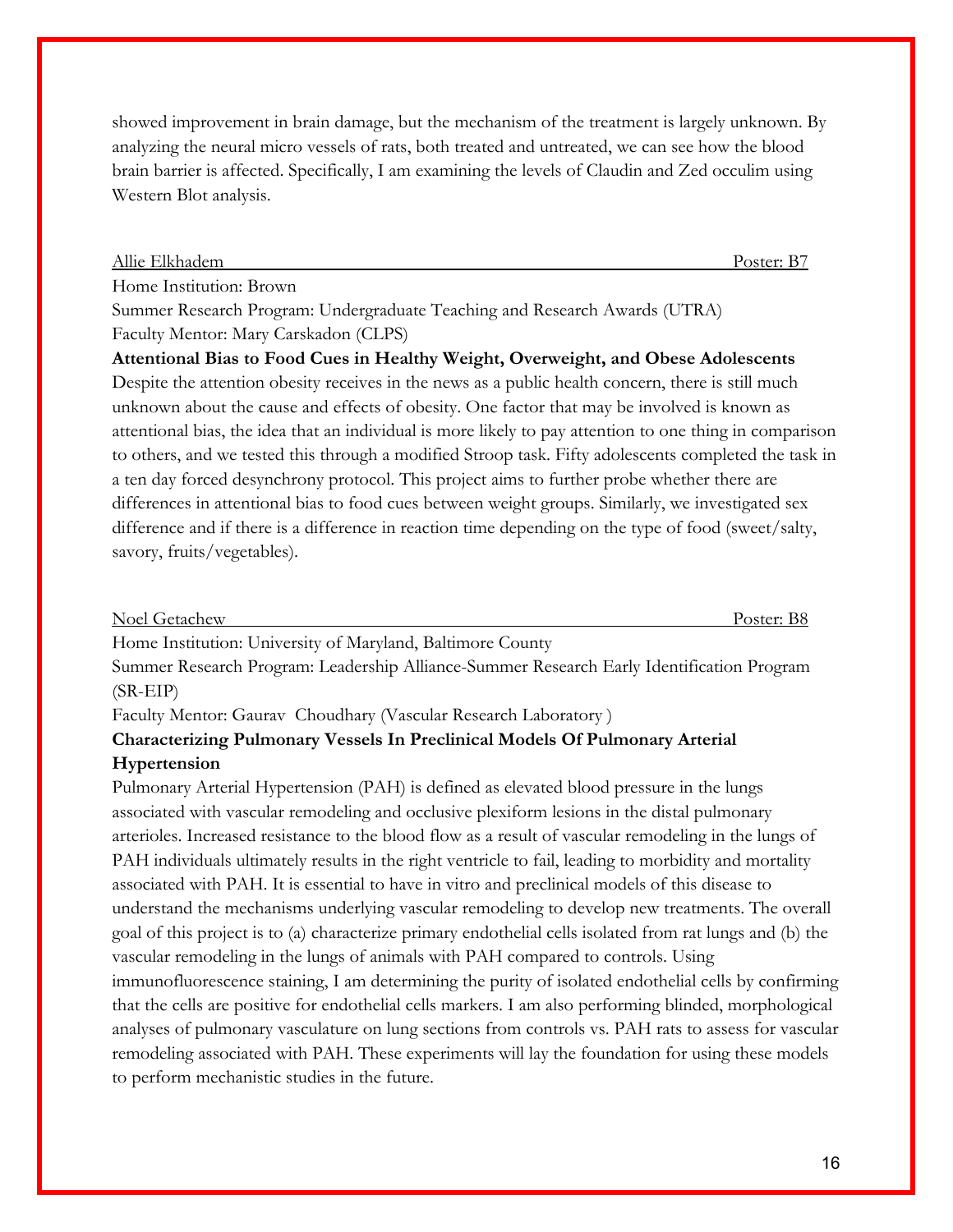showed improvement in brain damage, but the mechanism of the treatment is largely unknown. By analyzing the neural micro vessels of rats, both treated and untreated, we can see how the blood brain barrier is affected. Specifically, I am examining the levels of Claudin and Zed occulim using Western Blot analysis.

Allie Elkhadem — Poster: B7

Home Institution: Brown
Summer Research Program: Undergraduate Teaching and Research Awards (UTRA)
Faculty Mentor: Mary Carskadon (CLPS)

**Attentional Bias to Food Cues in Healthy Weight, Overweight, and Obese Adolescents**

Despite the attention obesity receives in the news as a public health concern, there is still much unknown about the cause and effects of obesity. One factor that may be involved is known as attentional bias, the idea that an individual is more likely to pay attention to one thing in comparison to others, and we tested this through a modified Stroop task. Fifty adolescents completed the task in a ten day forced desynchrony protocol. This project aims to further probe whether there are differences in attentional bias to food cues between weight groups. Similarly, we investigated sex difference and if there is a difference in reaction time depending on the type of food (sweet/salty, savory, fruits/vegetables).

Noel Getachew — Poster: B8

Home Institution: University of Maryland, Baltimore County
Summer Research Program: Leadership Alliance-Summer Research Early Identification Program (SR-EIP)
Faculty Mentor: Gaurav Choudhary (Vascular Research Laboratory )

**Characterizing Pulmonary Vessels In Preclinical Models Of Pulmonary Arterial Hypertension**

Pulmonary Arterial Hypertension (PAH) is defined as elevated blood pressure in the lungs associated with vascular remodeling and occlusive plexiform lesions in the distal pulmonary arterioles. Increased resistance to the blood flow as a result of vascular remodeling in the lungs of PAH individuals ultimately results in the right ventricle to fail, leading to morbidity and mortality associated with PAH. It is essential to have in vitro and preclinical models of this disease to understand the mechanisms underlying vascular remodeling to develop new treatments. The overall goal of this project is to (a) characterize primary endothelial cells isolated from rat lungs and (b) the vascular remodeling in the lungs of animals with PAH compared to controls. Using immunofluorescence staining, I am determining the purity of isolated endothelial cells by confirming that the cells are positive for endothelial cells markers. I am also performing blinded, morphological analyses of pulmonary vasculature on lung sections from controls vs. PAH rats to assess for vascular remodeling associated with PAH. These experiments will lay the foundation for using these models to perform mechanistic studies in the future.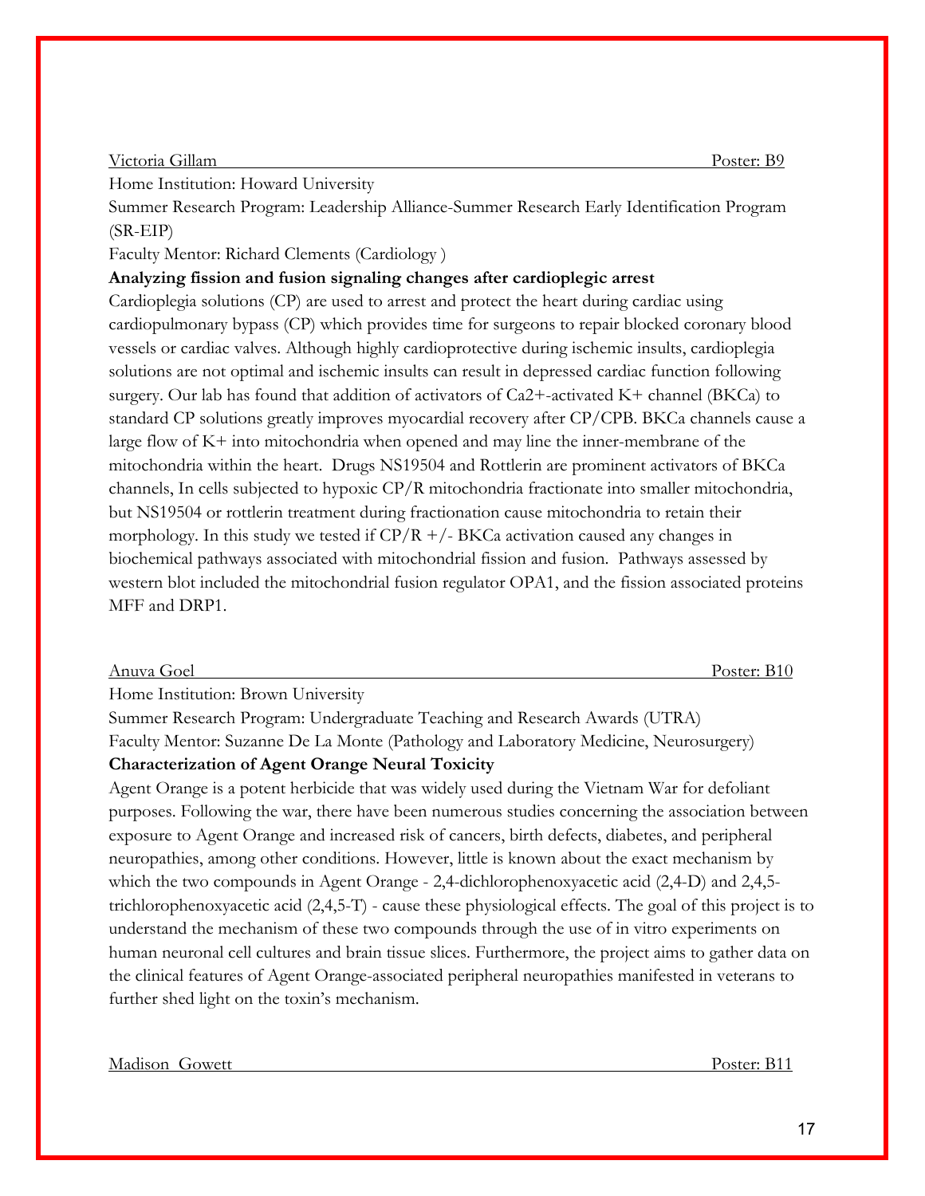Victoria Gillam Poster: B9

Home Institution: Howard University

Summer Research Program: Leadership Alliance-Summer Research Early Identification Program (SR-EIP)

Faculty Mentor: Richard Clements (Cardiology )

**Analyzing fission and fusion signaling changes after cardioplegic arrest**

Cardioplegia solutions (CP) are used to arrest and protect the heart during cardiac using cardiopulmonary bypass (CP) which provides time for surgeons to repair blocked coronary blood vessels or cardiac valves. Although highly cardioprotective during ischemic insults, cardioplegia solutions are not optimal and ischemic insults can result in depressed cardiac function following surgery. Our lab has found that addition of activators of $Ca^{2+}$-activated $K^+$ channel (BKCa) to standard CP solutions greatly improves myocardial recovery after CP/CPB. BKCa channels cause a large flow of $K^+$ into mitochondria when opened and may line the inner-membrane of the mitochondria within the heart. Drugs NS19504 and Rottlerin are prominent activators of BKCa channels, In cells subjected to hypoxic CP/R mitochondria fractionate into smaller mitochondria, but NS19504 or rottlerin treatment during fractionation cause mitochondria to retain their morphology. In this study we tested if CP/R +/- BKCa activation caused any changes in biochemical pathways associated with mitochondrial fission and fusion. Pathways assessed by western blot included the mitochondrial fusion regulator OPA1, and the fission associated proteins MFF and DRP1.

Anuva Goel Poster: B10

Home Institution: Brown University

Summer Research Program: Undergraduate Teaching and Research Awards (UTRA)

Faculty Mentor: Suzanne De La Monte (Pathology and Laboratory Medicine, Neurosurgery)

**Characterization of Agent Orange Neural Toxicity**

Agent Orange is a potent herbicide that was widely used during the Vietnam War for defoliant purposes. Following the war, there have been numerous studies concerning the association between exposure to Agent Orange and increased risk of cancers, birth defects, diabetes, and peripheral neuropathies, among other conditions. However, little is known about the exact mechanism by which the two compounds in Agent Orange - 2,4-dichlorophenoxyacetic acid (2,4-D) and 2,4,5-trichlorophenoxyacetic acid (2,4,5-T) - cause these physiological effects. The goal of this project is to understand the mechanism of these two compounds through the use of in vitro experiments on human neuronal cell cultures and brain tissue slices. Furthermore, the project aims to gather data on the clinical features of Agent Orange-associated peripheral neuropathies manifested in veterans to further shed light on the toxin's mechanism.

Madison Gowett Poster: B11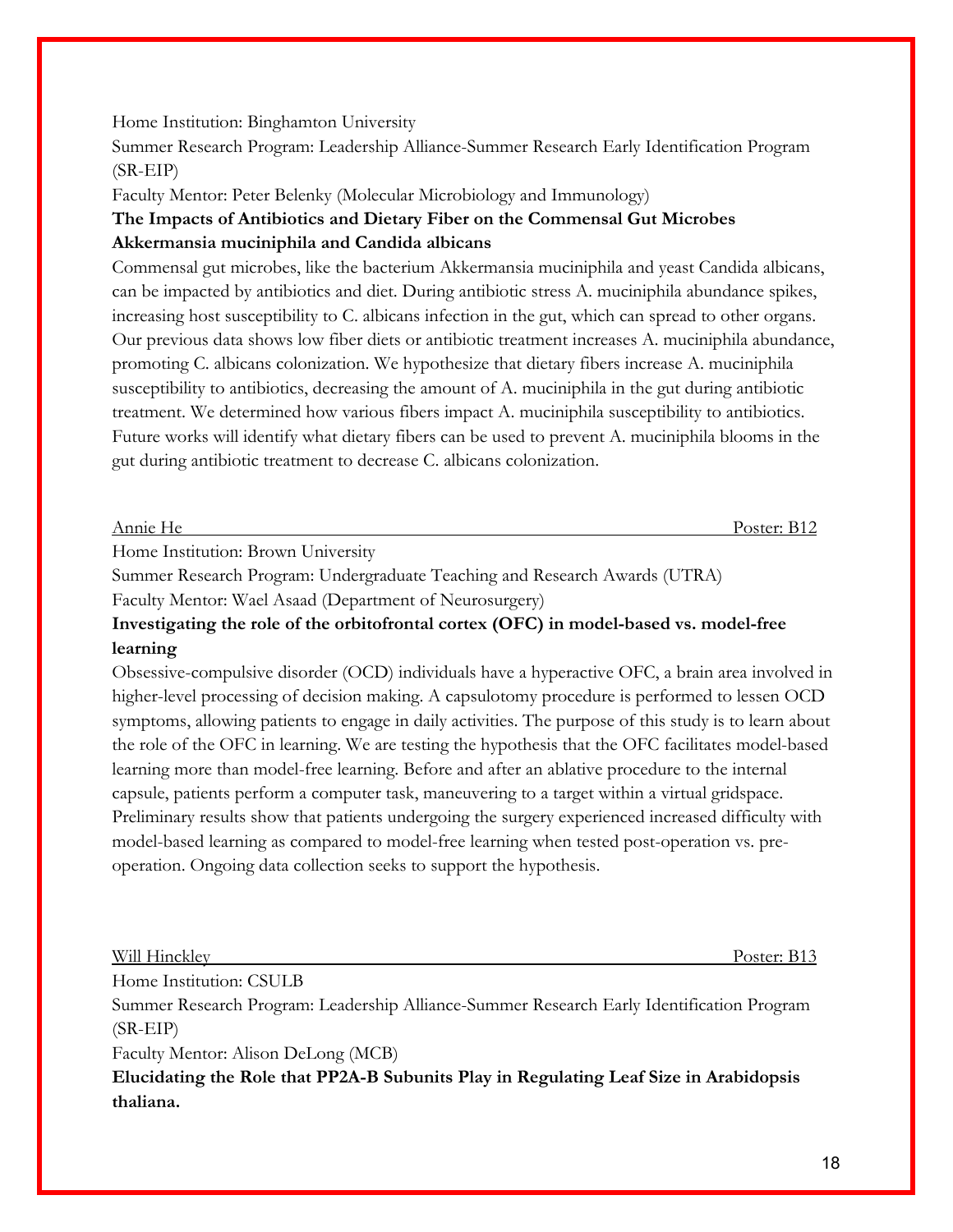Home Institution: Binghamton University

Summer Research Program: Leadership Alliance-Summer Research Early Identification Program (SR-EIP)

Faculty Mentor: Peter Belenky (Molecular Microbiology and Immunology)

**The Impacts of Antibiotics and Dietary Fiber on the Commensal Gut Microbes Akkermansia muciniphila and Candida albicans**

Commensal gut microbes, like the bacterium Akkermansia muciniphila and yeast Candida albicans, can be impacted by antibiotics and diet. During antibiotic stress A. muciniphila abundance spikes, increasing host susceptibility to C. albicans infection in the gut, which can spread to other organs. Our previous data shows low fiber diets or antibiotic treatment increases A. muciniphila abundance, promoting C. albicans colonization. We hypothesize that dietary fibers increase A. muciniphila susceptibility to antibiotics, decreasing the amount of A. muciniphila in the gut during antibiotic treatment. We determined how various fibers impact A. muciniphila susceptibility to antibiotics. Future works will identify what dietary fibers can be used to prevent A. muciniphila blooms in the gut during antibiotic treatment to decrease C. albicans colonization.

Annie He Poster: B12

Home Institution: Brown University

Summer Research Program: Undergraduate Teaching and Research Awards (UTRA)

Faculty Mentor: Wael Asaad (Department of Neurosurgery)

**Investigating the role of the orbitofrontal cortex (OFC) in model-based vs. model-free learning**

Obsessive-compulsive disorder (OCD) individuals have a hyperactive OFC, a brain area involved in higher-level processing of decision making. A capsulotomy procedure is performed to lessen OCD symptoms, allowing patients to engage in daily activities. The purpose of this study is to learn about the role of the OFC in learning. We are testing the hypothesis that the OFC facilitates model-based learning more than model-free learning. Before and after an ablative procedure to the internal capsule, patients perform a computer task, maneuvering to a target within a virtual gridspace. Preliminary results show that patients undergoing the surgery experienced increased difficulty with model-based learning as compared to model-free learning when tested post-operation vs. pre-operation. Ongoing data collection seeks to support the hypothesis.

Will Hinckley Poster: B13

Home Institution: CSULB

Summer Research Program: Leadership Alliance-Summer Research Early Identification Program (SR-EIP)

Faculty Mentor: Alison DeLong (MCB)

**Elucidating the Role that PP2A-B Subunits Play in Regulating Leaf Size in Arabidopsis thaliana.**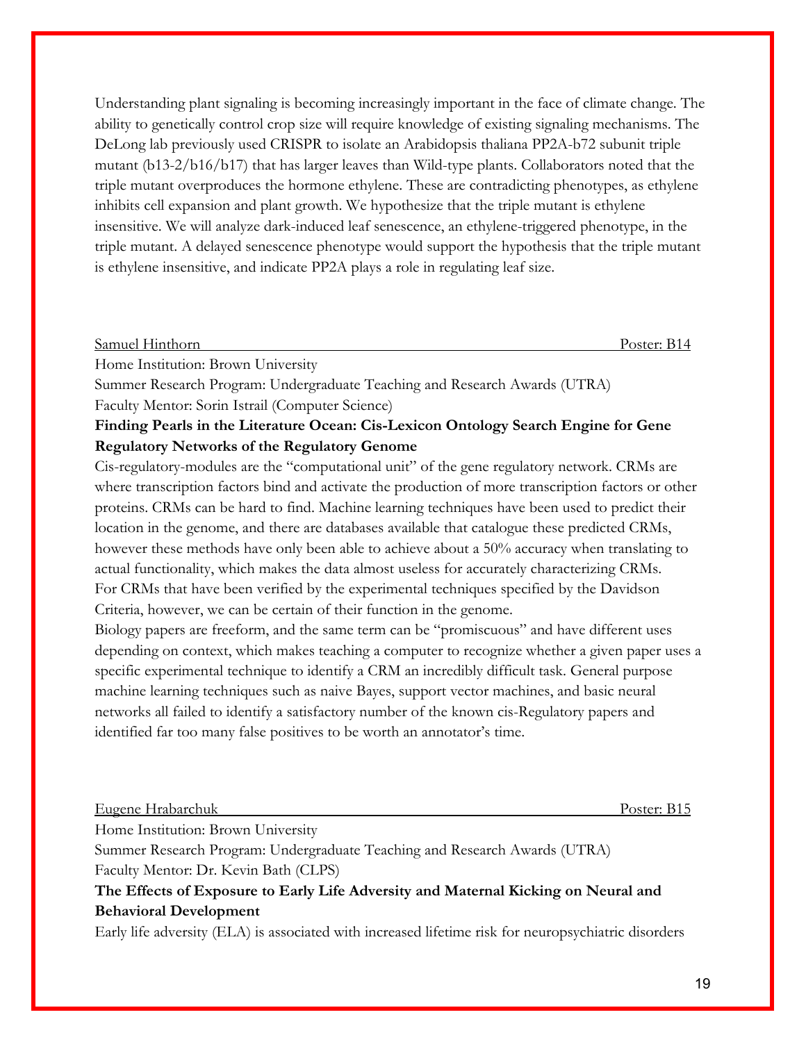Understanding plant signaling is becoming increasingly important in the face of climate change. The ability to genetically control crop size will require knowledge of existing signaling mechanisms. The DeLong lab previously used CRISPR to isolate an Arabidopsis thaliana PP2A-b72 subunit triple mutant (b13-2/b16/b17) that has larger leaves than Wild-type plants. Collaborators noted that the triple mutant overproduces the hormone ethylene. These are contradicting phenotypes, as ethylene inhibits cell expansion and plant growth. We hypothesize that the triple mutant is ethylene insensitive. We will analyze dark-induced leaf senescence, an ethylene-triggered phenotype, in the triple mutant. A delayed senescence phenotype would support the hypothesis that the triple mutant is ethylene insensitive, and indicate PP2A plays a role in regulating leaf size.

Samuel Hinthorn — Poster: B14

Home Institution: Brown University
Summer Research Program: Undergraduate Teaching and Research Awards (UTRA)
Faculty Mentor: Sorin Istrail (Computer Science)

**Finding Pearls in the Literature Ocean: Cis-Lexicon Ontology Search Engine for Gene Regulatory Networks of the Regulatory Genome**

Cis-regulatory-modules are the "computational unit" of the gene regulatory network. CRMs are where transcription factors bind and activate the production of more transcription factors or other proteins. CRMs can be hard to find. Machine learning techniques have been used to predict their location in the genome, and there are databases available that catalogue these predicted CRMs, however these methods have only been able to achieve about a 50% accuracy when translating to actual functionality, which makes the data almost useless for accurately characterizing CRMs. For CRMs that have been verified by the experimental techniques specified by the Davidson Criteria, however, we can be certain of their function in the genome.

Biology papers are freeform, and the same term can be "promiscuous" and have different uses depending on context, which makes teaching a computer to recognize whether a given paper uses a specific experimental technique to identify a CRM an incredibly difficult task. General purpose machine learning techniques such as naive Bayes, support vector machines, and basic neural networks all failed to identify a satisfactory number of the known cis-Regulatory papers and identified far too many false positives to be worth an annotator's time.

Eugene Hrabarchuk — Poster: B15

Home Institution: Brown University
Summer Research Program: Undergraduate Teaching and Research Awards (UTRA)
Faculty Mentor: Dr. Kevin Bath (CLPS)

**The Effects of Exposure to Early Life Adversity and Maternal Kicking on Neural and Behavioral Development**

Early life adversity (ELA) is associated with increased lifetime risk for neuropsychiatric disorders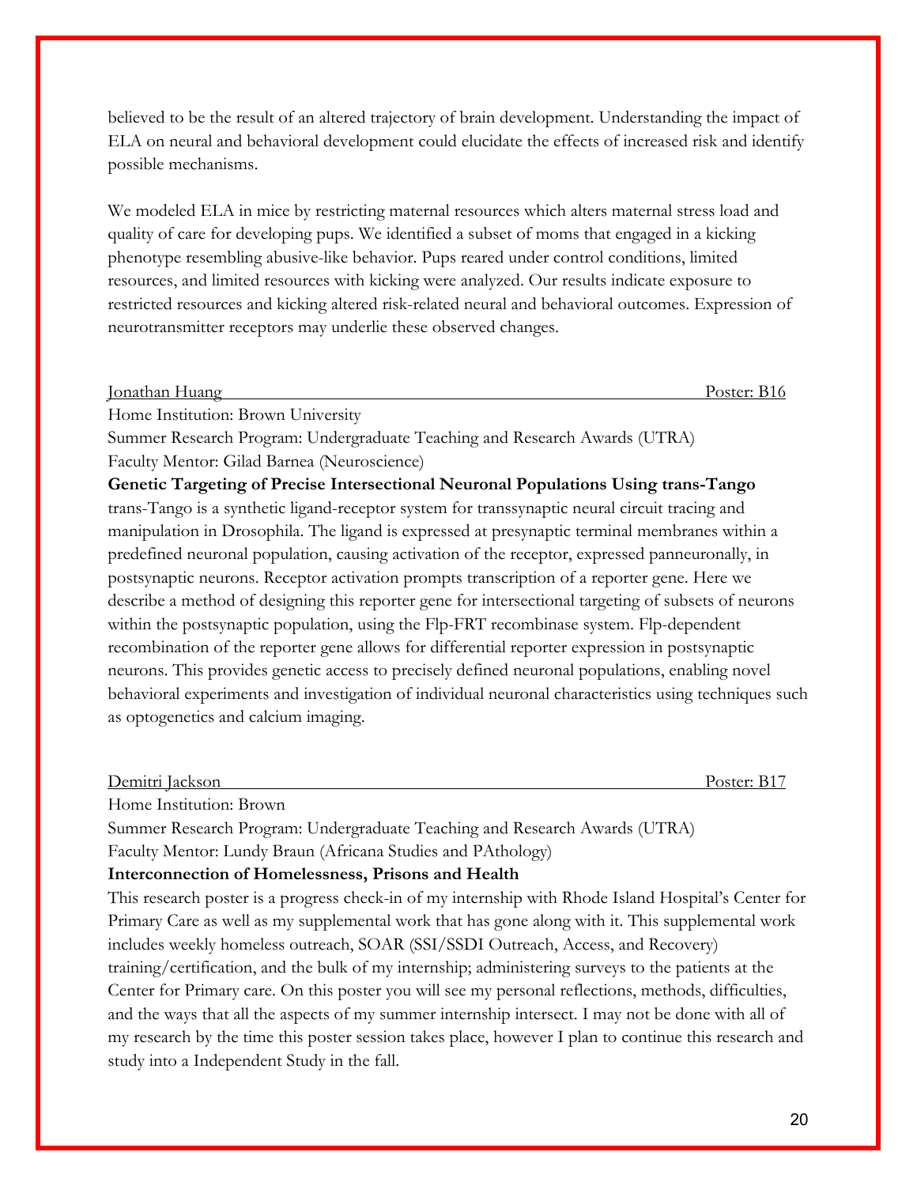believed to be the result of an altered trajectory of brain development. Understanding the impact of ELA on neural and behavioral development could elucidate the effects of increased risk and identify possible mechanisms.

We modeled ELA in mice by restricting maternal resources which alters maternal stress load and quality of care for developing pups. We identified a subset of moms that engaged in a kicking phenotype resembling abusive-like behavior. Pups reared under control conditions, limited resources, and limited resources with kicking were analyzed. Our results indicate exposure to restricted resources and kicking altered risk-related neural and behavioral outcomes. Expression of neurotransmitter receptors may underlie these observed changes.

Jonathan Huang — Poster: B16

Home Institution: Brown University
Summer Research Program: Undergraduate Teaching and Research Awards (UTRA)
Faculty Mentor: Gilad Barnea (Neuroscience)

**Genetic Targeting of Precise Intersectional Neuronal Populations Using trans-Tango**

trans-Tango is a synthetic ligand-receptor system for transsynaptic neural circuit tracing and manipulation in Drosophila. The ligand is expressed at presynaptic terminal membranes within a predefined neuronal population, causing activation of the receptor, expressed panneuronally, in postsynaptic neurons. Receptor activation prompts transcription of a reporter gene. Here we describe a method of designing this reporter gene for intersectional targeting of subsets of neurons within the postsynaptic population, using the Flp-FRT recombinase system. Flp-dependent recombination of the reporter gene allows for differential reporter expression in postsynaptic neurons. This provides genetic access to precisely defined neuronal populations, enabling novel behavioral experiments and investigation of individual neuronal characteristics using techniques such as optogenetics and calcium imaging.

Demitri Jackson — Poster: B17

Home Institution: Brown
Summer Research Program: Undergraduate Teaching and Research Awards (UTRA)
Faculty Mentor: Lundy Braun (Africana Studies and PAthology)

**Interconnection of Homelessness, Prisons and Health**

This research poster is a progress check-in of my internship with Rhode Island Hospital's Center for Primary Care as well as my supplemental work that has gone along with it. This supplemental work includes weekly homeless outreach, SOAR (SSI/SSDI Outreach, Access, and Recovery) training/certification, and the bulk of my internship; administering surveys to the patients at the Center for Primary care. On this poster you will see my personal reflections, methods, difficulties, and the ways that all the aspects of my summer internship intersect. I may not be done with all of my research by the time this poster session takes place, however I plan to continue this research and study into a Independent Study in the fall.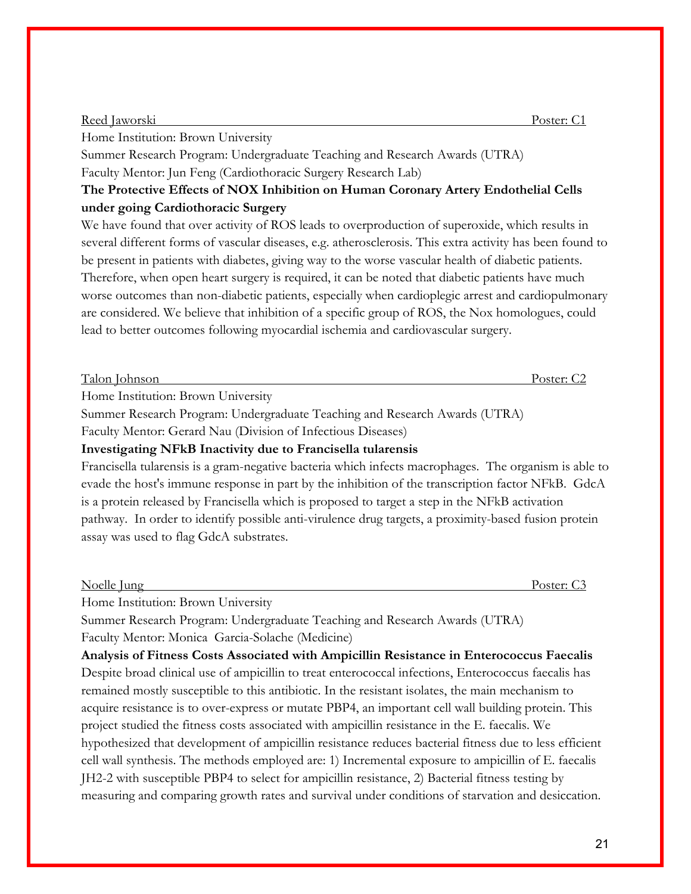Reed Jaworski Poster: C1

Home Institution: Brown University

Summer Research Program: Undergraduate Teaching and Research Awards (UTRA)

Faculty Mentor: Jun Feng (Cardiothoracic Surgery Research Lab)

**The Protective Effects of NOX Inhibition on Human Coronary Artery Endothelial Cells under going Cardiothoracic Surgery**

We have found that over activity of ROS leads to overproduction of superoxide, which results in several different forms of vascular diseases, e.g. atherosclerosis. This extra activity has been found to be present in patients with diabetes, giving way to the worse vascular health of diabetic patients. Therefore, when open heart surgery is required, it can be noted that diabetic patients have much worse outcomes than non-diabetic patients, especially when cardioplegic arrest and cardiopulmonary are considered. We believe that inhibition of a specific group of ROS, the Nox homologues, could lead to better outcomes following myocardial ischemia and cardiovascular surgery.

Talon Johnson Poster: C2

Home Institution: Brown University

Summer Research Program: Undergraduate Teaching and Research Awards (UTRA)

Faculty Mentor: Gerard Nau (Division of Infectious Diseases)

**Investigating NFkB Inactivity due to Francisella tularensis**

Francisella tularensis is a gram-negative bacteria which infects macrophages. The organism is able to evade the host's immune response in part by the inhibition of the transcription factor NFkB. GdcA is a protein released by Francisella which is proposed to target a step in the NFkB activation pathway. In order to identify possible anti-virulence drug targets, a proximity-based fusion protein assay was used to flag GdcA substrates.

Noelle Jung Poster: C3

Home Institution: Brown University

Summer Research Program: Undergraduate Teaching and Research Awards (UTRA)

Faculty Mentor: Monica Garcia-Solache (Medicine)

**Analysis of Fitness Costs Associated with Ampicillin Resistance in Enterococcus Faecalis**

Despite broad clinical use of ampicillin to treat enterococcal infections, Enterococcus faecalis has remained mostly susceptible to this antibiotic. In the resistant isolates, the main mechanism to acquire resistance is to over-express or mutate PBP4, an important cell wall building protein. This project studied the fitness costs associated with ampicillin resistance in the E. faecalis. We hypothesized that development of ampicillin resistance reduces bacterial fitness due to less efficient cell wall synthesis. The methods employed are: 1) Incremental exposure to ampicillin of E. faecalis JH2-2 with susceptible PBP4 to select for ampicillin resistance, 2) Bacterial fitness testing by measuring and comparing growth rates and survival under conditions of starvation and desiccation.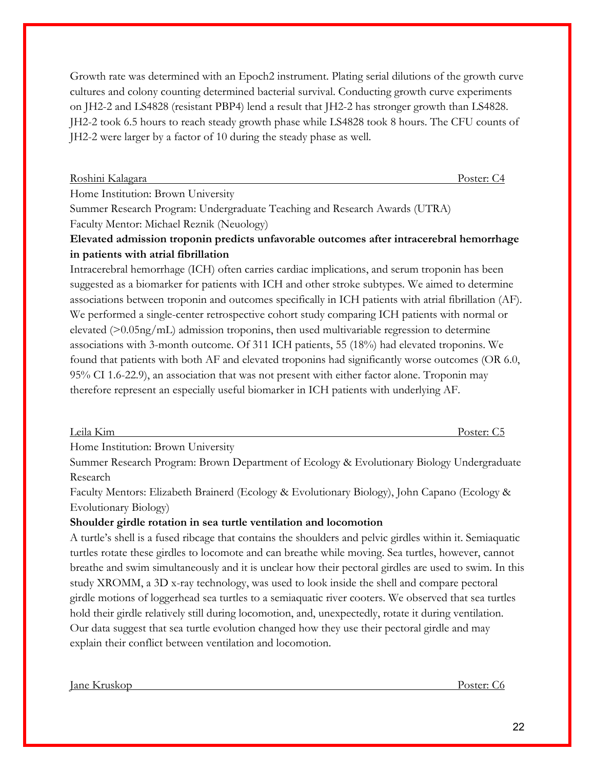Growth rate was determined with an Epoch2 instrument. Plating serial dilutions of the growth curve cultures and colony counting determined bacterial survival. Conducting growth curve experiments on JH2-2 and LS4828 (resistant PBP4) lend a result that JH2-2 has stronger growth than LS4828. JH2-2 took 6.5 hours to reach steady growth phase while LS4828 took 8 hours. The CFU counts of JH2-2 were larger by a factor of 10 during the steady phase as well.

Roshini Kalagara — Poster: C4

Home Institution: Brown University
Summer Research Program: Undergraduate Teaching and Research Awards (UTRA)
Faculty Mentor: Michael Reznik (Neuology)

**Elevated admission troponin predicts unfavorable outcomes after intracerebral hemorrhage in patients with atrial fibrillation**

Intracerebral hemorrhage (ICH) often carries cardiac implications, and serum troponin has been suggested as a biomarker for patients with ICH and other stroke subtypes. We aimed to determine associations between troponin and outcomes specifically in ICH patients with atrial fibrillation (AF). We performed a single-center retrospective cohort study comparing ICH patients with normal or elevated (>0.05ng/mL) admission troponins, then used multivariable regression to determine associations with 3-month outcome. Of 311 ICH patients, 55 (18%) had elevated troponins. We found that patients with both AF and elevated troponins had significantly worse outcomes (OR 6.0, 95% CI 1.6-22.9), an association that was not present with either factor alone. Troponin may therefore represent an especially useful biomarker in ICH patients with underlying AF.

Leila Kim — Poster: C5

Home Institution: Brown University
Summer Research Program: Brown Department of Ecology & Evolutionary Biology Undergraduate Research
Faculty Mentors: Elizabeth Brainerd (Ecology & Evolutionary Biology), John Capano (Ecology & Evolutionary Biology)

**Shoulder girdle rotation in sea turtle ventilation and locomotion**

A turtle's shell is a fused ribcage that contains the shoulders and pelvic girdles within it. Semiaquatic turtles rotate these girdles to locomote and can breathe while moving. Sea turtles, however, cannot breathe and swim simultaneously and it is unclear how their pectoral girdles are used to swim. In this study XROMM, a 3D x-ray technology, was used to look inside the shell and compare pectoral girdle motions of loggerhead sea turtles to a semiaquatic river cooters. We observed that sea turtles hold their girdle relatively still during locomotion, and, unexpectedly, rotate it during ventilation. Our data suggest that sea turtle evolution changed how they use their pectoral girdle and may explain their conflict between ventilation and locomotion.

Jane Kruskop — Poster: C6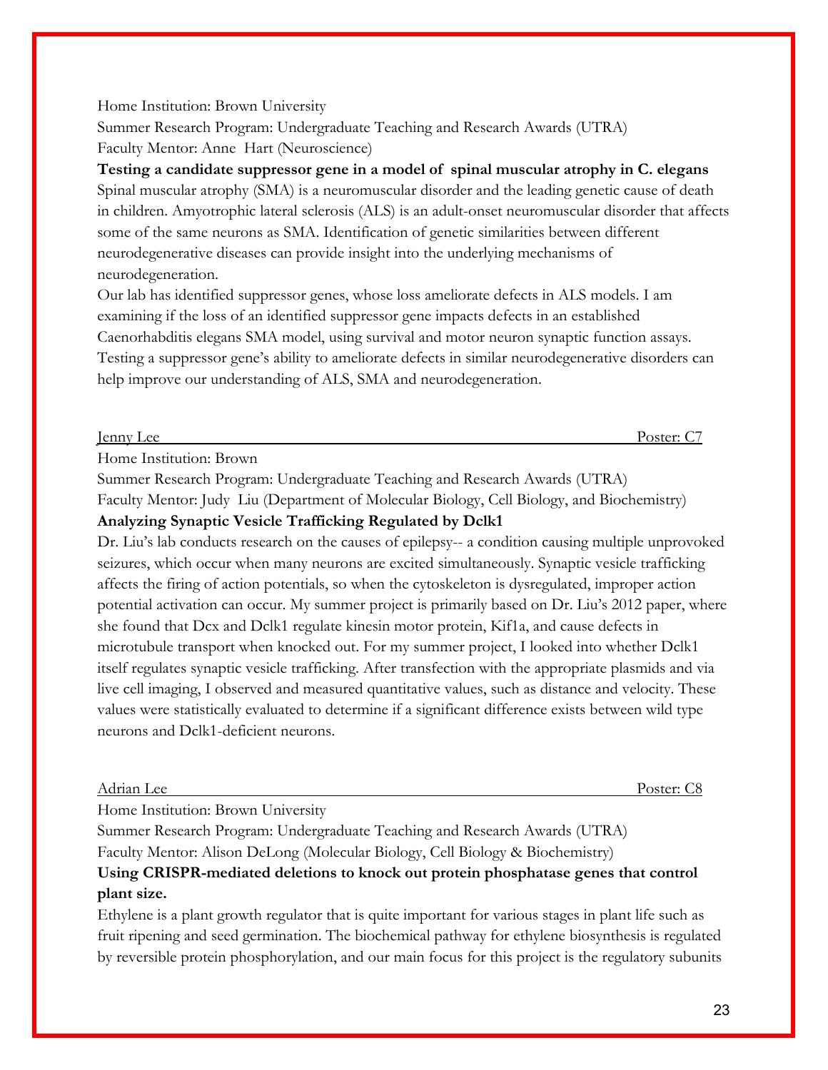Home Institution: Brown University
Summer Research Program: Undergraduate Teaching and Research Awards (UTRA)
Faculty Mentor: Anne Hart (Neuroscience)

**Testing a candidate suppressor gene in a model of spinal muscular atrophy in C. elegans**

Spinal muscular atrophy (SMA) is a neuromuscular disorder and the leading genetic cause of death in children. Amyotrophic lateral sclerosis (ALS) is an adult-onset neuromuscular disorder that affects some of the same neurons as SMA. Identification of genetic similarities between different neurodegenerative diseases can provide insight into the underlying mechanisms of neurodegeneration.

Our lab has identified suppressor genes, whose loss ameliorate defects in ALS models. I am examining if the loss of an identified suppressor gene impacts defects in an established Caenorhabditis elegans SMA model, using survival and motor neuron synaptic function assays. Testing a suppressor gene's ability to ameliorate defects in similar neurodegenerative disorders can help improve our understanding of ALS, SMA and neurodegeneration.

Jenny Lee — Poster: C7

Home Institution: Brown
Summer Research Program: Undergraduate Teaching and Research Awards (UTRA)
Faculty Mentor: Judy Liu (Department of Molecular Biology, Cell Biology, and Biochemistry)

**Analyzing Synaptic Vesicle Trafficking Regulated by Dclk1**

Dr. Liu's lab conducts research on the causes of epilepsy-- a condition causing multiple unprovoked seizures, which occur when many neurons are excited simultaneously. Synaptic vesicle trafficking affects the firing of action potentials, so when the cytoskeleton is dysregulated, improper action potential activation can occur. My summer project is primarily based on Dr. Liu's 2012 paper, where she found that Dcx and Dclk1 regulate kinesin motor protein, Kif1a, and cause defects in microtubule transport when knocked out. For my summer project, I looked into whether Dclk1 itself regulates synaptic vesicle trafficking. After transfection with the appropriate plasmids and via live cell imaging, I observed and measured quantitative values, such as distance and velocity. These values were statistically evaluated to determine if a significant difference exists between wild type neurons and Dclk1-deficient neurons.

Adrian Lee — Poster: C8

Home Institution: Brown University
Summer Research Program: Undergraduate Teaching and Research Awards (UTRA)
Faculty Mentor: Alison DeLong (Molecular Biology, Cell Biology & Biochemistry)

**Using CRISPR-mediated deletions to knock out protein phosphatase genes that control plant size.**

Ethylene is a plant growth regulator that is quite important for various stages in plant life such as fruit ripening and seed germination. The biochemical pathway for ethylene biosynthesis is regulated by reversible protein phosphorylation, and our main focus for this project is the regulatory subunits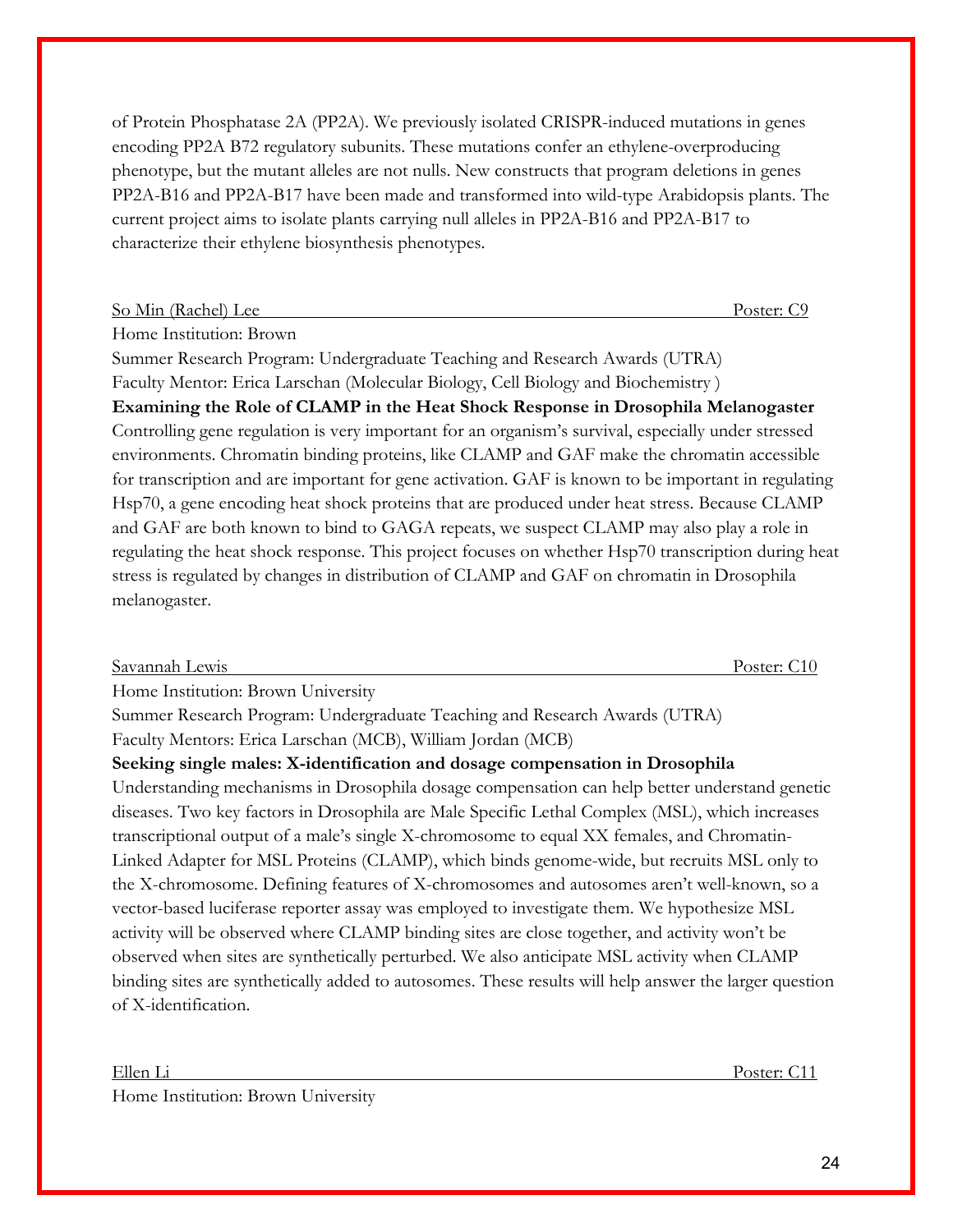of Protein Phosphatase 2A (PP2A). We previously isolated CRISPR-induced mutations in genes encoding PP2A B72 regulatory subunits. These mutations confer an ethylene-overproducing phenotype, but the mutant alleles are not nulls. New constructs that program deletions in genes PP2A-B16 and PP2A-B17 have been made and transformed into wild-type Arabidopsis plants. The current project aims to isolate plants carrying null alleles in PP2A-B16 and PP2A-B17 to characterize their ethylene biosynthesis phenotypes.

So Min (Rachel) Lee — Poster: C9

Home Institution: Brown
Summer Research Program: Undergraduate Teaching and Research Awards (UTRA)
Faculty Mentor: Erica Larschan (Molecular Biology, Cell Biology and Biochemistry )

**Examining the Role of CLAMP in the Heat Shock Response in Drosophila Melanogaster**

Controlling gene regulation is very important for an organism's survival, especially under stressed environments. Chromatin binding proteins, like CLAMP and GAF make the chromatin accessible for transcription and are important for gene activation. GAF is known to be important in regulating Hsp70, a gene encoding heat shock proteins that are produced under heat stress. Because CLAMP and GAF are both known to bind to GAGA repeats, we suspect CLAMP may also play a role in regulating the heat shock response. This project focuses on whether Hsp70 transcription during heat stress is regulated by changes in distribution of CLAMP and GAF on chromatin in Drosophila melanogaster.

Savannah Lewis — Poster: C10

Home Institution: Brown University
Summer Research Program: Undergraduate Teaching and Research Awards (UTRA)
Faculty Mentors: Erica Larschan (MCB), William Jordan (MCB)

**Seeking single males: X-identification and dosage compensation in Drosophila**

Understanding mechanisms in Drosophila dosage compensation can help better understand genetic diseases. Two key factors in Drosophila are Male Specific Lethal Complex (MSL), which increases transcriptional output of a male's single X-chromosome to equal XX females, and Chromatin-Linked Adapter for MSL Proteins (CLAMP), which binds genome-wide, but recruits MSL only to the X-chromosome. Defining features of X-chromosomes and autosomes aren't well-known, so a vector-based luciferase reporter assay was employed to investigate them. We hypothesize MSL activity will be observed where CLAMP binding sites are close together, and activity won't be observed when sites are synthetically perturbed. We also anticipate MSL activity when CLAMP binding sites are synthetically added to autosomes. These results will help answer the larger question of X-identification.

Ellen Li — Poster: C11

Home Institution: Brown University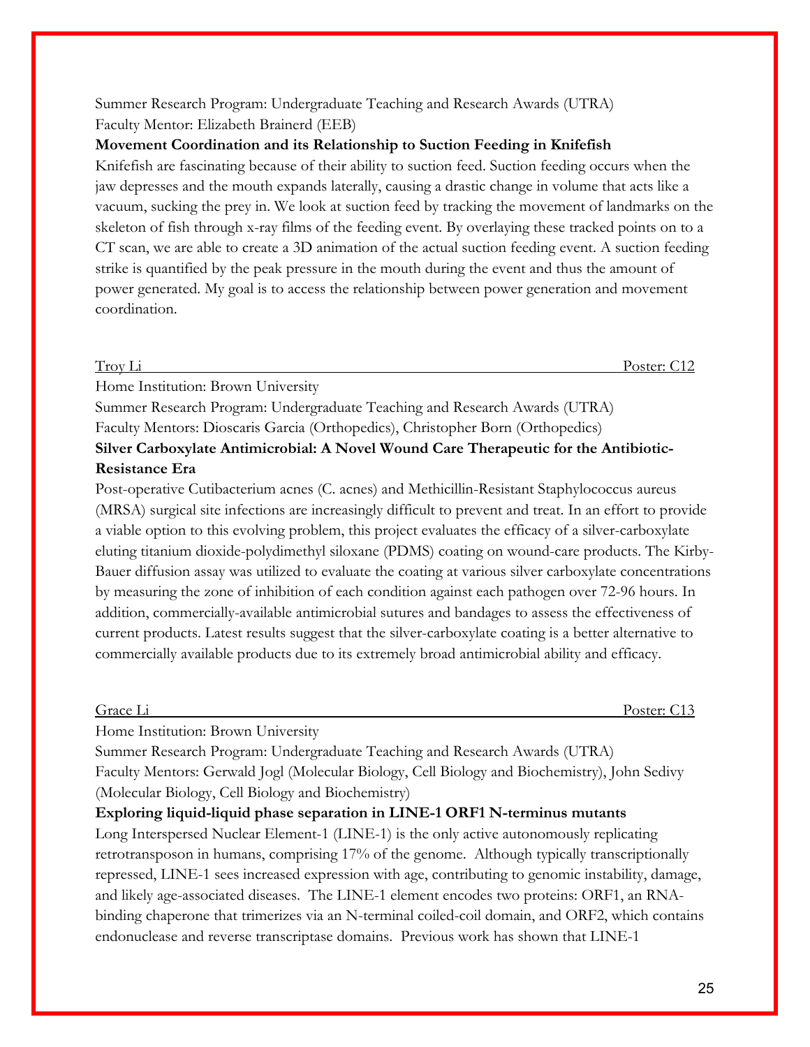Summer Research Program: Undergraduate Teaching and Research Awards (UTRA)
Faculty Mentor: Elizabeth Brainerd (EEB)

**Movement Coordination and its Relationship to Suction Feeding in Knifefish**

Knifefish are fascinating because of their ability to suction feed. Suction feeding occurs when the jaw depresses and the mouth expands laterally, causing a drastic change in volume that acts like a vacuum, sucking the prey in. We look at suction feed by tracking the movement of landmarks on the skeleton of fish through x-ray films of the feeding event. By overlaying these tracked points on to a CT scan, we are able to create a 3D animation of the actual suction feeding event. A suction feeding strike is quantified by the peak pressure in the mouth during the event and thus the amount of power generated. My goal is to access the relationship between power generation and movement coordination.

Troy Li — Poster: C12

Home Institution: Brown University
Summer Research Program: Undergraduate Teaching and Research Awards (UTRA)
Faculty Mentors: Dioscaris Garcia (Orthopedics), Christopher Born (Orthopedics)

**Silver Carboxylate Antimicrobial: A Novel Wound Care Therapeutic for the Antibiotic-Resistance Era**

Post-operative Cutibacterium acnes (C. acnes) and Methicillin-Resistant Staphylococcus aureus (MRSA) surgical site infections are increasingly difficult to prevent and treat. In an effort to provide a viable option to this evolving problem, this project evaluates the efficacy of a silver-carboxylate eluting titanium dioxide-polydimethyl siloxane (PDMS) coating on wound-care products. The Kirby-Bauer diffusion assay was utilized to evaluate the coating at various silver carboxylate concentrations by measuring the zone of inhibition of each condition against each pathogen over 72-96 hours. In addition, commercially-available antimicrobial sutures and bandages to assess the effectiveness of current products. Latest results suggest that the silver-carboxylate coating is a better alternative to commercially available products due to its extremely broad antimicrobial ability and efficacy.

Grace Li — Poster: C13

Home Institution: Brown University
Summer Research Program: Undergraduate Teaching and Research Awards (UTRA)
Faculty Mentors: Gerwald Jogl (Molecular Biology, Cell Biology and Biochemistry), John Sedivy (Molecular Biology, Cell Biology and Biochemistry)

**Exploring liquid-liquid phase separation in LINE-1 ORF1 N-terminus mutants**

Long Interspersed Nuclear Element-1 (LINE-1) is the only active autonomously replicating retrotransposon in humans, comprising 17% of the genome. Although typically transcriptionally repressed, LINE-1 sees increased expression with age, contributing to genomic instability, damage, and likely age-associated diseases. The LINE-1 element encodes two proteins: ORF1, an RNA-binding chaperone that trimerizes via an N-terminal coiled-coil domain, and ORF2, which contains endonuclease and reverse transcriptase domains. Previous work has shown that LINE-1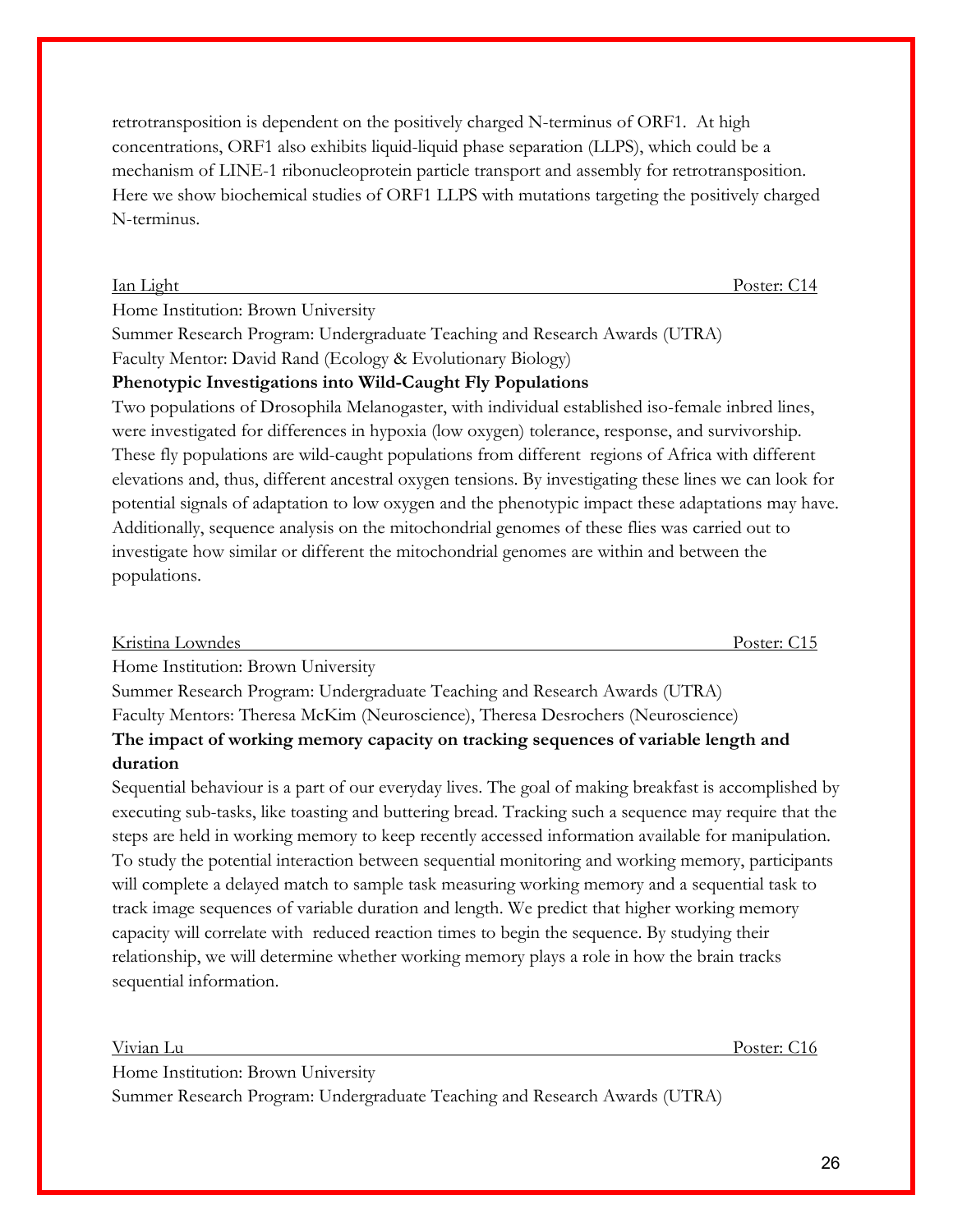retrotransposition is dependent on the positively charged N-terminus of ORF1. At high concentrations, ORF1 also exhibits liquid-liquid phase separation (LLPS), which could be a mechanism of LINE-1 ribonucleoprotein particle transport and assembly for retrotransposition. Here we show biochemical studies of ORF1 LLPS with mutations targeting the positively charged N-terminus.

Ian Light — Poster: C14

Home Institution: Brown University
Summer Research Program: Undergraduate Teaching and Research Awards (UTRA)
Faculty Mentor: David Rand (Ecology & Evolutionary Biology)

**Phenotypic Investigations into Wild-Caught Fly Populations**

Two populations of Drosophila Melanogaster, with individual established iso-female inbred lines, were investigated for differences in hypoxia (low oxygen) tolerance, response, and survivorship. These fly populations are wild-caught populations from different regions of Africa with different elevations and, thus, different ancestral oxygen tensions. By investigating these lines we can look for potential signals of adaptation to low oxygen and the phenotypic impact these adaptations may have. Additionally, sequence analysis on the mitochondrial genomes of these flies was carried out to investigate how similar or different the mitochondrial genomes are within and between the populations.

Kristina Lowndes — Poster: C15

Home Institution: Brown University
Summer Research Program: Undergraduate Teaching and Research Awards (UTRA)
Faculty Mentors: Theresa McKim (Neuroscience), Theresa Desrochers (Neuroscience)

**The impact of working memory capacity on tracking sequences of variable length and duration**

Sequential behaviour is a part of our everyday lives. The goal of making breakfast is accomplished by executing sub-tasks, like toasting and buttering bread. Tracking such a sequence may require that the steps are held in working memory to keep recently accessed information available for manipulation. To study the potential interaction between sequential monitoring and working memory, participants will complete a delayed match to sample task measuring working memory and a sequential task to track image sequences of variable duration and length. We predict that higher working memory capacity will correlate with reduced reaction times to begin the sequence. By studying their relationship, we will determine whether working memory plays a role in how the brain tracks sequential information.

Vivian Lu — Poster: C16

Home Institution: Brown University
Summer Research Program: Undergraduate Teaching and Research Awards (UTRA)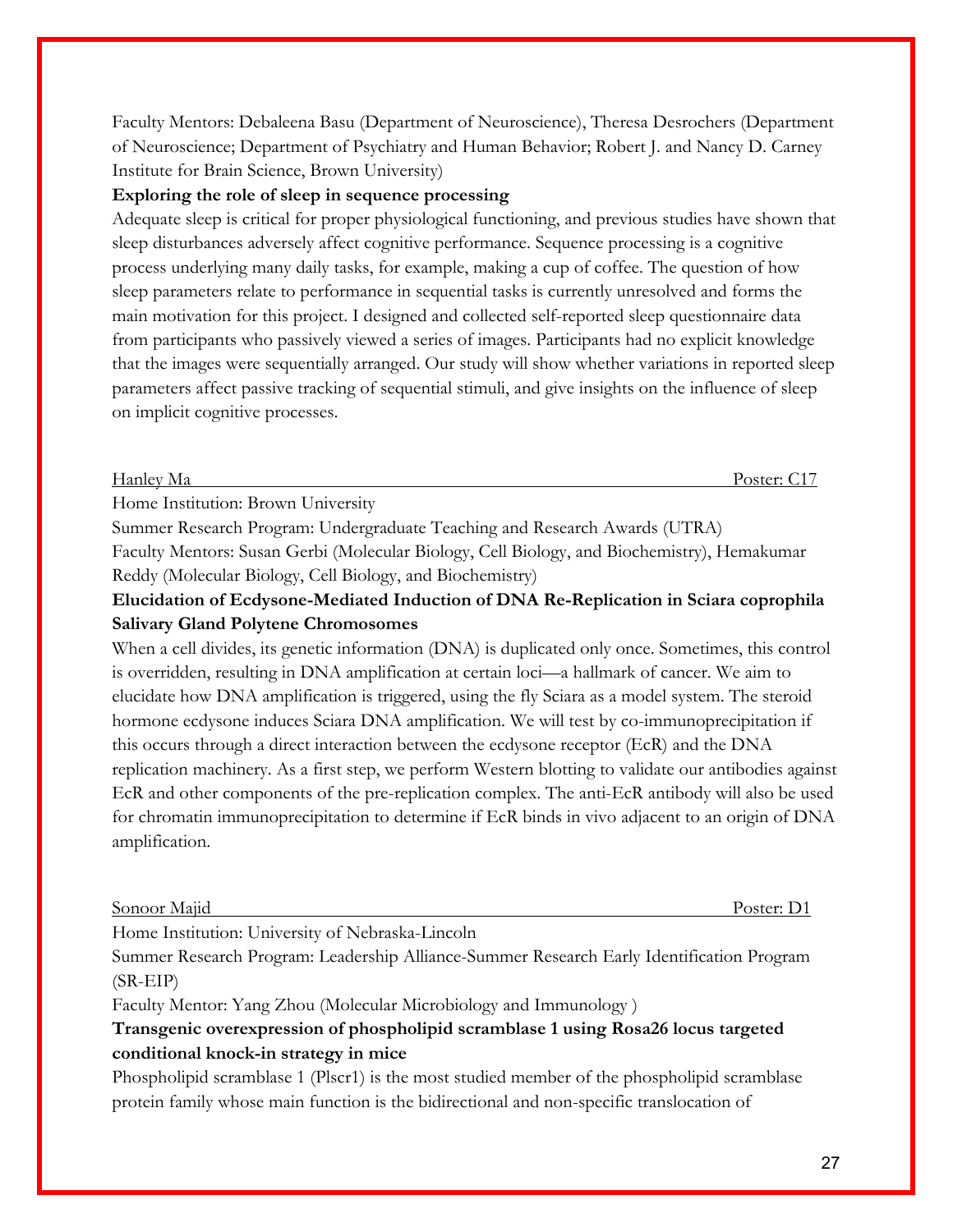Faculty Mentors: Debaleena Basu (Department of Neuroscience), Theresa Desrochers (Department of Neuroscience; Department of Psychiatry and Human Behavior; Robert J. and Nancy D. Carney Institute for Brain Science, Brown University)

**Exploring the role of sleep in sequence processing**

Adequate sleep is critical for proper physiological functioning, and previous studies have shown that sleep disturbances adversely affect cognitive performance. Sequence processing is a cognitive process underlying many daily tasks, for example, making a cup of coffee. The question of how sleep parameters relate to performance in sequential tasks is currently unresolved and forms the main motivation for this project. I designed and collected self-reported sleep questionnaire data from participants who passively viewed a series of images. Participants had no explicit knowledge that the images were sequentially arranged. Our study will show whether variations in reported sleep parameters affect passive tracking of sequential stimuli, and give insights on the influence of sleep on implicit cognitive processes.

Hanley Ma — Poster: C17

Home Institution: Brown University

Summer Research Program: Undergraduate Teaching and Research Awards (UTRA)

Faculty Mentors: Susan Gerbi (Molecular Biology, Cell Biology, and Biochemistry), Hemakumar Reddy (Molecular Biology, Cell Biology, and Biochemistry)

**Elucidation of Ecdysone-Mediated Induction of DNA Re-Replication in Sciara coprophila Salivary Gland Polytene Chromosomes**

When a cell divides, its genetic information (DNA) is duplicated only once. Sometimes, this control is overridden, resulting in DNA amplification at certain loci—a hallmark of cancer. We aim to elucidate how DNA amplification is triggered, using the fly Sciara as a model system. The steroid hormone ecdysone induces Sciara DNA amplification. We will test by co-immunoprecipitation if this occurs through a direct interaction between the ecdysone receptor (EcR) and the DNA replication machinery. As a first step, we perform Western blotting to validate our antibodies against EcR and other components of the pre-replication complex. The anti-EcR antibody will also be used for chromatin immunoprecipitation to determine if EcR binds in vivo adjacent to an origin of DNA amplification.

Sonoor Majid — Poster: D1

Home Institution: University of Nebraska-Lincoln

Summer Research Program: Leadership Alliance-Summer Research Early Identification Program (SR-EIP)

Faculty Mentor: Yang Zhou (Molecular Microbiology and Immunology )

**Transgenic overexpression of phospholipid scramblase 1 using Rosa26 locus targeted conditional knock-in strategy in mice**

Phospholipid scramblase 1 (Plscr1) is the most studied member of the phospholipid scramblase protein family whose main function is the bidirectional and non-specific translocation of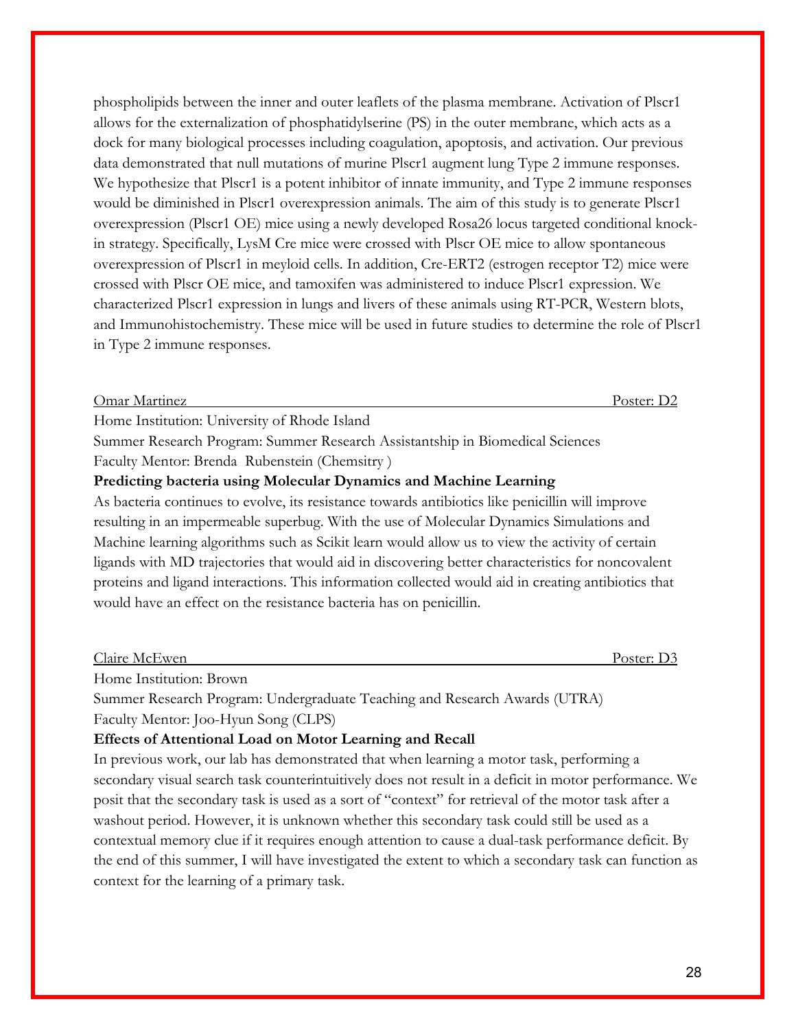phospholipids between the inner and outer leaflets of the plasma membrane. Activation of Plscr1 allows for the externalization of phosphatidylserine (PS) in the outer membrane, which acts as a dock for many biological processes including coagulation, apoptosis, and activation. Our previous data demonstrated that null mutations of murine Plscr1 augment lung Type 2 immune responses. We hypothesize that Plscr1 is a potent inhibitor of innate immunity, and Type 2 immune responses would be diminished in Plscr1 overexpression animals. The aim of this study is to generate Plscr1 overexpression (Plscr1 OE) mice using a newly developed Rosa26 locus targeted conditional knock-in strategy. Specifically, LysM Cre mice were crossed with Plscr OE mice to allow spontaneous overexpression of Plscr1 in meyloid cells. In addition, Cre-ERT2 (estrogen receptor T2) mice were crossed with Plscr OE mice, and tamoxifen was administered to induce Plscr1 expression. We characterized Plscr1 expression in lungs and livers of these animals using RT-PCR, Western blots, and Immunohistochemistry. These mice will be used in future studies to determine the role of Plscr1 in Type 2 immune responses.

Omar Martinez — Poster: D2

Home Institution: University of Rhode Island
Summer Research Program: Summer Research Assistantship in Biomedical Sciences
Faculty Mentor: Brenda Rubenstein (Chemsitry )

**Predicting bacteria using Molecular Dynamics and Machine Learning**

As bacteria continues to evolve, its resistance towards antibiotics like penicillin will improve resulting in an impermeable superbug. With the use of Molecular Dynamics Simulations and Machine learning algorithms such as Scikit learn would allow us to view the activity of certain ligands with MD trajectories that would aid in discovering better characteristics for noncovalent proteins and ligand interactions. This information collected would aid in creating antibiotics that would have an effect on the resistance bacteria has on penicillin.

Claire McEwen — Poster: D3

Home Institution: Brown
Summer Research Program: Undergraduate Teaching and Research Awards (UTRA)
Faculty Mentor: Joo-Hyun Song (CLPS)

**Effects of Attentional Load on Motor Learning and Recall**

In previous work, our lab has demonstrated that when learning a motor task, performing a secondary visual search task counterintuitively does not result in a deficit in motor performance. We posit that the secondary task is used as a sort of "context" for retrieval of the motor task after a washout period. However, it is unknown whether this secondary task could still be used as a contextual memory clue if it requires enough attention to cause a dual-task performance deficit. By the end of this summer, I will have investigated the extent to which a secondary task can function as context for the learning of a primary task.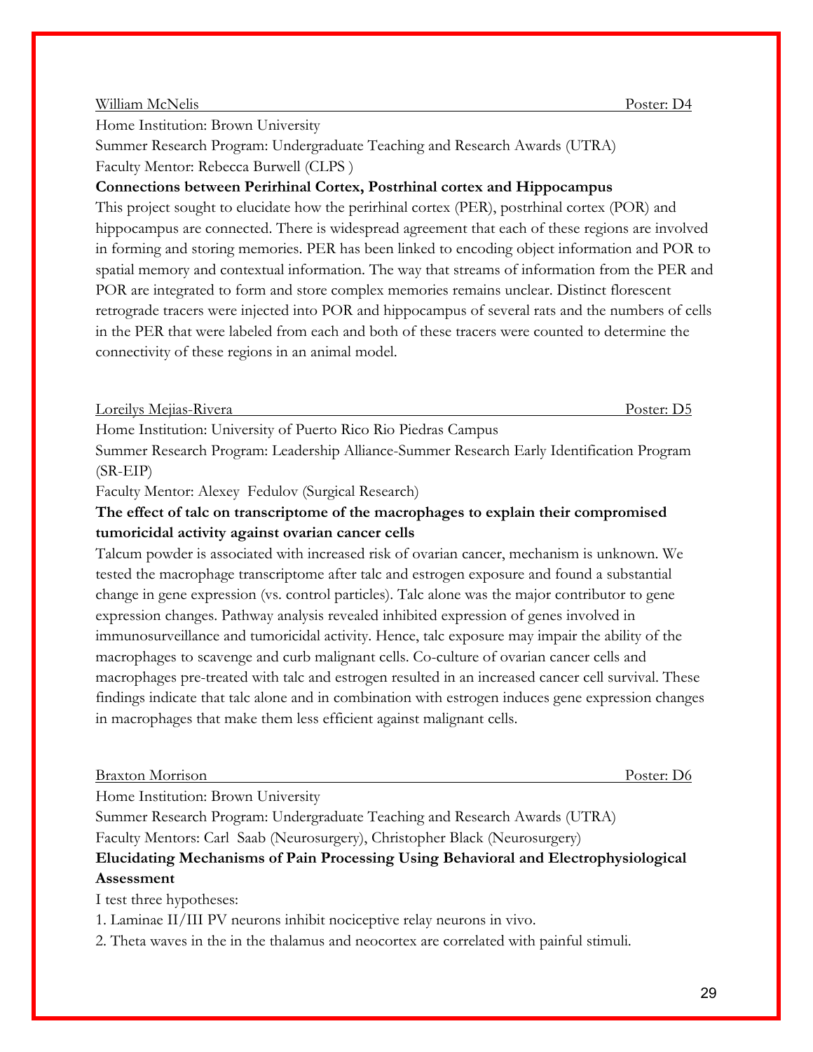William McNelis                                                                                    Poster: D4

Home Institution: Brown University

Summer Research Program: Undergraduate Teaching and Research Awards (UTRA)

Faculty Mentor: Rebecca Burwell (CLPS )

**Connections between Perirhinal Cortex, Postrhinal cortex and Hippocampus**

This project sought to elucidate how the perirhinal cortex (PER), postrhinal cortex (POR) and hippocampus are connected. There is widespread agreement that each of these regions are involved in forming and storing memories. PER has been linked to encoding object information and POR to spatial memory and contextual information. The way that streams of information from the PER and POR are integrated to form and store complex memories remains unclear. Distinct florescent retrograde tracers were injected into POR and hippocampus of several rats and the numbers of cells in the PER that were labeled from each and both of these tracers were counted to determine the connectivity of these regions in an animal model.

Loreilys Mejias-Rivera                                                                                    Poster: D5

Home Institution: University of Puerto Rico Rio Piedras Campus

Summer Research Program: Leadership Alliance-Summer Research Early Identification Program (SR-EIP)

Faculty Mentor: Alexey Fedulov (Surgical Research)

**The effect of talc on transcriptome of the macrophages to explain their compromised tumoricidal activity against ovarian cancer cells**

Talcum powder is associated with increased risk of ovarian cancer, mechanism is unknown. We tested the macrophage transcriptome after talc and estrogen exposure and found a substantial change in gene expression (vs. control particles). Talc alone was the major contributor to gene expression changes. Pathway analysis revealed inhibited expression of genes involved in immunosurveillance and tumoricidal activity. Hence, talc exposure may impair the ability of the macrophages to scavenge and curb malignant cells. Co-culture of ovarian cancer cells and macrophages pre-treated with talc and estrogen resulted in an increased cancer cell survival. These findings indicate that talc alone and in combination with estrogen induces gene expression changes in macrophages that make them less efficient against malignant cells.

Braxton Morrison                                                                                    Poster: D6

Home Institution: Brown University

Summer Research Program: Undergraduate Teaching and Research Awards (UTRA)

Faculty Mentors: Carl Saab (Neurosurgery), Christopher Black (Neurosurgery)

**Elucidating Mechanisms of Pain Processing Using Behavioral and Electrophysiological Assessment**

I test three hypotheses:

1. Laminae II/III PV neurons inhibit nociceptive relay neurons in vivo.
2. Theta waves in the in the thalamus and neocortex are correlated with painful stimuli.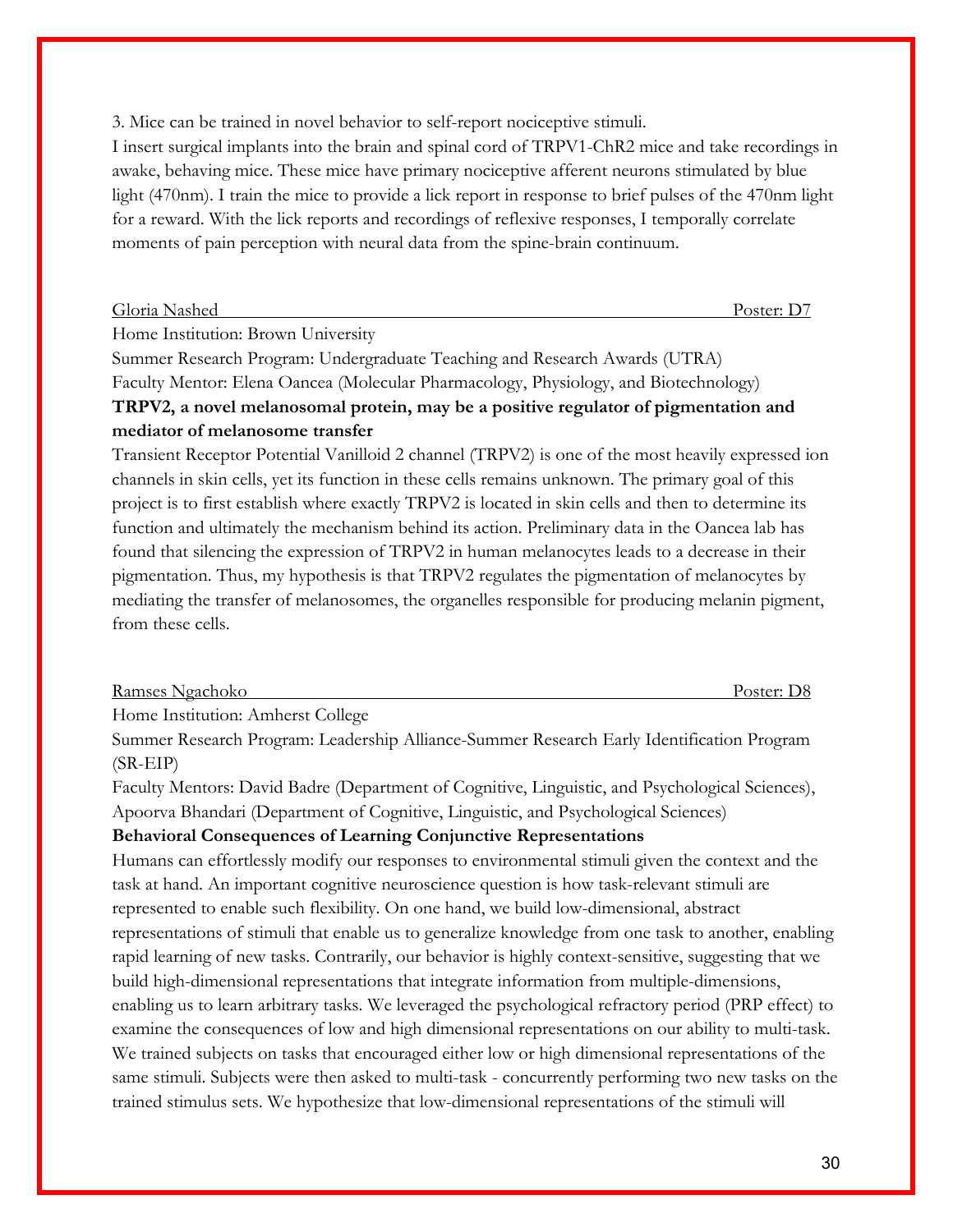3. Mice can be trained in novel behavior to self-report nociceptive stimuli.
I insert surgical implants into the brain and spinal cord of TRPV1-ChR2 mice and take recordings in awake, behaving mice. These mice have primary nociceptive afferent neurons stimulated by blue light (470nm). I train the mice to provide a lick report in response to brief pulses of the 470nm light for a reward. With the lick reports and recordings of reflexive responses, I temporally correlate moments of pain perception with neural data from the spine-brain continuum.

Gloria Nashed — Poster: D7

Home Institution: Brown University
Summer Research Program: Undergraduate Teaching and Research Awards (UTRA)
Faculty Mentor: Elena Oancea (Molecular Pharmacology, Physiology, and Biotechnology)

**TRPV2, a novel melanosomal protein, may be a positive regulator of pigmentation and mediator of melanosome transfer**

Transient Receptor Potential Vanilloid 2 channel (TRPV2) is one of the most heavily expressed ion channels in skin cells, yet its function in these cells remains unknown. The primary goal of this project is to first establish where exactly TRPV2 is located in skin cells and then to determine its function and ultimately the mechanism behind its action. Preliminary data in the Oancea lab has found that silencing the expression of TRPV2 in human melanocytes leads to a decrease in their pigmentation. Thus, my hypothesis is that TRPV2 regulates the pigmentation of melanocytes by mediating the transfer of melanosomes, the organelles responsible for producing melanin pigment, from these cells.

Ramses Ngachoko — Poster: D8

Home Institution: Amherst College
Summer Research Program: Leadership Alliance-Summer Research Early Identification Program (SR-EIP)
Faculty Mentors: David Badre (Department of Cognitive, Linguistic, and Psychological Sciences), Apoorva Bhandari (Department of Cognitive, Linguistic, and Psychological Sciences)

**Behavioral Consequences of Learning Conjunctive Representations**

Humans can effortlessly modify our responses to environmental stimuli given the context and the task at hand. An important cognitive neuroscience question is how task-relevant stimuli are represented to enable such flexibility. On one hand, we build low-dimensional, abstract representations of stimuli that enable us to generalize knowledge from one task to another, enabling rapid learning of new tasks. Contrarily, our behavior is highly context-sensitive, suggesting that we build high-dimensional representations that integrate information from multiple-dimensions, enabling us to learn arbitrary tasks. We leveraged the psychological refractory period (PRP effect) to examine the consequences of low and high dimensional representations on our ability to multi-task. We trained subjects on tasks that encouraged either low or high dimensional representations of the same stimuli. Subjects were then asked to multi-task - concurrently performing two new tasks on the trained stimulus sets. We hypothesize that low-dimensional representations of the stimuli will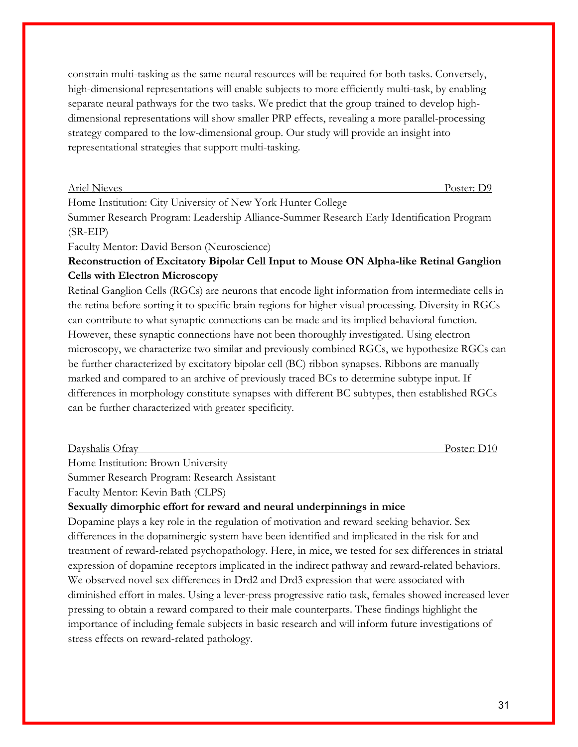constrain multi-tasking as the same neural resources will be required for both tasks. Conversely, high-dimensional representations will enable subjects to more efficiently multi-task, by enabling separate neural pathways for the two tasks. We predict that the group trained to develop high-dimensional representations will show smaller PRP effects, revealing a more parallel-processing strategy compared to the low-dimensional group. Our study will provide an insight into representational strategies that support multi-tasking.

Ariel Nieves — Poster: D9

Home Institution: City University of New York Hunter College

Summer Research Program: Leadership Alliance-Summer Research Early Identification Program (SR-EIP)

Faculty Mentor: David Berson (Neuroscience)

**Reconstruction of Excitatory Bipolar Cell Input to Mouse ON Alpha-like Retinal Ganglion Cells with Electron Microscopy**

Retinal Ganglion Cells (RGCs) are neurons that encode light information from intermediate cells in the retina before sorting it to specific brain regions for higher visual processing. Diversity in RGCs can contribute to what synaptic connections can be made and its implied behavioral function. However, these synaptic connections have not been thoroughly investigated. Using electron microscopy, we characterize two similar and previously combined RGCs, we hypothesize RGCs can be further characterized by excitatory bipolar cell (BC) ribbon synapses. Ribbons are manually marked and compared to an archive of previously traced BCs to determine subtype input. If differences in morphology constitute synapses with different BC subtypes, then established RGCs can be further characterized with greater specificity.

Dayshalis Ofray — Poster: D10

Home Institution: Brown University

Summer Research Program: Research Assistant

Faculty Mentor: Kevin Bath (CLPS)

**Sexually dimorphic effort for reward and neural underpinnings in mice**

Dopamine plays a key role in the regulation of motivation and reward seeking behavior. Sex differences in the dopaminergic system have been identified and implicated in the risk for and treatment of reward-related psychopathology. Here, in mice, we tested for sex differences in striatal expression of dopamine receptors implicated in the indirect pathway and reward-related behaviors. We observed novel sex differences in Drd2 and Drd3 expression that were associated with diminished effort in males. Using a lever-press progressive ratio task, females showed increased lever pressing to obtain a reward compared to their male counterparts. These findings highlight the importance of including female subjects in basic research and will inform future investigations of stress effects on reward-related pathology.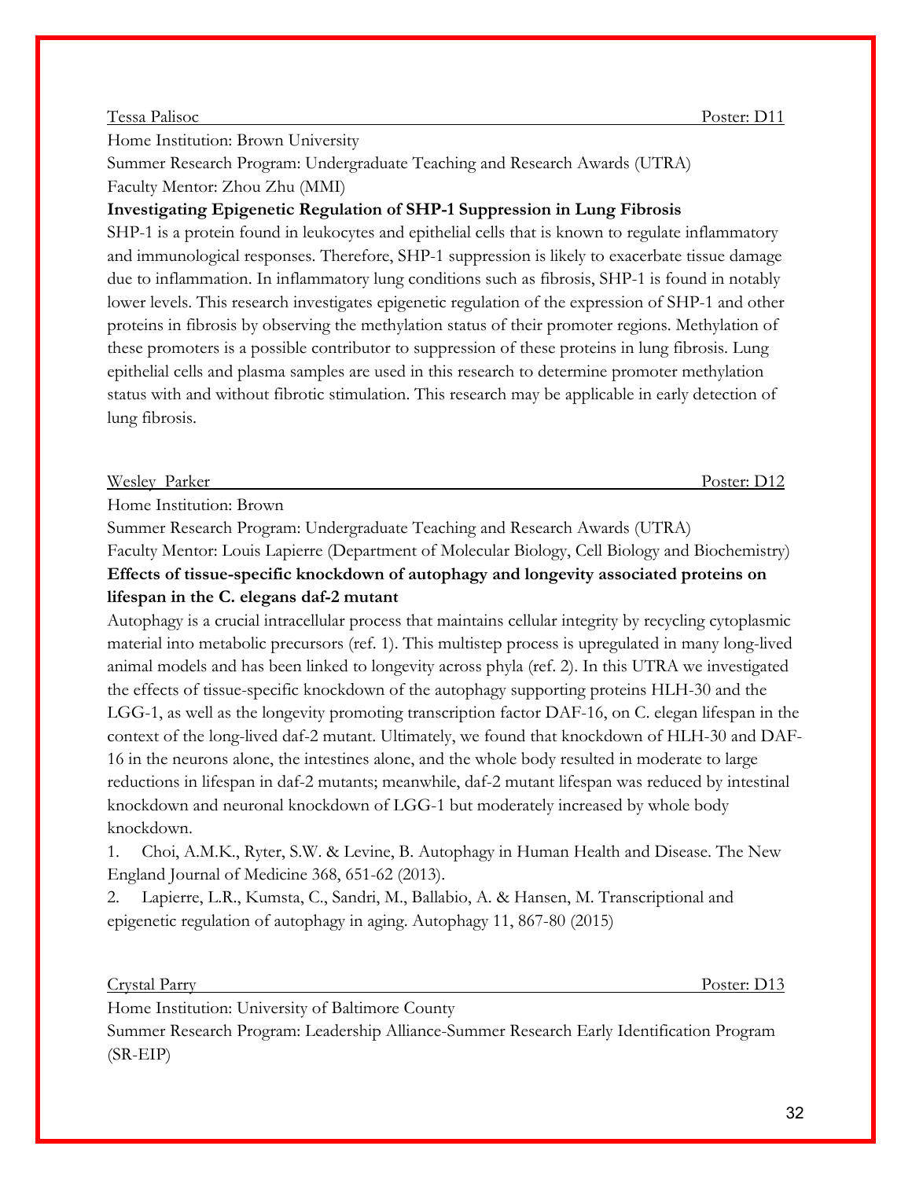Tessa Palisoc Poster: D11

Home Institution: Brown University

Summer Research Program: Undergraduate Teaching and Research Awards (UTRA)

Faculty Mentor: Zhou Zhu (MMI)

**Investigating Epigenetic Regulation of SHP-1 Suppression in Lung Fibrosis**

SHP-1 is a protein found in leukocytes and epithelial cells that is known to regulate inflammatory and immunological responses. Therefore, SHP-1 suppression is likely to exacerbate tissue damage due to inflammation. In inflammatory lung conditions such as fibrosis, SHP-1 is found in notably lower levels. This research investigates epigenetic regulation of the expression of SHP-1 and other proteins in fibrosis by observing the methylation status of their promoter regions. Methylation of these promoters is a possible contributor to suppression of these proteins in lung fibrosis. Lung epithelial cells and plasma samples are used in this research to determine promoter methylation status with and without fibrotic stimulation. This research may be applicable in early detection of lung fibrosis.

Wesley Parker Poster: D12

Home Institution: Brown

Summer Research Program: Undergraduate Teaching and Research Awards (UTRA)

Faculty Mentor: Louis Lapierre (Department of Molecular Biology, Cell Biology and Biochemistry)

**Effects of tissue-specific knockdown of autophagy and longevity associated proteins on lifespan in the C. elegans daf-2 mutant**

Autophagy is a crucial intracellular process that maintains cellular integrity by recycling cytoplasmic material into metabolic precursors (ref. 1). This multistep process is upregulated in many long-lived animal models and has been linked to longevity across phyla (ref. 2). In this UTRA we investigated the effects of tissue-specific knockdown of the autophagy supporting proteins HLH-30 and the LGG-1, as well as the longevity promoting transcription factor DAF-16, on C. elegan lifespan in the context of the long-lived daf-2 mutant. Ultimately, we found that knockdown of HLH-30 and DAF-16 in the neurons alone, the intestines alone, and the whole body resulted in moderate to large reductions in lifespan in daf-2 mutants; meanwhile, daf-2 mutant lifespan was reduced by intestinal knockdown and neuronal knockdown of LGG-1 but moderately increased by whole body knockdown.

1. Choi, A.M.K., Ryter, S.W. & Levine, B. Autophagy in Human Health and Disease. The New England Journal of Medicine 368, 651-62 (2013).
2. Lapierre, L.R., Kumsta, C., Sandri, M., Ballabio, A. & Hansen, M. Transcriptional and epigenetic regulation of autophagy in aging. Autophagy 11, 867-80 (2015)

Crystal Parry Poster: D13

Home Institution: University of Baltimore County

Summer Research Program: Leadership Alliance-Summer Research Early Identification Program (SR-EIP)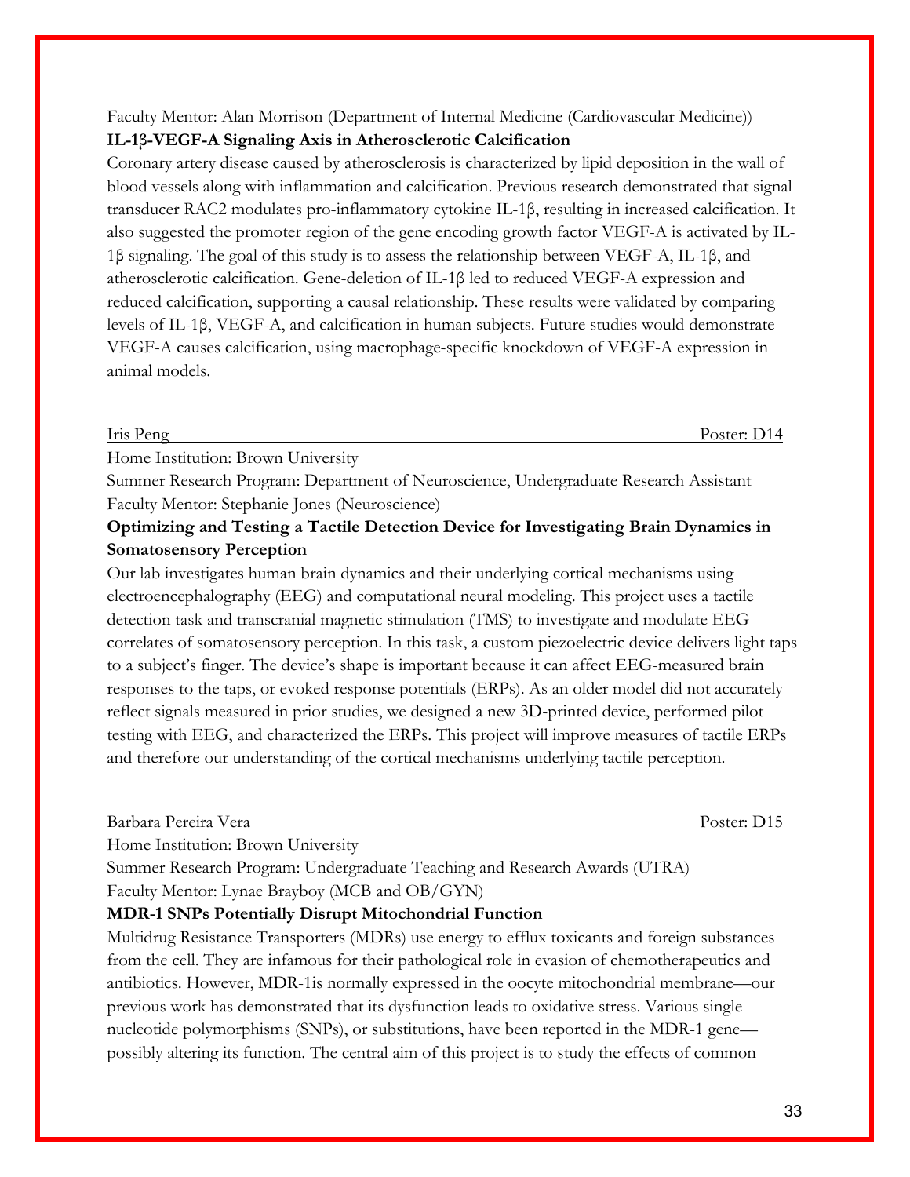Faculty Mentor: Alan Morrison (Department of Internal Medicine (Cardiovascular Medicine))

**IL-1β-VEGF-A Signaling Axis in Atherosclerotic Calcification**

Coronary artery disease caused by atherosclerosis is characterized by lipid deposition in the wall of blood vessels along with inflammation and calcification. Previous research demonstrated that signal transducer RAC2 modulates pro-inflammatory cytokine IL-1β, resulting in increased calcification. It also suggested the promoter region of the gene encoding growth factor VEGF-A is activated by IL-1β signaling. The goal of this study is to assess the relationship between VEGF-A, IL-1β, and atherosclerotic calcification. Gene-deletion of IL-1β led to reduced VEGF-A expression and reduced calcification, supporting a causal relationship. These results were validated by comparing levels of IL-1β, VEGF-A, and calcification in human subjects. Future studies would demonstrate VEGF-A causes calcification, using macrophage-specific knockdown of VEGF-A expression in animal models.

Iris Peng — Poster: D14

Home Institution: Brown University

Summer Research Program: Department of Neuroscience, Undergraduate Research Assistant

Faculty Mentor: Stephanie Jones (Neuroscience)

**Optimizing and Testing a Tactile Detection Device for Investigating Brain Dynamics in Somatosensory Perception**

Our lab investigates human brain dynamics and their underlying cortical mechanisms using electroencephalography (EEG) and computational neural modeling. This project uses a tactile detection task and transcranial magnetic stimulation (TMS) to investigate and modulate EEG correlates of somatosensory perception. In this task, a custom piezoelectric device delivers light taps to a subject's finger. The device's shape is important because it can affect EEG-measured brain responses to the taps, or evoked response potentials (ERPs). As an older model did not accurately reflect signals measured in prior studies, we designed a new 3D-printed device, performed pilot testing with EEG, and characterized the ERPs. This project will improve measures of tactile ERPs and therefore our understanding of the cortical mechanisms underlying tactile perception.

Barbara Pereira Vera — Poster: D15

Home Institution: Brown University

Summer Research Program: Undergraduate Teaching and Research Awards (UTRA)

Faculty Mentor: Lynae Brayboy (MCB and OB/GYN)

**MDR-1 SNPs Potentially Disrupt Mitochondrial Function**

Multidrug Resistance Transporters (MDRs) use energy to efflux toxicants and foreign substances from the cell. They are infamous for their pathological role in evasion of chemotherapeutics and antibiotics. However, MDR-1is normally expressed in the oocyte mitochondrial membrane—our previous work has demonstrated that its dysfunction leads to oxidative stress. Various single nucleotide polymorphisms (SNPs), or substitutions, have been reported in the MDR-1 gene—possibly altering its function. The central aim of this project is to study the effects of common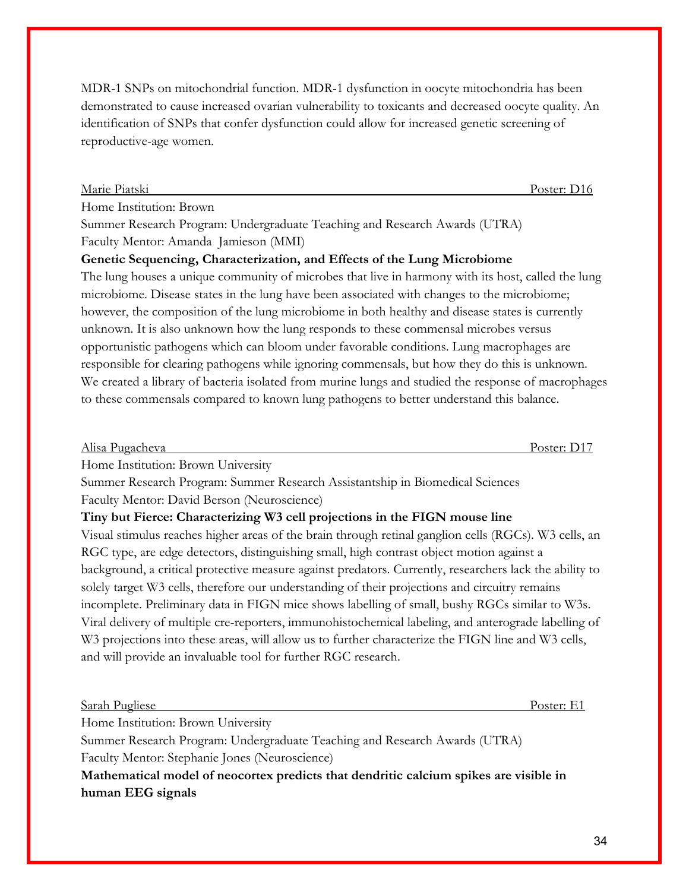MDR-1 SNPs on mitochondrial function. MDR-1 dysfunction in oocyte mitochondria has been demonstrated to cause increased ovarian vulnerability to toxicants and decreased oocyte quality. An identification of SNPs that confer dysfunction could allow for increased genetic screening of reproductive-age women.

Marie Piatski — Poster: D16

Home Institution: Brown

Summer Research Program: Undergraduate Teaching and Research Awards (UTRA)

Faculty Mentor: Amanda Jamieson (MMI)

**Genetic Sequencing, Characterization, and Effects of the Lung Microbiome**

The lung houses a unique community of microbes that live in harmony with its host, called the lung microbiome. Disease states in the lung have been associated with changes to the microbiome; however, the composition of the lung microbiome in both healthy and disease states is currently unknown. It is also unknown how the lung responds to these commensal microbes versus opportunistic pathogens which can bloom under favorable conditions. Lung macrophages are responsible for clearing pathogens while ignoring commensals, but how they do this is unknown. We created a library of bacteria isolated from murine lungs and studied the response of macrophages to these commensals compared to known lung pathogens to better understand this balance.

Alisa Pugacheva — Poster: D17

Home Institution: Brown University

Summer Research Program: Summer Research Assistantship in Biomedical Sciences

Faculty Mentor: David Berson (Neuroscience)

**Tiny but Fierce: Characterizing W3 cell projections in the FIGN mouse line**

Visual stimulus reaches higher areas of the brain through retinal ganglion cells (RGCs). W3 cells, an RGC type, are edge detectors, distinguishing small, high contrast object motion against a background, a critical protective measure against predators. Currently, researchers lack the ability to solely target W3 cells, therefore our understanding of their projections and circuitry remains incomplete. Preliminary data in FIGN mice shows labelling of small, bushy RGCs similar to W3s. Viral delivery of multiple cre-reporters, immunohistochemical labeling, and anterograde labelling of W3 projections into these areas, will allow us to further characterize the FIGN line and W3 cells, and will provide an invaluable tool for further RGC research.

Sarah Pugliese — Poster: E1

Home Institution: Brown University

Summer Research Program: Undergraduate Teaching and Research Awards (UTRA)

Faculty Mentor: Stephanie Jones (Neuroscience)

**Mathematical model of neocortex predicts that dendritic calcium spikes are visible in human EEG signals**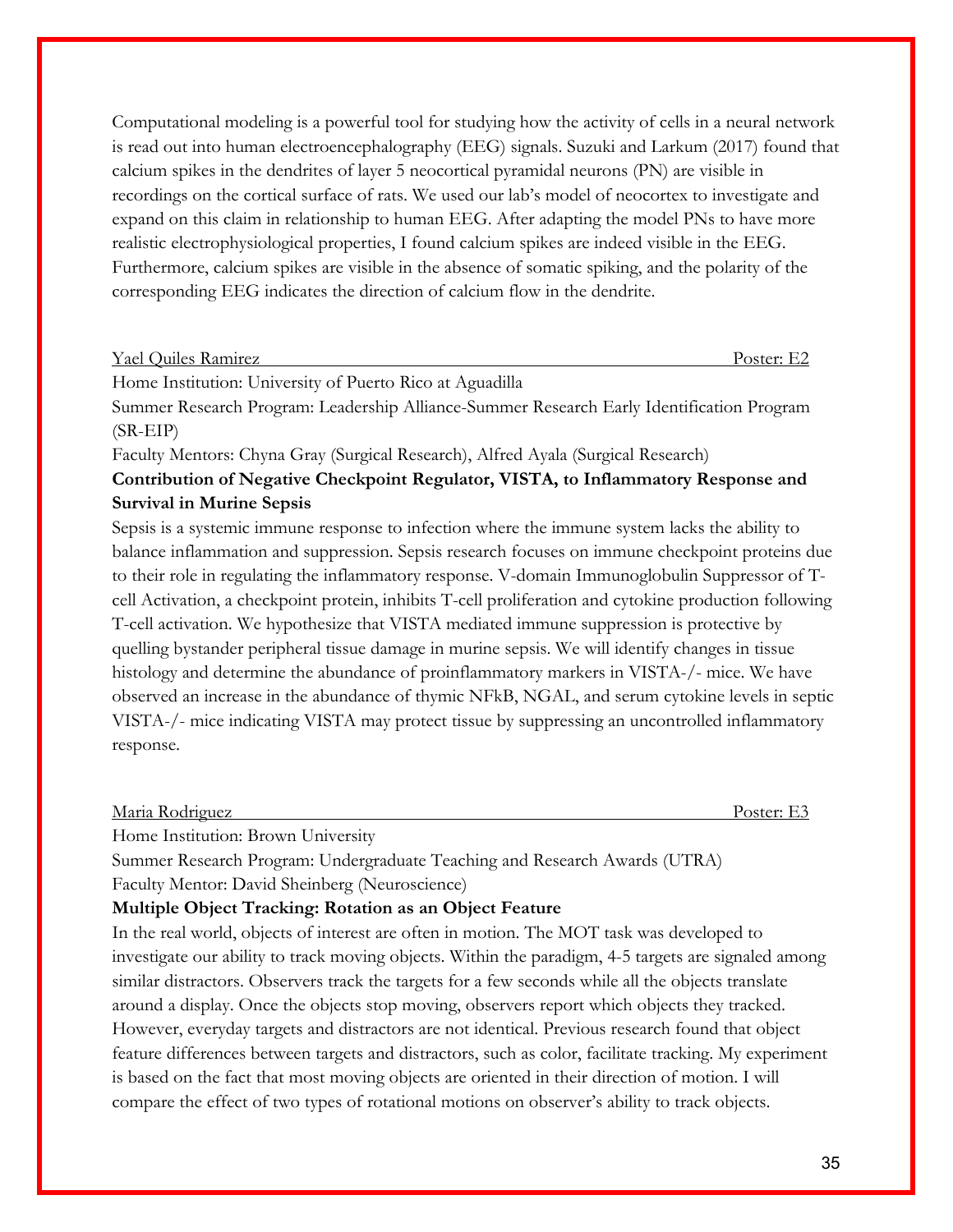Computational modeling is a powerful tool for studying how the activity of cells in a neural network is read out into human electroencephalography (EEG) signals. Suzuki and Larkum (2017) found that calcium spikes in the dendrites of layer 5 neocortical pyramidal neurons (PN) are visible in recordings on the cortical surface of rats. We used our lab's model of neocortex to investigate and expand on this claim in relationship to human EEG. After adapting the model PNs to have more realistic electrophysiological properties, I found calcium spikes are indeed visible in the EEG. Furthermore, calcium spikes are visible in the absence of somatic spiking, and the polarity of the corresponding EEG indicates the direction of calcium flow in the dendrite.

Yael Quiles Ramirez — Poster: E2

Home Institution: University of Puerto Rico at Aguadilla

Summer Research Program: Leadership Alliance-Summer Research Early Identification Program (SR-EIP)

Faculty Mentors: Chyna Gray (Surgical Research), Alfred Ayala (Surgical Research)

**Contribution of Negative Checkpoint Regulator, VISTA, to Inflammatory Response and Survival in Murine Sepsis**

Sepsis is a systemic immune response to infection where the immune system lacks the ability to balance inflammation and suppression. Sepsis research focuses on immune checkpoint proteins due to their role in regulating the inflammatory response. V-domain Immunoglobulin Suppressor of T-cell Activation, a checkpoint protein, inhibits T-cell proliferation and cytokine production following T-cell activation. We hypothesize that VISTA mediated immune suppression is protective by quelling bystander peripheral tissue damage in murine sepsis. We will identify changes in tissue histology and determine the abundance of proinflammatory markers in VISTA-/- mice. We have observed an increase in the abundance of thymic NFkB, NGAL, and serum cytokine levels in septic VISTA-/- mice indicating VISTA may protect tissue by suppressing an uncontrolled inflammatory response.

Maria Rodriguez — Poster: E3

Home Institution: Brown University

Summer Research Program: Undergraduate Teaching and Research Awards (UTRA)

Faculty Mentor: David Sheinberg (Neuroscience)

**Multiple Object Tracking: Rotation as an Object Feature**

In the real world, objects of interest are often in motion. The MOT task was developed to investigate our ability to track moving objects. Within the paradigm, 4-5 targets are signaled among similar distractors. Observers track the targets for a few seconds while all the objects translate around a display. Once the objects stop moving, observers report which objects they tracked. However, everyday targets and distractors are not identical. Previous research found that object feature differences between targets and distractors, such as color, facilitate tracking. My experiment is based on the fact that most moving objects are oriented in their direction of motion. I will compare the effect of two types of rotational motions on observer's ability to track objects.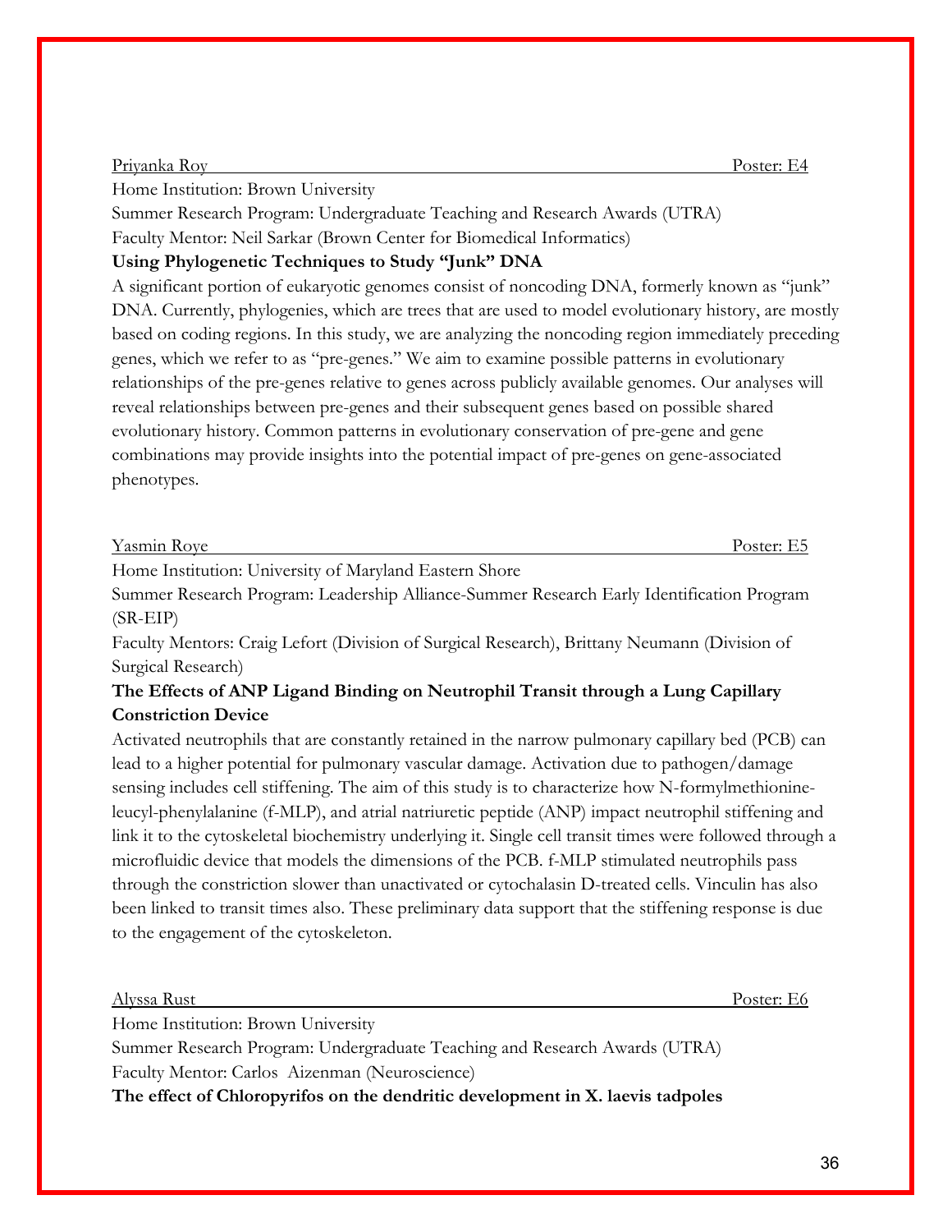Priyanka Roy Poster: E4

Home Institution: Brown University

Summer Research Program: Undergraduate Teaching and Research Awards (UTRA)

Faculty Mentor: Neil Sarkar (Brown Center for Biomedical Informatics)

**Using Phylogenetic Techniques to Study "Junk" DNA**

A significant portion of eukaryotic genomes consist of noncoding DNA, formerly known as "junk" DNA. Currently, phylogenies, which are trees that are used to model evolutionary history, are mostly based on coding regions. In this study, we are analyzing the noncoding region immediately preceding genes, which we refer to as "pre-genes." We aim to examine possible patterns in evolutionary relationships of the pre-genes relative to genes across publicly available genomes. Our analyses will reveal relationships between pre-genes and their subsequent genes based on possible shared evolutionary history. Common patterns in evolutionary conservation of pre-gene and gene combinations may provide insights into the potential impact of pre-genes on gene-associated phenotypes.

Yasmin Roye Poster: E5

Home Institution: University of Maryland Eastern Shore

Summer Research Program: Leadership Alliance-Summer Research Early Identification Program (SR-EIP)

Faculty Mentors: Craig Lefort (Division of Surgical Research), Brittany Neumann (Division of Surgical Research)

**The Effects of ANP Ligand Binding on Neutrophil Transit through a Lung Capillary Constriction Device**

Activated neutrophils that are constantly retained in the narrow pulmonary capillary bed (PCB) can lead to a higher potential for pulmonary vascular damage. Activation due to pathogen/damage sensing includes cell stiffening. The aim of this study is to characterize how N-formylmethionine-leucyl-phenylalanine (f-MLP), and atrial natriuretic peptide (ANP) impact neutrophil stiffening and link it to the cytoskeletal biochemistry underlying it. Single cell transit times were followed through a microfluidic device that models the dimensions of the PCB. f-MLP stimulated neutrophils pass through the constriction slower than unactivated or cytochalasin D-treated cells. Vinculin has also been linked to transit times also. These preliminary data support that the stiffening response is due to the engagement of the cytoskeleton.

Alyssa Rust Poster: E6

Home Institution: Brown University

Summer Research Program: Undergraduate Teaching and Research Awards (UTRA)

Faculty Mentor: Carlos Aizenman (Neuroscience)

**The effect of Chloropyrifos on the dendritic development in X. laevis tadpoles**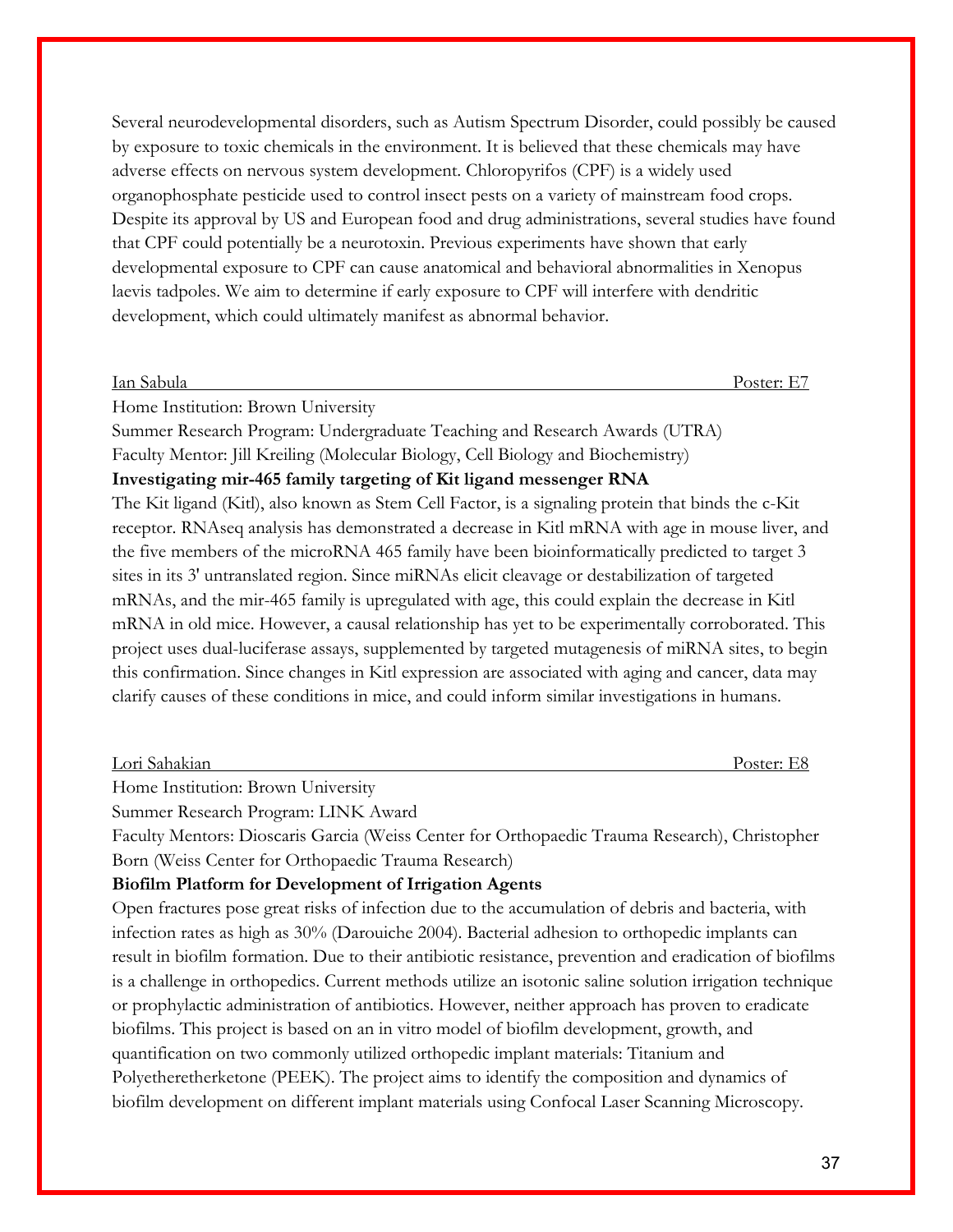Several neurodevelopmental disorders, such as Autism Spectrum Disorder, could possibly be caused by exposure to toxic chemicals in the environment. It is believed that these chemicals may have adverse effects on nervous system development. Chloropyrifos (CPF) is a widely used organophosphate pesticide used to control insect pests on a variety of mainstream food crops. Despite its approval by US and European food and drug administrations, several studies have found that CPF could potentially be a neurotoxin. Previous experiments have shown that early developmental exposure to CPF can cause anatomical and behavioral abnormalities in Xenopus laevis tadpoles. We aim to determine if early exposure to CPF will interfere with dendritic development, which could ultimately manifest as abnormal behavior.

Ian Sabula — Poster: E7

Home Institution: Brown University
Summer Research Program: Undergraduate Teaching and Research Awards (UTRA)
Faculty Mentor: Jill Kreiling (Molecular Biology, Cell Biology and Biochemistry)

**Investigating mir-465 family targeting of Kit ligand messenger RNA**

The Kit ligand (Kitl), also known as Stem Cell Factor, is a signaling protein that binds the c-Kit receptor. RNAseq analysis has demonstrated a decrease in Kitl mRNA with age in mouse liver, and the five members of the microRNA 465 family have been bioinformatically predicted to target 3 sites in its 3' untranslated region. Since miRNAs elicit cleavage or destabilization of targeted mRNAs, and the mir-465 family is upregulated with age, this could explain the decrease in Kitl mRNA in old mice. However, a causal relationship has yet to be experimentally corroborated. This project uses dual-luciferase assays, supplemented by targeted mutagenesis of miRNA sites, to begin this confirmation. Since changes in Kitl expression are associated with aging and cancer, data may clarify causes of these conditions in mice, and could inform similar investigations in humans.

Lori Sahakian — Poster: E8

Home Institution: Brown University
Summer Research Program: LINK Award
Faculty Mentors: Dioscaris Garcia (Weiss Center for Orthopaedic Trauma Research), Christopher Born (Weiss Center for Orthopaedic Trauma Research)

**Biofilm Platform for Development of Irrigation Agents**

Open fractures pose great risks of infection due to the accumulation of debris and bacteria, with infection rates as high as 30% (Darouiche 2004). Bacterial adhesion to orthopedic implants can result in biofilm formation. Due to their antibiotic resistance, prevention and eradication of biofilms is a challenge in orthopedics. Current methods utilize an isotonic saline solution irrigation technique or prophylactic administration of antibiotics. However, neither approach has proven to eradicate biofilms. This project is based on an in vitro model of biofilm development, growth, and quantification on two commonly utilized orthopedic implant materials: Titanium and Polyetheretherketone (PEEK). The project aims to identify the composition and dynamics of biofilm development on different implant materials using Confocal Laser Scanning Microscopy.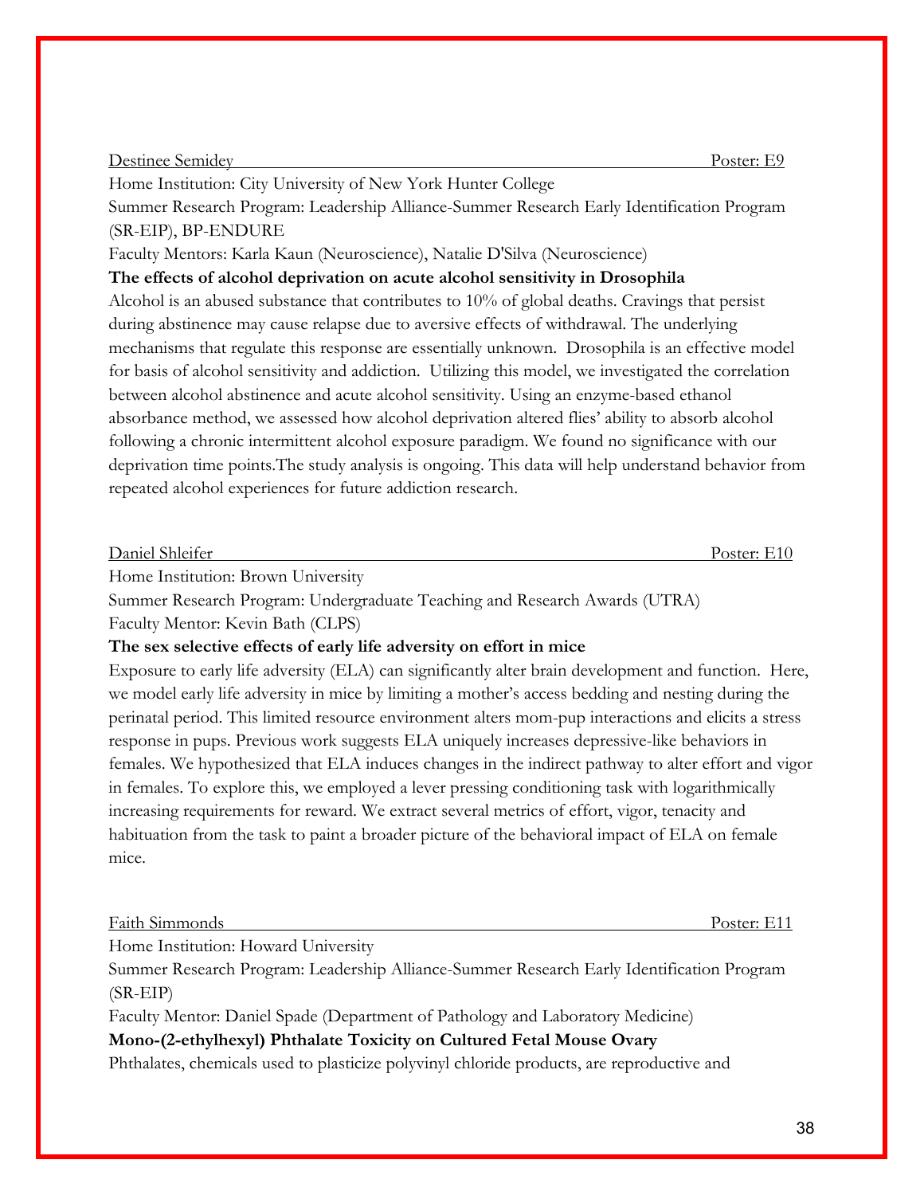Destinee Semidey Poster: E9

Home Institution: City University of New York Hunter College

Summer Research Program: Leadership Alliance-Summer Research Early Identification Program (SR-EIP), BP-ENDURE

Faculty Mentors: Karla Kaun (Neuroscience), Natalie D'Silva (Neuroscience)

**The effects of alcohol deprivation on acute alcohol sensitivity in Drosophila**

Alcohol is an abused substance that contributes to 10% of global deaths. Cravings that persist during abstinence may cause relapse due to aversive effects of withdrawal. The underlying mechanisms that regulate this response are essentially unknown. Drosophila is an effective model for basis of alcohol sensitivity and addiction. Utilizing this model, we investigated the correlation between alcohol abstinence and acute alcohol sensitivity. Using an enzyme-based ethanol absorbance method, we assessed how alcohol deprivation altered flies' ability to absorb alcohol following a chronic intermittent alcohol exposure paradigm. We found no significance with our deprivation time points.The study analysis is ongoing. This data will help understand behavior from repeated alcohol experiences for future addiction research.

Daniel Shleifer Poster: E10

Home Institution: Brown University

Summer Research Program: Undergraduate Teaching and Research Awards (UTRA)

Faculty Mentor: Kevin Bath (CLPS)

**The sex selective effects of early life adversity on effort in mice**

Exposure to early life adversity (ELA) can significantly alter brain development and function. Here, we model early life adversity in mice by limiting a mother's access bedding and nesting during the perinatal period. This limited resource environment alters mom-pup interactions and elicits a stress response in pups. Previous work suggests ELA uniquely increases depressive-like behaviors in females. We hypothesized that ELA induces changes in the indirect pathway to alter effort and vigor in females. To explore this, we employed a lever pressing conditioning task with logarithmically increasing requirements for reward. We extract several metrics of effort, vigor, tenacity and habituation from the task to paint a broader picture of the behavioral impact of ELA on female mice.

Faith Simmonds Poster: E11

Home Institution: Howard University

Summer Research Program: Leadership Alliance-Summer Research Early Identification Program (SR-EIP)

Faculty Mentor: Daniel Spade (Department of Pathology and Laboratory Medicine)

**Mono-(2-ethylhexyl) Phthalate Toxicity on Cultured Fetal Mouse Ovary**

Phthalates, chemicals used to plasticize polyvinyl chloride products, are reproductive and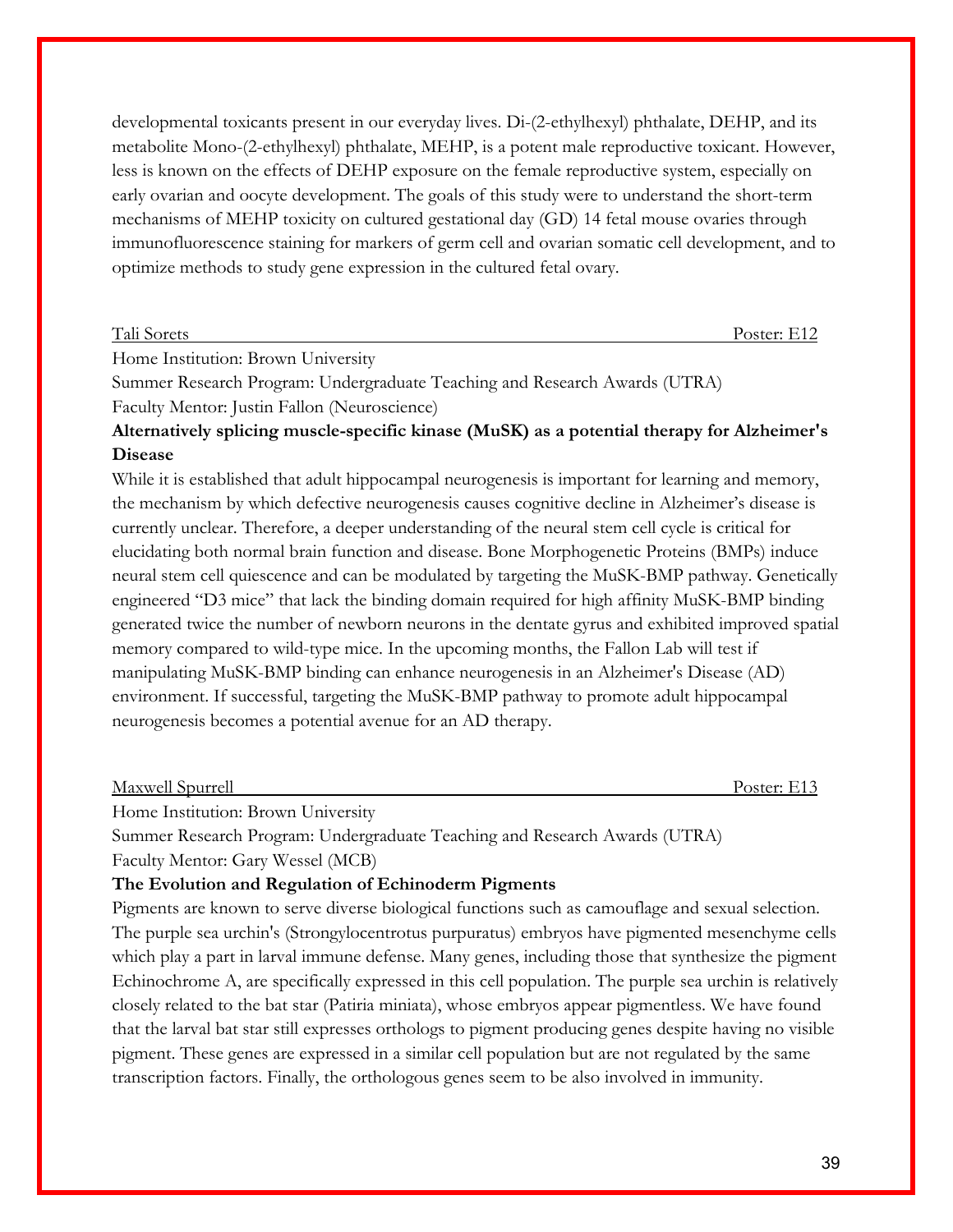developmental toxicants present in our everyday lives. Di-(2-ethylhexyl) phthalate, DEHP, and its metabolite Mono-(2-ethylhexyl) phthalate, MEHP, is a potent male reproductive toxicant. However, less is known on the effects of DEHP exposure on the female reproductive system, especially on early ovarian and oocyte development. The goals of this study were to understand the short-term mechanisms of MEHP toxicity on cultured gestational day (GD) 14 fetal mouse ovaries through immunofluorescence staining for markers of germ cell and ovarian somatic cell development, and to optimize methods to study gene expression in the cultured fetal ovary.

Tali Sorets — Poster: E12

Home Institution: Brown University
Summer Research Program: Undergraduate Teaching and Research Awards (UTRA)
Faculty Mentor: Justin Fallon (Neuroscience)

**Alternatively splicing muscle-specific kinase (MuSK) as a potential therapy for Alzheimer's Disease**

While it is established that adult hippocampal neurogenesis is important for learning and memory, the mechanism by which defective neurogenesis causes cognitive decline in Alzheimer's disease is currently unclear. Therefore, a deeper understanding of the neural stem cell cycle is critical for elucidating both normal brain function and disease. Bone Morphogenetic Proteins (BMPs) induce neural stem cell quiescence and can be modulated by targeting the MuSK-BMP pathway. Genetically engineered "D3 mice" that lack the binding domain required for high affinity MuSK-BMP binding generated twice the number of newborn neurons in the dentate gyrus and exhibited improved spatial memory compared to wild-type mice. In the upcoming months, the Fallon Lab will test if manipulating MuSK-BMP binding can enhance neurogenesis in an Alzheimer's Disease (AD) environment. If successful, targeting the MuSK-BMP pathway to promote adult hippocampal neurogenesis becomes a potential avenue for an AD therapy.

Maxwell Spurrell — Poster: E13

Home Institution: Brown University
Summer Research Program: Undergraduate Teaching and Research Awards (UTRA)
Faculty Mentor: Gary Wessel (MCB)

**The Evolution and Regulation of Echinoderm Pigments**

Pigments are known to serve diverse biological functions such as camouflage and sexual selection. The purple sea urchin's (Strongylocentrotus purpuratus) embryos have pigmented mesenchyme cells which play a part in larval immune defense. Many genes, including those that synthesize the pigment Echinochrome A, are specifically expressed in this cell population. The purple sea urchin is relatively closely related to the bat star (Patiria miniata), whose embryos appear pigmentless. We have found that the larval bat star still expresses orthologs to pigment producing genes despite having no visible pigment. These genes are expressed in a similar cell population but are not regulated by the same transcription factors. Finally, the orthologous genes seem to be also involved in immunity.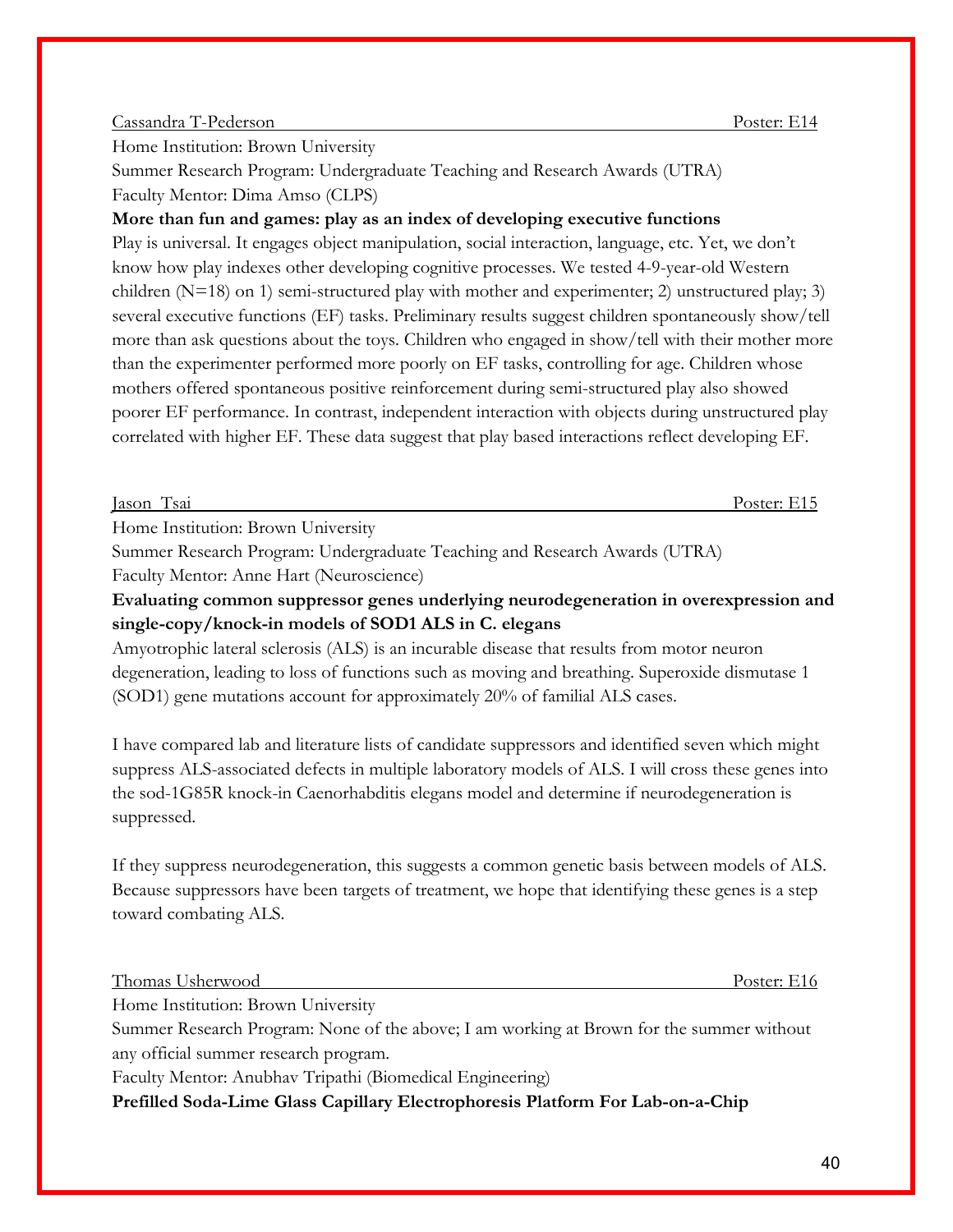Cassandra T-Pederson — Poster: E14

Home Institution: Brown University

Summer Research Program: Undergraduate Teaching and Research Awards (UTRA)

Faculty Mentor: Dima Amso (CLPS)

**More than fun and games: play as an index of developing executive functions**

Play is universal. It engages object manipulation, social interaction, language, etc. Yet, we don't know how play indexes other developing cognitive processes. We tested 4-9-year-old Western children (N=18) on 1) semi-structured play with mother and experimenter; 2) unstructured play; 3) several executive functions (EF) tasks. Preliminary results suggest children spontaneously show/tell more than ask questions about the toys. Children who engaged in show/tell with their mother more than the experimenter performed more poorly on EF tasks, controlling for age. Children whose mothers offered spontaneous positive reinforcement during semi-structured play also showed poorer EF performance. In contrast, independent interaction with objects during unstructured play correlated with higher EF. These data suggest that play based interactions reflect developing EF.

Jason Tsai — Poster: E15

Home Institution: Brown University

Summer Research Program: Undergraduate Teaching and Research Awards (UTRA)

Faculty Mentor: Anne Hart (Neuroscience)

**Evaluating common suppressor genes underlying neurodegeneration in overexpression and single-copy/knock-in models of SOD1 ALS in C. elegans**

Amyotrophic lateral sclerosis (ALS) is an incurable disease that results from motor neuron degeneration, leading to loss of functions such as moving and breathing. Superoxide dismutase 1 (SOD1) gene mutations account for approximately 20% of familial ALS cases.

I have compared lab and literature lists of candidate suppressors and identified seven which might suppress ALS-associated defects in multiple laboratory models of ALS. I will cross these genes into the sod-1G85R knock-in Caenorhabditis elegans model and determine if neurodegeneration is suppressed.

If they suppress neurodegeneration, this suggests a common genetic basis between models of ALS. Because suppressors have been targets of treatment, we hope that identifying these genes is a step toward combating ALS.

Thomas Usherwood — Poster: E16

Home Institution: Brown University

Summer Research Program: None of the above; I am working at Brown for the summer without any official summer research program.

Faculty Mentor: Anubhav Tripathi (Biomedical Engineering)

**Prefilled Soda-Lime Glass Capillary Electrophoresis Platform For Lab-on-a-Chip**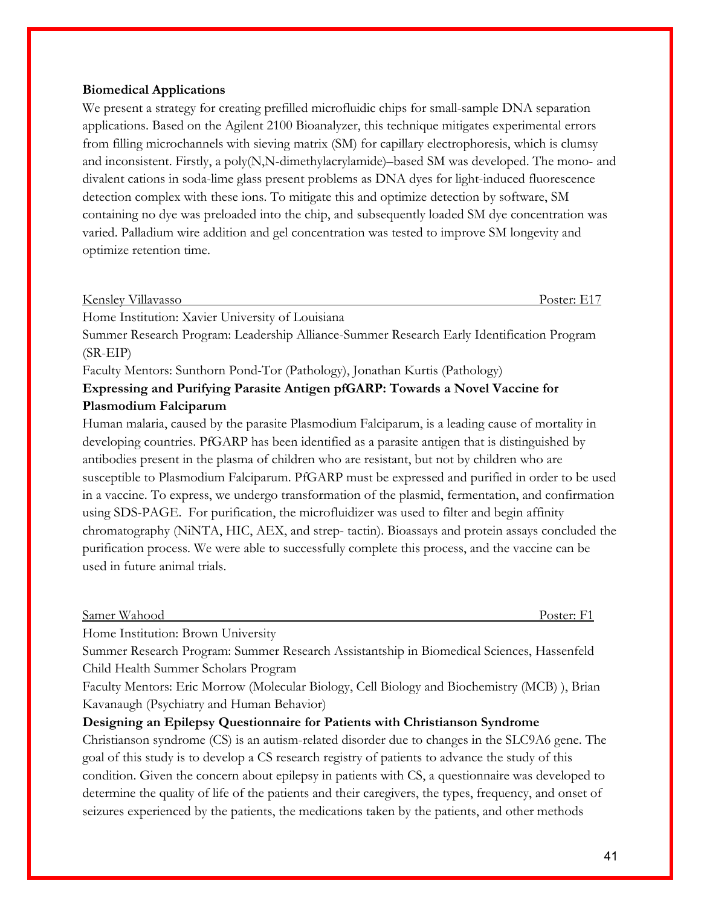**Biomedical Applications**

We present a strategy for creating prefilled microfluidic chips for small-sample DNA separation applications. Based on the Agilent 2100 Bioanalyzer, this technique mitigates experimental errors from filling microchannels with sieving matrix (SM) for capillary electrophoresis, which is clumsy and inconsistent. Firstly, a poly(N,N-dimethylacrylamide)–based SM was developed. The mono- and divalent cations in soda-lime glass present problems as DNA dyes for light-induced fluorescence detection complex with these ions. To mitigate this and optimize detection by software, SM containing no dye was preloaded into the chip, and subsequently loaded SM dye concentration was varied. Palladium wire addition and gel concentration was tested to improve SM longevity and optimize retention time.

Kensley Villavasso — Poster: E17

Home Institution: Xavier University of Louisiana
Summer Research Program: Leadership Alliance-Summer Research Early Identification Program (SR-EIP)
Faculty Mentors: Sunthorn Pond-Tor (Pathology), Jonathan Kurtis (Pathology)

**Expressing and Purifying Parasite Antigen pfGARP: Towards a Novel Vaccine for Plasmodium Falciparum**

Human malaria, caused by the parasite Plasmodium Falciparum, is a leading cause of mortality in developing countries. PfGARP has been identified as a parasite antigen that is distinguished by antibodies present in the plasma of children who are resistant, but not by children who are susceptible to Plasmodium Falciparum. PfGARP must be expressed and purified in order to be used in a vaccine. To express, we undergo transformation of the plasmid, fermentation, and confirmation using SDS-PAGE. For purification, the microfluidizer was used to filter and begin affinity chromatography (NiNTA, HIC, AEX, and strep- tactin). Bioassays and protein assays concluded the purification process. We were able to successfully complete this process, and the vaccine can be used in future animal trials.

Samer Wahood — Poster: F1

Home Institution: Brown University
Summer Research Program: Summer Research Assistantship in Biomedical Sciences, Hassenfeld Child Health Summer Scholars Program
Faculty Mentors: Eric Morrow (Molecular Biology, Cell Biology and Biochemistry (MCB) ), Brian Kavanaugh (Psychiatry and Human Behavior)

**Designing an Epilepsy Questionnaire for Patients with Christianson Syndrome**

Christianson syndrome (CS) is an autism-related disorder due to changes in the SLC9A6 gene. The goal of this study is to develop a CS research registry of patients to advance the study of this condition. Given the concern about epilepsy in patients with CS, a questionnaire was developed to determine the quality of life of the patients and their caregivers, the types, frequency, and onset of seizures experienced by the patients, the medications taken by the patients, and other methods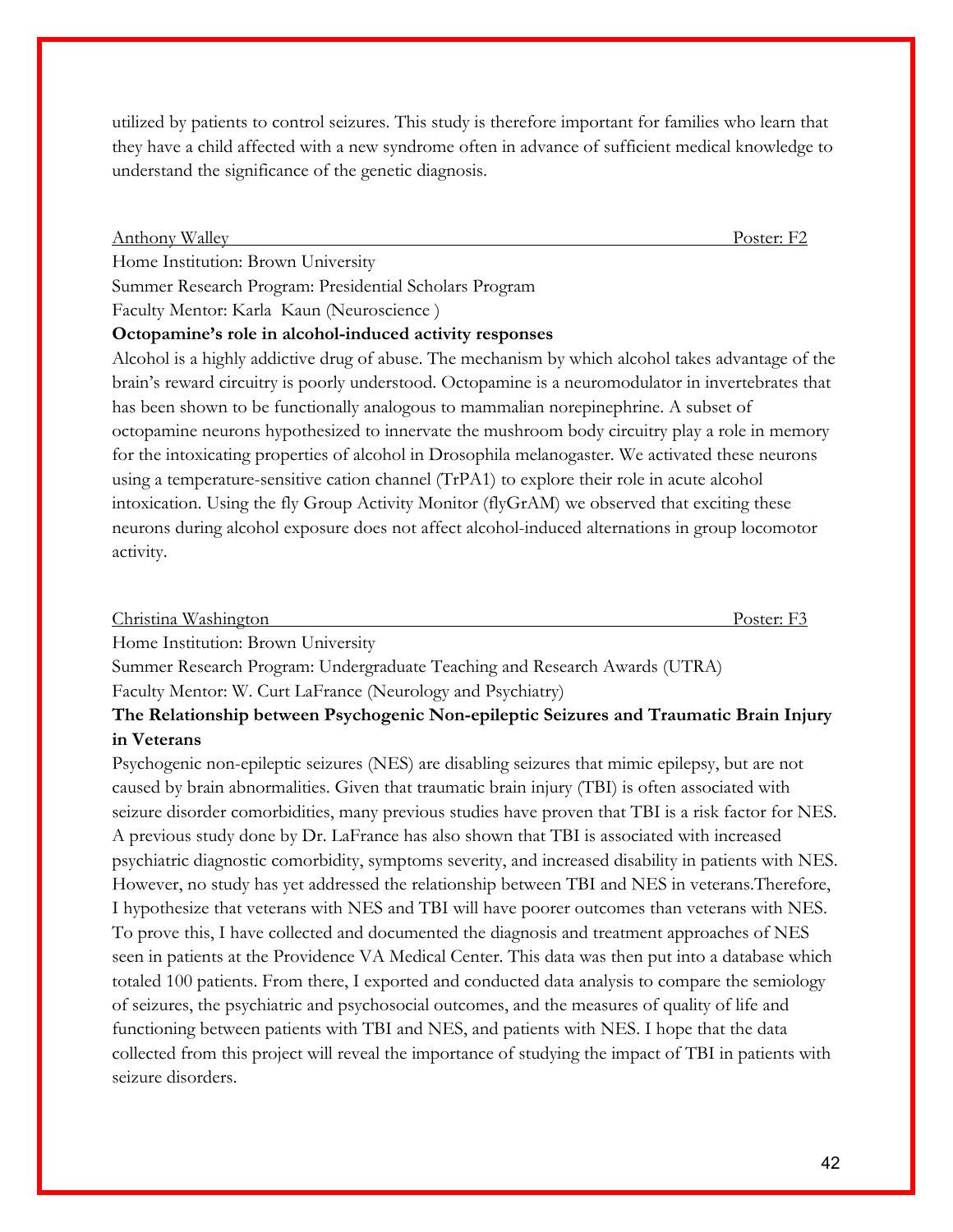utilized by patients to control seizures. This study is therefore important for families who learn that they have a child affected with a new syndrome often in advance of sufficient medical knowledge to understand the significance of the genetic diagnosis.

Anthony Walley Poster: F2

Home Institution: Brown University
Summer Research Program: Presidential Scholars Program
Faculty Mentor: Karla Kaun (Neuroscience )

**Octopamine's role in alcohol-induced activity responses**

Alcohol is a highly addictive drug of abuse. The mechanism by which alcohol takes advantage of the brain's reward circuitry is poorly understood. Octopamine is a neuromodulator in invertebrates that has been shown to be functionally analogous to mammalian norepinephrine. A subset of octopamine neurons hypothesized to innervate the mushroom body circuitry play a role in memory for the intoxicating properties of alcohol in Drosophila melanogaster. We activated these neurons using a temperature-sensitive cation channel (TrPA1) to explore their role in acute alcohol intoxication. Using the fly Group Activity Monitor (flyGrAM) we observed that exciting these neurons during alcohol exposure does not affect alcohol-induced alternations in group locomotor activity.

Christina Washington Poster: F3

Home Institution: Brown University
Summer Research Program: Undergraduate Teaching and Research Awards (UTRA)
Faculty Mentor: W. Curt LaFrance (Neurology and Psychiatry)

**The Relationship between Psychogenic Non-epileptic Seizures and Traumatic Brain Injury in Veterans**

Psychogenic non-epileptic seizures (NES) are disabling seizures that mimic epilepsy, but are not caused by brain abnormalities. Given that traumatic brain injury (TBI) is often associated with seizure disorder comorbidities, many previous studies have proven that TBI is a risk factor for NES. A previous study done by Dr. LaFrance has also shown that TBI is associated with increased psychiatric diagnostic comorbidity, symptoms severity, and increased disability in patients with NES. However, no study has yet addressed the relationship between TBI and NES in veterans.Therefore, I hypothesize that veterans with NES and TBI will have poorer outcomes than veterans with NES. To prove this, I have collected and documented the diagnosis and treatment approaches of NES seen in patients at the Providence VA Medical Center. This data was then put into a database which totaled 100 patients. From there, I exported and conducted data analysis to compare the semiology of seizures, the psychiatric and psychosocial outcomes, and the measures of quality of life and functioning between patients with TBI and NES, and patients with NES. I hope that the data collected from this project will reveal the importance of studying the impact of TBI in patients with seizure disorders.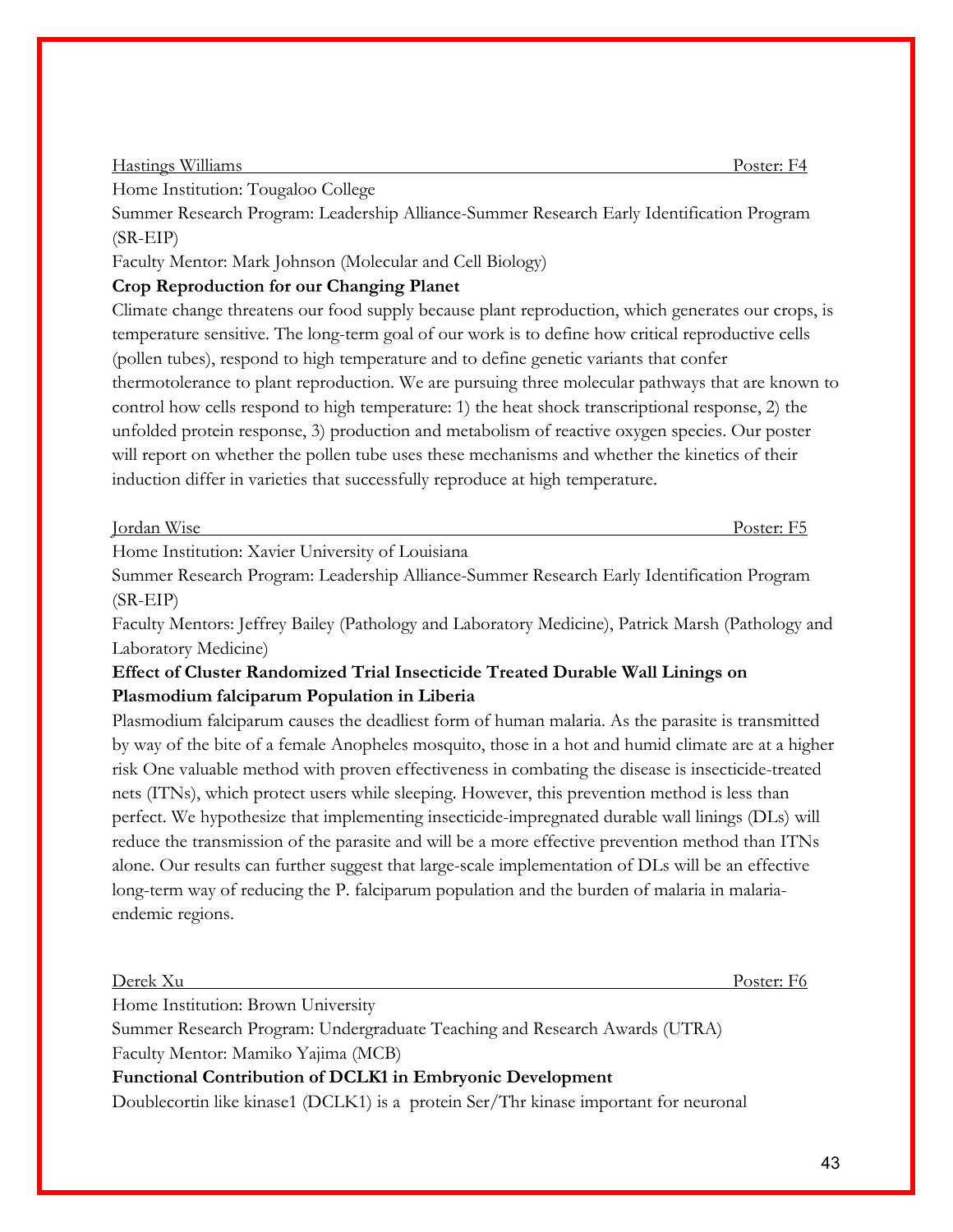Hastings Williams Poster: F4

Home Institution: Tougaloo College

Summer Research Program: Leadership Alliance-Summer Research Early Identification Program (SR-EIP)

Faculty Mentor: Mark Johnson (Molecular and Cell Biology)

**Crop Reproduction for our Changing Planet**

Climate change threatens our food supply because plant reproduction, which generates our crops, is temperature sensitive. The long-term goal of our work is to define how critical reproductive cells (pollen tubes), respond to high temperature and to define genetic variants that confer thermotolerance to plant reproduction. We are pursuing three molecular pathways that are known to control how cells respond to high temperature: 1) the heat shock transcriptional response, 2) the unfolded protein response, 3) production and metabolism of reactive oxygen species. Our poster will report on whether the pollen tube uses these mechanisms and whether the kinetics of their induction differ in varieties that successfully reproduce at high temperature.

Jordan Wise Poster: F5

Home Institution: Xavier University of Louisiana

Summer Research Program: Leadership Alliance-Summer Research Early Identification Program (SR-EIP)

Faculty Mentors: Jeffrey Bailey (Pathology and Laboratory Medicine), Patrick Marsh (Pathology and Laboratory Medicine)

**Effect of Cluster Randomized Trial Insecticide Treated Durable Wall Linings on Plasmodium falciparum Population in Liberia**

Plasmodium falciparum causes the deadliest form of human malaria. As the parasite is transmitted by way of the bite of a female Anopheles mosquito, those in a hot and humid climate are at a higher risk One valuable method with proven effectiveness in combating the disease is insecticide-treated nets (ITNs), which protect users while sleeping. However, this prevention method is less than perfect. We hypothesize that implementing insecticide-impregnated durable wall linings (DLs) will reduce the transmission of the parasite and will be a more effective prevention method than ITNs alone. Our results can further suggest that large-scale implementation of DLs will be an effective long-term way of reducing the P. falciparum population and the burden of malaria in malaria-endemic regions.

Derek Xu Poster: F6

Home Institution: Brown University

Summer Research Program: Undergraduate Teaching and Research Awards (UTRA)

Faculty Mentor: Mamiko Yajima (MCB)

**Functional Contribution of DCLK1 in Embryonic Development**

Doublecortin like kinase1 (DCLK1) is a protein Ser/Thr kinase important for neuronal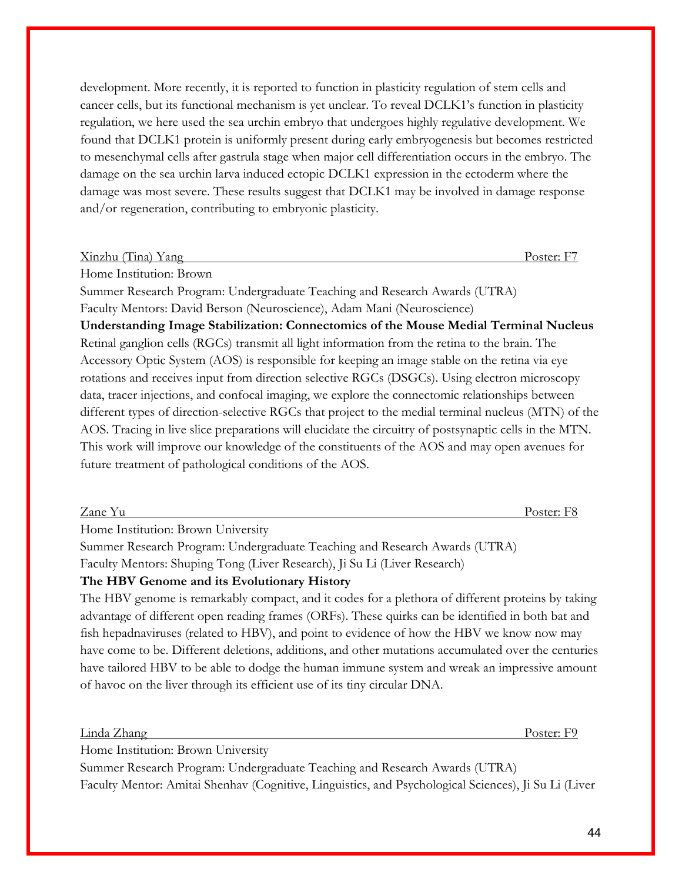development. More recently, it is reported to function in plasticity regulation of stem cells and cancer cells, but its functional mechanism is yet unclear. To reveal DCLK1's function in plasticity regulation, we here used the sea urchin embryo that undergoes highly regulative development. We found that DCLK1 protein is uniformly present during early embryogenesis but becomes restricted to mesenchymal cells after gastrula stage when major cell differentiation occurs in the embryo. The damage on the sea urchin larva induced ectopic DCLK1 expression in the ectoderm where the damage was most severe. These results suggest that DCLK1 may be involved in damage response and/or regeneration, contributing to embryonic plasticity.

Xinzhu (Tina) Yang — Poster: F7

Home Institution: Brown

Summer Research Program: Undergraduate Teaching and Research Awards (UTRA)

Faculty Mentors: David Berson (Neuroscience), Adam Mani (Neuroscience)

**Understanding Image Stabilization: Connectomics of the Mouse Medial Terminal Nucleus**

Retinal ganglion cells (RGCs) transmit all light information from the retina to the brain. The Accessory Optic System (AOS) is responsible for keeping an image stable on the retina via eye rotations and receives input from direction selective RGCs (DSGCs). Using electron microscopy data, tracer injections, and confocal imaging, we explore the connectomic relationships between different types of direction-selective RGCs that project to the medial terminal nucleus (MTN) of the AOS. Tracing in live slice preparations will elucidate the circuitry of postsynaptic cells in the MTN. This work will improve our knowledge of the constituents of the AOS and may open avenues for future treatment of pathological conditions of the AOS.

Zane Yu — Poster: F8

Home Institution: Brown University

Summer Research Program: Undergraduate Teaching and Research Awards (UTRA)

Faculty Mentors: Shuping Tong (Liver Research), Ji Su Li (Liver Research)

**The HBV Genome and its Evolutionary History**

The HBV genome is remarkably compact, and it codes for a plethora of different proteins by taking advantage of different open reading frames (ORFs). These quirks can be identified in both bat and fish hepadnaviruses (related to HBV), and point to evidence of how the HBV we know now may have come to be. Different deletions, additions, and other mutations accumulated over the centuries have tailored HBV to be able to dodge the human immune system and wreak an impressive amount of havoc on the liver through its efficient use of its tiny circular DNA.

Linda Zhang — Poster: F9

Home Institution: Brown University

Summer Research Program: Undergraduate Teaching and Research Awards (UTRA)

Faculty Mentor: Amitai Shenhav (Cognitive, Linguistics, and Psychological Sciences), Ji Su Li (Liver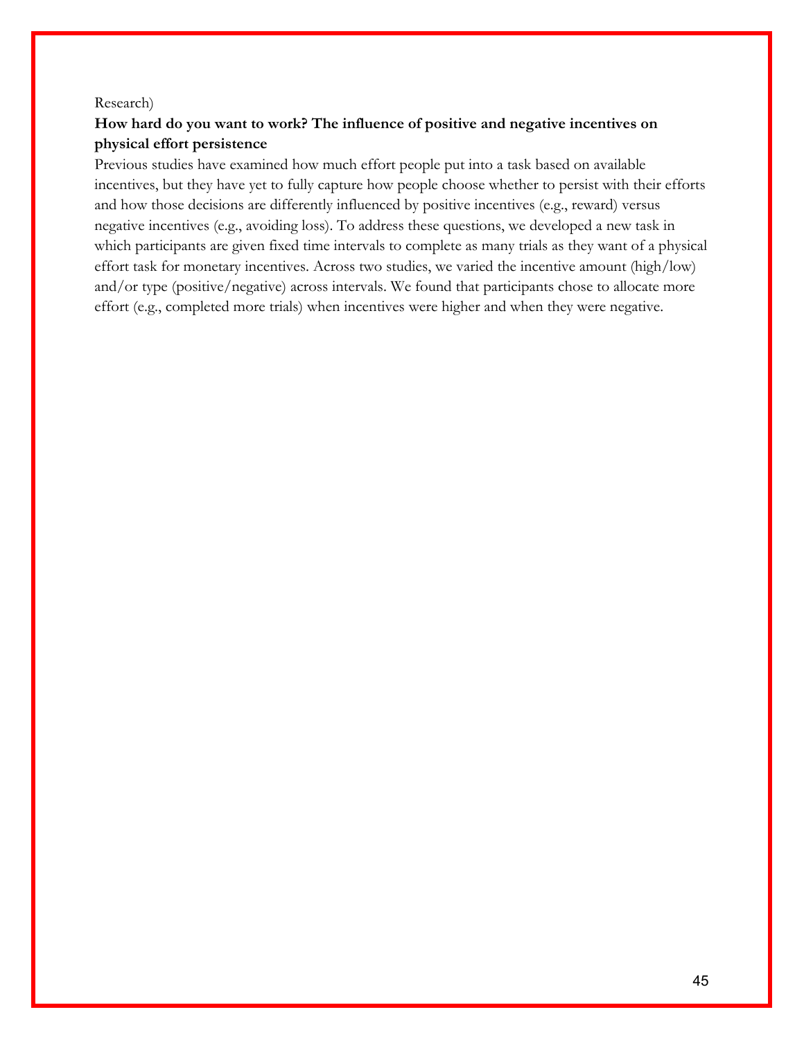Research)

**How hard do you want to work? The influence of positive and negative incentives on physical effort persistence**

Previous studies have examined how much effort people put into a task based on available incentives, but they have yet to fully capture how people choose whether to persist with their efforts and how those decisions are differently influenced by positive incentives (e.g., reward) versus negative incentives (e.g., avoiding loss). To address these questions, we developed a new task in which participants are given fixed time intervals to complete as many trials as they want of a physical effort task for monetary incentives. Across two studies, we varied the incentive amount (high/low) and/or type (positive/negative) across intervals. We found that participants chose to allocate more effort (e.g., completed more trials) when incentives were higher and when they were negative.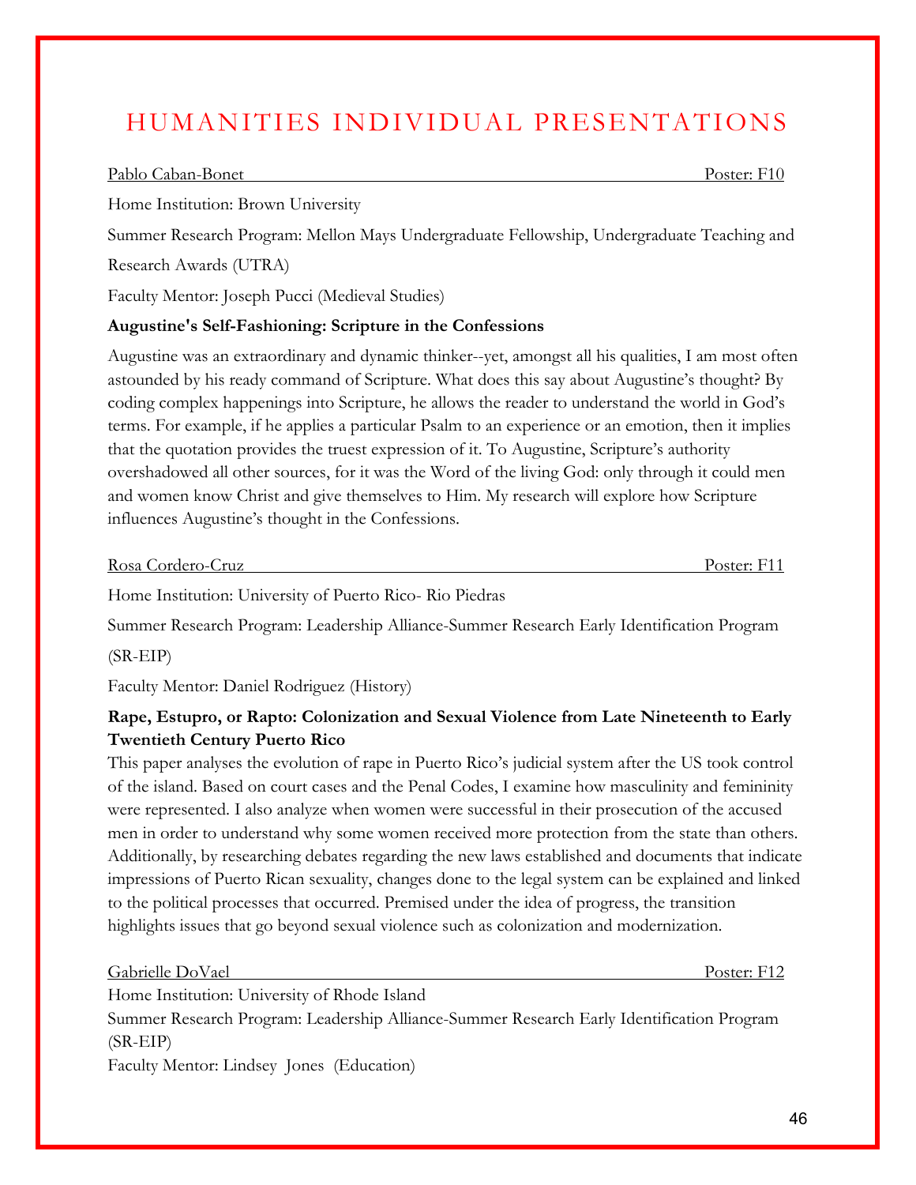# HUMANITIES INDIVIDUAL PRESENTATIONS

Pablo Caban-Bonet Poster: F10

Home Institution: Brown University

Summer Research Program: Mellon Mays Undergraduate Fellowship, Undergraduate Teaching and Research Awards (UTRA)

Faculty Mentor: Joseph Pucci (Medieval Studies)

**Augustine's Self-Fashioning: Scripture in the Confessions**

Augustine was an extraordinary and dynamic thinker--yet, amongst all his qualities, I am most often astounded by his ready command of Scripture. What does this say about Augustine's thought? By coding complex happenings into Scripture, he allows the reader to understand the world in God's terms. For example, if he applies a particular Psalm to an experience or an emotion, then it implies that the quotation provides the truest expression of it. To Augustine, Scripture's authority overshadowed all other sources, for it was the Word of the living God: only through it could men and women know Christ and give themselves to Him. My research will explore how Scripture influences Augustine's thought in the Confessions.

Rosa Cordero-Cruz Poster: F11

Home Institution: University of Puerto Rico- Rio Piedras

Summer Research Program: Leadership Alliance-Summer Research Early Identification Program (SR-EIP)

Faculty Mentor: Daniel Rodriguez (History)

**Rape, Estupro, or Rapto: Colonization and Sexual Violence from Late Nineteenth to Early Twentieth Century Puerto Rico**

This paper analyses the evolution of rape in Puerto Rico's judicial system after the US took control of the island. Based on court cases and the Penal Codes, I examine how masculinity and femininity were represented. I also analyze when women were successful in their prosecution of the accused men in order to understand why some women received more protection from the state than others. Additionally, by researching debates regarding the new laws established and documents that indicate impressions of Puerto Rican sexuality, changes done to the legal system can be explained and linked to the political processes that occurred. Premised under the idea of progress, the transition highlights issues that go beyond sexual violence such as colonization and modernization.

Gabrielle DoVael Poster: F12

Home Institution: University of Rhode Island

Summer Research Program: Leadership Alliance-Summer Research Early Identification Program (SR-EIP)

Faculty Mentor: Lindsey Jones (Education)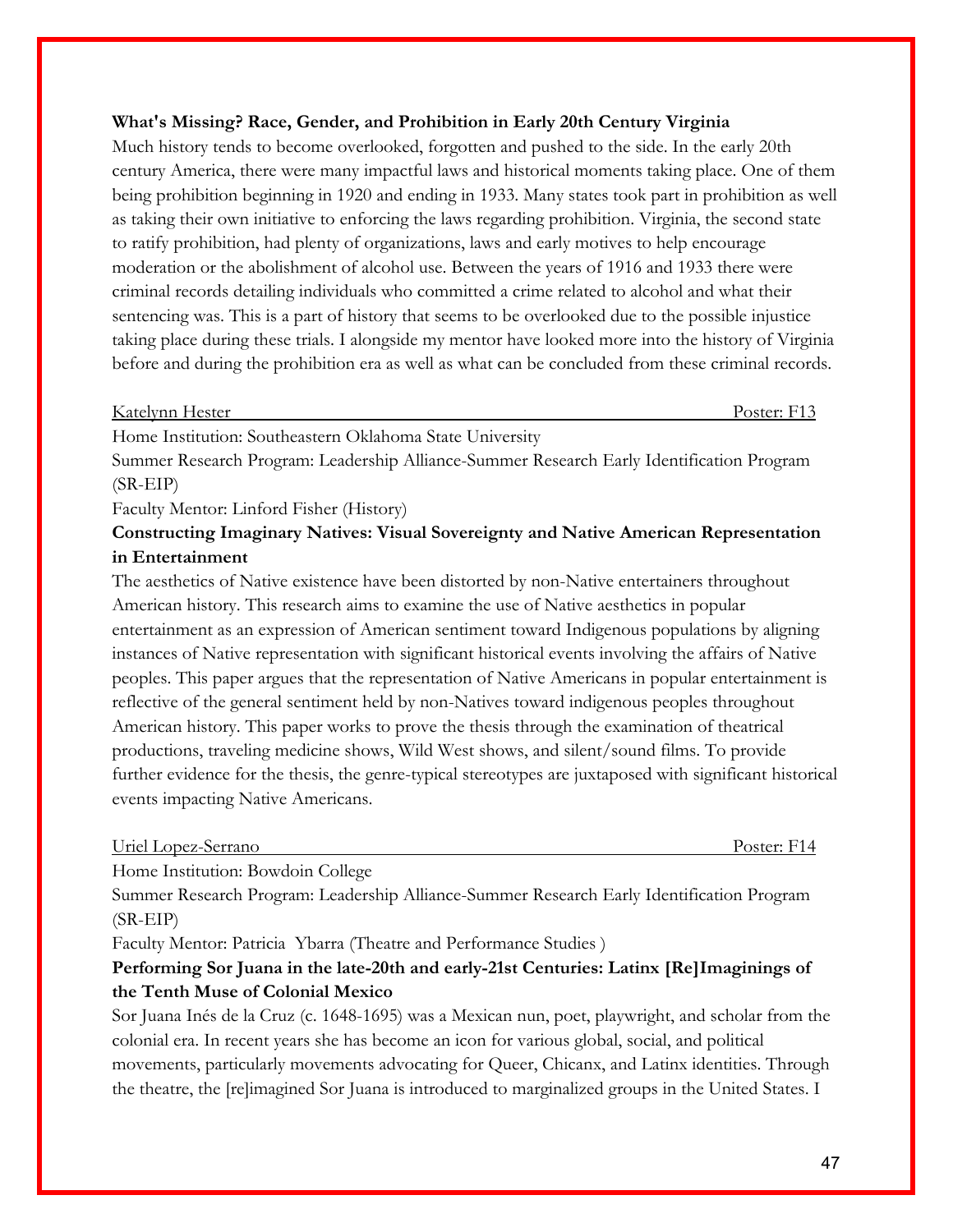**What's Missing? Race, Gender, and Prohibition in Early 20th Century Virginia**

Much history tends to become overlooked, forgotten and pushed to the side. In the early 20th century America, there were many impactful laws and historical moments taking place. One of them being prohibition beginning in 1920 and ending in 1933. Many states took part in prohibition as well as taking their own initiative to enforcing the laws regarding prohibition. Virginia, the second state to ratify prohibition, had plenty of organizations, laws and early motives to help encourage moderation or the abolishment of alcohol use. Between the years of 1916 and 1933 there were criminal records detailing individuals who committed a crime related to alcohol and what their sentencing was. This is a part of history that seems to be overlooked due to the possible injustice taking place during these trials. I alongside my mentor have looked more into the history of Virginia before and during the prohibition era as well as what can be concluded from these criminal records.

Katelynn Hester — Poster: F13

Home Institution: Southeastern Oklahoma State University

Summer Research Program: Leadership Alliance-Summer Research Early Identification Program (SR-EIP)

Faculty Mentor: Linford Fisher (History)

**Constructing Imaginary Natives: Visual Sovereignty and Native American Representation in Entertainment**

The aesthetics of Native existence have been distorted by non-Native entertainers throughout American history. This research aims to examine the use of Native aesthetics in popular entertainment as an expression of American sentiment toward Indigenous populations by aligning instances of Native representation with significant historical events involving the affairs of Native peoples. This paper argues that the representation of Native Americans in popular entertainment is reflective of the general sentiment held by non-Natives toward indigenous peoples throughout American history. This paper works to prove the thesis through the examination of theatrical productions, traveling medicine shows, Wild West shows, and silent/sound films. To provide further evidence for the thesis, the genre-typical stereotypes are juxtaposed with significant historical events impacting Native Americans.

Uriel Lopez-Serrano — Poster: F14

Home Institution: Bowdoin College

Summer Research Program: Leadership Alliance-Summer Research Early Identification Program (SR-EIP)

Faculty Mentor: Patricia Ybarra (Theatre and Performance Studies )

**Performing Sor Juana in the late-20th and early-21st Centuries: Latinx [Re]Imaginings of the Tenth Muse of Colonial Mexico**

Sor Juana Inés de la Cruz (c. 1648-1695) was a Mexican nun, poet, playwright, and scholar from the colonial era. In recent years she has become an icon for various global, social, and political movements, particularly movements advocating for Queer, Chicanx, and Latinx identities. Through the theatre, the [re]imagined Sor Juana is introduced to marginalized groups in the United States. I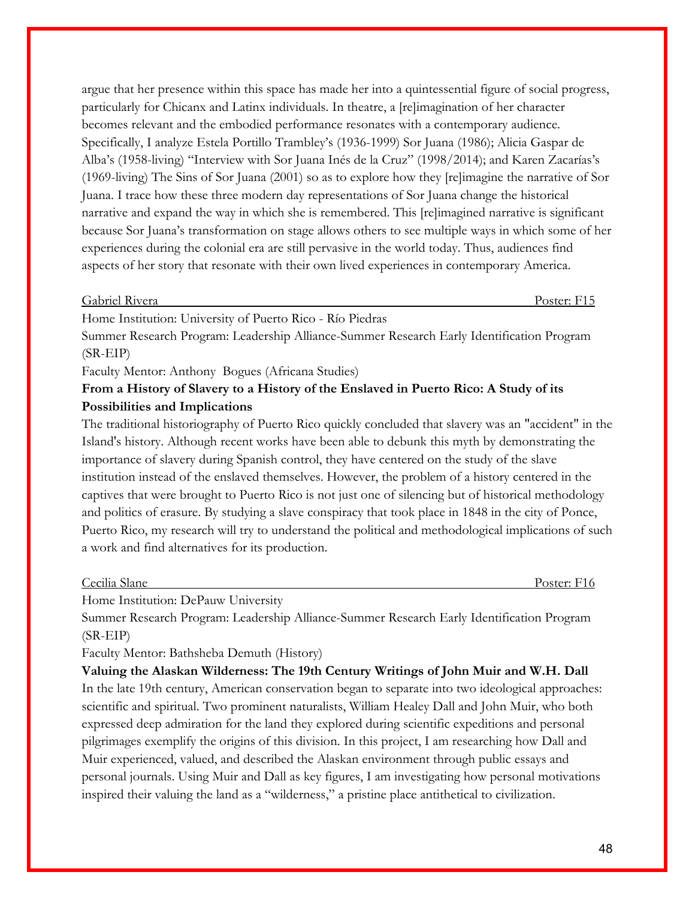argue that her presence within this space has made her into a quintessential figure of social progress, particularly for Chicanx and Latinx individuals. In theatre, a [re]imagination of her character becomes relevant and the embodied performance resonates with a contemporary audience. Specifically, I analyze Estela Portillo Trambley's (1936-1999) Sor Juana (1986); Alicia Gaspar de Alba's (1958-living) "Interview with Sor Juana Inés de la Cruz" (1998/2014); and Karen Zacarías's (1969-living) The Sins of Sor Juana (2001) so as to explore how they [re]imagine the narrative of Sor Juana. I trace how these three modern day representations of Sor Juana change the historical narrative and expand the way in which she is remembered. This [re]imagined narrative is significant because Sor Juana's transformation on stage allows others to see multiple ways in which some of her experiences during the colonial era are still pervasive in the world today. Thus, audiences find aspects of her story that resonate with their own lived experiences in contemporary America.

Gabriel Rivera — Poster: F15

Home Institution: University of Puerto Rico - Río Piedras

Summer Research Program: Leadership Alliance-Summer Research Early Identification Program (SR-EIP)

Faculty Mentor: Anthony Bogues (Africana Studies)

**From a History of Slavery to a History of the Enslaved in Puerto Rico: A Study of its Possibilities and Implications**

The traditional historiography of Puerto Rico quickly concluded that slavery was an "accident" in the Island's history. Although recent works have been able to debunk this myth by demonstrating the importance of slavery during Spanish control, they have centered on the study of the slave institution instead of the enslaved themselves. However, the problem of a history centered in the captives that were brought to Puerto Rico is not just one of silencing but of historical methodology and politics of erasure. By studying a slave conspiracy that took place in 1848 in the city of Ponce, Puerto Rico, my research will try to understand the political and methodological implications of such a work and find alternatives for its production.

Cecilia Slane — Poster: F16

Home Institution: DePauw University

Summer Research Program: Leadership Alliance-Summer Research Early Identification Program (SR-EIP)

Faculty Mentor: Bathsheba Demuth (History)

**Valuing the Alaskan Wilderness: The 19th Century Writings of John Muir and W.H. Dall**

In the late 19th century, American conservation began to separate into two ideological approaches: scientific and spiritual. Two prominent naturalists, William Healey Dall and John Muir, who both expressed deep admiration for the land they explored during scientific expeditions and personal pilgrimages exemplify the origins of this division. In this project, I am researching how Dall and Muir experienced, valued, and described the Alaskan environment through public essays and personal journals. Using Muir and Dall as key figures, I am investigating how personal motivations inspired their valuing the land as a "wilderness," a pristine place antithetical to civilization.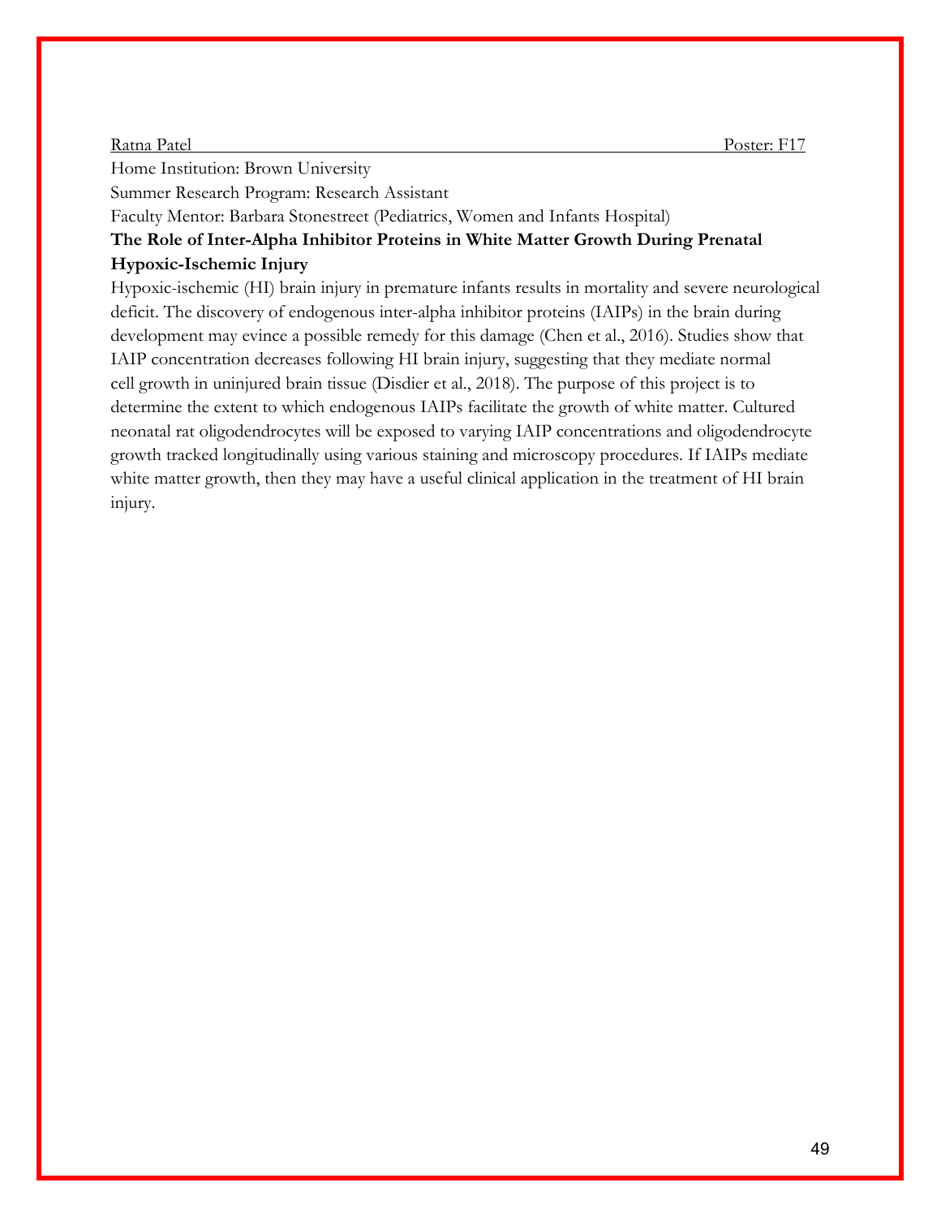Ratna Patel Poster: F17

Home Institution: Brown University

Summer Research Program: Research Assistant

Faculty Mentor: Barbara Stonestreet (Pediatrics, Women and Infants Hospital)

**The Role of Inter-Alpha Inhibitor Proteins in White Matter Growth During Prenatal Hypoxic-Ischemic Injury**

Hypoxic-ischemic (HI) brain injury in premature infants results in mortality and severe neurological deficit. The discovery of endogenous inter-alpha inhibitor proteins (IAIPs) in the brain during development may evince a possible remedy for this damage (Chen et al., 2016). Studies show that IAIP concentration decreases following HI brain injury, suggesting that they mediate normal cell growth in uninjured brain tissue (Disdier et al., 2018). The purpose of this project is to determine the extent to which endogenous IAIPs facilitate the growth of white matter. Cultured neonatal rat oligodendrocytes will be exposed to varying IAIP concentrations and oligodendrocyte growth tracked longitudinally using various staining and microscopy procedures. If IAIPs mediate white matter growth, then they may have a useful clinical application in the treatment of HI brain injury.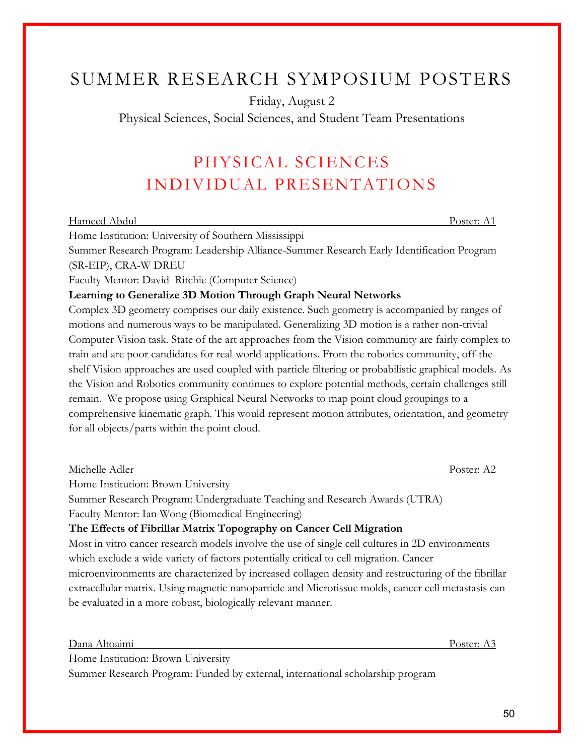# SUMMER RESEARCH SYMPOSIUM POSTERS

Friday, August 2

Physical Sciences, Social Sciences, and Student Team Presentations

## PHYSICAL SCIENCES INDIVIDUAL PRESENTATIONS

Hameed Abdul — Poster: A1

Home Institution: University of Southern Mississippi

Summer Research Program: Leadership Alliance-Summer Research Early Identification Program (SR-EIP), CRA-W DREU

Faculty Mentor: David Ritchie (Computer Science)

**Learning to Generalize 3D Motion Through Graph Neural Networks**

Complex 3D geometry comprises our daily existence. Such geometry is accompanied by ranges of motions and numerous ways to be manipulated. Generalizing 3D motion is a rather non-trivial Computer Vision task. State of the art approaches from the Vision community are fairly complex to train and are poor candidates for real-world applications. From the robotics community, off-the-shelf Vision approaches are used coupled with particle filtering or probabilistic graphical models. As the Vision and Robotics community continues to explore potential methods, certain challenges still remain. We propose using Graphical Neural Networks to map point cloud groupings to a comprehensive kinematic graph. This would represent motion attributes, orientation, and geometry for all objects/parts within the point cloud.

Michelle Adler — Poster: A2

Home Institution: Brown University

Summer Research Program: Undergraduate Teaching and Research Awards (UTRA)

Faculty Mentor: Ian Wong (Biomedical Engineering)

**The Effects of Fibrillar Matrix Topography on Cancer Cell Migration**

Most in vitro cancer research models involve the use of single cell cultures in 2D environments which exclude a wide variety of factors potentially critical to cell migration. Cancer microenvironments are characterized by increased collagen density and restructuring of the fibrillar extracellular matrix. Using magnetic nanoparticle and Microtissue molds, cancer cell metastasis can be evaluated in a more robust, biologically relevant manner.

Dana Altoaimi — Poster: A3

Home Institution: Brown University

Summer Research Program: Funded by external, international scholarship program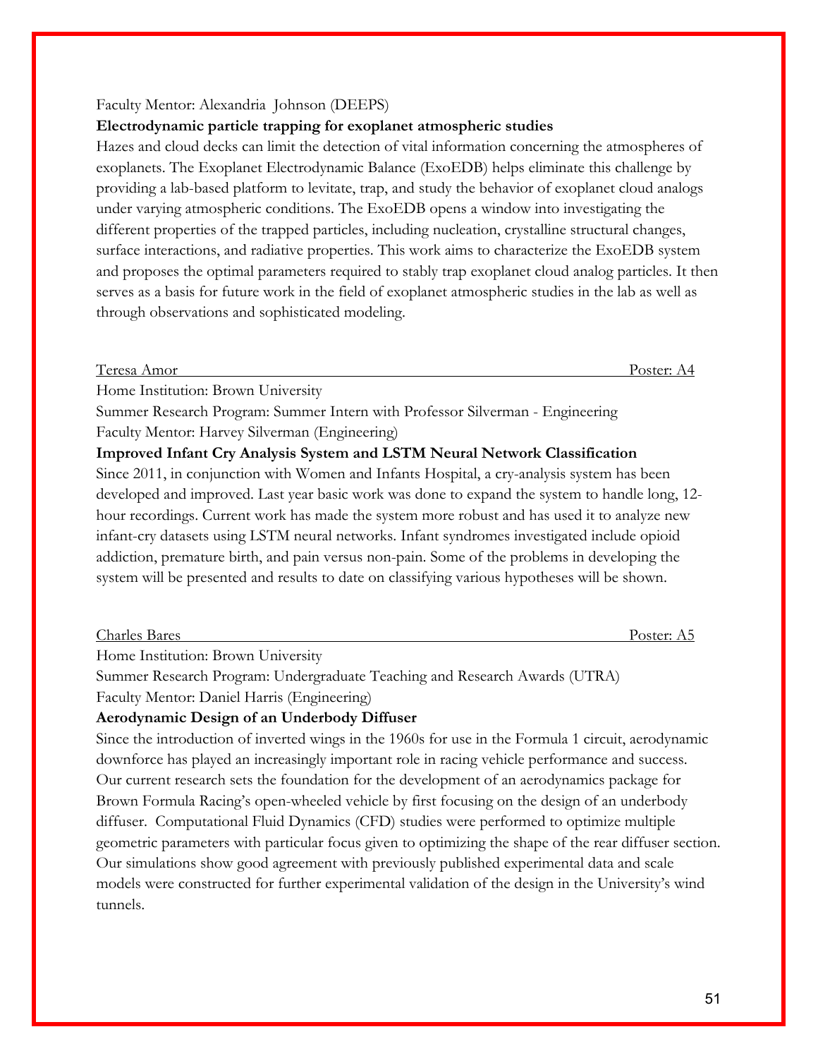Faculty Mentor: Alexandria Johnson (DEEPS)

**Electrodynamic particle trapping for exoplanet atmospheric studies**

Hazes and cloud decks can limit the detection of vital information concerning the atmospheres of exoplanets. The Exoplanet Electrodynamic Balance (ExoEDB) helps eliminate this challenge by providing a lab-based platform to levitate, trap, and study the behavior of exoplanet cloud analogs under varying atmospheric conditions. The ExoEDB opens a window into investigating the different properties of the trapped particles, including nucleation, crystalline structural changes, surface interactions, and radiative properties. This work aims to characterize the ExoEDB system and proposes the optimal parameters required to stably trap exoplanet cloud analog particles. It then serves as a basis for future work in the field of exoplanet atmospheric studies in the lab as well as through observations and sophisticated modeling.

Teresa Amor — Poster: A4

Home Institution: Brown University

Summer Research Program: Summer Intern with Professor Silverman - Engineering

Faculty Mentor: Harvey Silverman (Engineering)

**Improved Infant Cry Analysis System and LSTM Neural Network Classification**

Since 2011, in conjunction with Women and Infants Hospital, a cry-analysis system has been developed and improved. Last year basic work was done to expand the system to handle long, 12-hour recordings. Current work has made the system more robust and has used it to analyze new infant-cry datasets using LSTM neural networks. Infant syndromes investigated include opioid addiction, premature birth, and pain versus non-pain. Some of the problems in developing the system will be presented and results to date on classifying various hypotheses will be shown.

Charles Bares — Poster: A5

Home Institution: Brown University

Summer Research Program: Undergraduate Teaching and Research Awards (UTRA)

Faculty Mentor: Daniel Harris (Engineering)

**Aerodynamic Design of an Underbody Diffuser**

Since the introduction of inverted wings in the 1960s for use in the Formula 1 circuit, aerodynamic downforce has played an increasingly important role in racing vehicle performance and success. Our current research sets the foundation for the development of an aerodynamics package for Brown Formula Racing's open-wheeled vehicle by first focusing on the design of an underbody diffuser. Computational Fluid Dynamics (CFD) studies were performed to optimize multiple geometric parameters with particular focus given to optimizing the shape of the rear diffuser section. Our simulations show good agreement with previously published experimental data and scale models were constructed for further experimental validation of the design in the University's wind tunnels.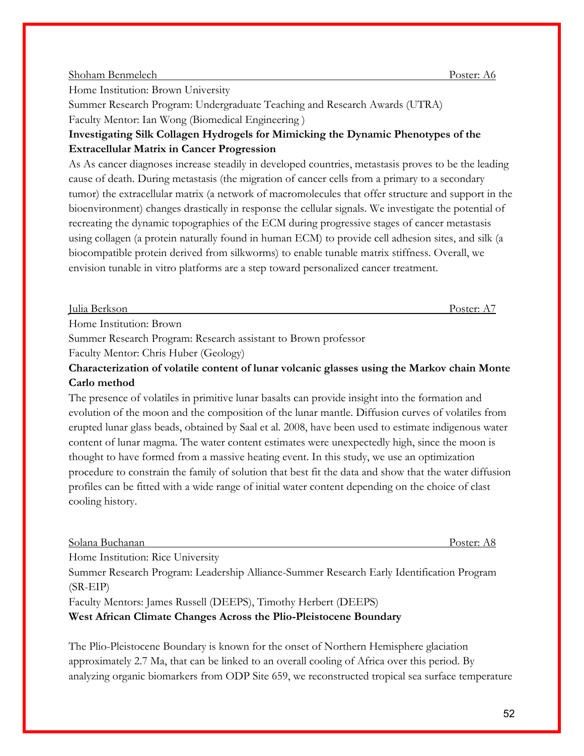Shoham Benmelech Poster: A6

Home Institution: Brown University

Summer Research Program: Undergraduate Teaching and Research Awards (UTRA)

Faculty Mentor: Ian Wong (Biomedical Engineering )

**Investigating Silk Collagen Hydrogels for Mimicking the Dynamic Phenotypes of the Extracellular Matrix in Cancer Progression**

As As cancer diagnoses increase steadily in developed countries, metastasis proves to be the leading cause of death. During metastasis (the migration of cancer cells from a primary to a secondary tumor) the extracellular matrix (a network of macromolecules that offer structure and support in the bioenvironment) changes drastically in response the cellular signals. We investigate the potential of recreating the dynamic topographies of the ECM during progressive stages of cancer metastasis using collagen (a protein naturally found in human ECM) to provide cell adhesion sites, and silk (a biocompatible protein derived from silkworms) to enable tunable matrix stiffness. Overall, we envision tunable in vitro platforms are a step toward personalized cancer treatment.

Julia Berkson Poster: A7

Home Institution: Brown

Summer Research Program: Research assistant to Brown professor

Faculty Mentor: Chris Huber (Geology)

**Characterization of volatile content of lunar volcanic glasses using the Markov chain Monte Carlo method**

The presence of volatiles in primitive lunar basalts can provide insight into the formation and evolution of the moon and the composition of the lunar mantle. Diffusion curves of volatiles from erupted lunar glass beads, obtained by Saal et al. 2008, have been used to estimate indigenous water content of lunar magma. The water content estimates were unexpectedly high, since the moon is thought to have formed from a massive heating event. In this study, we use an optimization procedure to constrain the family of solution that best fit the data and show that the water diffusion profiles can be fitted with a wide range of initial water content depending on the choice of clast cooling history.

Solana Buchanan Poster: A8

Home Institution: Rice University

Summer Research Program: Leadership Alliance-Summer Research Early Identification Program (SR-EIP)

Faculty Mentors: James Russell (DEEPS), Timothy Herbert (DEEPS)

**West African Climate Changes Across the Plio-Pleistocene Boundary**

The Plio-Pleistocene Boundary is known for the onset of Northern Hemisphere glaciation approximately 2.7 Ma, that can be linked to an overall cooling of Africa over this period. By analyzing organic biomarkers from ODP Site 659, we reconstructed tropical sea surface temperature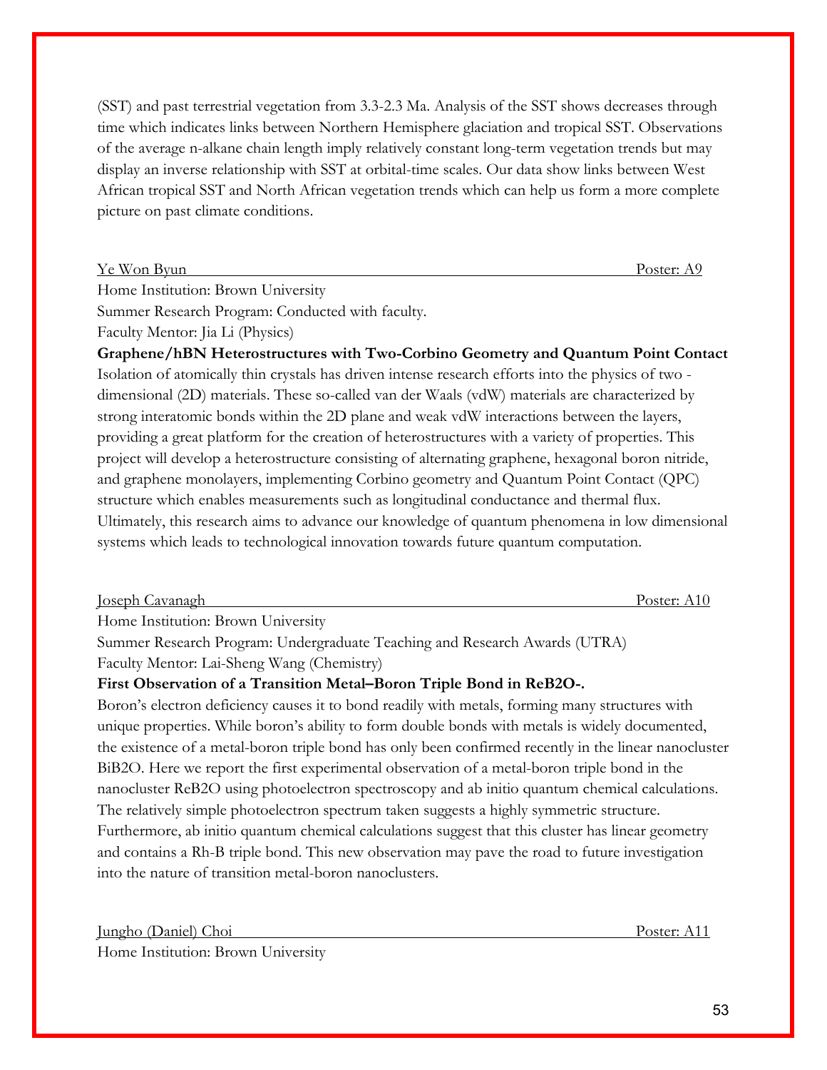(SST) and past terrestrial vegetation from 3.3-2.3 Ma. Analysis of the SST shows decreases through time which indicates links between Northern Hemisphere glaciation and tropical SST. Observations of the average n-alkane chain length imply relatively constant long-term vegetation trends but may display an inverse relationship with SST at orbital-time scales. Our data show links between West African tropical SST and North African vegetation trends which can help us form a more complete picture on past climate conditions.

Ye Won Byun — Poster: A9

Home Institution: Brown University
Summer Research Program: Conducted with faculty.
Faculty Mentor: Jia Li (Physics)

**Graphene/hBN Heterostructures with Two-Corbino Geometry and Quantum Point Contact**

Isolation of atomically thin crystals has driven intense research efforts into the physics of two - dimensional (2D) materials. These so-called van der Waals (vdW) materials are characterized by strong interatomic bonds within the 2D plane and weak vdW interactions between the layers, providing a great platform for the creation of heterostructures with a variety of properties. This project will develop a heterostructure consisting of alternating graphene, hexagonal boron nitride, and graphene monolayers, implementing Corbino geometry and Quantum Point Contact (QPC) structure which enables measurements such as longitudinal conductance and thermal flux. Ultimately, this research aims to advance our knowledge of quantum phenomena in low dimensional systems which leads to technological innovation towards future quantum computation.

Joseph Cavanagh — Poster: A10

Home Institution: Brown University
Summer Research Program: Undergraduate Teaching and Research Awards (UTRA)
Faculty Mentor: Lai-Sheng Wang (Chemistry)

**First Observation of a Transition Metal–Boron Triple Bond in ReB2O-.**

Boron's electron deficiency causes it to bond readily with metals, forming many structures with unique properties. While boron's ability to form double bonds with metals is widely documented, the existence of a metal-boron triple bond has only been confirmed recently in the linear nanocluster BiB2O. Here we report the first experimental observation of a metal-boron triple bond in the nanocluster ReB2O using photoelectron spectroscopy and ab initio quantum chemical calculations. The relatively simple photoelectron spectrum taken suggests a highly symmetric structure. Furthermore, ab initio quantum chemical calculations suggest that this cluster has linear geometry and contains a Rh-B triple bond. This new observation may pave the road to future investigation into the nature of transition metal-boron nanoclusters.

Jungho (Daniel) Choi — Poster: A11

Home Institution: Brown University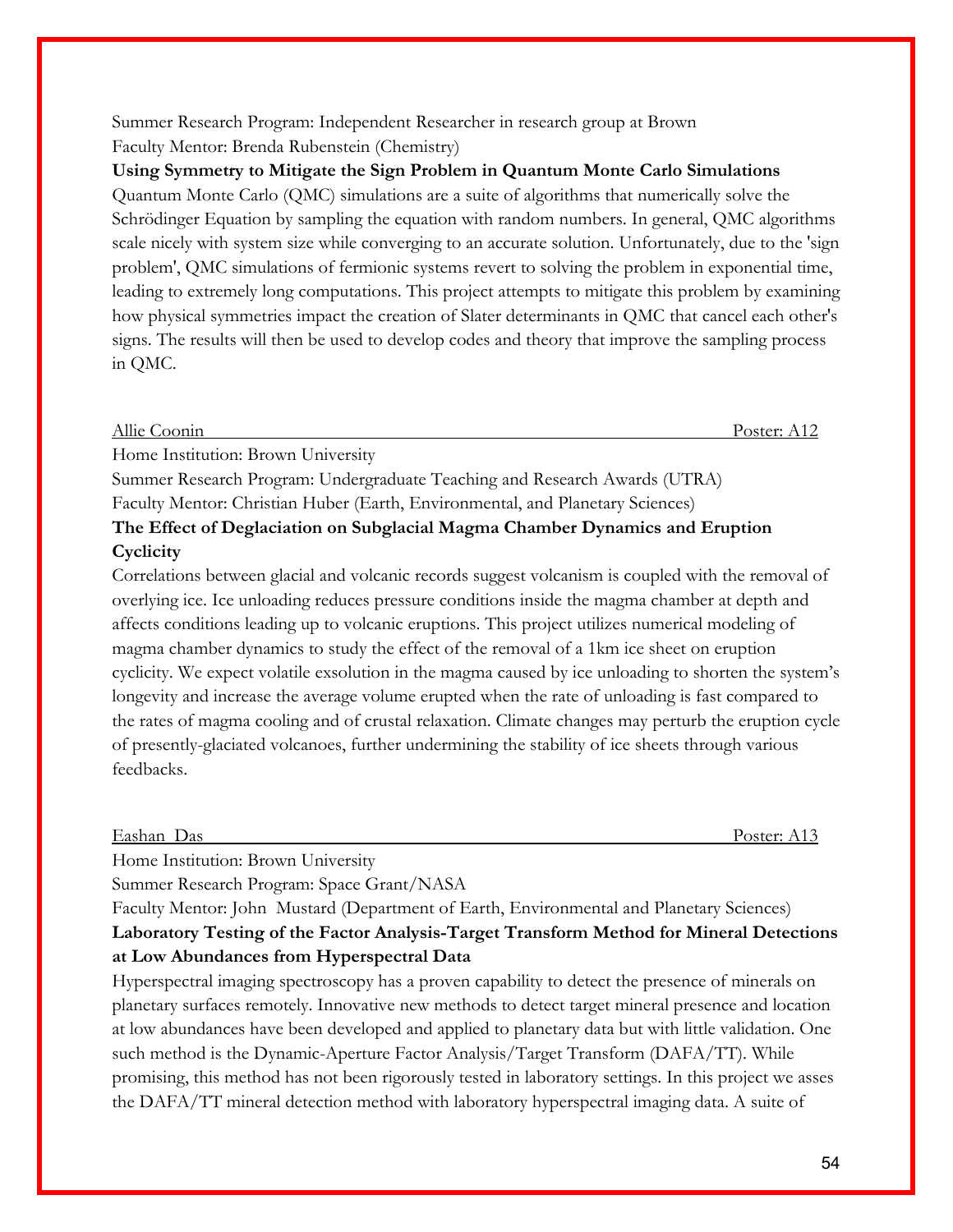Summer Research Program: Independent Researcher in research group at Brown
Faculty Mentor: Brenda Rubenstein (Chemistry)

**Using Symmetry to Mitigate the Sign Problem in Quantum Monte Carlo Simulations**

Quantum Monte Carlo (QMC) simulations are a suite of algorithms that numerically solve the Schrödinger Equation by sampling the equation with random numbers. In general, QMC algorithms scale nicely with system size while converging to an accurate solution. Unfortunately, due to the 'sign problem', QMC simulations of fermionic systems revert to solving the problem in exponential time, leading to extremely long computations. This project attempts to mitigate this problem by examining how physical symmetries impact the creation of Slater determinants in QMC that cancel each other's signs. The results will then be used to develop codes and theory that improve the sampling process in QMC.

Allie Coonin — Poster: A12

Home Institution: Brown University
Summer Research Program: Undergraduate Teaching and Research Awards (UTRA)
Faculty Mentor: Christian Huber (Earth, Environmental, and Planetary Sciences)

**The Effect of Deglaciation on Subglacial Magma Chamber Dynamics and Eruption Cyclicity**

Correlations between glacial and volcanic records suggest volcanism is coupled with the removal of overlying ice. Ice unloading reduces pressure conditions inside the magma chamber at depth and affects conditions leading up to volcanic eruptions. This project utilizes numerical modeling of magma chamber dynamics to study the effect of the removal of a 1km ice sheet on eruption cyclicity. We expect volatile exsolution in the magma caused by ice unloading to shorten the system's longevity and increase the average volume erupted when the rate of unloading is fast compared to the rates of magma cooling and of crustal relaxation. Climate changes may perturb the eruption cycle of presently-glaciated volcanoes, further undermining the stability of ice sheets through various feedbacks.

Eashan Das — Poster: A13

Home Institution: Brown University
Summer Research Program: Space Grant/NASA
Faculty Mentor: John Mustard (Department of Earth, Environmental and Planetary Sciences)

**Laboratory Testing of the Factor Analysis-Target Transform Method for Mineral Detections at Low Abundances from Hyperspectral Data**

Hyperspectral imaging spectroscopy has a proven capability to detect the presence of minerals on planetary surfaces remotely. Innovative new methods to detect target mineral presence and location at low abundances have been developed and applied to planetary data but with little validation. One such method is the Dynamic-Aperture Factor Analysis/Target Transform (DAFA/TT). While promising, this method has not been rigorously tested in laboratory settings. In this project we asses the DAFA/TT mineral detection method with laboratory hyperspectral imaging data. A suite of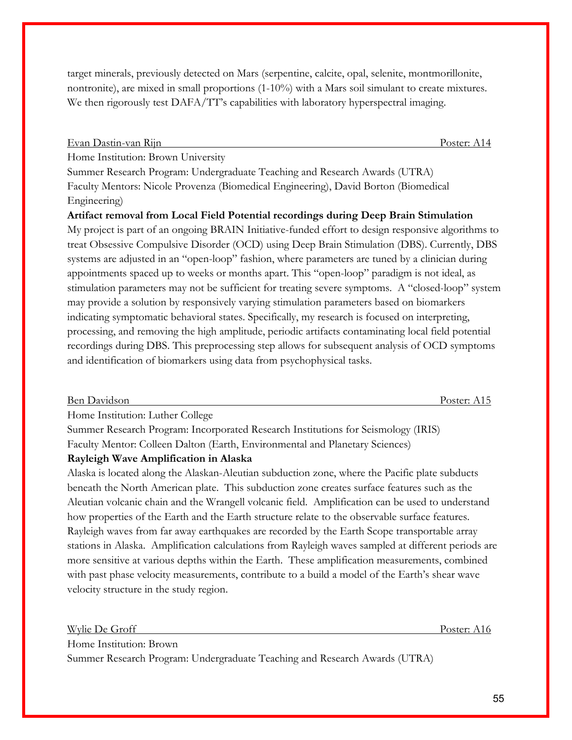target minerals, previously detected on Mars (serpentine, calcite, opal, selenite, montmorillonite, nontronite), are mixed in small proportions (1-10%) with a Mars soil simulant to create mixtures. We then rigorously test DAFA/TT's capabilities with laboratory hyperspectral imaging.

Evan Dastin-van Rijn Poster: A14

Home Institution: Brown University
Summer Research Program: Undergraduate Teaching and Research Awards (UTRA)
Faculty Mentors: Nicole Provenza (Biomedical Engineering), David Borton (Biomedical Engineering)

**Artifact removal from Local Field Potential recordings during Deep Brain Stimulation**

My project is part of an ongoing BRAIN Initiative-funded effort to design responsive algorithms to treat Obsessive Compulsive Disorder (OCD) using Deep Brain Stimulation (DBS). Currently, DBS systems are adjusted in an "open-loop" fashion, where parameters are tuned by a clinician during appointments spaced up to weeks or months apart. This "open-loop" paradigm is not ideal, as stimulation parameters may not be sufficient for treating severe symptoms. A "closed-loop" system may provide a solution by responsively varying stimulation parameters based on biomarkers indicating symptomatic behavioral states. Specifically, my research is focused on interpreting, processing, and removing the high amplitude, periodic artifacts contaminating local field potential recordings during DBS. This preprocessing step allows for subsequent analysis of OCD symptoms and identification of biomarkers using data from psychophysical tasks.

Ben Davidson Poster: A15

Home Institution: Luther College
Summer Research Program: Incorporated Research Institutions for Seismology (IRIS)
Faculty Mentor: Colleen Dalton (Earth, Environmental and Planetary Sciences)

**Rayleigh Wave Amplification in Alaska**

Alaska is located along the Alaskan-Aleutian subduction zone, where the Pacific plate subducts beneath the North American plate. This subduction zone creates surface features such as the Aleutian volcanic chain and the Wrangell volcanic field. Amplification can be used to understand how properties of the Earth and the Earth structure relate to the observable surface features. Rayleigh waves from far away earthquakes are recorded by the Earth Scope transportable array stations in Alaska. Amplification calculations from Rayleigh waves sampled at different periods are more sensitive at various depths within the Earth. These amplification measurements, combined with past phase velocity measurements, contribute to a build a model of the Earth's shear wave velocity structure in the study region.

Wylie De Groff Poster: A16

Home Institution: Brown
Summer Research Program: Undergraduate Teaching and Research Awards (UTRA)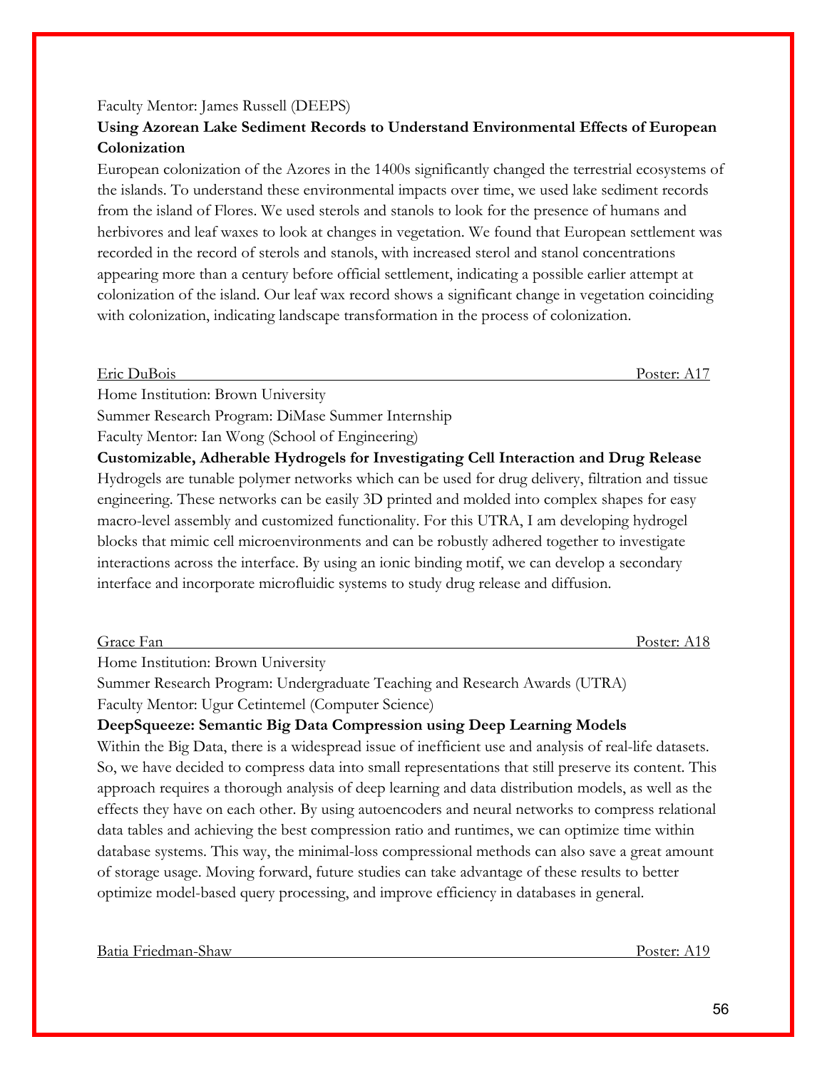Faculty Mentor: James Russell (DEEPS)

**Using Azorean Lake Sediment Records to Understand Environmental Effects of European Colonization**

European colonization of the Azores in the 1400s significantly changed the terrestrial ecosystems of the islands. To understand these environmental impacts over time, we used lake sediment records from the island of Flores. We used sterols and stanols to look for the presence of humans and herbivores and leaf waxes to look at changes in vegetation. We found that European settlement was recorded in the record of sterols and stanols, with increased sterol and stanol concentrations appearing more than a century before official settlement, indicating a possible earlier attempt at colonization of the island. Our leaf wax record shows a significant change in vegetation coinciding with colonization, indicating landscape transformation in the process of colonization.

Eric DuBois — Poster: A17

Home Institution: Brown University
Summer Research Program: DiMase Summer Internship
Faculty Mentor: Ian Wong (School of Engineering)

**Customizable, Adherable Hydrogels for Investigating Cell Interaction and Drug Release**

Hydrogels are tunable polymer networks which can be used for drug delivery, filtration and tissue engineering. These networks can be easily 3D printed and molded into complex shapes for easy macro-level assembly and customized functionality. For this UTRA, I am developing hydrogel blocks that mimic cell microenvironments and can be robustly adhered together to investigate interactions across the interface. By using an ionic binding motif, we can develop a secondary interface and incorporate microfluidic systems to study drug release and diffusion.

Grace Fan — Poster: A18

Home Institution: Brown University
Summer Research Program: Undergraduate Teaching and Research Awards (UTRA)
Faculty Mentor: Ugur Cetintemel (Computer Science)

**DeepSqueeze: Semantic Big Data Compression using Deep Learning Models**

Within the Big Data, there is a widespread issue of inefficient use and analysis of real-life datasets. So, we have decided to compress data into small representations that still preserve its content. This approach requires a thorough analysis of deep learning and data distribution models, as well as the effects they have on each other. By using autoencoders and neural networks to compress relational data tables and achieving the best compression ratio and runtimes, we can optimize time within database systems. This way, the minimal-loss compressional methods can also save a great amount of storage usage. Moving forward, future studies can take advantage of these results to better optimize model-based query processing, and improve efficiency in databases in general.

Batia Friedman-Shaw — Poster: A19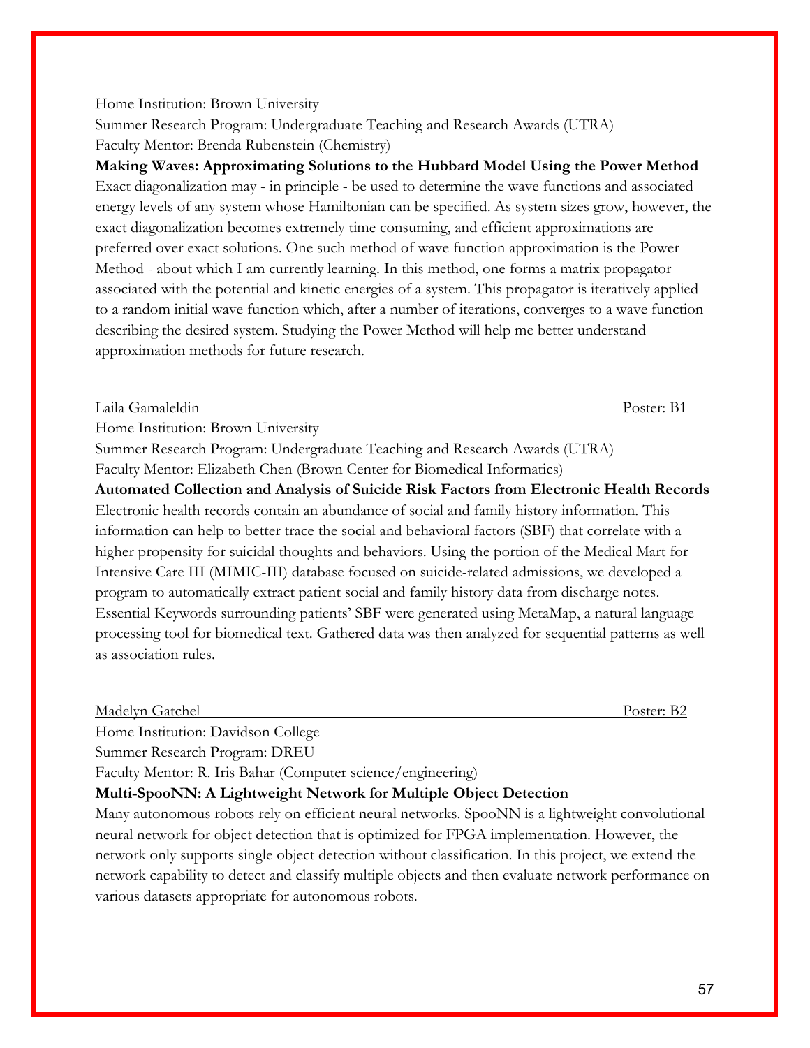Home Institution: Brown University

Summer Research Program: Undergraduate Teaching and Research Awards (UTRA)

Faculty Mentor: Brenda Rubenstein (Chemistry)

**Making Waves: Approximating Solutions to the Hubbard Model Using the Power Method**

Exact diagonalization may - in principle - be used to determine the wave functions and associated energy levels of any system whose Hamiltonian can be specified. As system sizes grow, however, the exact diagonalization becomes extremely time consuming, and efficient approximations are preferred over exact solutions. One such method of wave function approximation is the Power Method - about which I am currently learning. In this method, one forms a matrix propagator associated with the potential and kinetic energies of a system. This propagator is iteratively applied to a random initial wave function which, after a number of iterations, converges to a wave function describing the desired system. Studying the Power Method will help me better understand approximation methods for future research.

Laila Gamaleldin Poster: B1

Home Institution: Brown University

Summer Research Program: Undergraduate Teaching and Research Awards (UTRA)

Faculty Mentor: Elizabeth Chen (Brown Center for Biomedical Informatics)

**Automated Collection and Analysis of Suicide Risk Factors from Electronic Health Records**

Electronic health records contain an abundance of social and family history information. This information can help to better trace the social and behavioral factors (SBF) that correlate with a higher propensity for suicidal thoughts and behaviors. Using the portion of the Medical Mart for Intensive Care III (MIMIC-III) database focused on suicide-related admissions, we developed a program to automatically extract patient social and family history data from discharge notes. Essential Keywords surrounding patients' SBF were generated using MetaMap, a natural language processing tool for biomedical text. Gathered data was then analyzed for sequential patterns as well as association rules.

Madelyn Gatchel Poster: B2

Home Institution: Davidson College

Summer Research Program: DREU

Faculty Mentor: R. Iris Bahar (Computer science/engineering)

**Multi-SpooNN: A Lightweight Network for Multiple Object Detection**

Many autonomous robots rely on efficient neural networks. SpooNN is a lightweight convolutional neural network for object detection that is optimized for FPGA implementation. However, the network only supports single object detection without classification. In this project, we extend the network capability to detect and classify multiple objects and then evaluate network performance on various datasets appropriate for autonomous robots.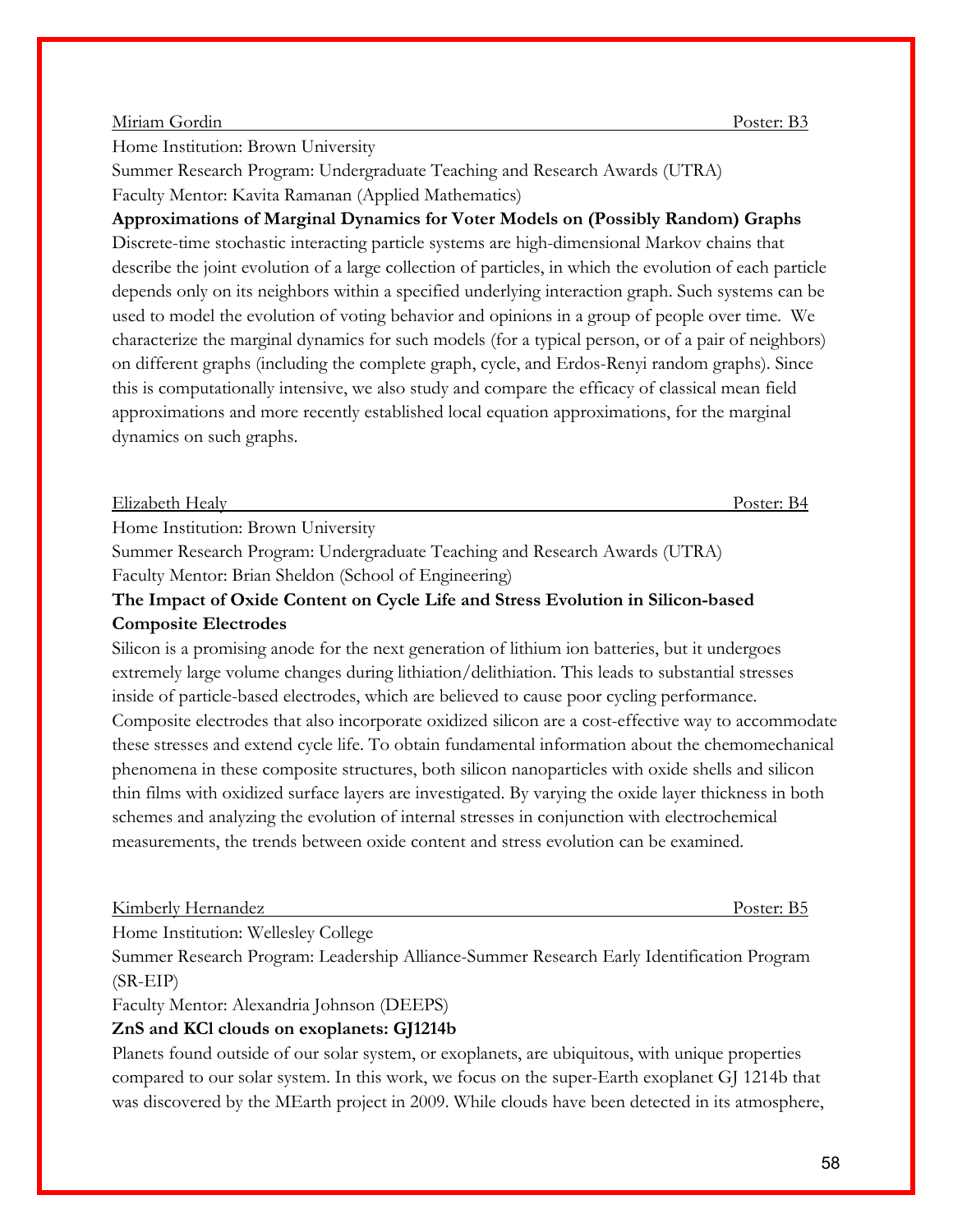Miriam Gordin — Poster: B3

Home Institution: Brown University

Summer Research Program: Undergraduate Teaching and Research Awards (UTRA)

Faculty Mentor: Kavita Ramanan (Applied Mathematics)

**Approximations of Marginal Dynamics for Voter Models on (Possibly Random) Graphs**

Discrete-time stochastic interacting particle systems are high-dimensional Markov chains that describe the joint evolution of a large collection of particles, in which the evolution of each particle depends only on its neighbors within a specified underlying interaction graph. Such systems can be used to model the evolution of voting behavior and opinions in a group of people over time. We characterize the marginal dynamics for such models (for a typical person, or of a pair of neighbors) on different graphs (including the complete graph, cycle, and Erdos-Renyi random graphs). Since this is computationally intensive, we also study and compare the efficacy of classical mean field approximations and more recently established local equation approximations, for the marginal dynamics on such graphs.

Elizabeth Healy — Poster: B4

Home Institution: Brown University

Summer Research Program: Undergraduate Teaching and Research Awards (UTRA)

Faculty Mentor: Brian Sheldon (School of Engineering)

**The Impact of Oxide Content on Cycle Life and Stress Evolution in Silicon-based Composite Electrodes**

Silicon is a promising anode for the next generation of lithium ion batteries, but it undergoes extremely large volume changes during lithiation/delithiation. This leads to substantial stresses inside of particle-based electrodes, which are believed to cause poor cycling performance. Composite electrodes that also incorporate oxidized silicon are a cost-effective way to accommodate these stresses and extend cycle life. To obtain fundamental information about the chemomechanical phenomena in these composite structures, both silicon nanoparticles with oxide shells and silicon thin films with oxidized surface layers are investigated. By varying the oxide layer thickness in both schemes and analyzing the evolution of internal stresses in conjunction with electrochemical measurements, the trends between oxide content and stress evolution can be examined.

Kimberly Hernandez — Poster: B5

Home Institution: Wellesley College

Summer Research Program: Leadership Alliance-Summer Research Early Identification Program (SR-EIP)

Faculty Mentor: Alexandria Johnson (DEEPS)

**ZnS and KCl clouds on exoplanets: GJ1214b**

Planets found outside of our solar system, or exoplanets, are ubiquitous, with unique properties compared to our solar system. In this work, we focus on the super-Earth exoplanet GJ 1214b that was discovered by the MEarth project in 2009. While clouds have been detected in its atmosphere,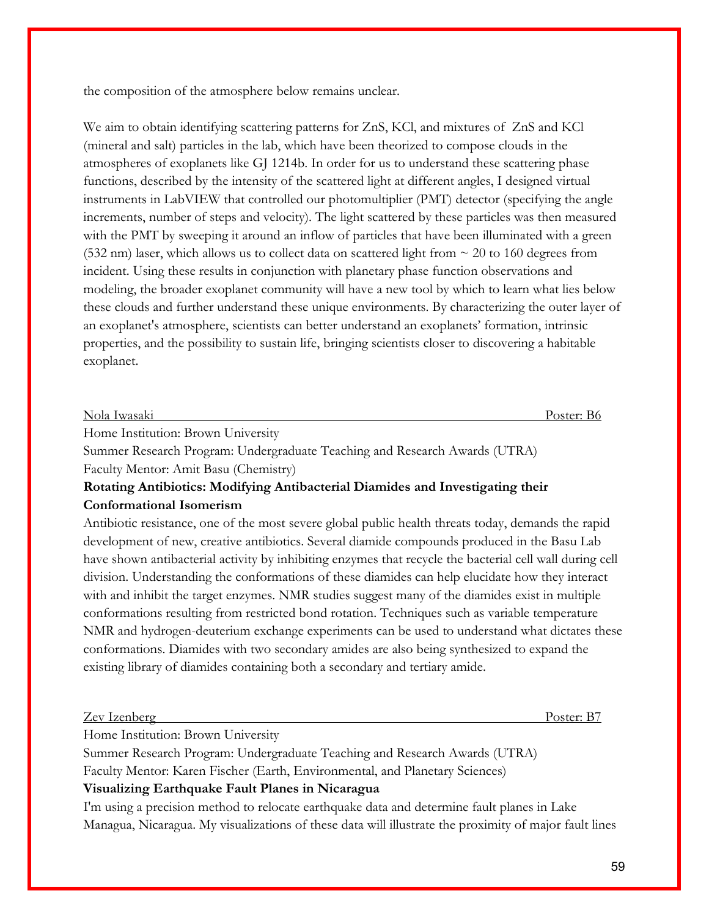the composition of the atmosphere below remains unclear.

We aim to obtain identifying scattering patterns for ZnS, KCl, and mixtures of ZnS and KCl (mineral and salt) particles in the lab, which have been theorized to compose clouds in the atmospheres of exoplanets like GJ 1214b. In order for us to understand these scattering phase functions, described by the intensity of the scattered light at different angles, I designed virtual instruments in LabVIEW that controlled our photomultiplier (PMT) detector (specifying the angle increments, number of steps and velocity). The light scattered by these particles was then measured with the PMT by sweeping it around an inflow of particles that have been illuminated with a green (532 nm) laser, which allows us to collect data on scattered light from ~ 20 to 160 degrees from incident. Using these results in conjunction with planetary phase function observations and modeling, the broader exoplanet community will have a new tool by which to learn what lies below these clouds and further understand these unique environments. By characterizing the outer layer of an exoplanet's atmosphere, scientists can better understand an exoplanets' formation, intrinsic properties, and the possibility to sustain life, bringing scientists closer to discovering a habitable exoplanet.

Nola Iwasaki — Poster: B6

Home Institution: Brown University
Summer Research Program: Undergraduate Teaching and Research Awards (UTRA)
Faculty Mentor: Amit Basu (Chemistry)

**Rotating Antibiotics: Modifying Antibacterial Diamides and Investigating their Conformational Isomerism**

Antibiotic resistance, one of the most severe global public health threats today, demands the rapid development of new, creative antibiotics. Several diamide compounds produced in the Basu Lab have shown antibacterial activity by inhibiting enzymes that recycle the bacterial cell wall during cell division. Understanding the conformations of these diamides can help elucidate how they interact with and inhibit the target enzymes. NMR studies suggest many of the diamides exist in multiple conformations resulting from restricted bond rotation. Techniques such as variable temperature NMR and hydrogen-deuterium exchange experiments can be used to understand what dictates these conformations. Diamides with two secondary amides are also being synthesized to expand the existing library of diamides containing both a secondary and tertiary amide.

Zev Izenberg — Poster: B7

Home Institution: Brown University
Summer Research Program: Undergraduate Teaching and Research Awards (UTRA)
Faculty Mentor: Karen Fischer (Earth, Environmental, and Planetary Sciences)

**Visualizing Earthquake Fault Planes in Nicaragua**

I'm using a precision method to relocate earthquake data and determine fault planes in Lake Managua, Nicaragua. My visualizations of these data will illustrate the proximity of major fault lines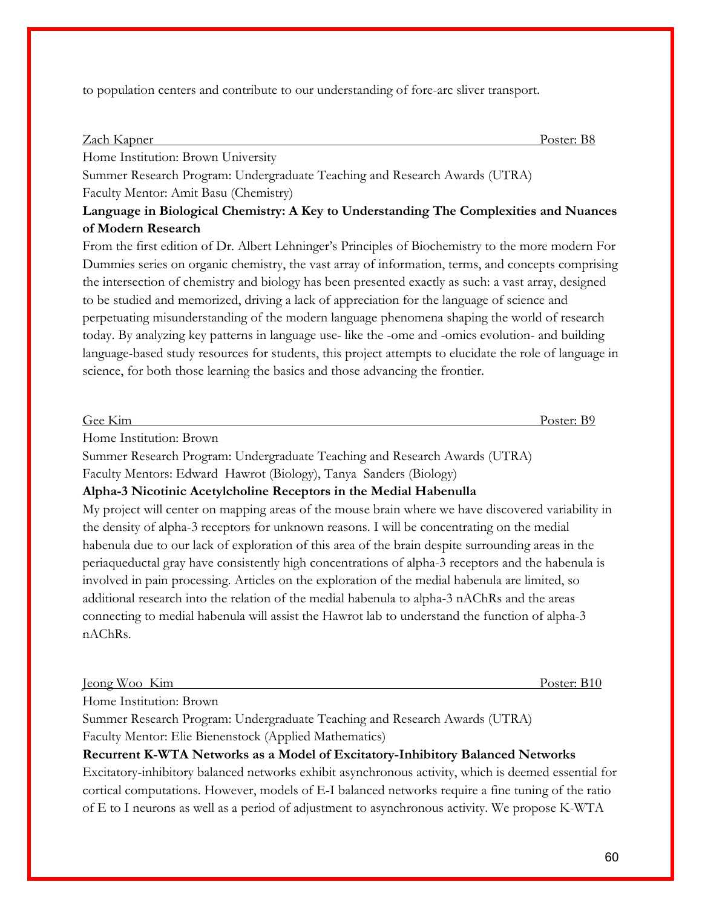to population centers and contribute to our understanding of fore-arc sliver transport.

Zach Kapner — Poster: B8

Home Institution: Brown University
Summer Research Program: Undergraduate Teaching and Research Awards (UTRA)
Faculty Mentor: Amit Basu (Chemistry)

**Language in Biological Chemistry: A Key to Understanding The Complexities and Nuances of Modern Research**

From the first edition of Dr. Albert Lehninger's Principles of Biochemistry to the more modern For Dummies series on organic chemistry, the vast array of information, terms, and concepts comprising the intersection of chemistry and biology has been presented exactly as such: a vast array, designed to be studied and memorized, driving a lack of appreciation for the language of science and perpetuating misunderstanding of the modern language phenomena shaping the world of research today. By analyzing key patterns in language use- like the -ome and -omics evolution- and building language-based study resources for students, this project attempts to elucidate the role of language in science, for both those learning the basics and those advancing the frontier.

Gee Kim — Poster: B9

Home Institution: Brown
Summer Research Program: Undergraduate Teaching and Research Awards (UTRA)
Faculty Mentors: Edward Hawrot (Biology), Tanya Sanders (Biology)

**Alpha-3 Nicotinic Acetylcholine Receptors in the Medial Habenulla**

My project will center on mapping areas of the mouse brain where we have discovered variability in the density of alpha-3 receptors for unknown reasons. I will be concentrating on the medial habenula due to our lack of exploration of this area of the brain despite surrounding areas in the periaqueductal gray have consistently high concentrations of alpha-3 receptors and the habenula is involved in pain processing. Articles on the exploration of the medial habenula are limited, so additional research into the relation of the medial habenula to alpha-3 nAChRs and the areas connecting to medial habenula will assist the Hawrot lab to understand the function of alpha-3 nAChRs.

Jeong Woo Kim — Poster: B10

Home Institution: Brown
Summer Research Program: Undergraduate Teaching and Research Awards (UTRA)
Faculty Mentor: Elie Bienenstock (Applied Mathematics)

**Recurrent K-WTA Networks as a Model of Excitatory-Inhibitory Balanced Networks**

Excitatory-inhibitory balanced networks exhibit asynchronous activity, which is deemed essential for cortical computations. However, models of E-I balanced networks require a fine tuning of the ratio of E to I neurons as well as a period of adjustment to asynchronous activity. We propose K-WTA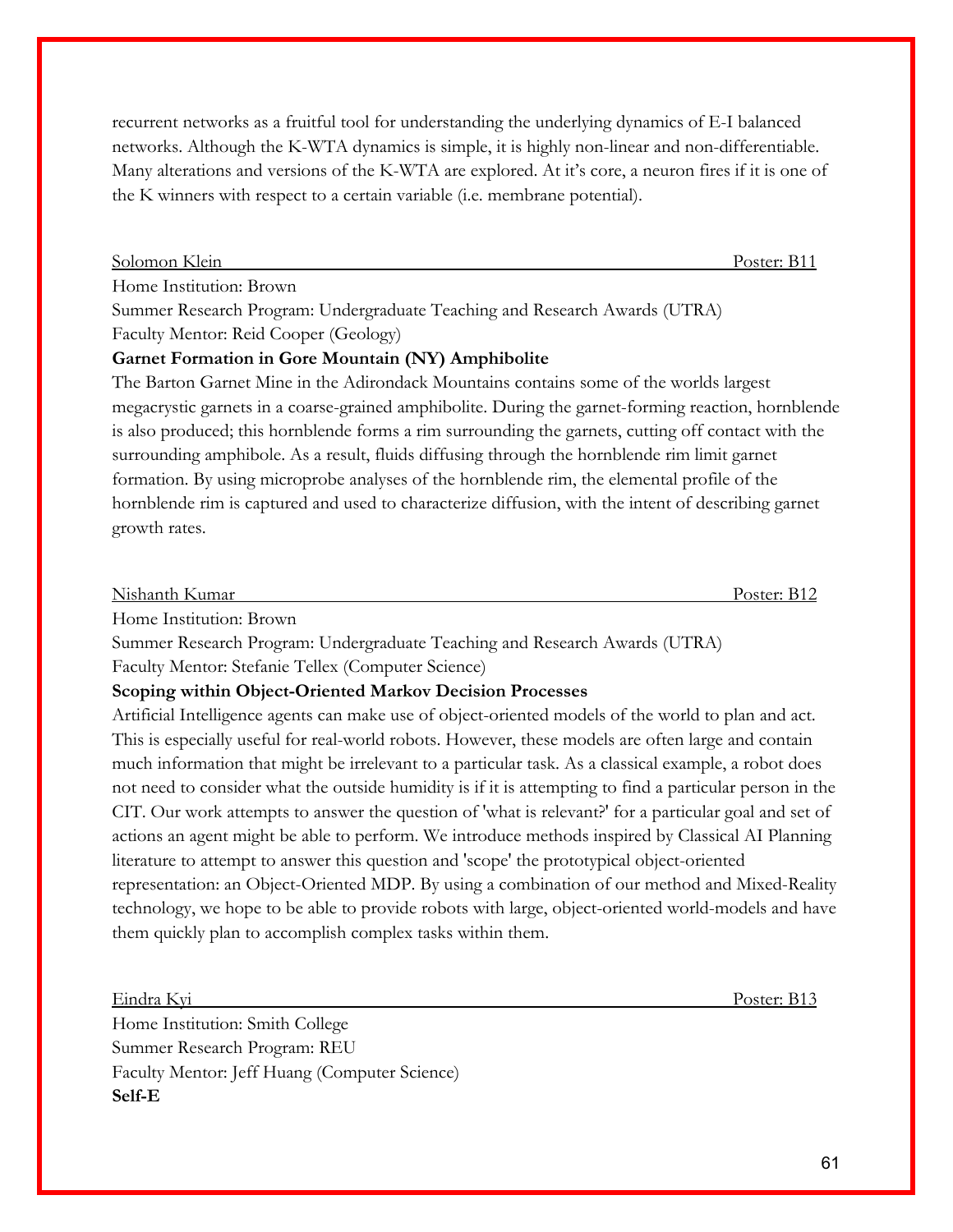recurrent networks as a fruitful tool for understanding the underlying dynamics of E-I balanced networks. Although the K-WTA dynamics is simple, it is highly non-linear and non-differentiable. Many alterations and versions of the K-WTA are explored. At it's core, a neuron fires if it is one of the K winners with respect to a certain variable (i.e. membrane potential).

Solomon Klein — Poster: B11

Home Institution: Brown
Summer Research Program: Undergraduate Teaching and Research Awards (UTRA)
Faculty Mentor: Reid Cooper (Geology)

**Garnet Formation in Gore Mountain (NY) Amphibolite**

The Barton Garnet Mine in the Adirondack Mountains contains some of the worlds largest megacrystic garnets in a coarse-grained amphibolite. During the garnet-forming reaction, hornblende is also produced; this hornblende forms a rim surrounding the garnets, cutting off contact with the surrounding amphibole. As a result, fluids diffusing through the hornblende rim limit garnet formation. By using microprobe analyses of the hornblende rim, the elemental profile of the hornblende rim is captured and used to characterize diffusion, with the intent of describing garnet growth rates.

Nishanth Kumar — Poster: B12

Home Institution: Brown
Summer Research Program: Undergraduate Teaching and Research Awards (UTRA)
Faculty Mentor: Stefanie Tellex (Computer Science)

**Scoping within Object-Oriented Markov Decision Processes**

Artificial Intelligence agents can make use of object-oriented models of the world to plan and act. This is especially useful for real-world robots. However, these models are often large and contain much information that might be irrelevant to a particular task. As a classical example, a robot does not need to consider what the outside humidity is if it is attempting to find a particular person in the CIT. Our work attempts to answer the question of 'what is relevant?' for a particular goal and set of actions an agent might be able to perform. We introduce methods inspired by Classical AI Planning literature to attempt to answer this question and 'scope' the prototypical object-oriented representation: an Object-Oriented MDP. By using a combination of our method and Mixed-Reality technology, we hope to be able to provide robots with large, object-oriented world-models and have them quickly plan to accomplish complex tasks within them.

Eindra Kyi — Poster: B13

Home Institution: Smith College
Summer Research Program: REU
Faculty Mentor: Jeff Huang (Computer Science)

**Self-E**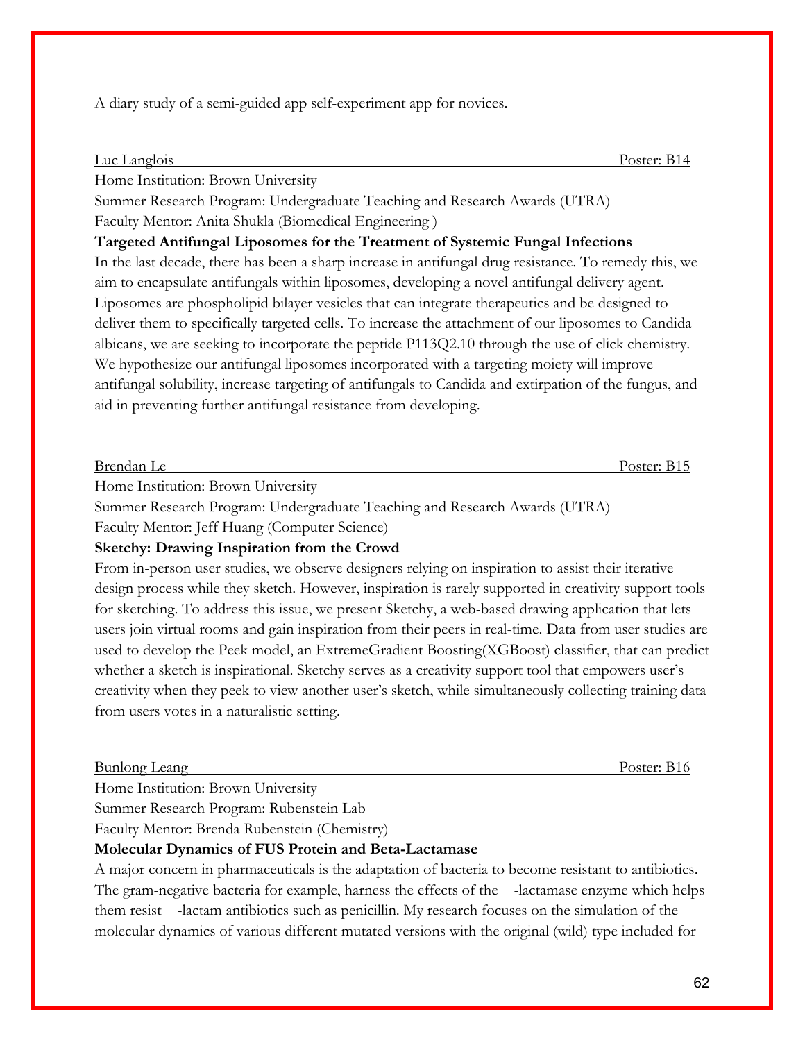A diary study of a semi-guided app self-experiment app for novices.

Luc Langlois Poster: B14

Home Institution: Brown University

Summer Research Program: Undergraduate Teaching and Research Awards (UTRA)

Faculty Mentor: Anita Shukla (Biomedical Engineering )

**Targeted Antifungal Liposomes for the Treatment of Systemic Fungal Infections**

In the last decade, there has been a sharp increase in antifungal drug resistance. To remedy this, we aim to encapsulate antifungals within liposomes, developing a novel antifungal delivery agent. Liposomes are phospholipid bilayer vesicles that can integrate therapeutics and be designed to deliver them to specifically targeted cells. To increase the attachment of our liposomes to Candida albicans, we are seeking to incorporate the peptide P113Q2.10 through the use of click chemistry. We hypothesize our antifungal liposomes incorporated with a targeting moiety will improve antifungal solubility, increase targeting of antifungals to Candida and extirpation of the fungus, and aid in preventing further antifungal resistance from developing.

Brendan Le Poster: B15

Home Institution: Brown University

Summer Research Program: Undergraduate Teaching and Research Awards (UTRA)

Faculty Mentor: Jeff Huang (Computer Science)

**Sketchy: Drawing Inspiration from the Crowd**

From in-person user studies, we observe designers relying on inspiration to assist their iterative design process while they sketch. However, inspiration is rarely supported in creativity support tools for sketching. To address this issue, we present Sketchy, a web-based drawing application that lets users join virtual rooms and gain inspiration from their peers in real-time. Data from user studies are used to develop the Peek model, an ExtremeGradient Boosting(XGBoost) classifier, that can predict whether a sketch is inspirational. Sketchy serves as a creativity support tool that empowers user's creativity when they peek to view another user's sketch, while simultaneously collecting training data from users votes in a naturalistic setting.

Bunlong Leang Poster: B16

Home Institution: Brown University

Summer Research Program: Rubenstein Lab

Faculty Mentor: Brenda Rubenstein (Chemistry)

**Molecular Dynamics of FUS Protein and Beta-Lactamase**

A major concern in pharmaceuticals is the adaptation of bacteria to become resistant to antibiotics. The gram-negative bacteria for example, harness the effects of the -lactamase enzyme which helps them resist -lactam antibiotics such as penicillin. My research focuses on the simulation of the molecular dynamics of various different mutated versions with the original (wild) type included for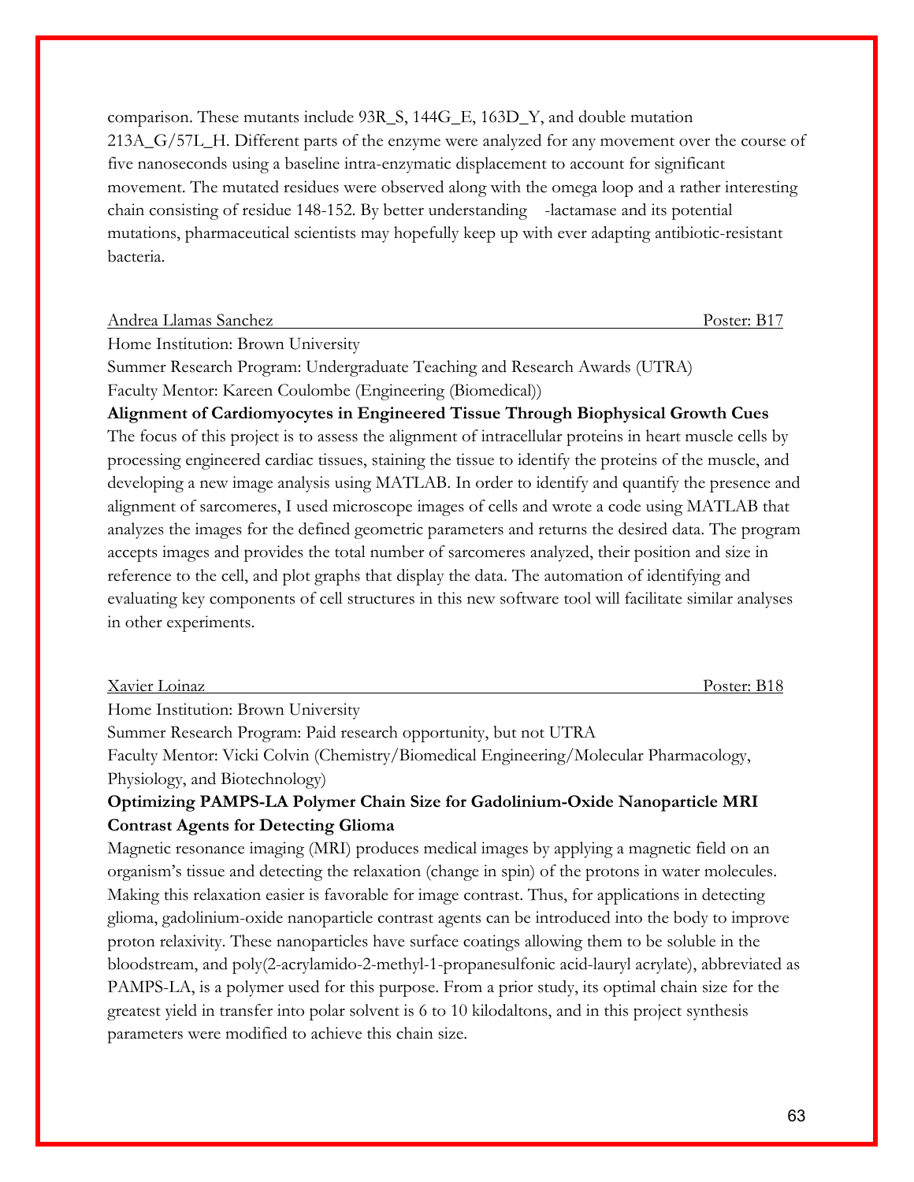comparison. These mutants include 93R_S, 144G_E, 163D_Y, and double mutation 213A_G/57L_H. Different parts of the enzyme were analyzed for any movement over the course of five nanoseconds using a baseline intra-enzymatic displacement to account for significant movement. The mutated residues were observed along with the omega loop and a rather interesting chain consisting of residue 148-152. By better understanding  -lactamase and its potential mutations, pharmaceutical scientists may hopefully keep up with ever adapting antibiotic-resistant bacteria.

Andrea Llamas Sanchez — Poster: B17

Home Institution: Brown University
Summer Research Program: Undergraduate Teaching and Research Awards (UTRA)
Faculty Mentor: Kareen Coulombe (Engineering (Biomedical))

**Alignment of Cardiomyocytes in Engineered Tissue Through Biophysical Growth Cues**

The focus of this project is to assess the alignment of intracellular proteins in heart muscle cells by processing engineered cardiac tissues, staining the tissue to identify the proteins of the muscle, and developing a new image analysis using MATLAB. In order to identify and quantify the presence and alignment of sarcomeres, I used microscope images of cells and wrote a code using MATLAB that analyzes the images for the defined geometric parameters and returns the desired data. The program accepts images and provides the total number of sarcomeres analyzed, their position and size in reference to the cell, and plot graphs that display the data. The automation of identifying and evaluating key components of cell structures in this new software tool will facilitate similar analyses in other experiments.

Xavier Loinaz — Poster: B18

Home Institution: Brown University
Summer Research Program: Paid research opportunity, but not UTRA
Faculty Mentor: Vicki Colvin (Chemistry/Biomedical Engineering/Molecular Pharmacology, Physiology, and Biotechnology)

**Optimizing PAMPS-LA Polymer Chain Size for Gadolinium-Oxide Nanoparticle MRI Contrast Agents for Detecting Glioma**

Magnetic resonance imaging (MRI) produces medical images by applying a magnetic field on an organism's tissue and detecting the relaxation (change in spin) of the protons in water molecules. Making this relaxation easier is favorable for image contrast. Thus, for applications in detecting glioma, gadolinium-oxide nanoparticle contrast agents can be introduced into the body to improve proton relaxivity. These nanoparticles have surface coatings allowing them to be soluble in the bloodstream, and poly(2-acrylamido-2-methyl-1-propanesulfonic acid-lauryl acrylate), abbreviated as PAMPS-LA, is a polymer used for this purpose. From a prior study, its optimal chain size for the greatest yield in transfer into polar solvent is 6 to 10 kilodaltons, and in this project synthesis parameters were modified to achieve this chain size.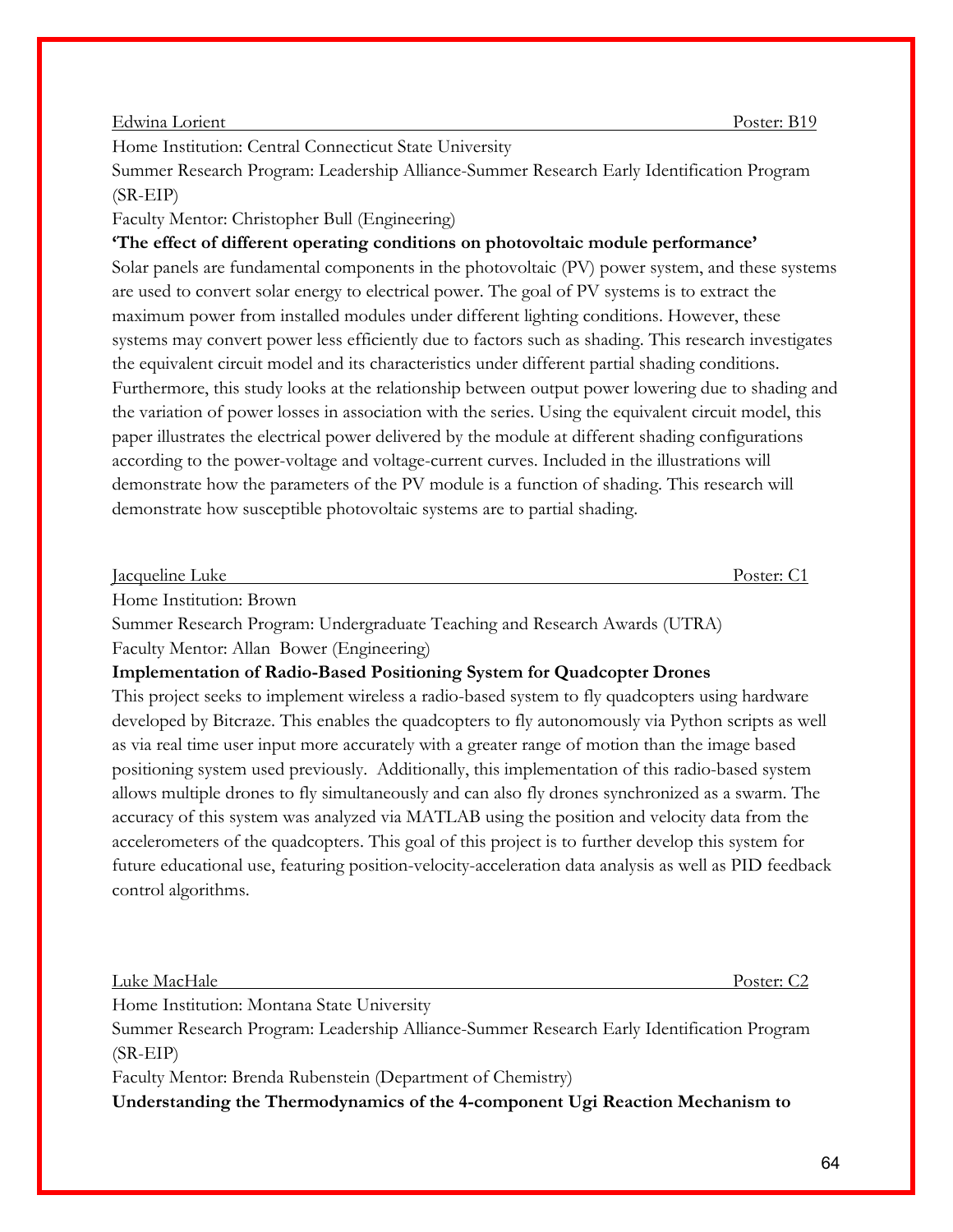Edwina Lorient Poster: B19

Home Institution: Central Connecticut State University

Summer Research Program: Leadership Alliance-Summer Research Early Identification Program (SR-EIP)

Faculty Mentor: Christopher Bull (Engineering)

**'The effect of different operating conditions on photovoltaic module performance'**

Solar panels are fundamental components in the photovoltaic (PV) power system, and these systems are used to convert solar energy to electrical power. The goal of PV systems is to extract the maximum power from installed modules under different lighting conditions. However, these systems may convert power less efficiently due to factors such as shading. This research investigates the equivalent circuit model and its characteristics under different partial shading conditions. Furthermore, this study looks at the relationship between output power lowering due to shading and the variation of power losses in association with the series. Using the equivalent circuit model, this paper illustrates the electrical power delivered by the module at different shading configurations according to the power-voltage and voltage-current curves. Included in the illustrations will demonstrate how the parameters of the PV module is a function of shading. This research will demonstrate how susceptible photovoltaic systems are to partial shading.

Jacqueline Luke Poster: C1

Home Institution: Brown

Summer Research Program: Undergraduate Teaching and Research Awards (UTRA)

Faculty Mentor: Allan Bower (Engineering)

**Implementation of Radio-Based Positioning System for Quadcopter Drones**

This project seeks to implement wireless a radio-based system to fly quadcopters using hardware developed by Bitcraze. This enables the quadcopters to fly autonomously via Python scripts as well as via real time user input more accurately with a greater range of motion than the image based positioning system used previously. Additionally, this implementation of this radio-based system allows multiple drones to fly simultaneously and can also fly drones synchronized as a swarm. The accuracy of this system was analyzed via MATLAB using the position and velocity data from the accelerometers of the quadcopters. This goal of this project is to further develop this system for future educational use, featuring position-velocity-acceleration data analysis as well as PID feedback control algorithms.

Luke MacHale Poster: C2

Home Institution: Montana State University

Summer Research Program: Leadership Alliance-Summer Research Early Identification Program (SR-EIP)

Faculty Mentor: Brenda Rubenstein (Department of Chemistry)

**Understanding the Thermodynamics of the 4-component Ugi Reaction Mechanism to**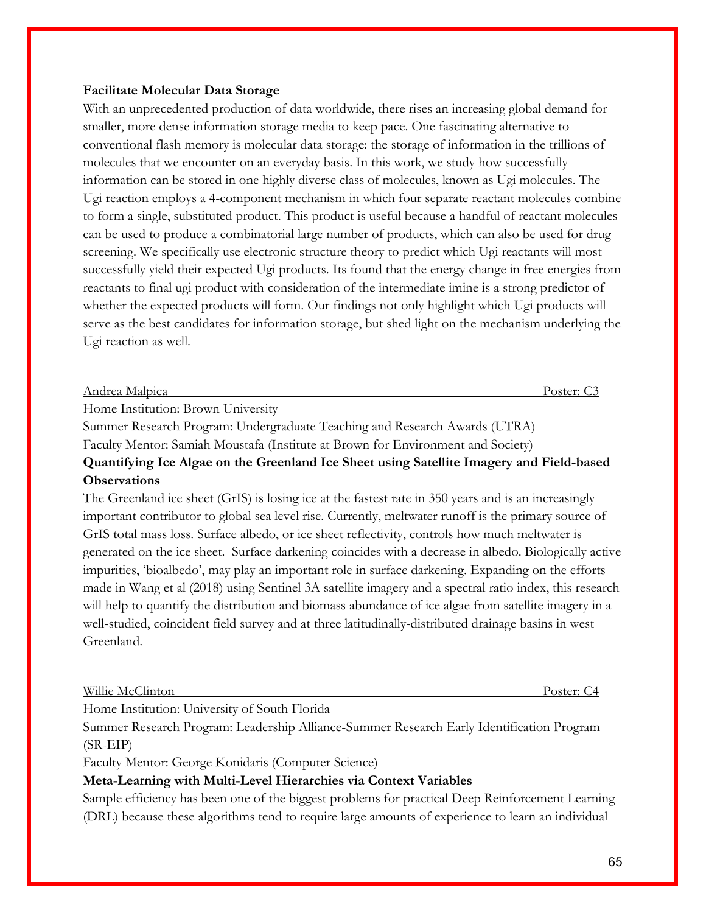**Facilitate Molecular Data Storage**

With an unprecedented production of data worldwide, there rises an increasing global demand for smaller, more dense information storage media to keep pace. One fascinating alternative to conventional flash memory is molecular data storage: the storage of information in the trillions of molecules that we encounter on an everyday basis. In this work, we study how successfully information can be stored in one highly diverse class of molecules, known as Ugi molecules. The Ugi reaction employs a 4-component mechanism in which four separate reactant molecules combine to form a single, substituted product. This product is useful because a handful of reactant molecules can be used to produce a combinatorial large number of products, which can also be used for drug screening. We specifically use electronic structure theory to predict which Ugi reactants will most successfully yield their expected Ugi products. Its found that the energy change in free energies from reactants to final ugi product with consideration of the intermediate imine is a strong predictor of whether the expected products will form. Our findings not only highlight which Ugi products will serve as the best candidates for information storage, but shed light on the mechanism underlying the Ugi reaction as well.

Andrea Malpica — Poster: C3

Home Institution: Brown University

Summer Research Program: Undergraduate Teaching and Research Awards (UTRA)

Faculty Mentor: Samiah Moustafa (Institute at Brown for Environment and Society)

**Quantifying Ice Algae on the Greenland Ice Sheet using Satellite Imagery and Field-based Observations**

The Greenland ice sheet (GrIS) is losing ice at the fastest rate in 350 years and is an increasingly important contributor to global sea level rise. Currently, meltwater runoff is the primary source of GrIS total mass loss. Surface albedo, or ice sheet reflectivity, controls how much meltwater is generated on the ice sheet. Surface darkening coincides with a decrease in albedo. Biologically active impurities, 'bioalbedo', may play an important role in surface darkening. Expanding on the efforts made in Wang et al (2018) using Sentinel 3A satellite imagery and a spectral ratio index, this research will help to quantify the distribution and biomass abundance of ice algae from satellite imagery in a well-studied, coincident field survey and at three latitudinally-distributed drainage basins in west Greenland.

Willie McClinton — Poster: C4

Home Institution: University of South Florida

Summer Research Program: Leadership Alliance-Summer Research Early Identification Program (SR-EIP)

Faculty Mentor: George Konidaris (Computer Science)

**Meta-Learning with Multi-Level Hierarchies via Context Variables**

Sample efficiency has been one of the biggest problems for practical Deep Reinforcement Learning (DRL) because these algorithms tend to require large amounts of experience to learn an individual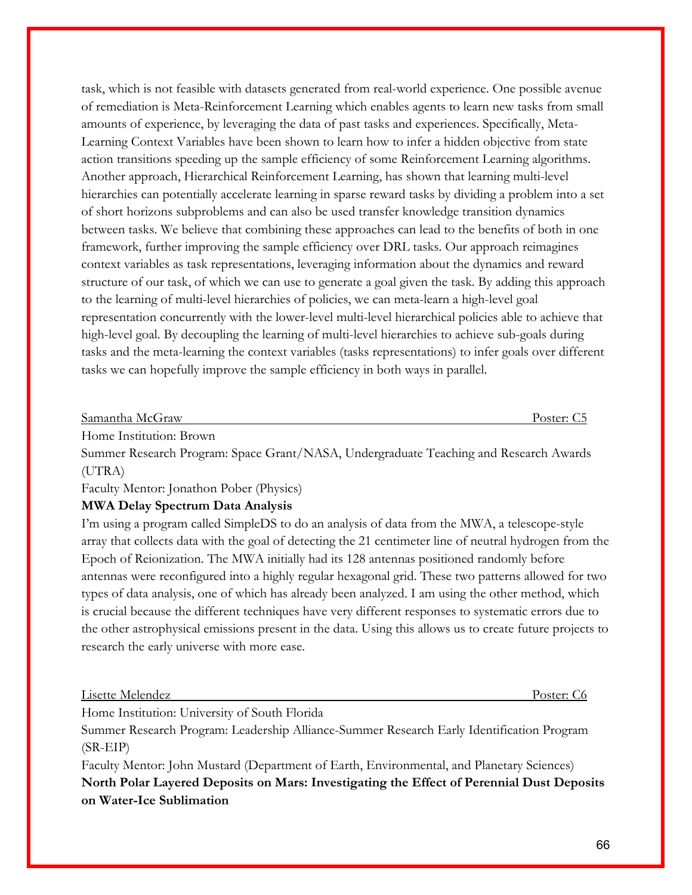task, which is not feasible with datasets generated from real-world experience. One possible avenue of remediation is Meta-Reinforcement Learning which enables agents to learn new tasks from small amounts of experience, by leveraging the data of past tasks and experiences. Specifically, Meta-Learning Context Variables have been shown to learn how to infer a hidden objective from state action transitions speeding up the sample efficiency of some Reinforcement Learning algorithms. Another approach, Hierarchical Reinforcement Learning, has shown that learning multi-level hierarchies can potentially accelerate learning in sparse reward tasks by dividing a problem into a set of short horizons subproblems and can also be used transfer knowledge transition dynamics between tasks. We believe that combining these approaches can lead to the benefits of both in one framework, further improving the sample efficiency over DRL tasks. Our approach reimagines context variables as task representations, leveraging information about the dynamics and reward structure of our task, of which we can use to generate a goal given the task. By adding this approach to the learning of multi-level hierarchies of policies, we can meta-learn a high-level goal representation concurrently with the lower-level multi-level hierarchical policies able to achieve that high-level goal. By decoupling the learning of multi-level hierarchies to achieve sub-goals during tasks and the meta-learning the context variables (tasks representations) to infer goals over different tasks we can hopefully improve the sample efficiency in both ways in parallel.

Samantha McGraw — Poster: C5

Home Institution: Brown

Summer Research Program: Space Grant/NASA, Undergraduate Teaching and Research Awards (UTRA)

Faculty Mentor: Jonathon Pober (Physics)

**MWA Delay Spectrum Data Analysis**

I'm using a program called SimpleDS to do an analysis of data from the MWA, a telescope-style array that collects data with the goal of detecting the 21 centimeter line of neutral hydrogen from the Epoch of Reionization. The MWA initially had its 128 antennas positioned randomly before antennas were reconfigured into a highly regular hexagonal grid. These two patterns allowed for two types of data analysis, one of which has already been analyzed. I am using the other method, which is crucial because the different techniques have very different responses to systematic errors due to the other astrophysical emissions present in the data. Using this allows us to create future projects to research the early universe with more ease.

Lisette Melendez — Poster: C6

Home Institution: University of South Florida

Summer Research Program: Leadership Alliance-Summer Research Early Identification Program (SR-EIP)

Faculty Mentor: John Mustard (Department of Earth, Environmental, and Planetary Sciences)

**North Polar Layered Deposits on Mars: Investigating the Effect of Perennial Dust Deposits on Water-Ice Sublimation**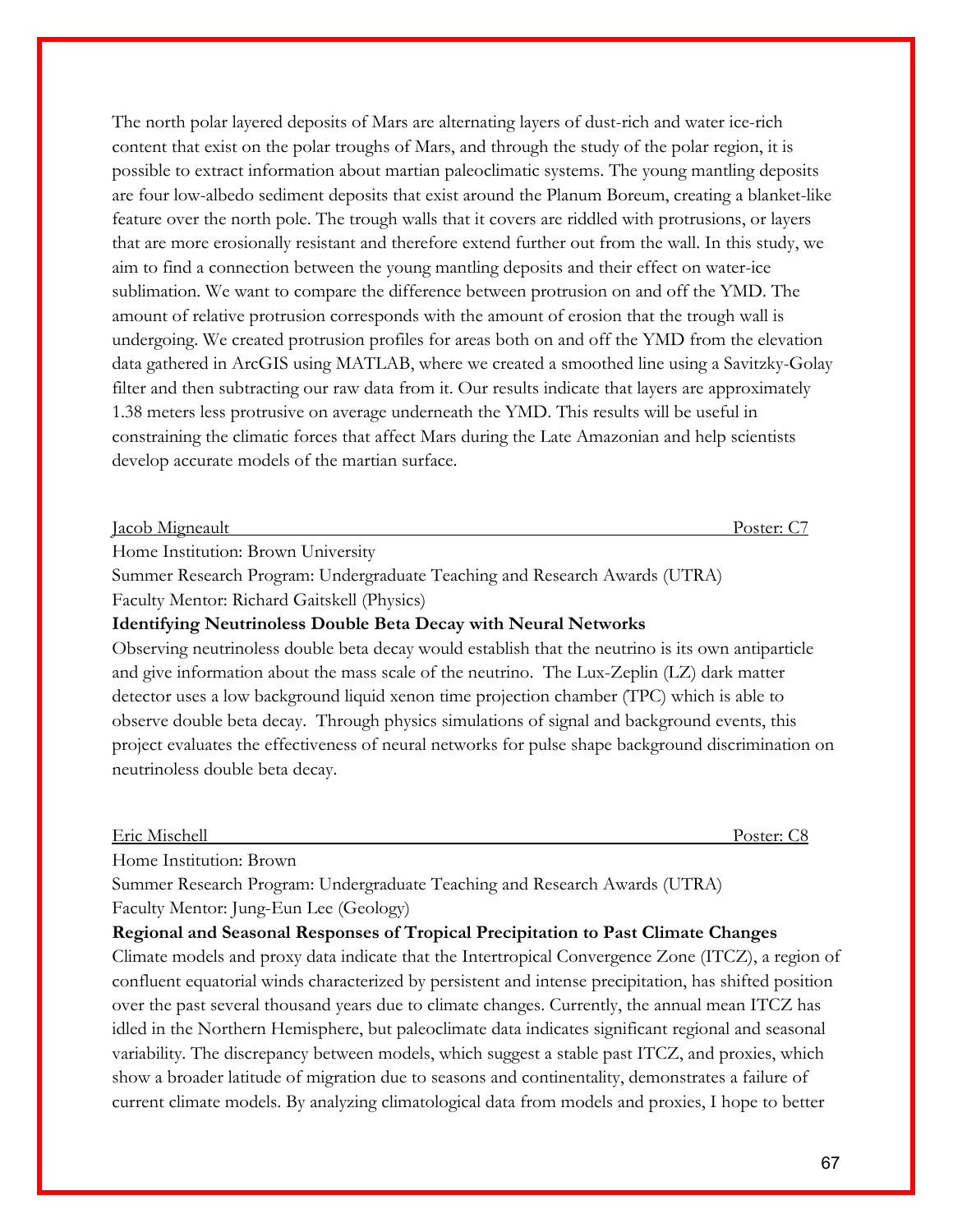The north polar layered deposits of Mars are alternating layers of dust-rich and water ice-rich content that exist on the polar troughs of Mars, and through the study of the polar region, it is possible to extract information about martian paleoclimatic systems. The young mantling deposits are four low-albedo sediment deposits that exist around the Planum Boreum, creating a blanket-like feature over the north pole. The trough walls that it covers are riddled with protrusions, or layers that are more erosionally resistant and therefore extend further out from the wall. In this study, we aim to find a connection between the young mantling deposits and their effect on water-ice sublimation. We want to compare the difference between protrusion on and off the YMD. The amount of relative protrusion corresponds with the amount of erosion that the trough wall is undergoing. We created protrusion profiles for areas both on and off the YMD from the elevation data gathered in ArcGIS using MATLAB, where we created a smoothed line using a Savitzky-Golay filter and then subtracting our raw data from it. Our results indicate that layers are approximately 1.38 meters less protrusive on average underneath the YMD. This results will be useful in constraining the climatic forces that affect Mars during the Late Amazonian and help scientists develop accurate models of the martian surface.

Jacob Migneault — Poster: C7

Home Institution: Brown University
Summer Research Program: Undergraduate Teaching and Research Awards (UTRA)
Faculty Mentor: Richard Gaitskell (Physics)

**Identifying Neutrinoless Double Beta Decay with Neural Networks**

Observing neutrinoless double beta decay would establish that the neutrino is its own antiparticle and give information about the mass scale of the neutrino. The Lux-Zeplin (LZ) dark matter detector uses a low background liquid xenon time projection chamber (TPC) which is able to observe double beta decay. Through physics simulations of signal and background events, this project evaluates the effectiveness of neural networks for pulse shape background discrimination on neutrinoless double beta decay.

Eric Mischell — Poster: C8

Home Institution: Brown
Summer Research Program: Undergraduate Teaching and Research Awards (UTRA)
Faculty Mentor: Jung-Eun Lee (Geology)

**Regional and Seasonal Responses of Tropical Precipitation to Past Climate Changes**

Climate models and proxy data indicate that the Intertropical Convergence Zone (ITCZ), a region of confluent equatorial winds characterized by persistent and intense precipitation, has shifted position over the past several thousand years due to climate changes. Currently, the annual mean ITCZ has idled in the Northern Hemisphere, but paleoclimate data indicates significant regional and seasonal variability. The discrepancy between models, which suggest a stable past ITCZ, and proxies, which show a broader latitude of migration due to seasons and continentality, demonstrates a failure of current climate models. By analyzing climatological data from models and proxies, I hope to better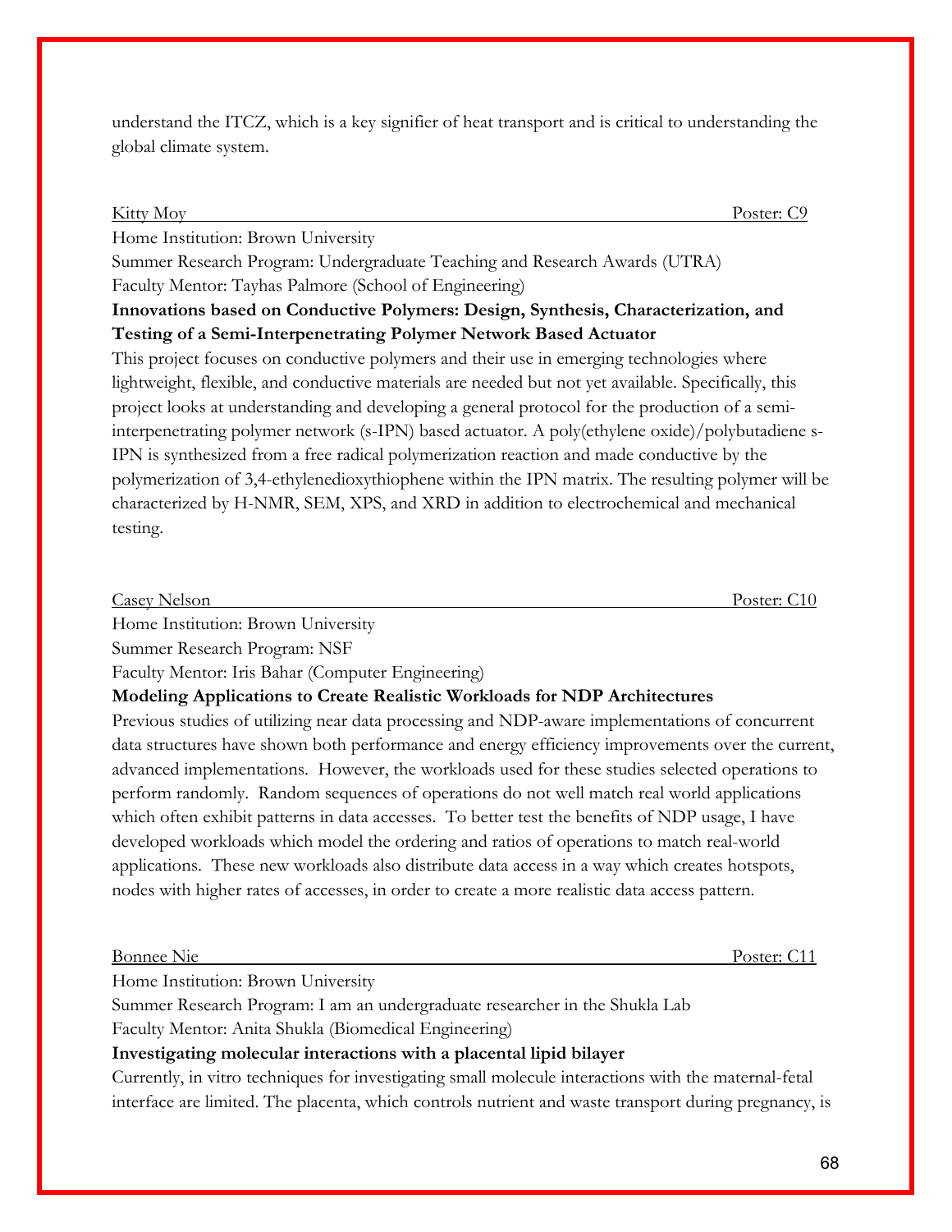understand the ITCZ, which is a key signifier of heat transport and is critical to understanding the global climate system.

Kitty Moy Poster: C9

Home Institution: Brown University
Summer Research Program: Undergraduate Teaching and Research Awards (UTRA)
Faculty Mentor: Tayhas Palmore (School of Engineering)

**Innovations based on Conductive Polymers: Design, Synthesis, Characterization, and Testing of a Semi-Interpenetrating Polymer Network Based Actuator**

This project focuses on conductive polymers and their use in emerging technologies where lightweight, flexible, and conductive materials are needed but not yet available. Specifically, this project looks at understanding and developing a general protocol for the production of a semi-interpenetrating polymer network (s-IPN) based actuator. A poly(ethylene oxide)/polybutadiene s-IPN is synthesized from a free radical polymerization reaction and made conductive by the polymerization of 3,4-ethylenedioxythiophene within the IPN matrix. The resulting polymer will be characterized by H-NMR, SEM, XPS, and XRD in addition to electrochemical and mechanical testing.

Casey Nelson Poster: C10

Home Institution: Brown University
Summer Research Program: NSF
Faculty Mentor: Iris Bahar (Computer Engineering)

**Modeling Applications to Create Realistic Workloads for NDP Architectures**

Previous studies of utilizing near data processing and NDP-aware implementations of concurrent data structures have shown both performance and energy efficiency improvements over the current, advanced implementations. However, the workloads used for these studies selected operations to perform randomly. Random sequences of operations do not well match real world applications which often exhibit patterns in data accesses. To better test the benefits of NDP usage, I have developed workloads which model the ordering and ratios of operations to match real-world applications. These new workloads also distribute data access in a way which creates hotspots, nodes with higher rates of accesses, in order to create a more realistic data access pattern.

Bonnee Nie Poster: C11

Home Institution: Brown University
Summer Research Program: I am an undergraduate researcher in the Shukla Lab
Faculty Mentor: Anita Shukla (Biomedical Engineering)

**Investigating molecular interactions with a placental lipid bilayer**

Currently, in vitro techniques for investigating small molecule interactions with the maternal-fetal interface are limited. The placenta, which controls nutrient and waste transport during pregnancy, is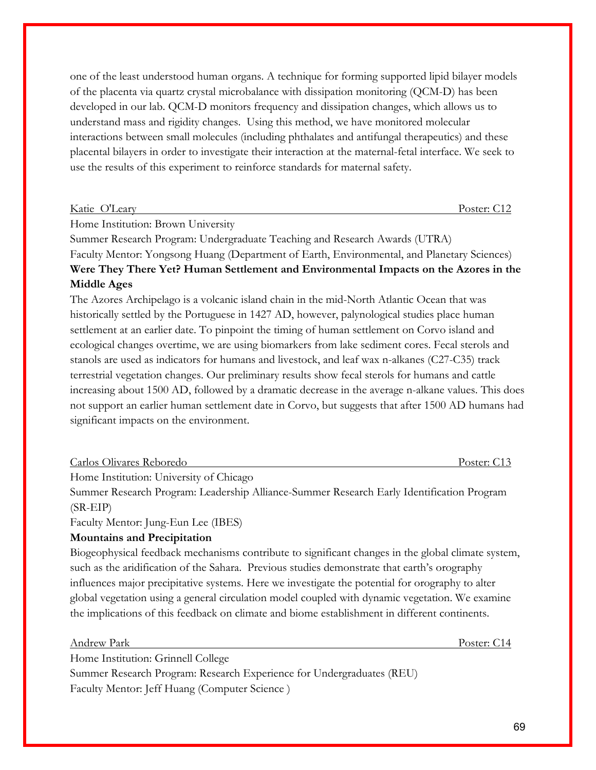one of the least understood human organs. A technique for forming supported lipid bilayer models of the placenta via quartz crystal microbalance with dissipation monitoring (QCM-D) has been developed in our lab. QCM-D monitors frequency and dissipation changes, which allows us to understand mass and rigidity changes. Using this method, we have monitored molecular interactions between small molecules (including phthalates and antifungal therapeutics) and these placental bilayers in order to investigate their interaction at the maternal-fetal interface. We seek to use the results of this experiment to reinforce standards for maternal safety.

Katie O'Leary — Poster: C12

Home Institution: Brown University
Summer Research Program: Undergraduate Teaching and Research Awards (UTRA)
Faculty Mentor: Yongsong Huang (Department of Earth, Environmental, and Planetary Sciences)

**Were They There Yet? Human Settlement and Environmental Impacts on the Azores in the Middle Ages**

The Azores Archipelago is a volcanic island chain in the mid-North Atlantic Ocean that was historically settled by the Portuguese in 1427 AD, however, palynological studies place human settlement at an earlier date. To pinpoint the timing of human settlement on Corvo island and ecological changes overtime, we are using biomarkers from lake sediment cores. Fecal sterols and stanols are used as indicators for humans and livestock, and leaf wax n-alkanes (C27-C35) track terrestrial vegetation changes. Our preliminary results show fecal sterols for humans and cattle increasing about 1500 AD, followed by a dramatic decrease in the average n-alkane values. This does not support an earlier human settlement date in Corvo, but suggests that after 1500 AD humans had significant impacts on the environment.

Carlos Olivares Reboredo — Poster: C13

Home Institution: University of Chicago
Summer Research Program: Leadership Alliance-Summer Research Early Identification Program (SR-EIP)
Faculty Mentor: Jung-Eun Lee (IBES)

**Mountains and Precipitation**

Biogeophysical feedback mechanisms contribute to significant changes in the global climate system, such as the aridification of the Sahara. Previous studies demonstrate that earth's orography influences major precipitative systems. Here we investigate the potential for orography to alter global vegetation using a general circulation model coupled with dynamic vegetation. We examine the implications of this feedback on climate and biome establishment in different continents.

Andrew Park — Poster: C14

Home Institution: Grinnell College
Summer Research Program: Research Experience for Undergraduates (REU)
Faculty Mentor: Jeff Huang (Computer Science )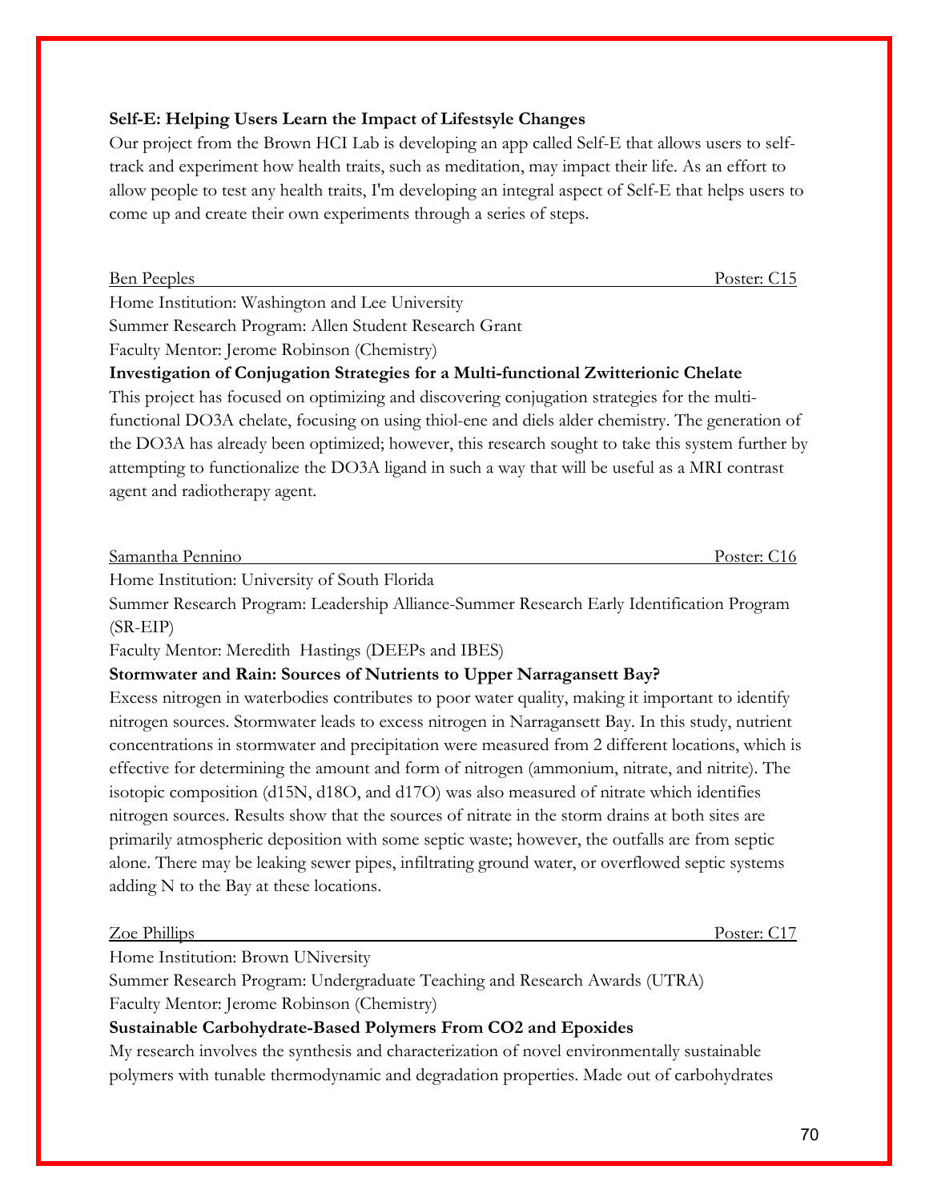**Self-E: Helping Users Learn the Impact of Lifestsyle Changes**

Our project from the Brown HCI Lab is developing an app called Self-E that allows users to self-track and experiment how health traits, such as meditation, may impact their life. As an effort to allow people to test any health traits, I'm developing an integral aspect of Self-E that helps users to come up and create their own experiments through a series of steps.

Ben Peeples — Poster: C15

Home Institution: Washington and Lee University

Summer Research Program: Allen Student Research Grant

Faculty Mentor: Jerome Robinson (Chemistry)

**Investigation of Conjugation Strategies for a Multi-functional Zwitterionic Chelate**

This project has focused on optimizing and discovering conjugation strategies for the multi-functional DO3A chelate, focusing on using thiol-ene and diels alder chemistry. The generation of the DO3A has already been optimized; however, this research sought to take this system further by attempting to functionalize the DO3A ligand in such a way that will be useful as a MRI contrast agent and radiotherapy agent.

Samantha Pennino — Poster: C16

Home Institution: University of South Florida

Summer Research Program: Leadership Alliance-Summer Research Early Identification Program (SR-EIP)

Faculty Mentor: Meredith Hastings (DEEPs and IBES)

**Stormwater and Rain: Sources of Nutrients to Upper Narragansett Bay?**

Excess nitrogen in waterbodies contributes to poor water quality, making it important to identify nitrogen sources. Stormwater leads to excess nitrogen in Narragansett Bay. In this study, nutrient concentrations in stormwater and precipitation were measured from 2 different locations, which is effective for determining the amount and form of nitrogen (ammonium, nitrate, and nitrite). The isotopic composition (d15N, d18O, and d17O) was also measured of nitrate which identifies nitrogen sources. Results show that the sources of nitrate in the storm drains at both sites are primarily atmospheric deposition with some septic waste; however, the outfalls are from septic alone. There may be leaking sewer pipes, infiltrating ground water, or overflowed septic systems adding N to the Bay at these locations.

Zoe Phillips — Poster: C17

Home Institution: Brown UNiversity

Summer Research Program: Undergraduate Teaching and Research Awards (UTRA)

Faculty Mentor: Jerome Robinson (Chemistry)

**Sustainable Carbohydrate-Based Polymers From CO2 and Epoxides**

My research involves the synthesis and characterization of novel environmentally sustainable polymers with tunable thermodynamic and degradation properties. Made out of carbohydrates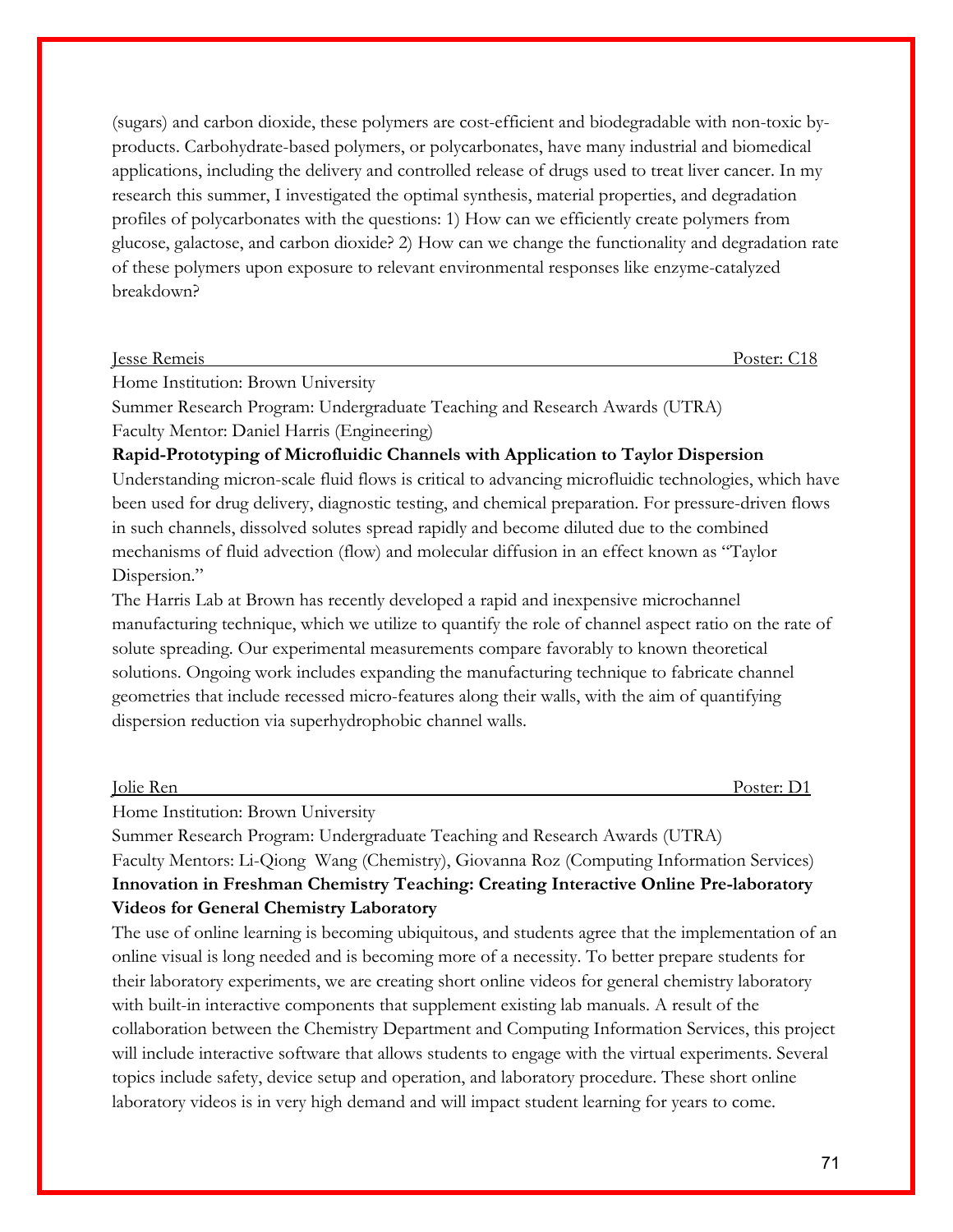(sugars) and carbon dioxide, these polymers are cost-efficient and biodegradable with non-toxic by-products. Carbohydrate-based polymers, or polycarbonates, have many industrial and biomedical applications, including the delivery and controlled release of drugs used to treat liver cancer. In my research this summer, I investigated the optimal synthesis, material properties, and degradation profiles of polycarbonates with the questions: 1) How can we efficiently create polymers from glucose, galactose, and carbon dioxide? 2) How can we change the functionality and degradation rate of these polymers upon exposure to relevant environmental responses like enzyme-catalyzed breakdown?

Jesse Remeis — Poster: C18

Home Institution: Brown University
Summer Research Program: Undergraduate Teaching and Research Awards (UTRA)
Faculty Mentor: Daniel Harris (Engineering)

**Rapid-Prototyping of Microfluidic Channels with Application to Taylor Dispersion**

Understanding micron-scale fluid flows is critical to advancing microfluidic technologies, which have been used for drug delivery, diagnostic testing, and chemical preparation. For pressure-driven flows in such channels, dissolved solutes spread rapidly and become diluted due to the combined mechanisms of fluid advection (flow) and molecular diffusion in an effect known as "Taylor Dispersion."

The Harris Lab at Brown has recently developed a rapid and inexpensive microchannel manufacturing technique, which we utilize to quantify the role of channel aspect ratio on the rate of solute spreading. Our experimental measurements compare favorably to known theoretical solutions. Ongoing work includes expanding the manufacturing technique to fabricate channel geometries that include recessed micro-features along their walls, with the aim of quantifying dispersion reduction via superhydrophobic channel walls.

Jolie Ren — Poster: D1

Home Institution: Brown University
Summer Research Program: Undergraduate Teaching and Research Awards (UTRA)
Faculty Mentors: Li-Qiong Wang (Chemistry), Giovanna Roz (Computing Information Services)

**Innovation in Freshman Chemistry Teaching: Creating Interactive Online Pre-laboratory Videos for General Chemistry Laboratory**

The use of online learning is becoming ubiquitous, and students agree that the implementation of an online visual is long needed and is becoming more of a necessity. To better prepare students for their laboratory experiments, we are creating short online videos for general chemistry laboratory with built-in interactive components that supplement existing lab manuals. A result of the collaboration between the Chemistry Department and Computing Information Services, this project will include interactive software that allows students to engage with the virtual experiments. Several topics include safety, device setup and operation, and laboratory procedure. These short online laboratory videos is in very high demand and will impact student learning for years to come.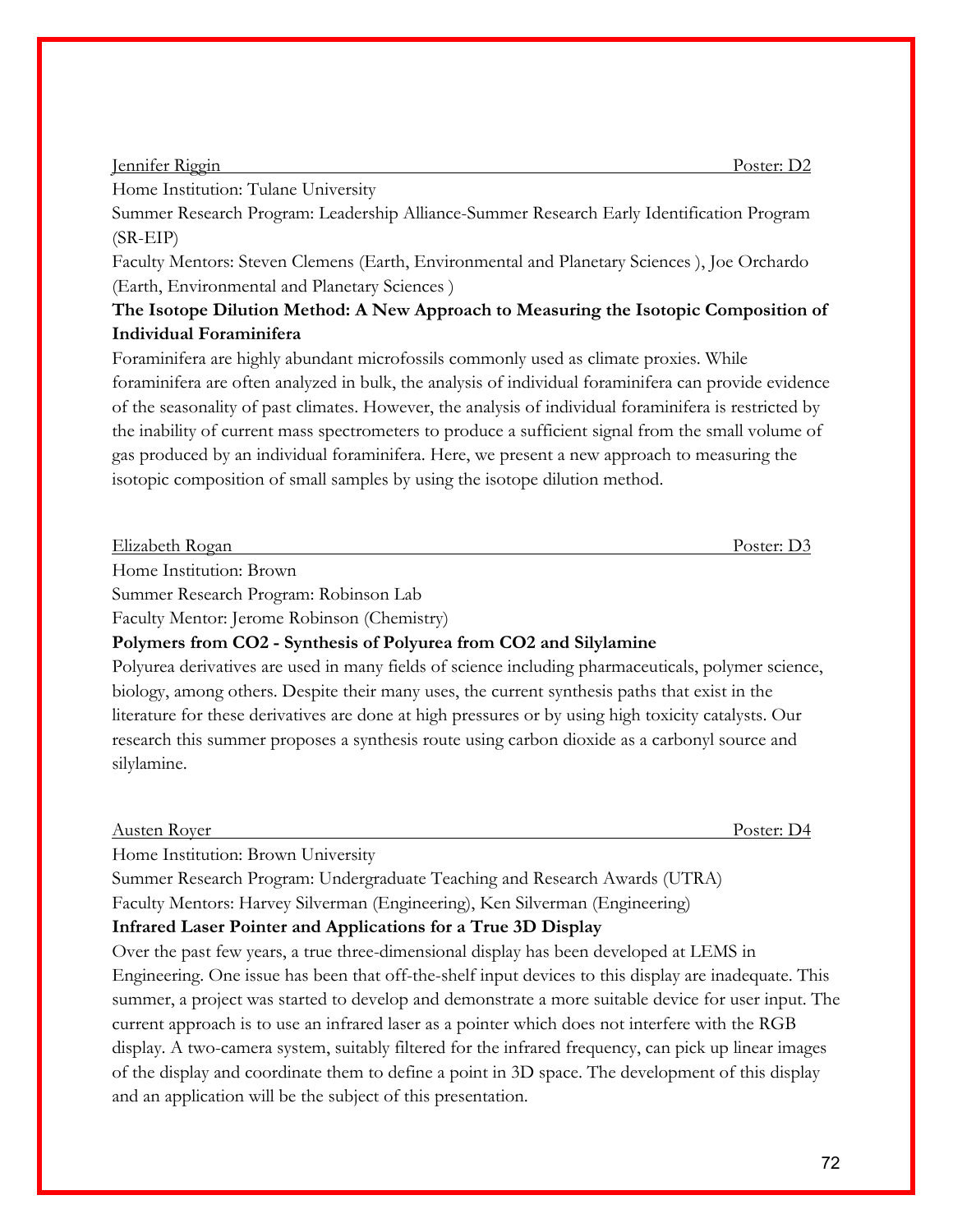Jennifer Riggin Poster: D2

Home Institution: Tulane University

Summer Research Program: Leadership Alliance-Summer Research Early Identification Program (SR-EIP)

Faculty Mentors: Steven Clemens (Earth, Environmental and Planetary Sciences ), Joe Orchardo (Earth, Environmental and Planetary Sciences )

**The Isotope Dilution Method: A New Approach to Measuring the Isotopic Composition of Individual Foraminifera**

Foraminifera are highly abundant microfossils commonly used as climate proxies. While foraminifera are often analyzed in bulk, the analysis of individual foraminifera can provide evidence of the seasonality of past climates. However, the analysis of individual foraminifera is restricted by the inability of current mass spectrometers to produce a sufficient signal from the small volume of gas produced by an individual foraminifera. Here, we present a new approach to measuring the isotopic composition of small samples by using the isotope dilution method.

Elizabeth Rogan Poster: D3

Home Institution: Brown

Summer Research Program: Robinson Lab

Faculty Mentor: Jerome Robinson (Chemistry)

**Polymers from CO2 - Synthesis of Polyurea from CO2 and Silylamine**

Polyurea derivatives are used in many fields of science including pharmaceuticals, polymer science, biology, among others. Despite their many uses, the current synthesis paths that exist in the literature for these derivatives are done at high pressures or by using high toxicity catalysts. Our research this summer proposes a synthesis route using carbon dioxide as a carbonyl source and silylamine.

Austen Royer Poster: D4

Home Institution: Brown University

Summer Research Program: Undergraduate Teaching and Research Awards (UTRA)

Faculty Mentors: Harvey Silverman (Engineering), Ken Silverman (Engineering)

**Infrared Laser Pointer and Applications for a True 3D Display**

Over the past few years, a true three-dimensional display has been developed at LEMS in Engineering. One issue has been that off-the-shelf input devices to this display are inadequate. This summer, a project was started to develop and demonstrate a more suitable device for user input. The current approach is to use an infrared laser as a pointer which does not interfere with the RGB display. A two-camera system, suitably filtered for the infrared frequency, can pick up linear images of the display and coordinate them to define a point in 3D space. The development of this display and an application will be the subject of this presentation.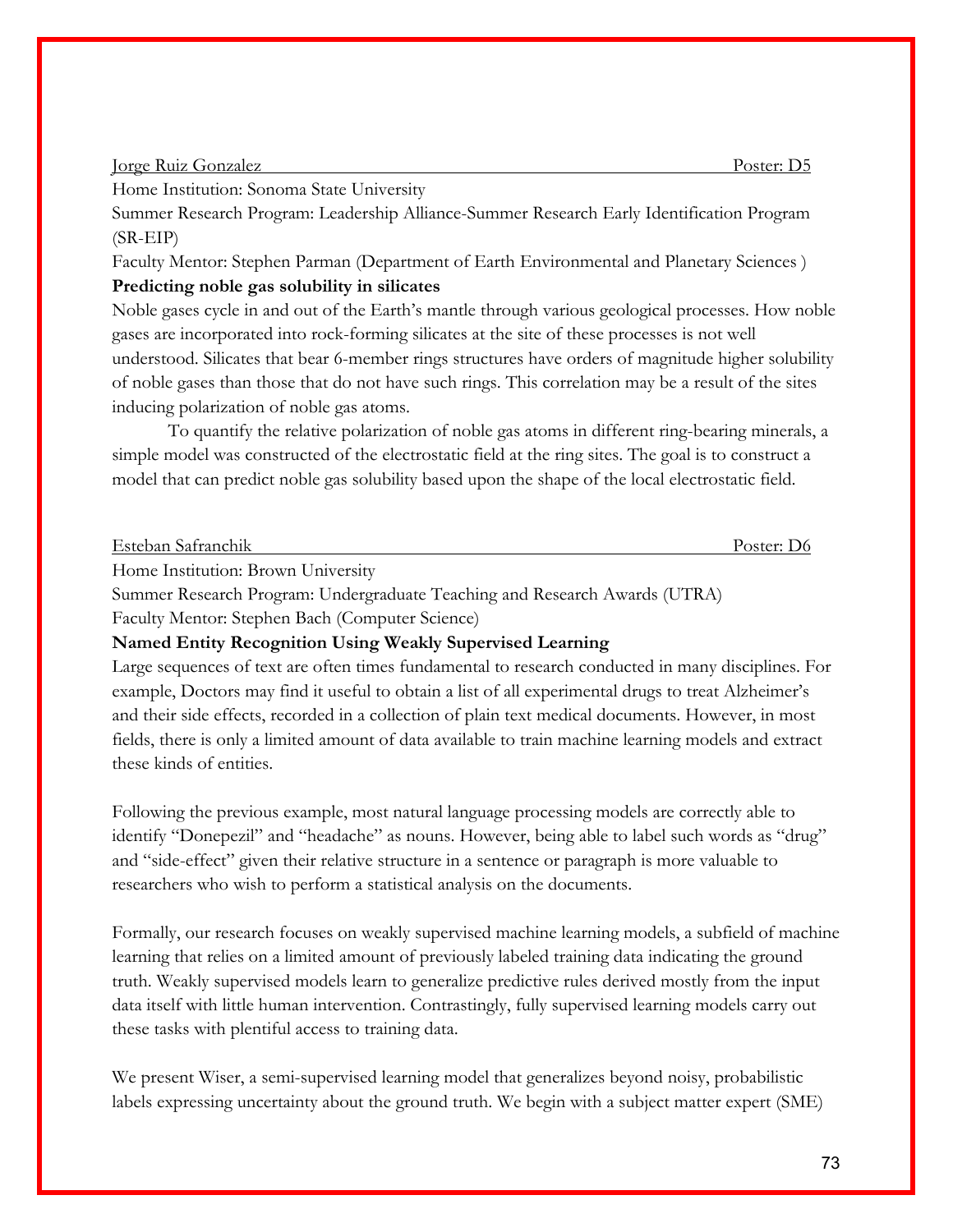Jorge Ruiz Gonzalez Poster: D5

Home Institution: Sonoma State University

Summer Research Program: Leadership Alliance-Summer Research Early Identification Program (SR-EIP)

Faculty Mentor: Stephen Parman (Department of Earth Environmental and Planetary Sciences )

**Predicting noble gas solubility in silicates**

Noble gases cycle in and out of the Earth's mantle through various geological processes. How noble gases are incorporated into rock-forming silicates at the site of these processes is not well understood. Silicates that bear 6-member rings structures have orders of magnitude higher solubility of noble gases than those that do not have such rings. This correlation may be a result of the sites inducing polarization of noble gas atoms.

To quantify the relative polarization of noble gas atoms in different ring-bearing minerals, a simple model was constructed of the electrostatic field at the ring sites. The goal is to construct a model that can predict noble gas solubility based upon the shape of the local electrostatic field.

Esteban Safranchik Poster: D6

Home Institution: Brown University

Summer Research Program: Undergraduate Teaching and Research Awards (UTRA)

Faculty Mentor: Stephen Bach (Computer Science)

**Named Entity Recognition Using Weakly Supervised Learning**

Large sequences of text are often times fundamental to research conducted in many disciplines. For example, Doctors may find it useful to obtain a list of all experimental drugs to treat Alzheimer's and their side effects, recorded in a collection of plain text medical documents. However, in most fields, there is only a limited amount of data available to train machine learning models and extract these kinds of entities.

Following the previous example, most natural language processing models are correctly able to identify "Donepezil" and "headache" as nouns. However, being able to label such words as "drug" and "side-effect" given their relative structure in a sentence or paragraph is more valuable to researchers who wish to perform a statistical analysis on the documents.

Formally, our research focuses on weakly supervised machine learning models, a subfield of machine learning that relies on a limited amount of previously labeled training data indicating the ground truth. Weakly supervised models learn to generalize predictive rules derived mostly from the input data itself with little human intervention. Contrastingly, fully supervised learning models carry out these tasks with plentiful access to training data.

We present Wiser, a semi-supervised learning model that generalizes beyond noisy, probabilistic labels expressing uncertainty about the ground truth. We begin with a subject matter expert (SME)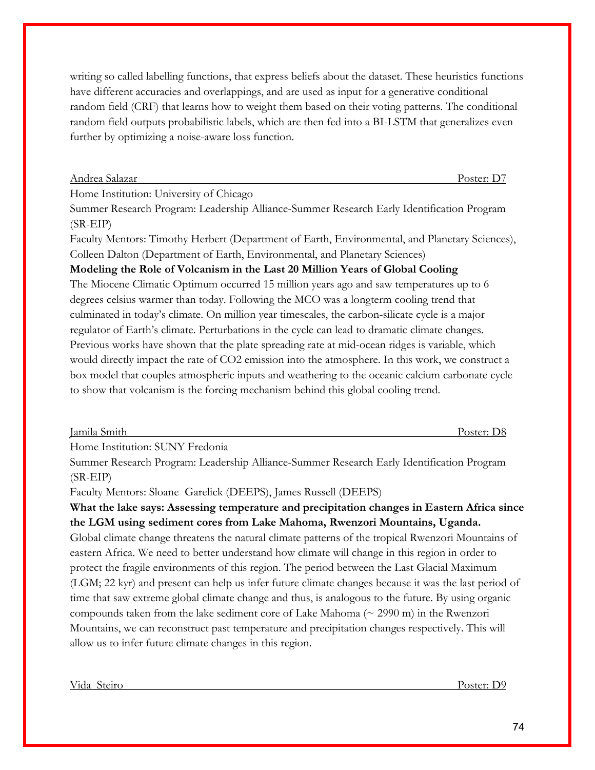writing so called labelling functions, that express beliefs about the dataset. These heuristics functions have different accuracies and overlappings, and are used as input for a generative conditional random field (CRF) that learns how to weight them based on their voting patterns. The conditional random field outputs probabilistic labels, which are then fed into a BI-LSTM that generalizes even further by optimizing a noise-aware loss function.

Andrea Salazar Poster: D7

Home Institution: University of Chicago

Summer Research Program: Leadership Alliance-Summer Research Early Identification Program (SR-EIP)

Faculty Mentors: Timothy Herbert (Department of Earth, Environmental, and Planetary Sciences), Colleen Dalton (Department of Earth, Environmental, and Planetary Sciences)

**Modeling the Role of Volcanism in the Last 20 Million Years of Global Cooling**

The Miocene Climatic Optimum occurred 15 million years ago and saw temperatures up to 6 degrees celsius warmer than today. Following the MCO was a longterm cooling trend that culminated in today's climate. On million year timescales, the carbon-silicate cycle is a major regulator of Earth's climate. Perturbations in the cycle can lead to dramatic climate changes. Previous works have shown that the plate spreading rate at mid-ocean ridges is variable, which would directly impact the rate of $CO_2$ emission into the atmosphere. In this work, we construct a box model that couples atmospheric inputs and weathering to the oceanic calcium carbonate cycle to show that volcanism is the forcing mechanism behind this global cooling trend.

Jamila Smith Poster: D8

Home Institution: SUNY Fredonia

Summer Research Program: Leadership Alliance-Summer Research Early Identification Program (SR-EIP)

Faculty Mentors: Sloane Garelick (DEEPS), James Russell (DEEPS)

**What the lake says: Assessing temperature and precipitation changes in Eastern Africa since the LGM using sediment cores from Lake Mahoma, Rwenzori Mountains, Uganda.**

Global climate change threatens the natural climate patterns of the tropical Rwenzori Mountains of eastern Africa. We need to better understand how climate will change in this region in order to protect the fragile environments of this region. The period between the Last Glacial Maximum (LGM; 22 kyr) and present can help us infer future climate changes because it was the last period of time that saw extreme global climate change and thus, is analogous to the future. By using organic compounds taken from the lake sediment core of Lake Mahoma (~ 2990 m) in the Rwenzori Mountains, we can reconstruct past temperature and precipitation changes respectively. This will allow us to infer future climate changes in this region.

Vida Steiro Poster: D9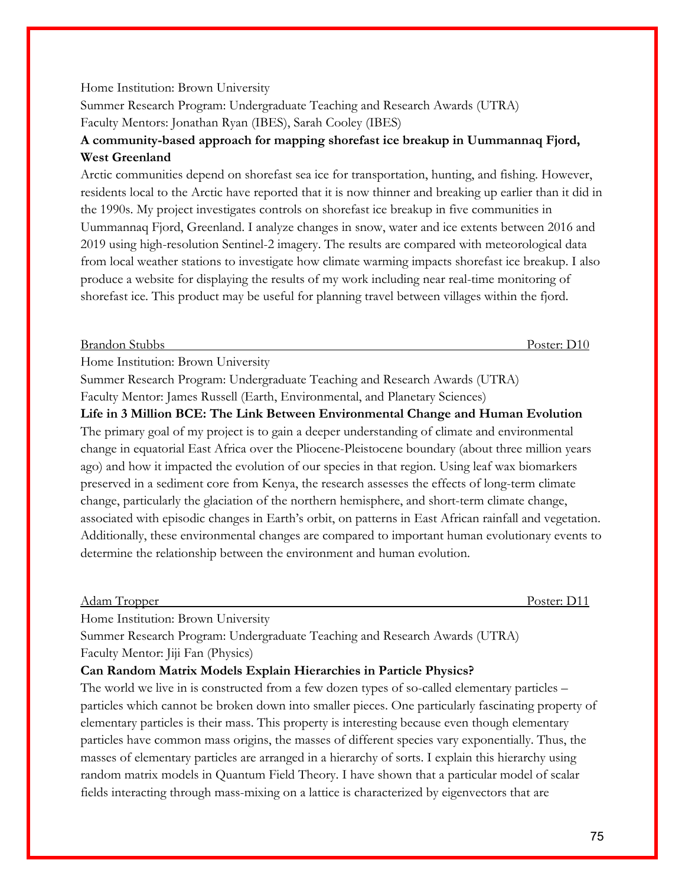Home Institution: Brown University
Summer Research Program: Undergraduate Teaching and Research Awards (UTRA)
Faculty Mentors: Jonathan Ryan (IBES), Sarah Cooley (IBES)

**A community-based approach for mapping shorefast ice breakup in Uummannaq Fjord, West Greenland**

Arctic communities depend on shorefast sea ice for transportation, hunting, and fishing. However, residents local to the Arctic have reported that it is now thinner and breaking up earlier than it did in the 1990s. My project investigates controls on shorefast ice breakup in five communities in Uummannaq Fjord, Greenland. I analyze changes in snow, water and ice extents between 2016 and 2019 using high-resolution Sentinel-2 imagery. The results are compared with meteorological data from local weather stations to investigate how climate warming impacts shorefast ice breakup. I also produce a website for displaying the results of my work including near real-time monitoring of shorefast ice. This product may be useful for planning travel between villages within the fjord.

Brandon Stubbs — Poster: D10

Home Institution: Brown University
Summer Research Program: Undergraduate Teaching and Research Awards (UTRA)
Faculty Mentor: James Russell (Earth, Environmental, and Planetary Sciences)

**Life in 3 Million BCE: The Link Between Environmental Change and Human Evolution**

The primary goal of my project is to gain a deeper understanding of climate and environmental change in equatorial East Africa over the Pliocene-Pleistocene boundary (about three million years ago) and how it impacted the evolution of our species in that region. Using leaf wax biomarkers preserved in a sediment core from Kenya, the research assesses the effects of long-term climate change, particularly the glaciation of the northern hemisphere, and short-term climate change, associated with episodic changes in Earth's orbit, on patterns in East African rainfall and vegetation. Additionally, these environmental changes are compared to important human evolutionary events to determine the relationship between the environment and human evolution.

Adam Tropper — Poster: D11

Home Institution: Brown University
Summer Research Program: Undergraduate Teaching and Research Awards (UTRA)
Faculty Mentor: Jiji Fan (Physics)

**Can Random Matrix Models Explain Hierarchies in Particle Physics?**

The world we live in is constructed from a few dozen types of so-called elementary particles – particles which cannot be broken down into smaller pieces. One particularly fascinating property of elementary particles is their mass. This property is interesting because even though elementary particles have common mass origins, the masses of different species vary exponentially. Thus, the masses of elementary particles are arranged in a hierarchy of sorts. I explain this hierarchy using random matrix models in Quantum Field Theory. I have shown that a particular model of scalar fields interacting through mass-mixing on a lattice is characterized by eigenvectors that are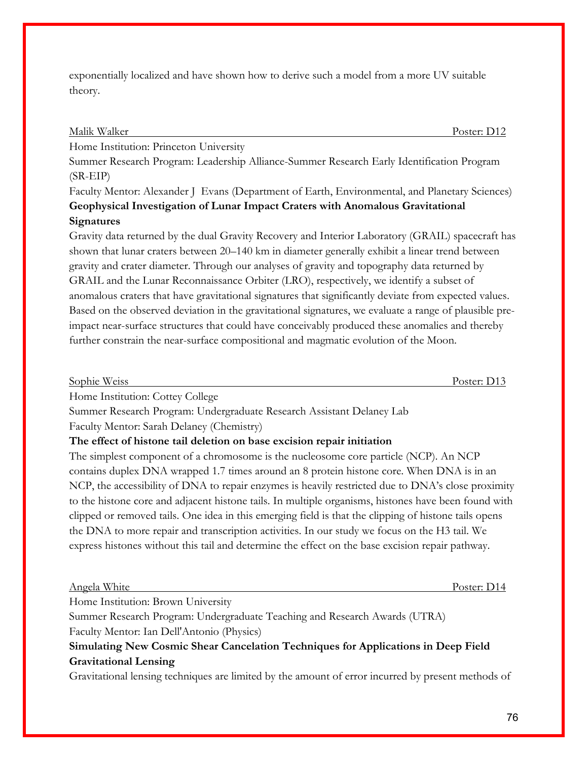exponentially localized and have shown how to derive such a model from a more UV suitable theory.

Malik Walker — Poster: D12

Home Institution: Princeton University

Summer Research Program: Leadership Alliance-Summer Research Early Identification Program (SR-EIP)

Faculty Mentor: Alexander J Evans (Department of Earth, Environmental, and Planetary Sciences)

**Geophysical Investigation of Lunar Impact Craters with Anomalous Gravitational Signatures**

Gravity data returned by the dual Gravity Recovery and Interior Laboratory (GRAIL) spacecraft has shown that lunar craters between 20–140 km in diameter generally exhibit a linear trend between gravity and crater diameter. Through our analyses of gravity and topography data returned by GRAIL and the Lunar Reconnaissance Orbiter (LRO), respectively, we identify a subset of anomalous craters that have gravitational signatures that significantly deviate from expected values. Based on the observed deviation in the gravitational signatures, we evaluate a range of plausible pre-impact near-surface structures that could have conceivably produced these anomalies and thereby further constrain the near-surface compositional and magmatic evolution of the Moon.

Sophie Weiss — Poster: D13

Home Institution: Cottey College

Summer Research Program: Undergraduate Research Assistant Delaney Lab

Faculty Mentor: Sarah Delaney (Chemistry)

**The effect of histone tail deletion on base excision repair initiation**

The simplest component of a chromosome is the nucleosome core particle (NCP). An NCP contains duplex DNA wrapped 1.7 times around an 8 protein histone core. When DNA is in an NCP, the accessibility of DNA to repair enzymes is heavily restricted due to DNA's close proximity to the histone core and adjacent histone tails. In multiple organisms, histones have been found with clipped or removed tails. One idea in this emerging field is that the clipping of histone tails opens the DNA to more repair and transcription activities. In our study we focus on the H3 tail. We express histones without this tail and determine the effect on the base excision repair pathway.

Angela White — Poster: D14

Home Institution: Brown University

Summer Research Program: Undergraduate Teaching and Research Awards (UTRA)

Faculty Mentor: Ian Dell'Antonio (Physics)

**Simulating New Cosmic Shear Cancelation Techniques for Applications in Deep Field Gravitational Lensing**

Gravitational lensing techniques are limited by the amount of error incurred by present methods of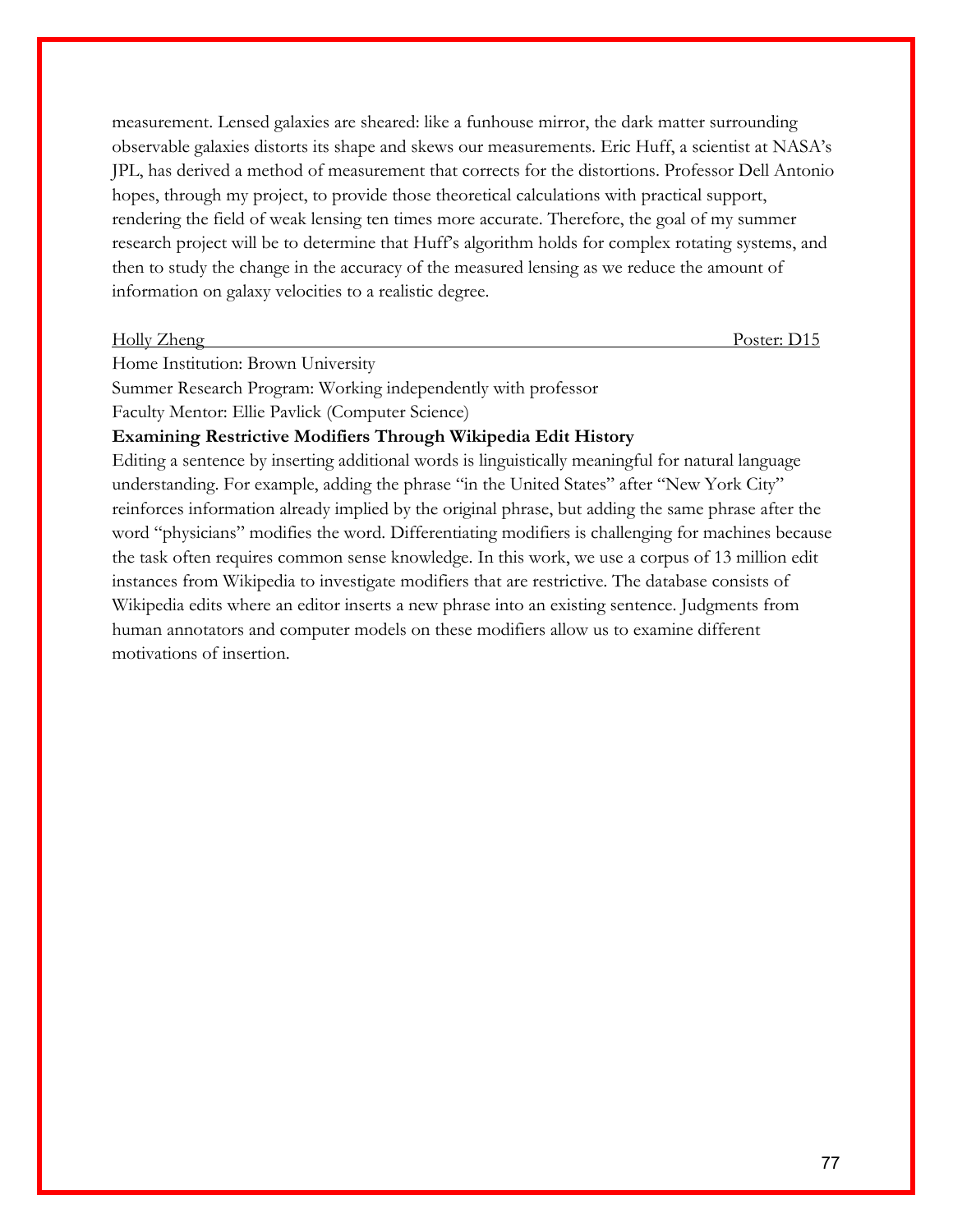measurement. Lensed galaxies are sheared: like a funhouse mirror, the dark matter surrounding observable galaxies distorts its shape and skews our measurements. Eric Huff, a scientist at NASA's JPL, has derived a method of measurement that corrects for the distortions. Professor Dell Antonio hopes, through my project, to provide those theoretical calculations with practical support, rendering the field of weak lensing ten times more accurate. Therefore, the goal of my summer research project will be to determine that Huff's algorithm holds for complex rotating systems, and then to study the change in the accuracy of the measured lensing as we reduce the amount of information on galaxy velocities to a realistic degree.

Holly Zheng — Poster: D15

Home Institution: Brown University

Summer Research Program: Working independently with professor

Faculty Mentor: Ellie Pavlick (Computer Science)

**Examining Restrictive Modifiers Through Wikipedia Edit History**

Editing a sentence by inserting additional words is linguistically meaningful for natural language understanding. For example, adding the phrase "in the United States" after "New York City" reinforces information already implied by the original phrase, but adding the same phrase after the word "physicians" modifies the word. Differentiating modifiers is challenging for machines because the task often requires common sense knowledge. In this work, we use a corpus of 13 million edit instances from Wikipedia to investigate modifiers that are restrictive. The database consists of Wikipedia edits where an editor inserts a new phrase into an existing sentence. Judgments from human annotators and computer models on these modifiers allow us to examine different motivations of insertion.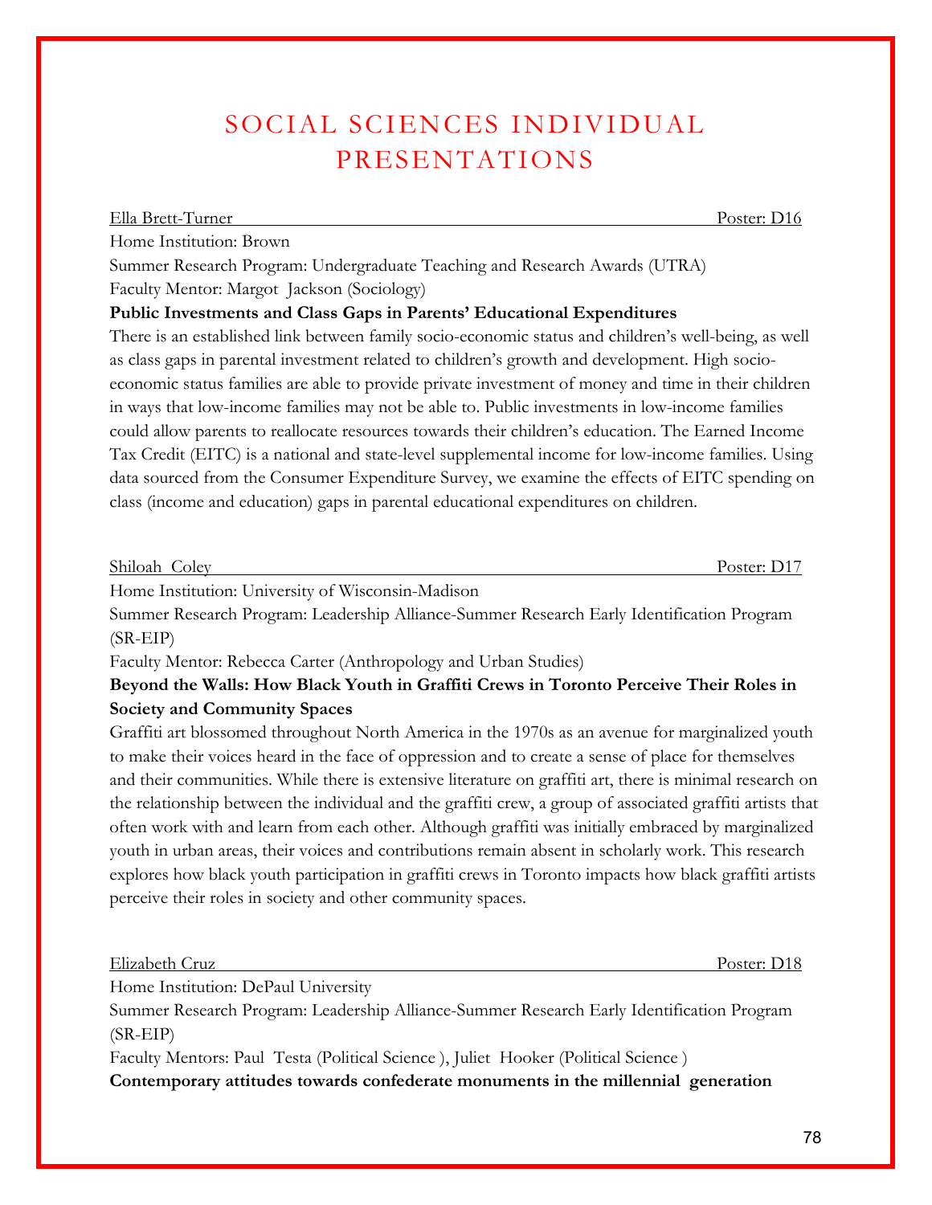# SOCIAL SCIENCES INDIVIDUAL PRESENTATIONS

Ella Brett-Turner Poster: D16

Home Institution: Brown

Summer Research Program: Undergraduate Teaching and Research Awards (UTRA)

Faculty Mentor: Margot Jackson (Sociology)

**Public Investments and Class Gaps in Parents' Educational Expenditures**

There is an established link between family socio-economic status and children's well-being, as well as class gaps in parental investment related to children's growth and development. High socio-economic status families are able to provide private investment of money and time in their children in ways that low-income families may not be able to. Public investments in low-income families could allow parents to reallocate resources towards their children's education. The Earned Income Tax Credit (EITC) is a national and state-level supplemental income for low-income families. Using data sourced from the Consumer Expenditure Survey, we examine the effects of EITC spending on class (income and education) gaps in parental educational expenditures on children.

Shiloah Coley Poster: D17

Home Institution: University of Wisconsin-Madison

Summer Research Program: Leadership Alliance-Summer Research Early Identification Program (SR-EIP)

Faculty Mentor: Rebecca Carter (Anthropology and Urban Studies)

**Beyond the Walls: How Black Youth in Graffiti Crews in Toronto Perceive Their Roles in Society and Community Spaces**

Graffiti art blossomed throughout North America in the 1970s as an avenue for marginalized youth to make their voices heard in the face of oppression and to create a sense of place for themselves and their communities. While there is extensive literature on graffiti art, there is minimal research on the relationship between the individual and the graffiti crew, a group of associated graffiti artists that often work with and learn from each other. Although graffiti was initially embraced by marginalized youth in urban areas, their voices and contributions remain absent in scholarly work. This research explores how black youth participation in graffiti crews in Toronto impacts how black graffiti artists perceive their roles in society and other community spaces.

Elizabeth Cruz Poster: D18

Home Institution: DePaul University

Summer Research Program: Leadership Alliance-Summer Research Early Identification Program (SR-EIP)

Faculty Mentors: Paul Testa (Political Science ), Juliet Hooker (Political Science )

**Contemporary attitudes towards confederate monuments in the millennial generation**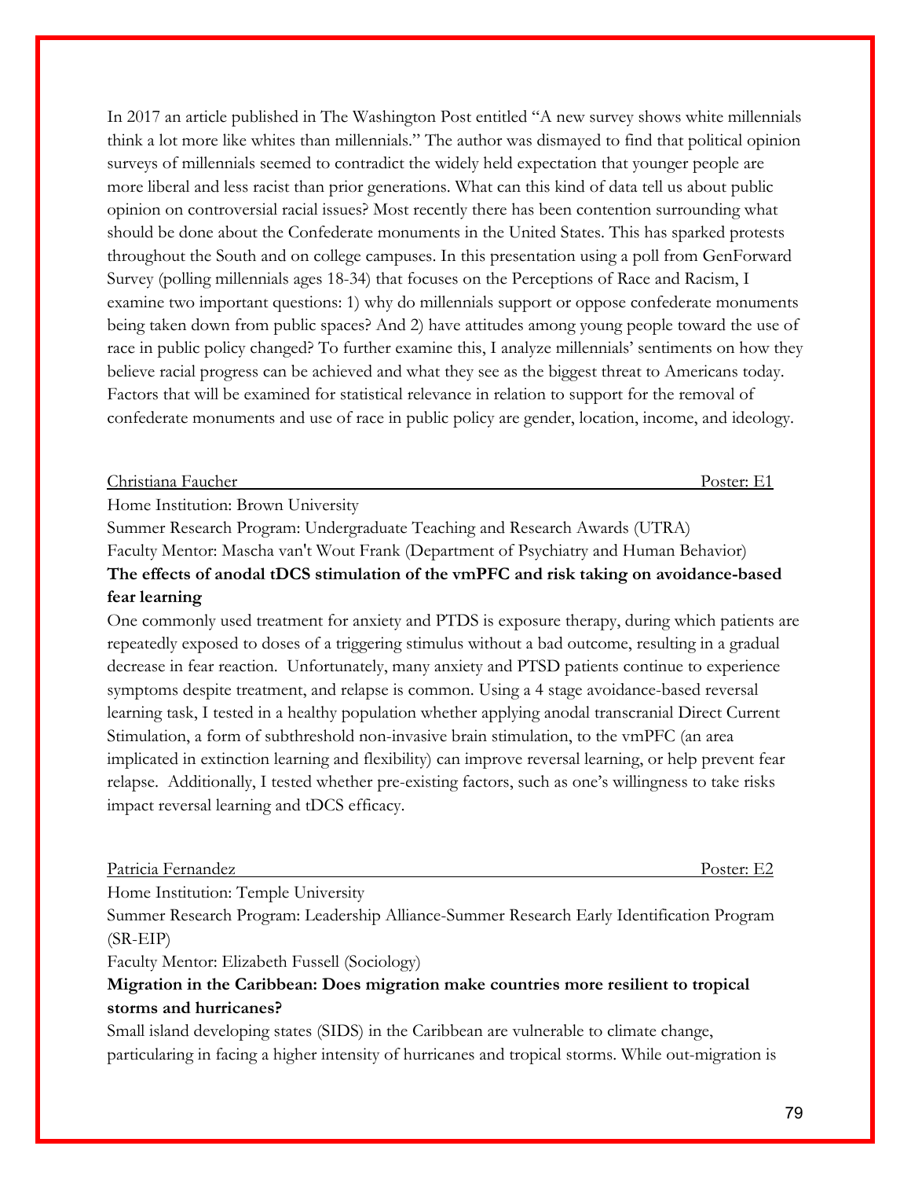In 2017 an article published in The Washington Post entitled "A new survey shows white millennials think a lot more like whites than millennials." The author was dismayed to find that political opinion surveys of millennials seemed to contradict the widely held expectation that younger people are more liberal and less racist than prior generations. What can this kind of data tell us about public opinion on controversial racial issues? Most recently there has been contention surrounding what should be done about the Confederate monuments in the United States. This has sparked protests throughout the South and on college campuses. In this presentation using a poll from GenForward Survey (polling millennials ages 18-34) that focuses on the Perceptions of Race and Racism, I examine two important questions: 1) why do millennials support or oppose confederate monuments being taken down from public spaces? And 2) have attitudes among young people toward the use of race in public policy changed? To further examine this, I analyze millennials' sentiments on how they believe racial progress can be achieved and what they see as the biggest threat to Americans today. Factors that will be examined for statistical relevance in relation to support for the removal of confederate monuments and use of race in public policy are gender, location, income, and ideology.

Christiana Faucher — Poster: E1

Home Institution: Brown University

Summer Research Program: Undergraduate Teaching and Research Awards (UTRA)

Faculty Mentor: Mascha van't Wout Frank (Department of Psychiatry and Human Behavior)

**The effects of anodal tDCS stimulation of the vmPFC and risk taking on avoidance-based fear learning**

One commonly used treatment for anxiety and PTDS is exposure therapy, during which patients are repeatedly exposed to doses of a triggering stimulus without a bad outcome, resulting in a gradual decrease in fear reaction. Unfortunately, many anxiety and PTSD patients continue to experience symptoms despite treatment, and relapse is common. Using a 4 stage avoidance-based reversal learning task, I tested in a healthy population whether applying anodal transcranial Direct Current Stimulation, a form of subthreshold non-invasive brain stimulation, to the vmPFC (an area implicated in extinction learning and flexibility) can improve reversal learning, or help prevent fear relapse. Additionally, I tested whether pre-existing factors, such as one's willingness to take risks impact reversal learning and tDCS efficacy.

Patricia Fernandez — Poster: E2

Home Institution: Temple University

Summer Research Program: Leadership Alliance-Summer Research Early Identification Program (SR-EIP)

Faculty Mentor: Elizabeth Fussell (Sociology)

**Migration in the Caribbean: Does migration make countries more resilient to tropical storms and hurricanes?**

Small island developing states (SIDS) in the Caribbean are vulnerable to climate change, particularing in facing a higher intensity of hurricanes and tropical storms. While out-migration is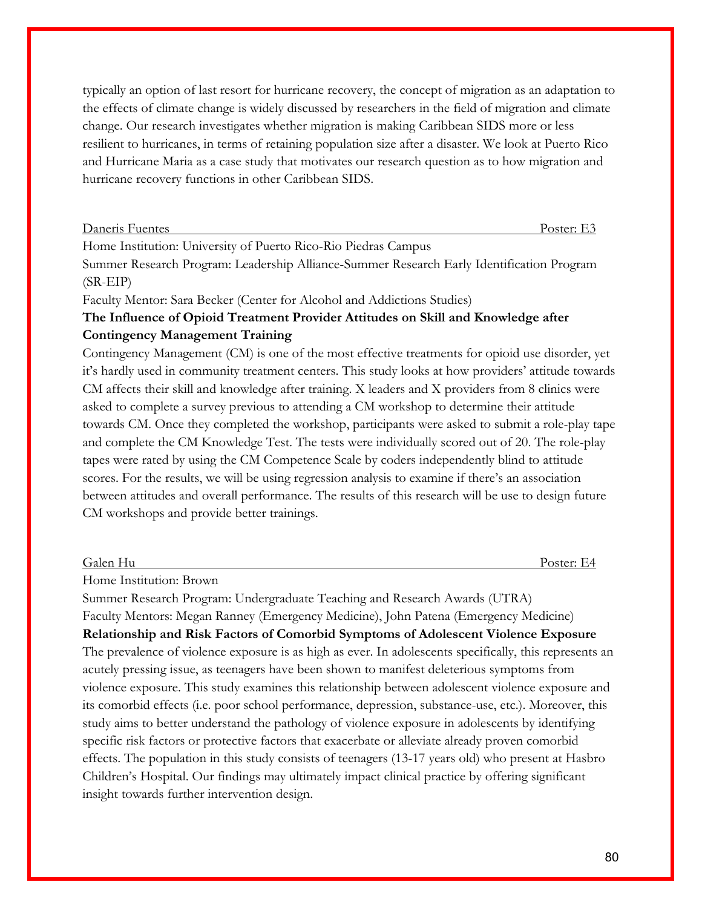typically an option of last resort for hurricane recovery, the concept of migration as an adaptation to the effects of climate change is widely discussed by researchers in the field of migration and climate change. Our research investigates whether migration is making Caribbean SIDS more or less resilient to hurricanes, in terms of retaining population size after a disaster. We look at Puerto Rico and Hurricane Maria as a case study that motivates our research question as to how migration and hurricane recovery functions in other Caribbean SIDS.

Daneris Fuentes — Poster: E3

Home Institution: University of Puerto Rico-Rio Piedras Campus

Summer Research Program: Leadership Alliance-Summer Research Early Identification Program (SR-EIP)

Faculty Mentor: Sara Becker (Center for Alcohol and Addictions Studies)

**The Influence of Opioid Treatment Provider Attitudes on Skill and Knowledge after Contingency Management Training**

Contingency Management (CM) is one of the most effective treatments for opioid use disorder, yet it's hardly used in community treatment centers. This study looks at how providers' attitude towards CM affects their skill and knowledge after training. X leaders and X providers from 8 clinics were asked to complete a survey previous to attending a CM workshop to determine their attitude towards CM. Once they completed the workshop, participants were asked to submit a role-play tape and complete the CM Knowledge Test. The tests were individually scored out of 20. The role-play tapes were rated by using the CM Competence Scale by coders independently blind to attitude scores. For the results, we will be using regression analysis to examine if there's an association between attitudes and overall performance. The results of this research will be use to design future CM workshops and provide better trainings.

Galen Hu — Poster: E4

Home Institution: Brown

Summer Research Program: Undergraduate Teaching and Research Awards (UTRA)

Faculty Mentors: Megan Ranney (Emergency Medicine), John Patena (Emergency Medicine)

**Relationship and Risk Factors of Comorbid Symptoms of Adolescent Violence Exposure**

The prevalence of violence exposure is as high as ever. In adolescents specifically, this represents an acutely pressing issue, as teenagers have been shown to manifest deleterious symptoms from violence exposure. This study examines this relationship between adolescent violence exposure and its comorbid effects (i.e. poor school performance, depression, substance-use, etc.). Moreover, this study aims to better understand the pathology of violence exposure in adolescents by identifying specific risk factors or protective factors that exacerbate or alleviate already proven comorbid effects. The population in this study consists of teenagers (13-17 years old) who present at Hasbro Children's Hospital. Our findings may ultimately impact clinical practice by offering significant insight towards further intervention design.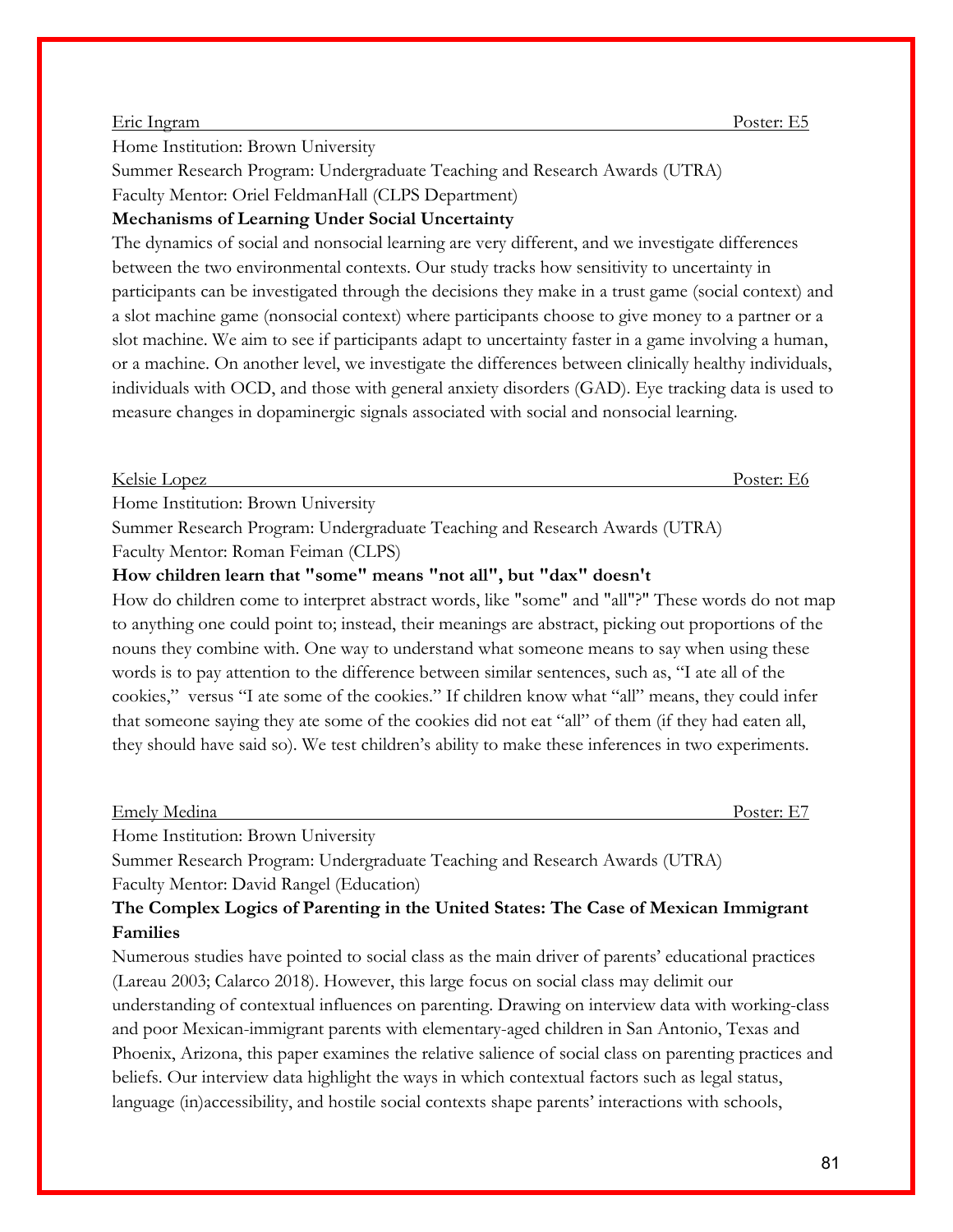Eric Ingram Poster: E5

Home Institution: Brown University

Summer Research Program: Undergraduate Teaching and Research Awards (UTRA)

Faculty Mentor: Oriel FeldmanHall (CLPS Department)

**Mechanisms of Learning Under Social Uncertainty**

The dynamics of social and nonsocial learning are very different, and we investigate differences between the two environmental contexts. Our study tracks how sensitivity to uncertainty in participants can be investigated through the decisions they make in a trust game (social context) and a slot machine game (nonsocial context) where participants choose to give money to a partner or a slot machine. We aim to see if participants adapt to uncertainty faster in a game involving a human, or a machine. On another level, we investigate the differences between clinically healthy individuals, individuals with OCD, and those with general anxiety disorders (GAD). Eye tracking data is used to measure changes in dopaminergic signals associated with social and nonsocial learning.

Kelsie Lopez Poster: E6

Home Institution: Brown University

Summer Research Program: Undergraduate Teaching and Research Awards (UTRA)

Faculty Mentor: Roman Feiman (CLPS)

**How children learn that "some" means "not all", but "dax" doesn't**

How do children come to interpret abstract words, like "some" and "all"?" These words do not map to anything one could point to; instead, their meanings are abstract, picking out proportions of the nouns they combine with. One way to understand what someone means to say when using these words is to pay attention to the difference between similar sentences, such as, "I ate all of the cookies," versus "I ate some of the cookies." If children know what "all" means, they could infer that someone saying they ate some of the cookies did not eat "all" of them (if they had eaten all, they should have said so). We test children's ability to make these inferences in two experiments.

Emely Medina Poster: E7

Home Institution: Brown University

Summer Research Program: Undergraduate Teaching and Research Awards (UTRA)

Faculty Mentor: David Rangel (Education)

**The Complex Logics of Parenting in the United States: The Case of Mexican Immigrant Families**

Numerous studies have pointed to social class as the main driver of parents' educational practices (Lareau 2003; Calarco 2018). However, this large focus on social class may delimit our understanding of contextual influences on parenting. Drawing on interview data with working-class and poor Mexican-immigrant parents with elementary-aged children in San Antonio, Texas and Phoenix, Arizona, this paper examines the relative salience of social class on parenting practices and beliefs. Our interview data highlight the ways in which contextual factors such as legal status, language (in)accessibility, and hostile social contexts shape parents' interactions with schools,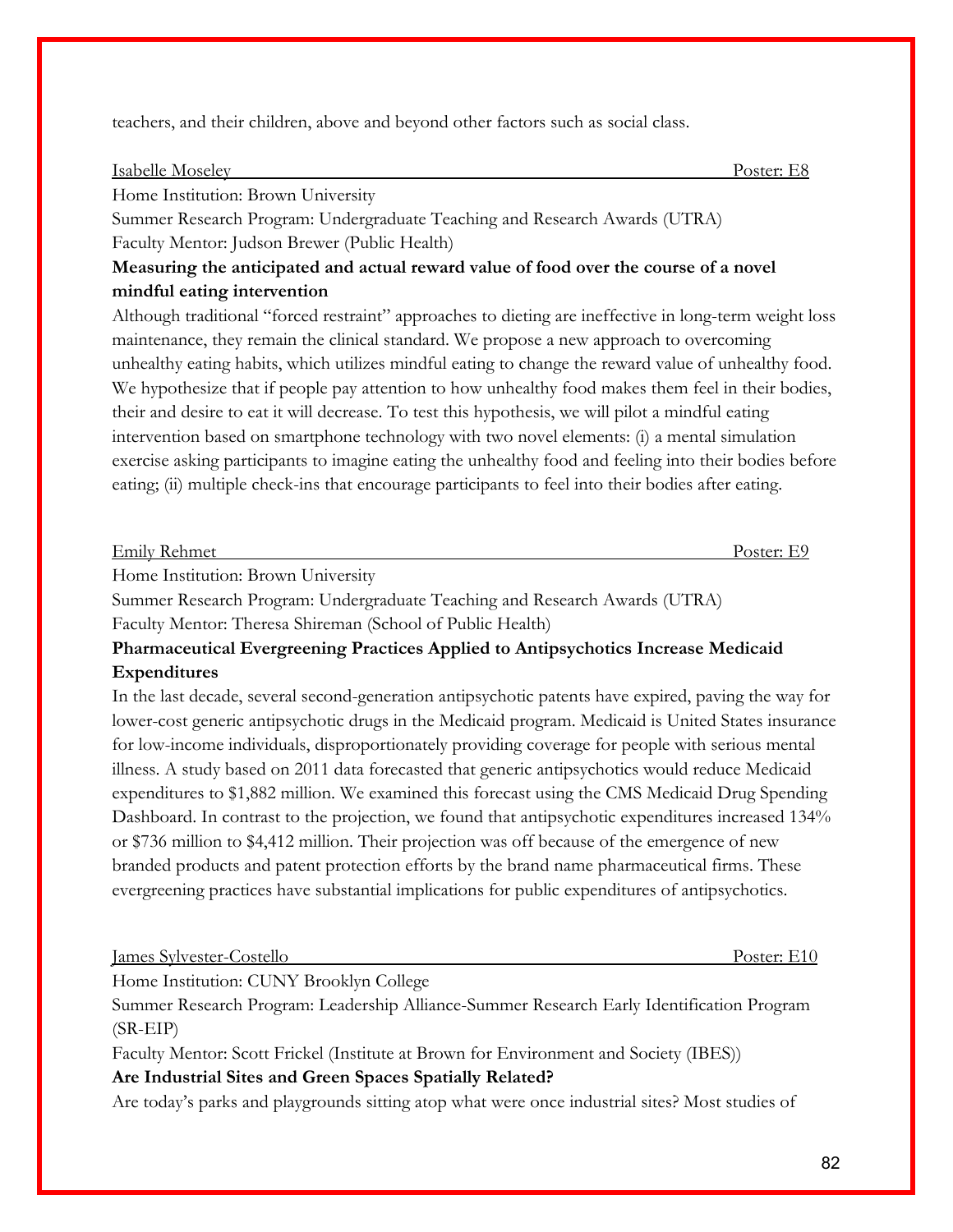teachers, and their children, above and beyond other factors such as social class.

Isabelle Moseley — Poster: E8

Home Institution: Brown University

Summer Research Program: Undergraduate Teaching and Research Awards (UTRA)

Faculty Mentor: Judson Brewer (Public Health)

**Measuring the anticipated and actual reward value of food over the course of a novel mindful eating intervention**

Although traditional "forced restraint" approaches to dieting are ineffective in long-term weight loss maintenance, they remain the clinical standard. We propose a new approach to overcoming unhealthy eating habits, which utilizes mindful eating to change the reward value of unhealthy food. We hypothesize that if people pay attention to how unhealthy food makes them feel in their bodies, their and desire to eat it will decrease. To test this hypothesis, we will pilot a mindful eating intervention based on smartphone technology with two novel elements: (i) a mental simulation exercise asking participants to imagine eating the unhealthy food and feeling into their bodies before eating; (ii) multiple check-ins that encourage participants to feel into their bodies after eating.

Emily Rehmet — Poster: E9

Home Institution: Brown University

Summer Research Program: Undergraduate Teaching and Research Awards (UTRA)

Faculty Mentor: Theresa Shireman (School of Public Health)

**Pharmaceutical Evergreening Practices Applied to Antipsychotics Increase Medicaid Expenditures**

In the last decade, several second-generation antipsychotic patents have expired, paving the way for lower-cost generic antipsychotic drugs in the Medicaid program. Medicaid is United States insurance for low-income individuals, disproportionately providing coverage for people with serious mental illness. A study based on 2011 data forecasted that generic antipsychotics would reduce Medicaid expenditures to $1,882 million. We examined this forecast using the CMS Medicaid Drug Spending Dashboard. In contrast to the projection, we found that antipsychotic expenditures increased 134% or $736 million to $4,412 million. Their projection was off because of the emergence of new branded products and patent protection efforts by the brand name pharmaceutical firms. These evergreening practices have substantial implications for public expenditures of antipsychotics.

James Sylvester-Costello — Poster: E10

Home Institution: CUNY Brooklyn College

Summer Research Program: Leadership Alliance-Summer Research Early Identification Program (SR-EIP)

Faculty Mentor: Scott Frickel (Institute at Brown for Environment and Society (IBES))

**Are Industrial Sites and Green Spaces Spatially Related?**

Are today's parks and playgrounds sitting atop what were once industrial sites? Most studies of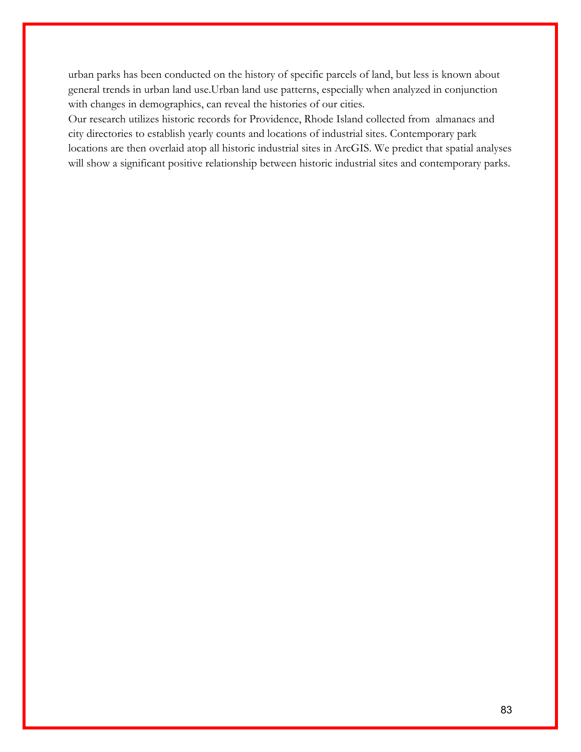urban parks has been conducted on the history of specific parcels of land, but less is known about general trends in urban land use.Urban land use patterns, especially when analyzed in conjunction with changes in demographics, can reveal the histories of our cities.

Our research utilizes historic records for Providence, Rhode Island collected from almanacs and city directories to establish yearly counts and locations of industrial sites. Contemporary park locations are then overlaid atop all historic industrial sites in ArcGIS. We predict that spatial analyses will show a significant positive relationship between historic industrial sites and contemporary parks.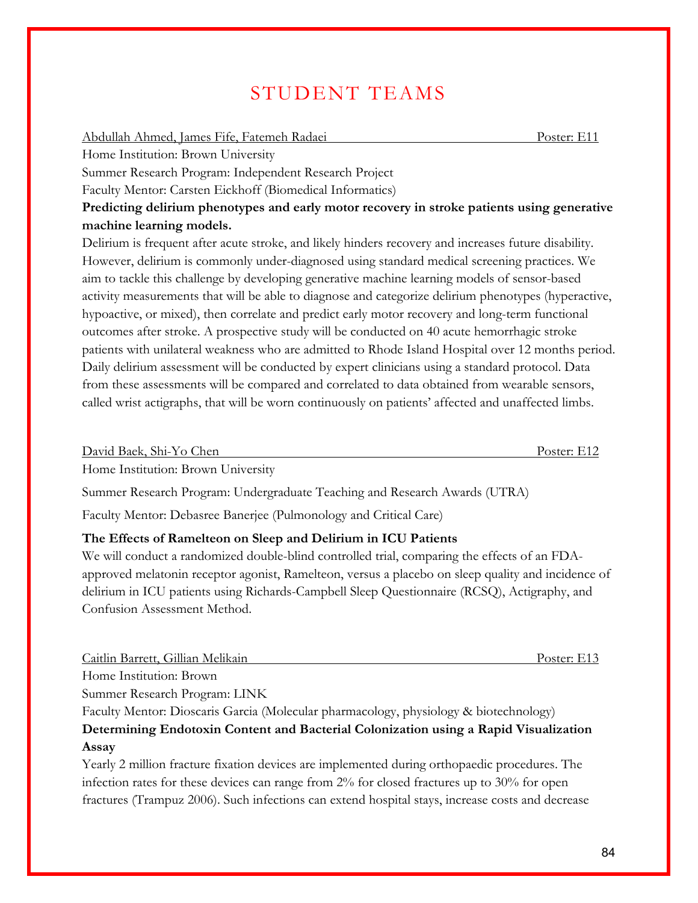# STUDENT TEAMS

Abdullah Ahmed, James Fife, Fatemeh Radaei — Poster: E11

Home Institution: Brown University

Summer Research Program: Independent Research Project

Faculty Mentor: Carsten Eickhoff (Biomedical Informatics)

**Predicting delirium phenotypes and early motor recovery in stroke patients using generative machine learning models.**

Delirium is frequent after acute stroke, and likely hinders recovery and increases future disability. However, delirium is commonly under-diagnosed using standard medical screening practices. We aim to tackle this challenge by developing generative machine learning models of sensor-based activity measurements that will be able to diagnose and categorize delirium phenotypes (hyperactive, hypoactive, or mixed), then correlate and predict early motor recovery and long-term functional outcomes after stroke. A prospective study will be conducted on 40 acute hemorrhagic stroke patients with unilateral weakness who are admitted to Rhode Island Hospital over 12 months period. Daily delirium assessment will be conducted by expert clinicians using a standard protocol. Data from these assessments will be compared and correlated to data obtained from wearable sensors, called wrist actigraphs, that will be worn continuously on patients' affected and unaffected limbs.

David Baek, Shi-Yo Chen — Poster: E12

Home Institution: Brown University

Summer Research Program: Undergraduate Teaching and Research Awards (UTRA)

Faculty Mentor: Debasree Banerjee (Pulmonology and Critical Care)

**The Effects of Ramelteon on Sleep and Delirium in ICU Patients**

We will conduct a randomized double-blind controlled trial, comparing the effects of an FDA-approved melatonin receptor agonist, Ramelteon, versus a placebo on sleep quality and incidence of delirium in ICU patients using Richards-Campbell Sleep Questionnaire (RCSQ), Actigraphy, and Confusion Assessment Method.

Caitlin Barrett, Gillian Melikain — Poster: E13

Home Institution: Brown

Summer Research Program: LINK

Faculty Mentor: Dioscaris Garcia (Molecular pharmacology, physiology & biotechnology)

**Determining Endotoxin Content and Bacterial Colonization using a Rapid Visualization Assay**

Yearly 2 million fracture fixation devices are implemented during orthopaedic procedures. The infection rates for these devices can range from 2% for closed fractures up to 30% for open fractures (Trampuz 2006). Such infections can extend hospital stays, increase costs and decrease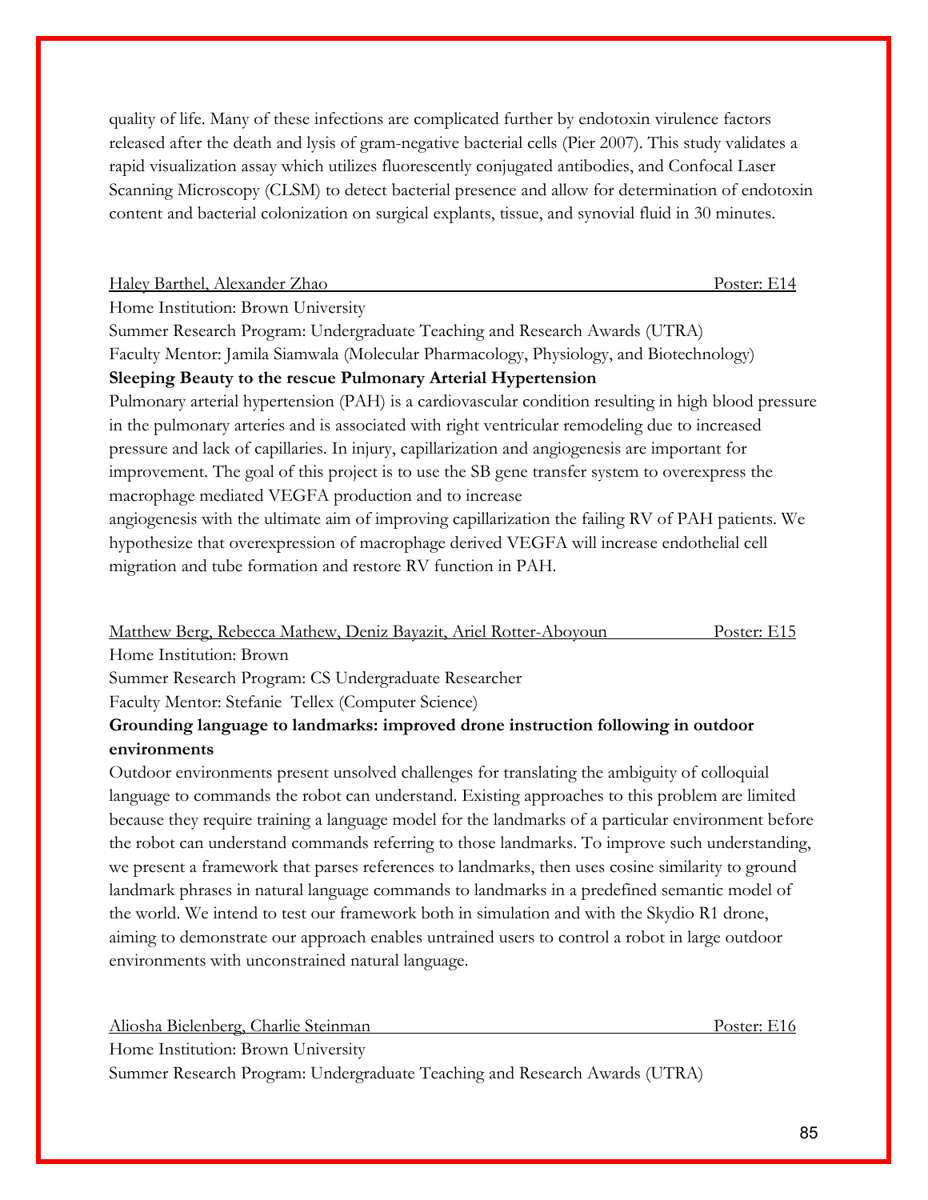quality of life. Many of these infections are complicated further by endotoxin virulence factors released after the death and lysis of gram-negative bacterial cells (Pier 2007). This study validates a rapid visualization assay which utilizes fluorescently conjugated antibodies, and Confocal Laser Scanning Microscopy (CLSM) to detect bacterial presence and allow for determination of endotoxin content and bacterial colonization on surgical explants, tissue, and synovial fluid in 30 minutes.

Haley Barthel, Alexander Zhao — Poster: E14

Home Institution: Brown University

Summer Research Program: Undergraduate Teaching and Research Awards (UTRA)

Faculty Mentor: Jamila Siamwala (Molecular Pharmacology, Physiology, and Biotechnology)

**Sleeping Beauty to the rescue Pulmonary Arterial Hypertension**

Pulmonary arterial hypertension (PAH) is a cardiovascular condition resulting in high blood pressure in the pulmonary arteries and is associated with right ventricular remodeling due to increased pressure and lack of capillaries. In injury, capillarization and angiogenesis are important for improvement. The goal of this project is to use the SB gene transfer system to overexpress the macrophage mediated VEGFA production and to increase angiogenesis with the ultimate aim of improving capillarization the failing RV of PAH patients. We hypothesize that overexpression of macrophage derived VEGFA will increase endothelial cell migration and tube formation and restore RV function in PAH.

Matthew Berg, Rebecca Mathew, Deniz Bayazit, Ariel Rotter-Aboyoun — Poster: E15

Home Institution: Brown

Summer Research Program: CS Undergraduate Researcher

Faculty Mentor: Stefanie Tellex (Computer Science)

**Grounding language to landmarks: improved drone instruction following in outdoor environments**

Outdoor environments present unsolved challenges for translating the ambiguity of colloquial language to commands the robot can understand. Existing approaches to this problem are limited because they require training a language model for the landmarks of a particular environment before the robot can understand commands referring to those landmarks. To improve such understanding, we present a framework that parses references to landmarks, then uses cosine similarity to ground landmark phrases in natural language commands to landmarks in a predefined semantic model of the world. We intend to test our framework both in simulation and with the Skydio R1 drone, aiming to demonstrate our approach enables untrained users to control a robot in large outdoor environments with unconstrained natural language.

Aliosha Bielenberg, Charlie Steinman — Poster: E16

Home Institution: Brown University

Summer Research Program: Undergraduate Teaching and Research Awards (UTRA)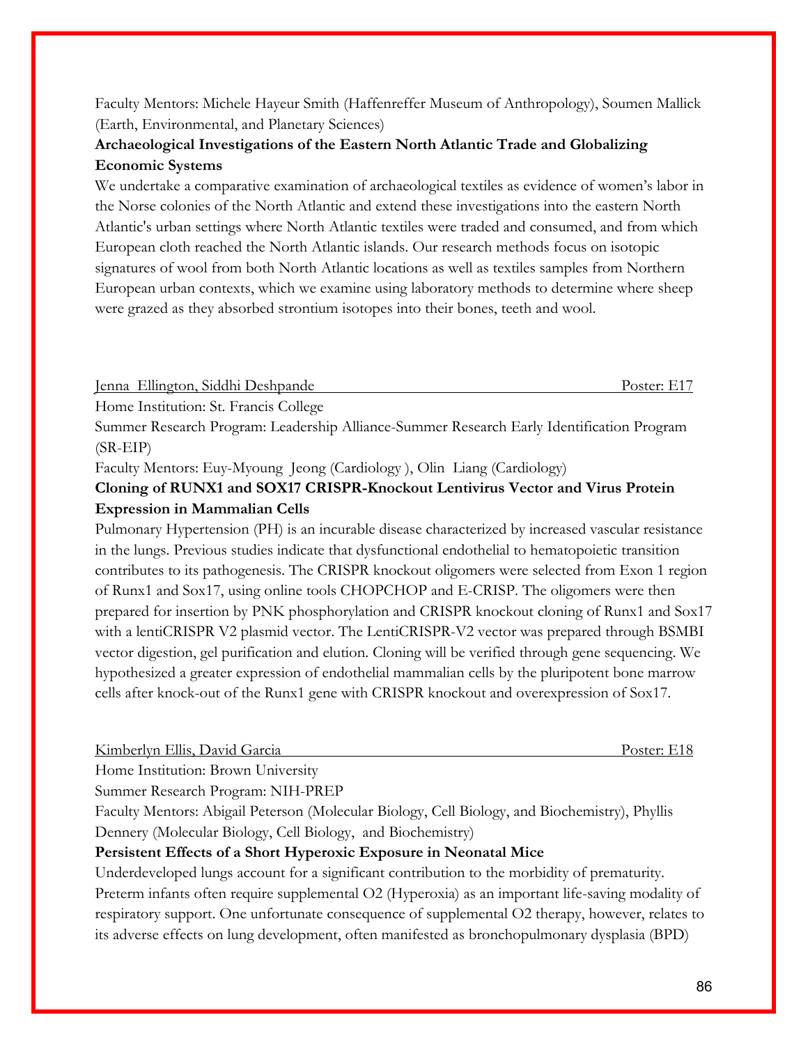Faculty Mentors: Michele Hayeur Smith (Haffenreffer Museum of Anthropology), Soumen Mallick (Earth, Environmental, and Planetary Sciences)

**Archaeological Investigations of the Eastern North Atlantic Trade and Globalizing Economic Systems**

We undertake a comparative examination of archaeological textiles as evidence of women's labor in the Norse colonies of the North Atlantic and extend these investigations into the eastern North Atlantic's urban settings where North Atlantic textiles were traded and consumed, and from which European cloth reached the North Atlantic islands. Our research methods focus on isotopic signatures of wool from both North Atlantic locations as well as textiles samples from Northern European urban contexts, which we examine using laboratory methods to determine where sheep were grazed as they absorbed strontium isotopes into their bones, teeth and wool.

Jenna Ellington, Siddhi Deshpande — Poster: E17

Home Institution: St. Francis College

Summer Research Program: Leadership Alliance-Summer Research Early Identification Program (SR-EIP)

Faculty Mentors: Euy-Myoung Jeong (Cardiology ), Olin Liang (Cardiology)

**Cloning of RUNX1 and SOX17 CRISPR-Knockout Lentivirus Vector and Virus Protein Expression in Mammalian Cells**

Pulmonary Hypertension (PH) is an incurable disease characterized by increased vascular resistance in the lungs. Previous studies indicate that dysfunctional endothelial to hematopoietic transition contributes to its pathogenesis. The CRISPR knockout oligomers were selected from Exon 1 region of Runx1 and Sox17, using online tools CHOPCHOP and E-CRISP. The oligomers were then prepared for insertion by PNK phosphorylation and CRISPR knockout cloning of Runx1 and Sox17 with a lentiCRISPR V2 plasmid vector. The LentiCRISPR-V2 vector was prepared through BSMBI vector digestion, gel purification and elution. Cloning will be verified through gene sequencing. We hypothesized a greater expression of endothelial mammalian cells by the pluripotent bone marrow cells after knock-out of the Runx1 gene with CRISPR knockout and overexpression of Sox17.

Kimberlyn Ellis, David Garcia — Poster: E18

Home Institution: Brown University

Summer Research Program: NIH-PREP

Faculty Mentors: Abigail Peterson (Molecular Biology, Cell Biology, and Biochemistry), Phyllis Dennery (Molecular Biology, Cell Biology, and Biochemistry)

**Persistent Effects of a Short Hyperoxic Exposure in Neonatal Mice**

Underdeveloped lungs account for a significant contribution to the morbidity of prematurity. Preterm infants often require supplemental O2 (Hyperoxia) as an important life-saving modality of respiratory support. One unfortunate consequence of supplemental O2 therapy, however, relates to its adverse effects on lung development, often manifested as bronchopulmonary dysplasia (BPD)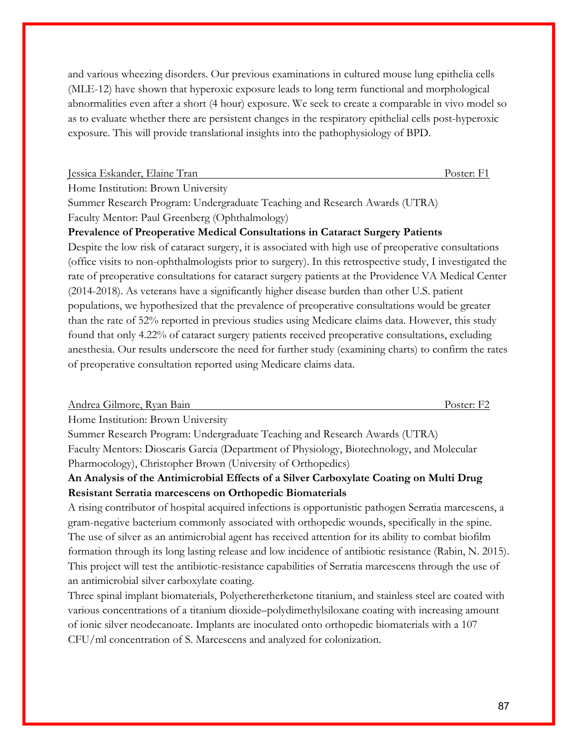and various wheezing disorders. Our previous examinations in cultured mouse lung epithelia cells (MLE-12) have shown that hyperoxic exposure leads to long term functional and morphological abnormalities even after a short (4 hour) exposure. We seek to create a comparable in vivo model so as to evaluate whether there are persistent changes in the respiratory epithelial cells post-hyperoxic exposure. This will provide translational insights into the pathophysiology of BPD.

Jessica Eskander, Elaine Tran — Poster: F1

Home Institution: Brown University

Summer Research Program: Undergraduate Teaching and Research Awards (UTRA)

Faculty Mentor: Paul Greenberg (Ophthalmology)

**Prevalence of Preoperative Medical Consultations in Cataract Surgery Patients**

Despite the low risk of cataract surgery, it is associated with high use of preoperative consultations (office visits to non-ophthalmologists prior to surgery). In this retrospective study, I investigated the rate of preoperative consultations for cataract surgery patients at the Providence VA Medical Center (2014-2018). As veterans have a significantly higher disease burden than other U.S. patient populations, we hypothesized that the prevalence of preoperative consultations would be greater than the rate of 52% reported in previous studies using Medicare claims data. However, this study found that only 4.22% of cataract surgery patients received preoperative consultations, excluding anesthesia. Our results underscore the need for further study (examining charts) to confirm the rates of preoperative consultation reported using Medicare claims data.

Andrea Gilmore, Ryan Bain — Poster: F2

Home Institution: Brown University

Summer Research Program: Undergraduate Teaching and Research Awards (UTRA)

Faculty Mentors: Dioscaris Garcia (Department of Physiology, Biotechnology, and Molecular Pharmocology), Christopher Brown (University of Orthopedics)

**An Analysis of the Antimicrobial Effects of a Silver Carboxylate Coating on Multi Drug Resistant Serratia marcescens on Orthopedic Biomaterials**

A rising contributor of hospital acquired infections is opportunistic pathogen Serratia marcescens, a gram-negative bacterium commonly associated with orthopedic wounds, specifically in the spine. The use of silver as an antimicrobial agent has received attention for its ability to combat biofilm formation through its long lasting release and low incidence of antibiotic resistance (Rabin, N. 2015). This project will test the antibiotic-resistance capabilities of Serratia marcescens through the use of an antimicrobial silver carboxylate coating.

Three spinal implant biomaterials, Polyetheretherketone titanium, and stainless steel are coated with various concentrations of a titanium dioxide–polydimethylsiloxane coating with increasing amount of ionic silver neodecanoate. Implants are inoculated onto orthopedic biomaterials with a 107 CFU/ml concentration of S. Marcescens and analyzed for colonization.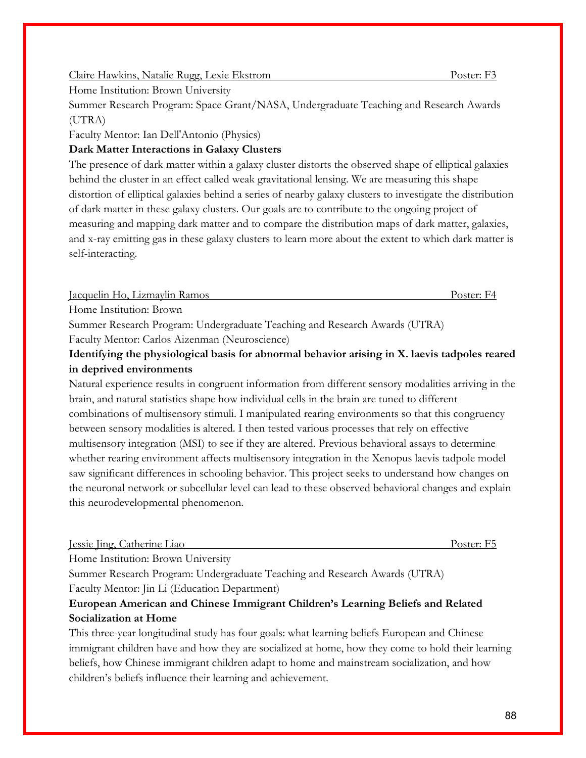Claire Hawkins, Natalie Rugg, Lexie Ekstrom Poster: F3

Home Institution: Brown University

Summer Research Program: Space Grant/NASA, Undergraduate Teaching and Research Awards (UTRA)

Faculty Mentor: Ian Dell'Antonio (Physics)

**Dark Matter Interactions in Galaxy Clusters**

The presence of dark matter within a galaxy cluster distorts the observed shape of elliptical galaxies behind the cluster in an effect called weak gravitational lensing. We are measuring this shape distortion of elliptical galaxies behind a series of nearby galaxy clusters to investigate the distribution of dark matter in these galaxy clusters. Our goals are to contribute to the ongoing project of measuring and mapping dark matter and to compare the distribution maps of dark matter, galaxies, and x-ray emitting gas in these galaxy clusters to learn more about the extent to which dark matter is self-interacting.

Jacquelin Ho, Lizmaylin Ramos Poster: F4

Home Institution: Brown

Summer Research Program: Undergraduate Teaching and Research Awards (UTRA)

Faculty Mentor: Carlos Aizenman (Neuroscience)

**Identifying the physiological basis for abnormal behavior arising in X. laevis tadpoles reared in deprived environments**

Natural experience results in congruent information from different sensory modalities arriving in the brain, and natural statistics shape how individual cells in the brain are tuned to different combinations of multisensory stimuli. I manipulated rearing environments so that this congruency between sensory modalities is altered. I then tested various processes that rely on effective multisensory integration (MSI) to see if they are altered. Previous behavioral assays to determine whether rearing environment affects multisensory integration in the Xenopus laevis tadpole model saw significant differences in schooling behavior. This project seeks to understand how changes on the neuronal network or subcellular level can lead to these observed behavioral changes and explain this neurodevelopmental phenomenon.

Jessie Jing, Catherine Liao Poster: F5

Home Institution: Brown University

Summer Research Program: Undergraduate Teaching and Research Awards (UTRA)

Faculty Mentor: Jin Li (Education Department)

**European American and Chinese Immigrant Children's Learning Beliefs and Related Socialization at Home**

This three-year longitudinal study has four goals: what learning beliefs European and Chinese immigrant children have and how they are socialized at home, how they come to hold their learning beliefs, how Chinese immigrant children adapt to home and mainstream socialization, and how children's beliefs influence their learning and achievement.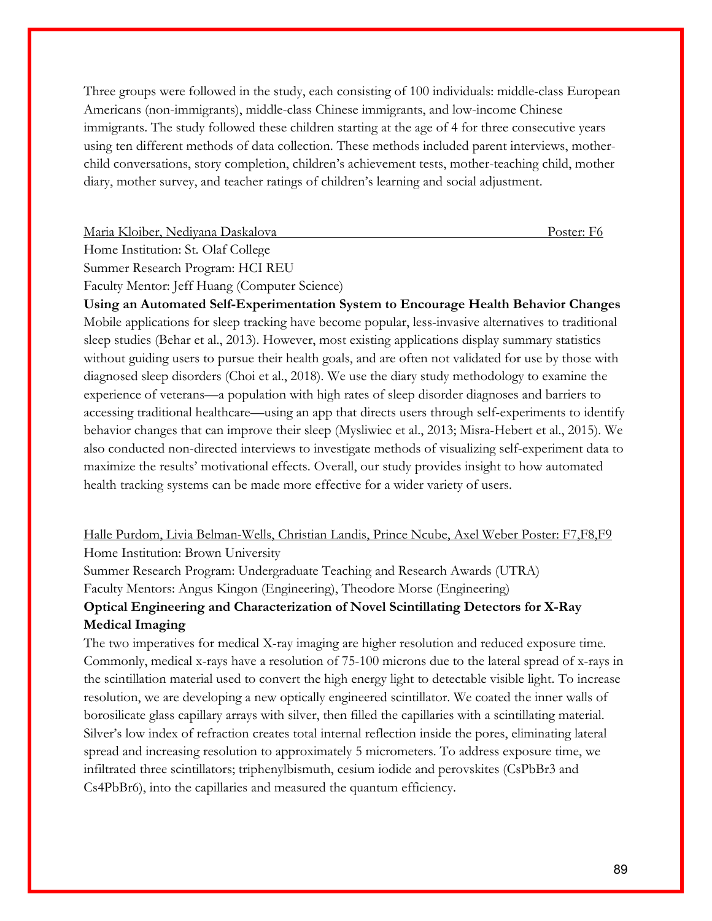Three groups were followed in the study, each consisting of 100 individuals: middle-class European Americans (non-immigrants), middle-class Chinese immigrants, and low-income Chinese immigrants. The study followed these children starting at the age of 4 for three consecutive years using ten different methods of data collection. These methods included parent interviews, mother-child conversations, story completion, children's achievement tests, mother-teaching child, mother diary, mother survey, and teacher ratings of children's learning and social adjustment.

Maria Kloiber, Nediyana Daskalova — Poster: F6

Home Institution: St. Olaf College

Summer Research Program: HCI REU

Faculty Mentor: Jeff Huang (Computer Science)

**Using an Automated Self-Experimentation System to Encourage Health Behavior Changes**

Mobile applications for sleep tracking have become popular, less-invasive alternatives to traditional sleep studies (Behar et al., 2013). However, most existing applications display summary statistics without guiding users to pursue their health goals, and are often not validated for use by those with diagnosed sleep disorders (Choi et al., 2018). We use the diary study methodology to examine the experience of veterans—a population with high rates of sleep disorder diagnoses and barriers to accessing traditional healthcare—using an app that directs users through self-experiments to identify behavior changes that can improve their sleep (Mysliwiec et al., 2013; Misra-Hebert et al., 2015). We also conducted non-directed interviews to investigate methods of visualizing self-experiment data to maximize the results' motivational effects. Overall, our study provides insight to how automated health tracking systems can be made more effective for a wider variety of users.

Halle Purdom, Livia Belman-Wells, Christian Landis, Prince Ncube, Axel Weber — Poster: F7,F8,F9

Home Institution: Brown University

Summer Research Program: Undergraduate Teaching and Research Awards (UTRA)

Faculty Mentors: Angus Kingon (Engineering), Theodore Morse (Engineering)

**Optical Engineering and Characterization of Novel Scintillating Detectors for X-Ray Medical Imaging**

The two imperatives for medical X-ray imaging are higher resolution and reduced exposure time. Commonly, medical x-rays have a resolution of 75-100 microns due to the lateral spread of x-rays in the scintillation material used to convert the high energy light to detectable visible light. To increase resolution, we are developing a new optically engineered scintillator. We coated the inner walls of borosilicate glass capillary arrays with silver, then filled the capillaries with a scintillating material. Silver's low index of refraction creates total internal reflection inside the pores, eliminating lateral spread and increasing resolution to approximately 5 micrometers. To address exposure time, we infiltrated three scintillators; triphenylbismuth, cesium iodide and perovskites ($CsPbBr_3$ and $Cs_4PbBr_6$), into the capillaries and measured the quantum efficiency.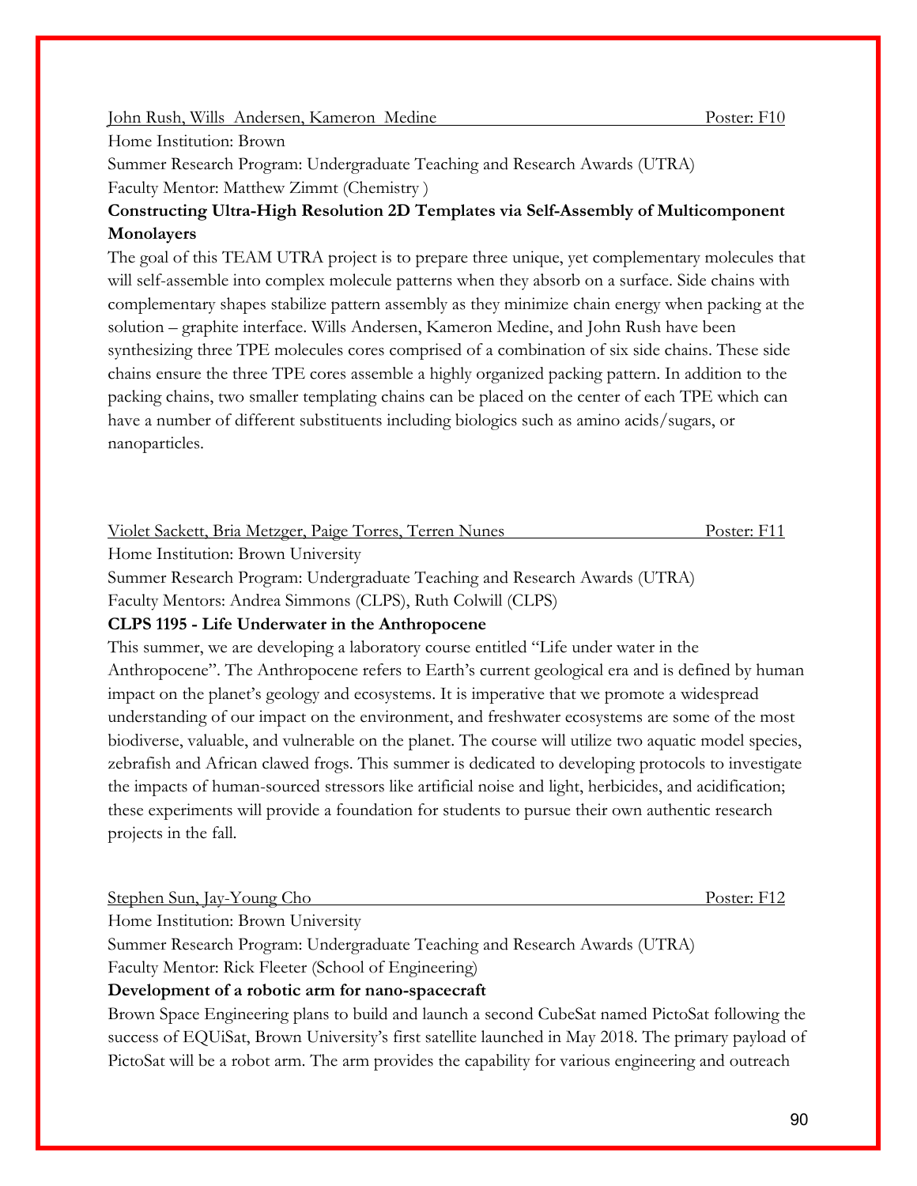John Rush, Wills Andersen, Kameron Medine Poster: F10

Home Institution: Brown

Summer Research Program: Undergraduate Teaching and Research Awards (UTRA)

Faculty Mentor: Matthew Zimmt (Chemistry )

**Constructing Ultra-High Resolution 2D Templates via Self-Assembly of Multicomponent Monolayers**

The goal of this TEAM UTRA project is to prepare three unique, yet complementary molecules that will self-assemble into complex molecule patterns when they absorb on a surface. Side chains with complementary shapes stabilize pattern assembly as they minimize chain energy when packing at the solution – graphite interface. Wills Andersen, Kameron Medine, and John Rush have been synthesizing three TPE molecules cores comprised of a combination of six side chains. These side chains ensure the three TPE cores assemble a highly organized packing pattern. In addition to the packing chains, two smaller templating chains can be placed on the center of each TPE which can have a number of different substituents including biologics such as amino acids/sugars, or nanoparticles.

Violet Sackett, Bria Metzger, Paige Torres, Terren Nunes Poster: F11

Home Institution: Brown University

Summer Research Program: Undergraduate Teaching and Research Awards (UTRA)

Faculty Mentors: Andrea Simmons (CLPS), Ruth Colwill (CLPS)

**CLPS 1195 - Life Underwater in the Anthropocene**

This summer, we are developing a laboratory course entitled "Life under water in the Anthropocene". The Anthropocene refers to Earth's current geological era and is defined by human impact on the planet's geology and ecosystems. It is imperative that we promote a widespread understanding of our impact on the environment, and freshwater ecosystems are some of the most biodiverse, valuable, and vulnerable on the planet. The course will utilize two aquatic model species, zebrafish and African clawed frogs. This summer is dedicated to developing protocols to investigate the impacts of human-sourced stressors like artificial noise and light, herbicides, and acidification; these experiments will provide a foundation for students to pursue their own authentic research projects in the fall.

Stephen Sun, Jay-Young Cho Poster: F12

Home Institution: Brown University

Summer Research Program: Undergraduate Teaching and Research Awards (UTRA)

Faculty Mentor: Rick Fleeter (School of Engineering)

**Development of a robotic arm for nano-spacecraft**

Brown Space Engineering plans to build and launch a second CubeSat named PictoSat following the success of EQUiSat, Brown University's first satellite launched in May 2018. The primary payload of PictoSat will be a robot arm. The arm provides the capability for various engineering and outreach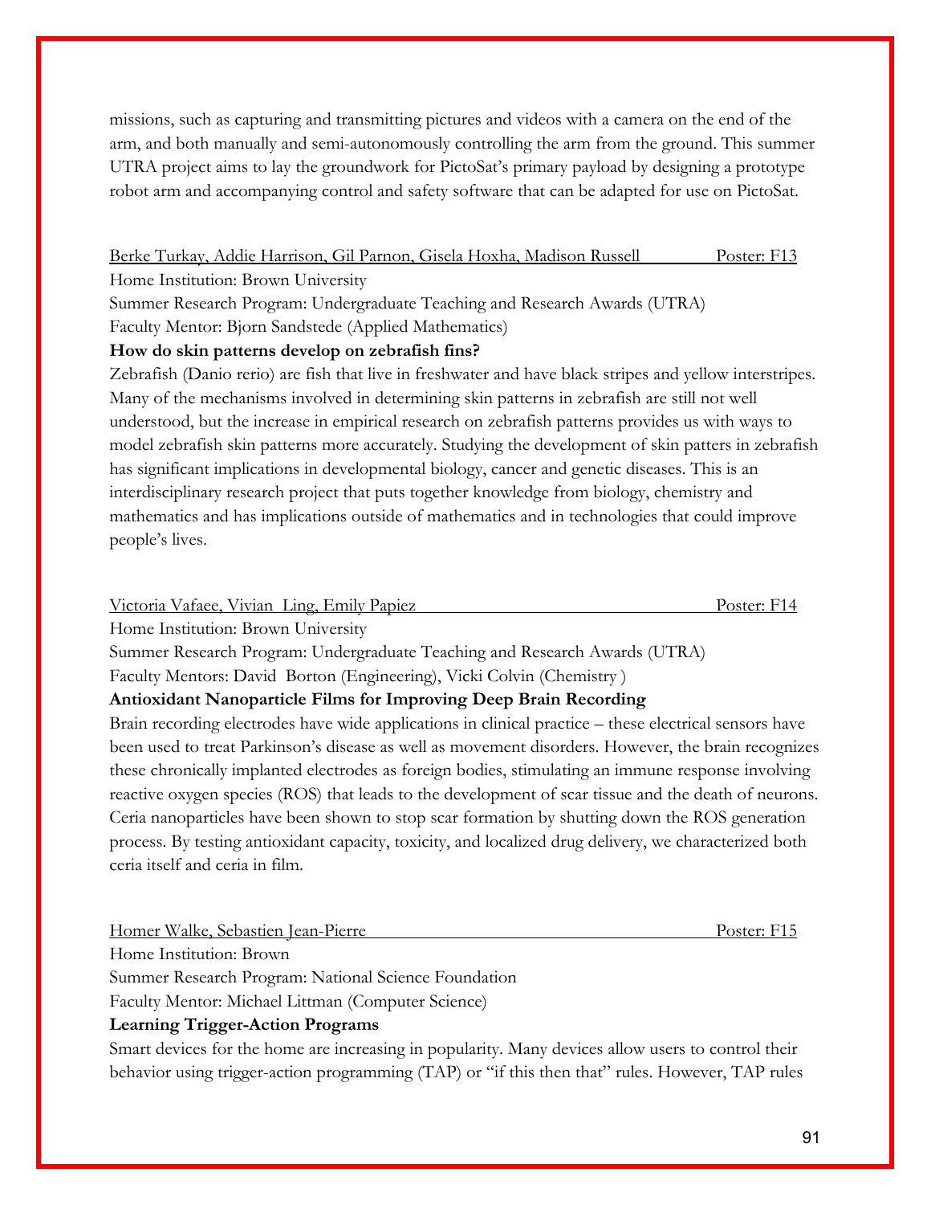missions, such as capturing and transmitting pictures and videos with a camera on the end of the arm, and both manually and semi-autonomously controlling the arm from the ground. This summer UTRA project aims to lay the groundwork for PictoSat's primary payload by designing a prototype robot arm and accompanying control and safety software that can be adapted for use on PictoSat.

Berke Turkay, Addie Harrison, Gil Parnon, Gisela Hoxha, Madison Russell Poster: F13
Home Institution: Brown University
Summer Research Program: Undergraduate Teaching and Research Awards (UTRA)
Faculty Mentor: Bjorn Sandstede (Applied Mathematics)

**How do skin patterns develop on zebrafish fins?**

Zebrafish (Danio rerio) are fish that live in freshwater and have black stripes and yellow interstripes. Many of the mechanisms involved in determining skin patterns in zebrafish are still not well understood, but the increase in empirical research on zebrafish patterns provides us with ways to model zebrafish skin patterns more accurately. Studying the development of skin patters in zebrafish has significant implications in developmental biology, cancer and genetic diseases. This is an interdisciplinary research project that puts together knowledge from biology, chemistry and mathematics and has implications outside of mathematics and in technologies that could improve people's lives.

Victoria Vafaee, Vivian Ling, Emily Papiez Poster: F14
Home Institution: Brown University
Summer Research Program: Undergraduate Teaching and Research Awards (UTRA)
Faculty Mentors: David Borton (Engineering), Vicki Colvin (Chemistry )

**Antioxidant Nanoparticle Films for Improving Deep Brain Recording**

Brain recording electrodes have wide applications in clinical practice – these electrical sensors have been used to treat Parkinson's disease as well as movement disorders. However, the brain recognizes these chronically implanted electrodes as foreign bodies, stimulating an immune response involving reactive oxygen species (ROS) that leads to the development of scar tissue and the death of neurons. Ceria nanoparticles have been shown to stop scar formation by shutting down the ROS generation process. By testing antioxidant capacity, toxicity, and localized drug delivery, we characterized both ceria itself and ceria in film.

Homer Walke, Sebastien Jean-Pierre Poster: F15
Home Institution: Brown
Summer Research Program: National Science Foundation
Faculty Mentor: Michael Littman (Computer Science)

**Learning Trigger-Action Programs**

Smart devices for the home are increasing in popularity. Many devices allow users to control their behavior using trigger-action programming (TAP) or "if this then that" rules. However, TAP rules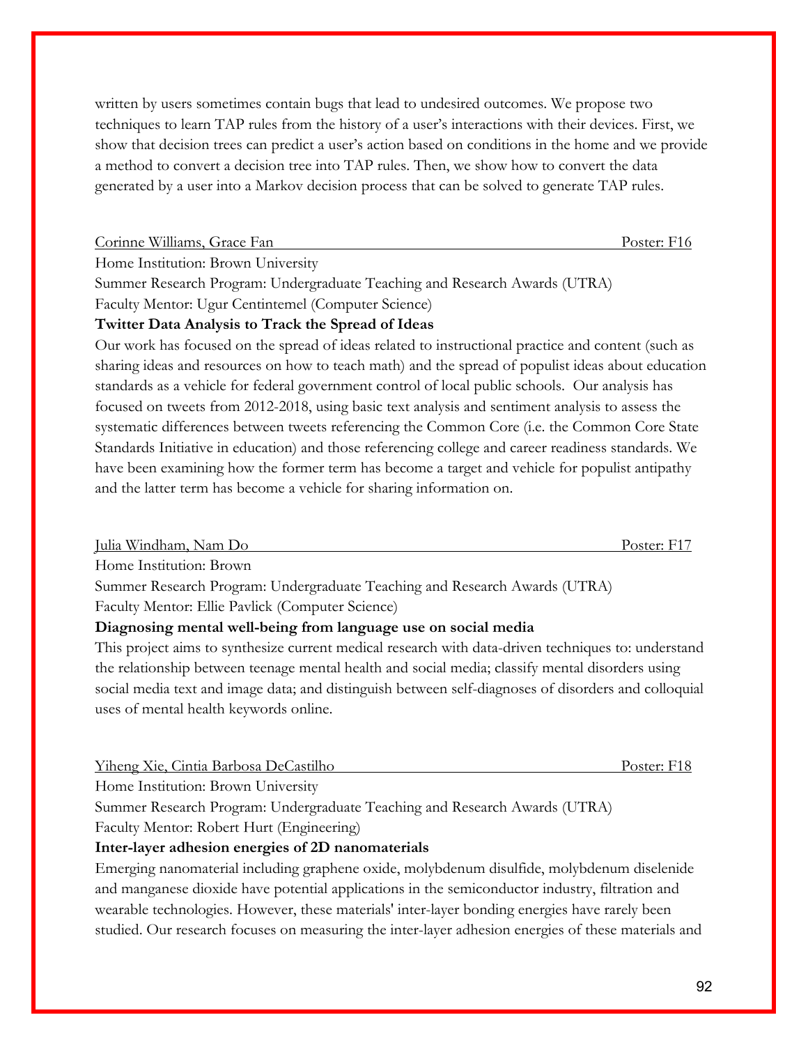written by users sometimes contain bugs that lead to undesired outcomes. We propose two techniques to learn TAP rules from the history of a user's interactions with their devices. First, we show that decision trees can predict a user's action based on conditions in the home and we provide a method to convert a decision tree into TAP rules. Then, we show how to convert the data generated by a user into a Markov decision process that can be solved to generate TAP rules.

Corinne Williams, Grace Fan — Poster: F16

Home Institution: Brown University
Summer Research Program: Undergraduate Teaching and Research Awards (UTRA)
Faculty Mentor: Ugur Centintemel (Computer Science)

**Twitter Data Analysis to Track the Spread of Ideas**

Our work has focused on the spread of ideas related to instructional practice and content (such as sharing ideas and resources on how to teach math) and the spread of populist ideas about education standards as a vehicle for federal government control of local public schools. Our analysis has focused on tweets from 2012-2018, using basic text analysis and sentiment analysis to assess the systematic differences between tweets referencing the Common Core (i.e. the Common Core State Standards Initiative in education) and those referencing college and career readiness standards. We have been examining how the former term has become a target and vehicle for populist antipathy and the latter term has become a vehicle for sharing information on.

Julia Windham, Nam Do — Poster: F17

Home Institution: Brown
Summer Research Program: Undergraduate Teaching and Research Awards (UTRA)
Faculty Mentor: Ellie Pavlick (Computer Science)

**Diagnosing mental well-being from language use on social media**

This project aims to synthesize current medical research with data-driven techniques to: understand the relationship between teenage mental health and social media; classify mental disorders using social media text and image data; and distinguish between self-diagnoses of disorders and colloquial uses of mental health keywords online.

Yiheng Xie, Cintia Barbosa DeCastilho — Poster: F18

Home Institution: Brown University
Summer Research Program: Undergraduate Teaching and Research Awards (UTRA)
Faculty Mentor: Robert Hurt (Engineering)

**Inter-layer adhesion energies of 2D nanomaterials**

Emerging nanomaterial including graphene oxide, molybdenum disulfide, molybdenum diselenide and manganese dioxide have potential applications in the semiconductor industry, filtration and wearable technologies. However, these materials' inter-layer bonding energies have rarely been studied. Our research focuses on measuring the inter-layer adhesion energies of these materials and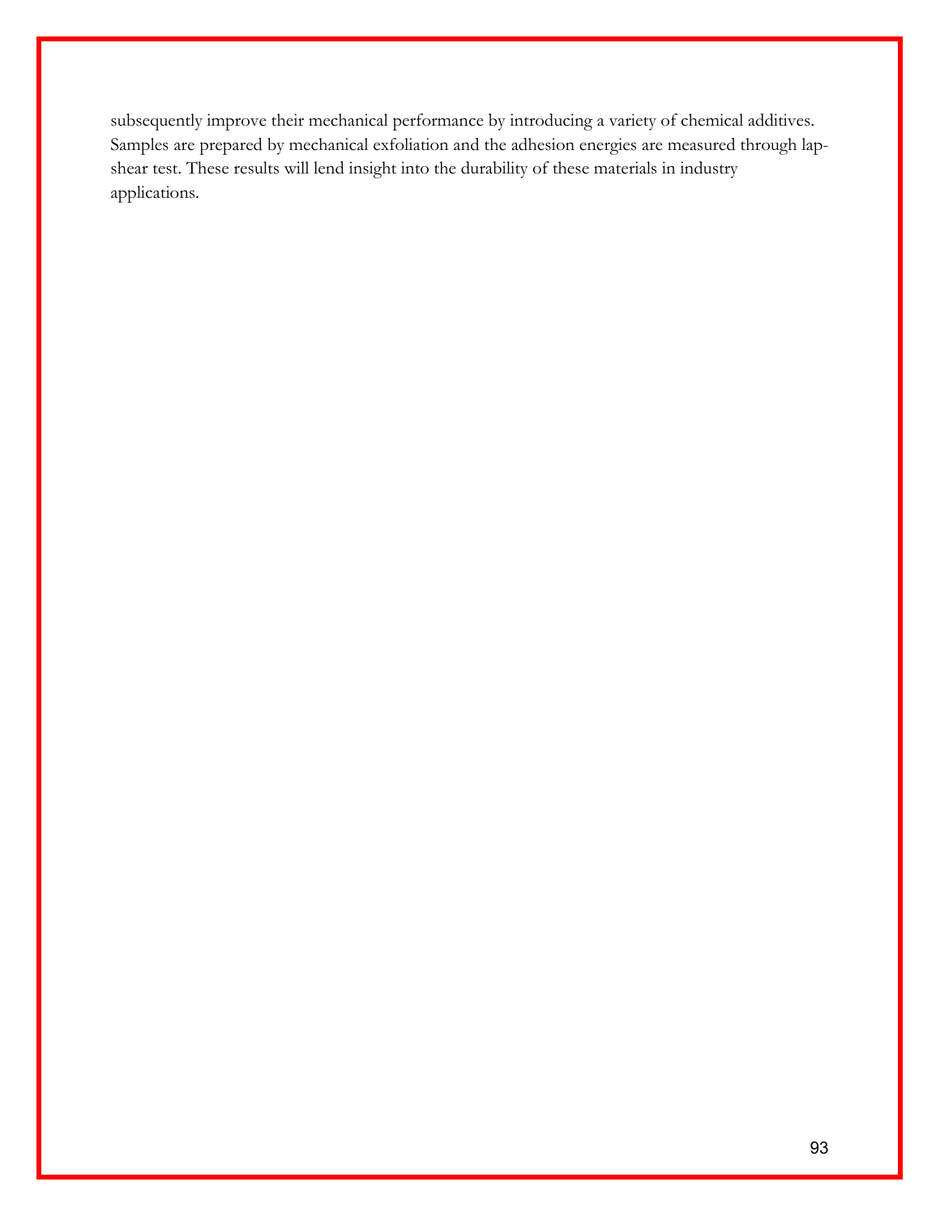subsequently improve their mechanical performance by introducing a variety of chemical additives. Samples are prepared by mechanical exfoliation and the adhesion energies are measured through lap-shear test. These results will lend insight into the durability of these materials in industry applications.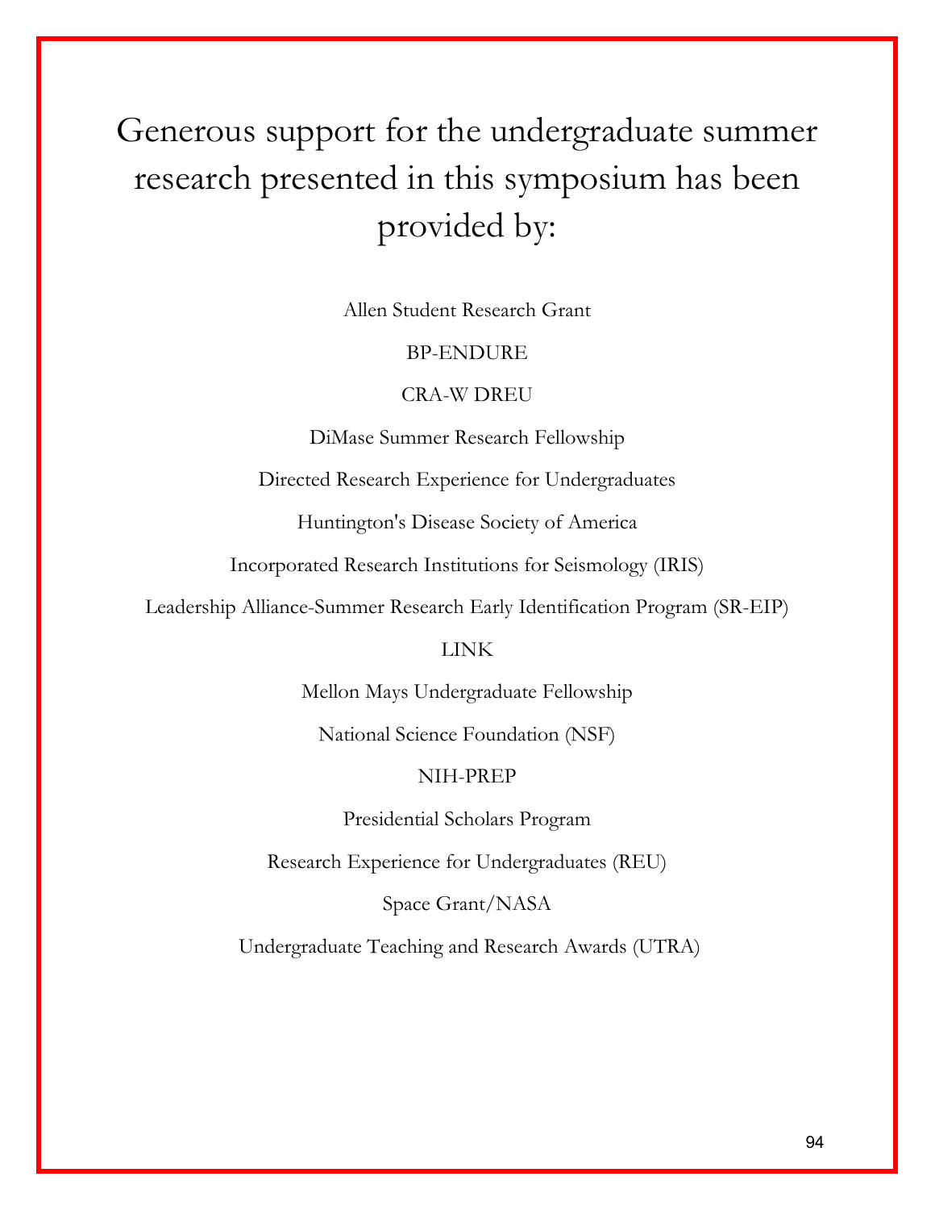# Generous support for the undergraduate summer research presented in this symposium has been provided by:

Allen Student Research Grant

BP-ENDURE

CRA-W DREU

DiMase Summer Research Fellowship

Directed Research Experience for Undergraduates

Huntington's Disease Society of America

Incorporated Research Institutions for Seismology (IRIS)

Leadership Alliance-Summer Research Early Identification Program (SR-EIP)

LINK

Mellon Mays Undergraduate Fellowship

National Science Foundation (NSF)

NIH-PREP

Presidential Scholars Program

Research Experience for Undergraduates (REU)

Space Grant/NASA

Undergraduate Teaching and Research Awards (UTRA)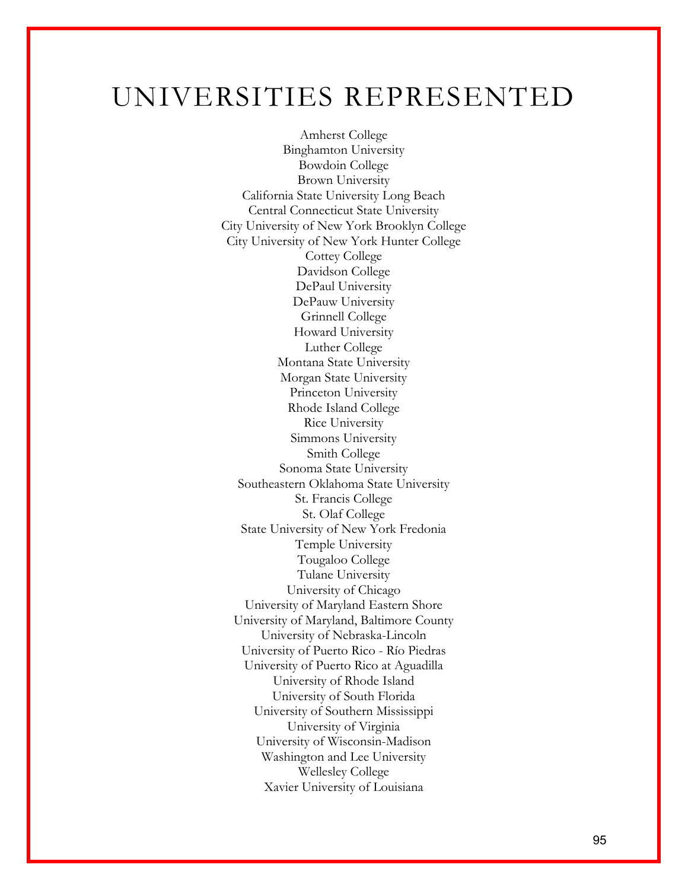# UNIVERSITIES REPRESENTED

Amherst College
Binghamton University
Bowdoin College
Brown University
California State University Long Beach
Central Connecticut State University
City University of New York Brooklyn College
City University of New York Hunter College
Cottey College
Davidson College
DePaul University
DePauw University
Grinnell College
Howard University
Luther College
Montana State University
Morgan State University
Princeton University
Rhode Island College
Rice University
Simmons University
Smith College
Sonoma State University
Southeastern Oklahoma State University
St. Francis College
St. Olaf College
State University of New York Fredonia
Temple University
Tougaloo College
Tulane University
University of Chicago
University of Maryland Eastern Shore
University of Maryland, Baltimore County
University of Nebraska-Lincoln
University of Puerto Rico - Río Piedras
University of Puerto Rico at Aguadilla
University of Rhode Island
University of South Florida
University of Southern Mississippi
University of Virginia
University of Wisconsin-Madison
Washington and Lee University
Wellesley College
Xavier University of Louisiana